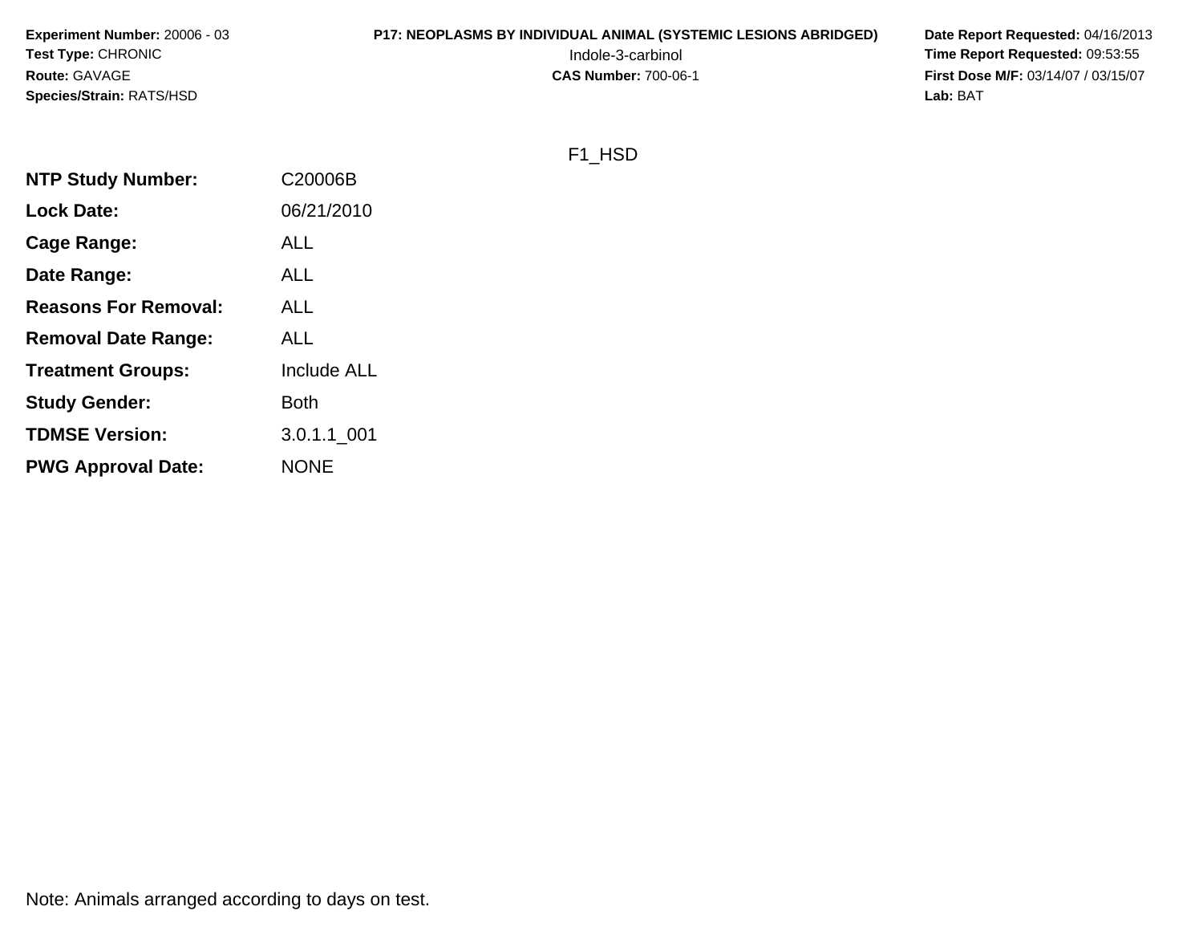**Experiment Number:** 20006 - 03
**Test Type:** CHRONIC
**Route:** GAVAGE
**Species/Strain:** RATS/HSD

**P17: NEOPLASMS BY INDIVIDUAL ANIMAL (SYSTEMIC LESIONS ABRIDGED)**
Indole-3-carbinol
**CAS Number:** 700-06-1

**Date Report Requested:** 04/16/2013
**Time Report Requested:** 09:53:55
**First Dose M/F:** 03/14/07 / 03/15/07
**Lab:** BAT

F1_HSD

| | |
|---|---|
| **NTP Study Number:** | C20006B |
| **Lock Date:** | 06/21/2010 |
| **Cage Range:** | ALL |
| **Date Range:** | ALL |
| **Reasons For Removal:** | ALL |
| **Removal Date Range:** | ALL |
| **Treatment Groups:** | Include ALL |
| **Study Gender:** | Both |
| **TDMSE Version:** | 3.0.1.1_001 |
| **PWG Approval Date:** | NONE |

Note: Animals arranged according to days on test.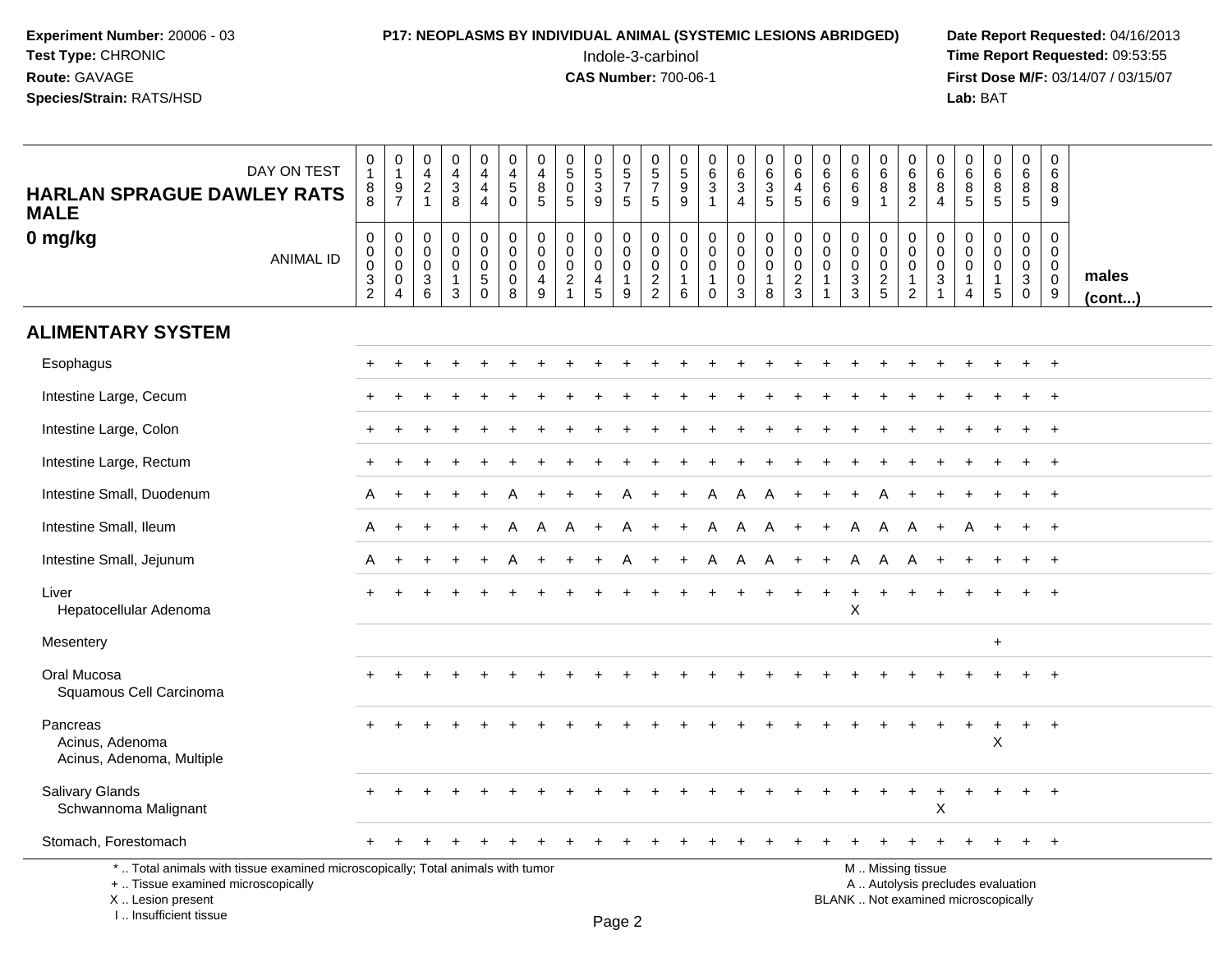**Experiment Number:** 20006 - 03
**Test Type:** CHRONIC
**Route:** GAVAGE
**Species/Strain:** RATS/HSD

**P17: NEOPLASMS BY INDIVIDUAL ANIMAL (SYSTEMIC LESIONS ABRIDGED)**
Indole-3-carbinol
**CAS Number:** 700-06-1

**Date Report Requested:** 04/16/2013
**Time Report Requested:** 09:53:55
**First Dose M/F:** 03/14/07 / 03/15/07
**Lab:** BAT

## HARLAN SPRAGUE DAWLEY RATS MALE
## 0 mg/kg

| DAY ON TEST | 0188 | 0197 | 0421 | 0438 | 0444 | 0450 | 0485 | 0505 | 0539 | 0575 | 0575 | 0599 | 0631 | 0634 | 0635 | 0645 | 0666 | 0669 | 0681 | 0682 | 0684 | 0685 | 0685 | 0685 | 0689 | |
|---|---|---|---|---|---|---|---|---|---|---|---|---|---|---|---|---|---|---|---|---|---|---|---|---|---|---|
| **ANIMAL ID** | 00032 | 00004 | 00036 | 00013 | 00050 | 00008 | 00049 | 00021 | 00045 | 00019 | 00022 | 00016 | 00010 | 00003 | 00018 | 00023 | 00011 | 00033 | 00025 | 00012 | 00031 | 00014 | 00015 | 00030 | 00009 | **males (cont...)** |
| **ALIMENTARY SYSTEM** | | | | | | | | | | | | | | | | | | | | | | | | | | |
| Esophagus | + | + | + | + | + | + | + | + | + | + | + | + | + | + | + | + | + | + | + | + | + | + | + | + | + | |
| Intestine Large, Cecum | + | + | + | + | + | + | + | + | + | + | + | + | + | + | + | + | + | + | + | + | + | + | + | + | + | |
| Intestine Large, Colon | + | + | + | + | + | + | + | + | + | + | + | + | + | + | + | + | + | + | + | + | + | + | + | + | + | |
| Intestine Large, Rectum | + | + | + | + | + | + | + | + | + | + | + | + | + | + | + | + | + | + | + | + | + | + | + | + | + | |
| Intestine Small, Duodenum | A | + | + | + | + | A | + | + | + | A | + | + | A | A | A | + | + | + | A | + | + | + | + | + | + | |
| Intestine Small, Ileum | A | + | + | + | + | A | A | A | + | A | + | + | A | A | A | + | + | A | A | A | + | A | + | + | + | |
| Intestine Small, Jejunum | A | + | + | + | + | A | + | + | + | A | + | + | A | A | A | + | + | A | A | A | + | + | + | + | + | |
| Liver | + | + | + | + | + | + | + | + | + | + | + | + | + | + | + | + | + | + | + | + | + | + | + | + | + | |
| Hepatocellular Adenoma | | | | | | | | | | | | | | | | | | X | | | | | | | | |
| Mesentery | | | | | | | | | | | | | | | | | | | | | | | + | | | |
| Oral Mucosa | + | + | + | + | + | + | + | + | + | + | + | + | + | + | + | + | + | + | + | + | + | + | + | + | + | |
| Squamous Cell Carcinoma | | | | | | | | | | | | | | | | | | | | | | | | | | |
| Pancreas | + | + | + | + | + | + | + | + | + | + | + | + | + | + | + | + | + | + | + | + | + | + | + | + | + | |
| Acinus, Adenoma | | | | | | | | | | | | | | | | | | | | | | | X | | | |
| Acinus, Adenoma, Multiple | | | | | | | | | | | | | | | | | | | | | | | | | | |
| Salivary Glands | + | + | + | + | + | + | + | + | + | + | + | + | + | + | + | + | + | + | + | + | + | + | + | + | + | |
| Schwannoma Malignant | | | | | | | | | | | | | | | | | | | | | X | | | | | |
| Stomach, Forestomach | + | + | + | + | + | + | + | + | + | + | + | + | + | + | + | + | + | + | + | + | + | + | + | + | + | |

\* .. Total animals with tissue examined microscopically; Total animals with tumor
\+ .. Tissue examined microscopically
X .. Lesion present
I .. Insufficient tissue

M .. Missing tissue
A .. Autolysis precludes evaluation
BLANK .. Not examined microscopically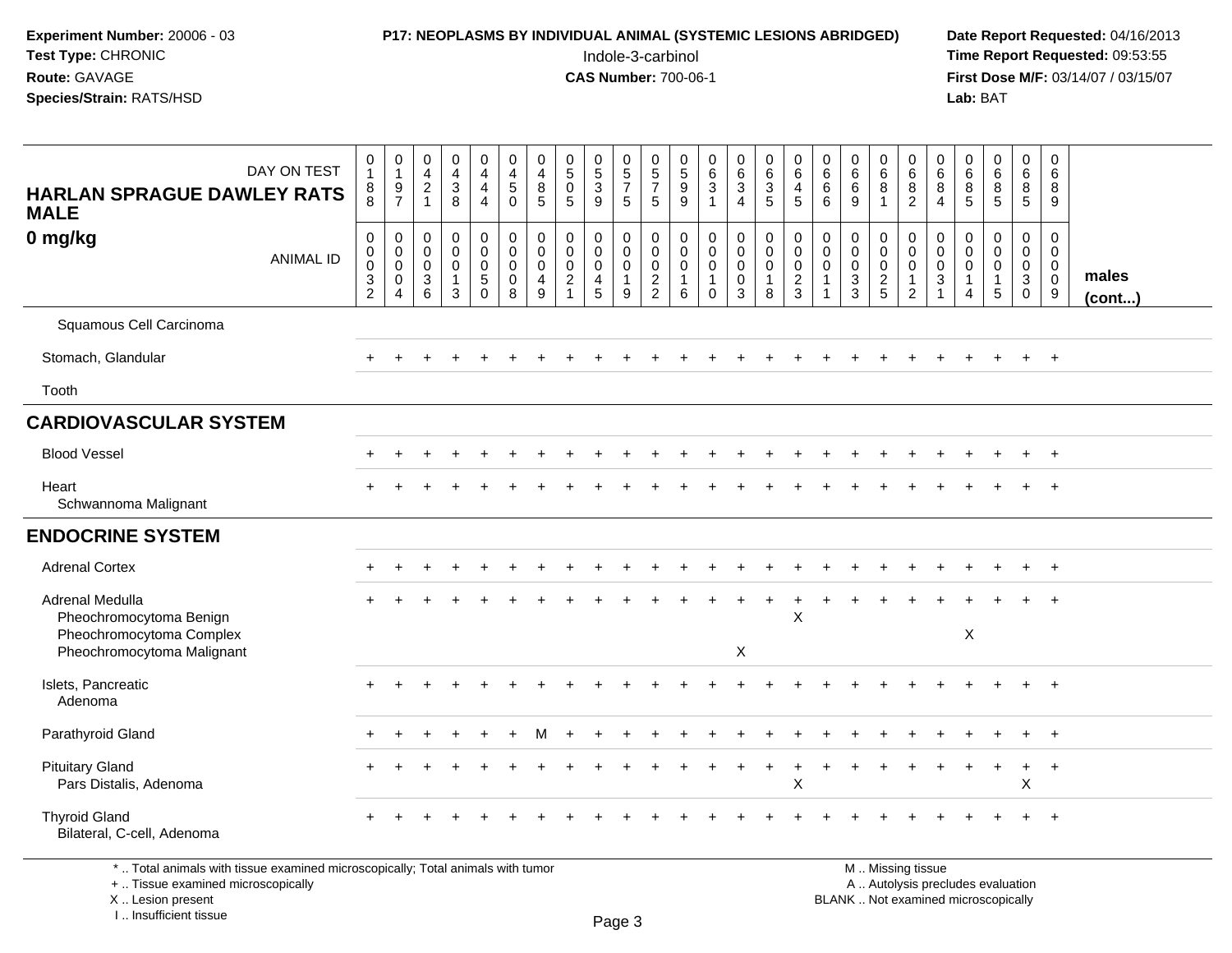**Experiment Number:** 20006 - 03
**Test Type:** CHRONIC
**Route:** GAVAGE
**Species/Strain:** RATS/HSD

**P17: NEOPLASMS BY INDIVIDUAL ANIMAL (SYSTEMIC LESIONS ABRIDGED)**
Indole-3-carbinol
**CAS Number:** 700-06-1

**Date Report Requested:** 04/16/2013
**Time Report Requested:** 09:53:55
**First Dose M/F:** 03/14/07 / 03/15/07
**Lab:** BAT

| HARLAN SPRAGUE DAWLEY RATS MALE 0 mg/kg — DAY ON TEST | 0188 | 0197 | 0421 | 0438 | 0444 | 0450 | 0485 | 0505 | 0539 | 0575 | 0575 | 0599 | 0631 | 0634 | 0635 | 0645 | 0666 | 0669 | 0681 | 0682 | 0684 | 0685 | 0685 | 0685 | 0689 | |
|---|---|---|---|---|---|---|---|---|---|---|---|---|---|---|---|---|---|---|---|---|---|---|---|---|---|---|
| ANIMAL ID | 00032 | 00004 | 00036 | 00013 | 00050 | 00008 | 00049 | 00021 | 00045 | 00019 | 00022 | 00016 | 00010 | 00003 | 00018 | 00023 | 00011 | 00033 | 00025 | 00012 | 00031 | 00014 | 00015 | 00030 | 00009 | males (cont...) |
| Squamous Cell Carcinoma | | | | | | | | | | | | | | | | | | | | | | | | | | |
| Stomach, Glandular | + | + | + | + | + | + | + | + | + | + | + | + | + | + | + | + | + | + | + | + | + | + | + | + | + | |
| Tooth | | | | | | | | | | | | | | | | | | | | | | | | | | |
| **CARDIOVASCULAR SYSTEM** | | | | | | | | | | | | | | | | | | | | | | | | | | |
| Blood Vessel | + | + | + | + | + | + | + | + | + | + | + | + | + | + | + | + | + | + | + | + | + | + | + | + | + | |
| Heart | + | + | + | + | + | + | + | + | + | + | + | + | + | + | + | + | + | + | + | + | + | + | + | + | + | |
| Schwannoma Malignant | | | | | | | | | | | | | | | | | | | | | | | | | | |
| **ENDOCRINE SYSTEM** | | | | | | | | | | | | | | | | | | | | | | | | | | |
| Adrenal Cortex | + | + | + | + | + | + | + | + | + | + | + | + | + | + | + | + | + | + | + | + | + | + | + | + | + | |
| Adrenal Medulla | + | + | + | + | + | + | + | + | + | + | + | + | + | + | + | + | + | + | + | + | + | + | + | + | + | |
| Pheochromocytoma Benign | | | | | | | | | | | | | | | | X | | | | | | | | | | |
| Pheochromocytoma Complex | | | | | | | | | | | | | | | | | | | | | | X | | | | |
| Pheochromocytoma Malignant | | | | | | | | | | | | | | X | | | | | | | | | | | | |
| Islets, Pancreatic | + | + | + | + | + | + | + | + | + | + | + | + | + | + | + | + | + | + | + | + | + | + | + | + | + | |
| Adenoma | | | | | | | | | | | | | | | | | | | | | | | | | | |
| Parathyroid Gland | + | + | + | + | + | + | M | + | + | + | + | + | + | + | + | + | + | + | + | + | + | + | + | + | + | |
| Pituitary Gland | + | + | + | + | + | + | + | + | + | + | + | + | + | + | + | + | + | + | + | + | + | + | + | + | + | |
| Pars Distalis, Adenoma | | | | | | | | | | | | | | | | X | | | | | | | | X | | |
| Thyroid Gland | + | + | + | + | + | + | + | + | + | + | + | + | + | + | + | + | + | + | + | + | + | + | + | + | + | |
| Bilateral, C-cell, Adenoma | | | | | | | | | | | | | | | | | | | | | | | | | | |

\* .. Total animals with tissue examined microscopically; Total animals with tumor
\+ .. Tissue examined microscopically
X .. Lesion present
I .. Insufficient tissue

M .. Missing tissue
A .. Autolysis precludes evaluation
BLANK .. Not examined microscopically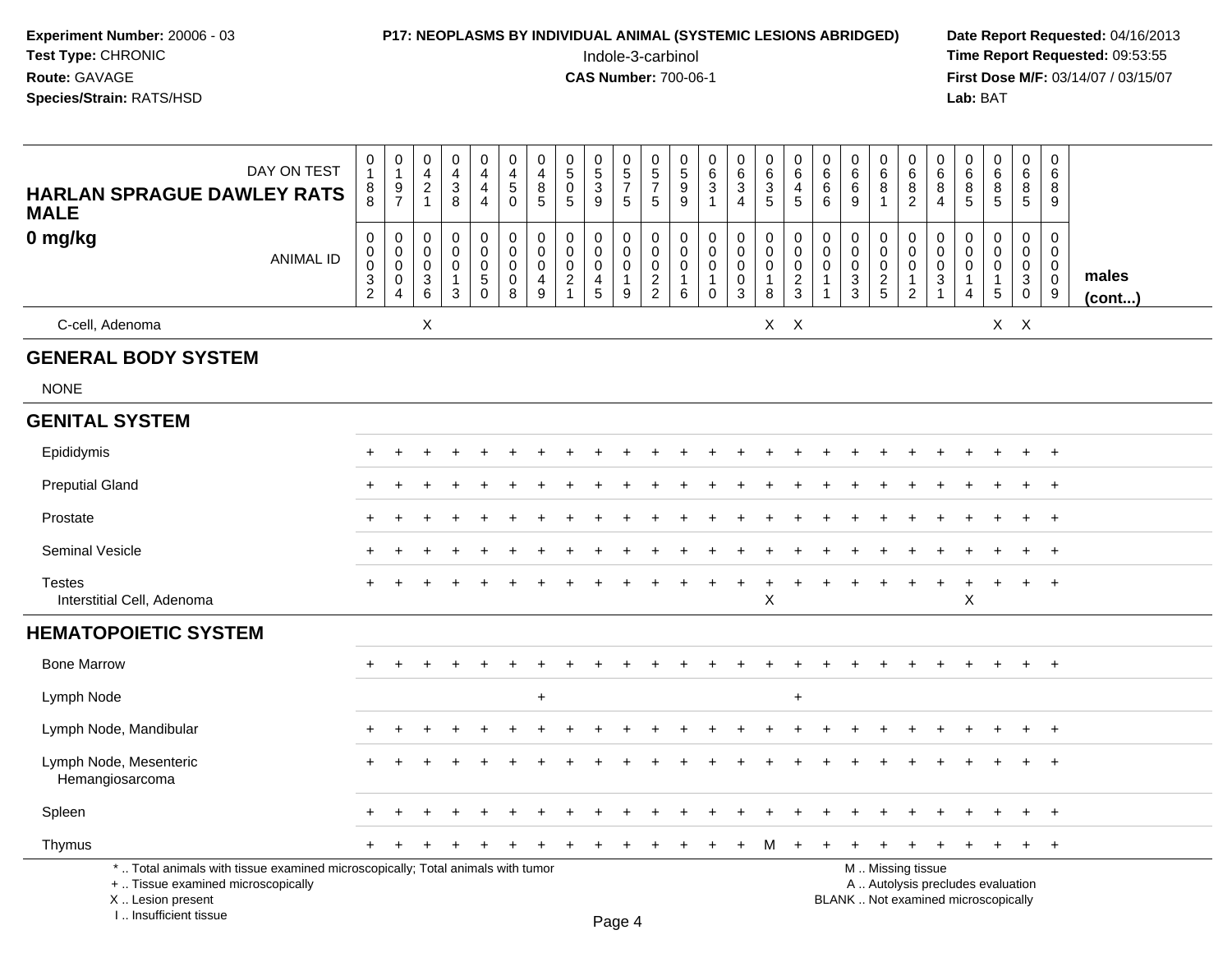**Experiment Number:** 20006 - 03
**Test Type:** CHRONIC
**Route:** GAVAGE
**Species/Strain:** RATS/HSD

**P17: NEOPLASMS BY INDIVIDUAL ANIMAL (SYSTEMIC LESIONS ABRIDGED)**
Indole-3-carbinol
**CAS Number:** 700-06-1

**Date Report Requested:** 04/16/2013
**Time Report Requested:** 09:53:55
**First Dose M/F:** 03/14/07 / 03/15/07
**Lab:** BAT

| HARLAN SPRAGUE DAWLEY RATS MALE 0 mg/kg — DAY ON TEST | 0188 | 0197 | 0421 | 0438 | 0444 | 0450 | 0485 | 0505 | 0539 | 0575 | 0575 | 0599 | 0631 | 0634 | 0635 | 0645 | 0666 | 0669 | 0681 | 0682 | 0684 | 0685 | 0685 | 0685 | 0689 | |
|---|---|---|---|---|---|---|---|---|---|---|---|---|---|---|---|---|---|---|---|---|---|---|---|---|---|---|
| ANIMAL ID | 0032 | 0004 | 0036 | 0013 | 0050 | 0008 | 0049 | 0021 | 0045 | 0019 | 0022 | 0016 | 0010 | 0003 | 0018 | 0023 | 0011 | 0033 | 0025 | 0012 | 0031 | 0014 | 0015 | 0030 | 0009 | males (cont...) |
| C-cell, Adenoma | | | X | | | | | | | | | | | | X | X | | | | | | | X | X | | |
| **GENERAL BODY SYSTEM** | | | | | | | | | | | | | | | | | | | | | | | | | | |
| NONE | | | | | | | | | | | | | | | | | | | | | | | | | | |
| **GENITAL SYSTEM** | | | | | | | | | | | | | | | | | | | | | | | | | | |
| Epididymis | + | + | + | + | + | + | + | + | + | + | + | + | + | + | + | + | + | + | + | + | + | + | + | + | + | |
| Preputial Gland | + | + | + | + | + | + | + | + | + | + | + | + | + | + | + | + | + | + | + | + | + | + | + | + | + | |
| Prostate | + | + | + | + | + | + | + | + | + | + | + | + | + | + | + | + | + | + | + | + | + | + | + | + | + | |
| Seminal Vesicle | + | + | + | + | + | + | + | + | + | + | + | + | + | + | + | + | + | + | + | + | + | + | + | + | + | |
| Testes | + | + | + | + | + | + | + | + | + | + | + | + | + | + | + | + | + | + | + | + | + | + | + | + | + | |
| Interstitial Cell, Adenoma | | | | | | | | | | | | | | | X | | | | | | | X | | | | |
| **HEMATOPOIETIC SYSTEM** | | | | | | | | | | | | | | | | | | | | | | | | | | |
| Bone Marrow | + | + | + | + | + | + | + | + | + | + | + | + | + | + | + | + | + | + | + | + | + | + | + | + | + | |
| Lymph Node | | | | | | | + | | | | | | | | | + | | | | | | | | | | |
| Lymph Node, Mandibular | + | + | + | + | + | + | + | + | + | + | + | + | + | + | + | + | + | + | + | + | + | + | + | + | + | |
| Lymph Node, Mesenteric | + | + | + | + | + | + | + | + | + | + | + | + | + | + | + | + | + | + | + | + | + | + | + | + | + | |
| Hemangiosarcoma | | | | | | | | | | | | | | | | | | | | | | | | | | |
| Spleen | + | + | + | + | + | + | + | + | + | + | + | + | + | + | + | + | + | + | + | + | + | + | + | + | + | |
| Thymus | + | + | + | + | + | + | + | + | + | + | + | + | + | + | M | + | + | + | + | + | + | + | + | + | + | |

\* .. Total animals with tissue examined microscopically; Total animals with tumor
\+ .. Tissue examined microscopically
X .. Lesion present
I .. Insufficient tissue

M .. Missing tissue
A .. Autolysis precludes evaluation
BLANK .. Not examined microscopically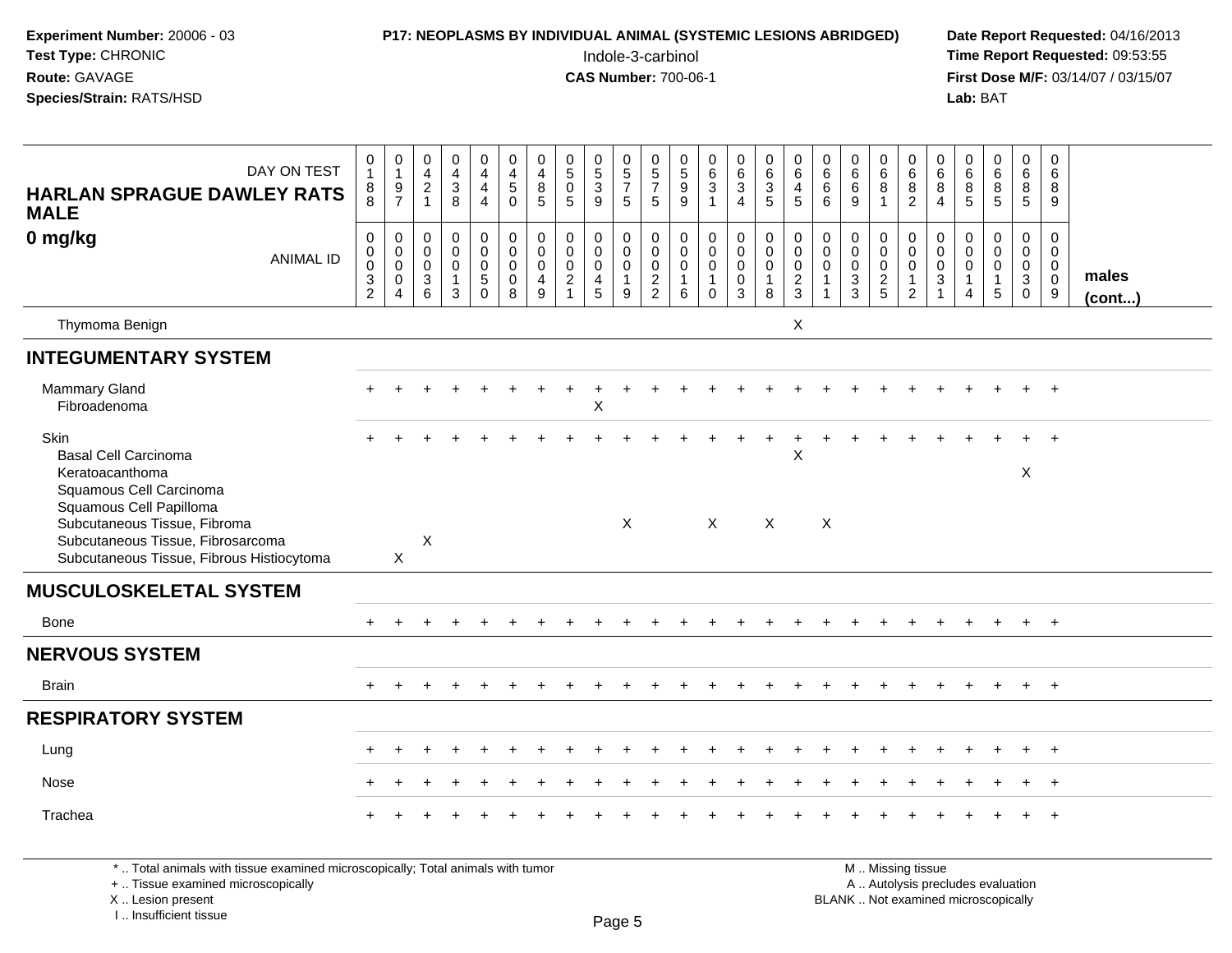**Experiment Number:** 20006 - 03
**Test Type:** CHRONIC
**Route:** GAVAGE
**Species/Strain:** RATS/HSD

**P17: NEOPLASMS BY INDIVIDUAL ANIMAL (SYSTEMIC LESIONS ABRIDGED)**
Indole-3-carbinol
**CAS Number:** 700-06-1

**Date Report Requested:** 04/16/2013
**Time Report Requested:** 09:53:55
**First Dose M/F:** 03/14/07 / 03/15/07
**Lab:** BAT

| HARLAN SPRAGUE DAWLEY RATS MALE 0 mg/kg — DAY ON TEST | 0188 | 0197 | 0421 | 0438 | 0444 | 0450 | 0485 | 0505 | 0539 | 0575 | 0575 | 0599 | 0631 | 0634 | 0635 | 0645 | 0666 | 0669 | 0681 | 0682 | 0684 | 0685 | 0685 | 0685 | 0689 | |
|---|---|---|---|---|---|---|---|---|---|---|---|---|---|---|---|---|---|---|---|---|---|---|---|---|---|---|
| ANIMAL ID | 0032 | 0004 | 0036 | 0013 | 0050 | 0008 | 0049 | 0021 | 0045 | 0019 | 0022 | 0016 | 0010 | 0003 | 0018 | 0023 | 0011 | 0033 | 0025 | 0012 | 0031 | 0014 | 0015 | 0030 | 0009 | males (cont...) |
| Thymoma Benign | | | | | | | | | | | | | | | | X | | | | | | | | | | |
| **INTEGUMENTARY SYSTEM** | | | | | | | | | | | | | | | | | | | | | | | | | | |
| Mammary Gland | + | + | + | + | + | + | + | + | + | + | + | + | + | + | + | + | + | + | + | + | + | + | + | + | + | |
| Fibroadenoma | | | | | | | | | X | | | | | | | | | | | | | | | | | |
| Skin | + | + | + | + | + | + | + | + | + | + | + | + | + | + | + | + | + | + | + | + | + | + | + | + | + | |
| Basal Cell Carcinoma | | | | | | | | | | | | | | | | X | | | | | | | | | | |
| Keratoacanthoma | | | | | | | | | | | | | | | | | | | | | | | | X | | |
| Squamous Cell Carcinoma | | | | | | | | | | | | | | | | | | | | | | | | | | |
| Squamous Cell Papilloma | | | | | | | | | | | | | | | | | | | | | | | | | | |
| Subcutaneous Tissue, Fibroma | | | | | | | | | | X | | | X | | X | | X | | | | | | | | | |
| Subcutaneous Tissue, Fibrosarcoma | | | X | | | | | | | | | | | | | | | | | | | | | | | |
| Subcutaneous Tissue, Fibrous Histiocytoma | | X | | | | | | | | | | | | | | | | | | | | | | | | |
| **MUSCULOSKELETAL SYSTEM** | | | | | | | | | | | | | | | | | | | | | | | | | | |
| Bone | + | + | + | + | + | + | + | + | + | + | + | + | + | + | + | + | + | + | + | + | + | + | + | + | + | |
| **NERVOUS SYSTEM** | | | | | | | | | | | | | | | | | | | | | | | | | | |
| Brain | + | + | + | + | + | + | + | + | + | + | + | + | + | + | + | + | + | + | + | + | + | + | + | + | + | |
| **RESPIRATORY SYSTEM** | | | | | | | | | | | | | | | | | | | | | | | | | | |
| Lung | + | + | + | + | + | + | + | + | + | + | + | + | + | + | + | + | + | + | + | + | + | + | + | + | + | |
| Nose | + | + | + | + | + | + | + | + | + | + | + | + | + | + | + | + | + | + | + | + | + | + | + | + | + | |
| Trachea | + | + | + | + | + | + | + | + | + | + | + | + | + | + | + | + | + | + | + | + | + | + | + | + | + | |

* .. Total animals with tissue examined microscopically; Total animals with tumor
+ .. Tissue examined microscopically
X .. Lesion present
I .. Insufficient tissue

M .. Missing tissue
A .. Autolysis precludes evaluation
BLANK .. Not examined microscopically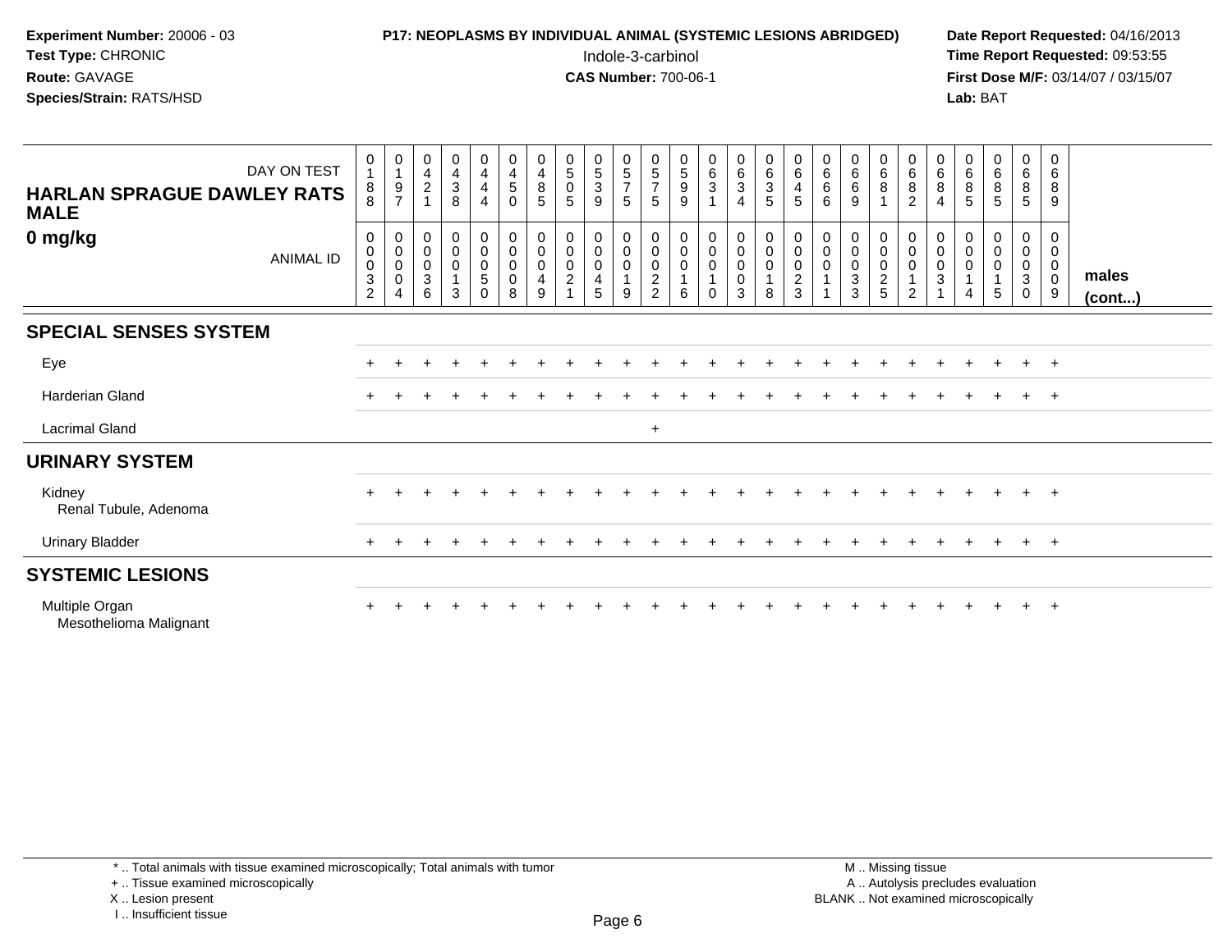**Experiment Number:** 20006 - 03
**Test Type:** CHRONIC
**Route:** GAVAGE
**Species/Strain:** RATS/HSD

**P17: NEOPLASMS BY INDIVIDUAL ANIMAL (SYSTEMIC LESIONS ABRIDGED)**
Indole-3-carbinol
**CAS Number:** 700-06-1

**Date Report Requested:** 04/16/2013
**Time Report Requested:** 09:53:55
**First Dose M/F:** 03/14/07 / 03/15/07
**Lab:** BAT

| HARLAN SPRAGUE DAWLEY RATS MALE — DAY ON TEST | 0188 | 0197 | 0421 | 0438 | 0444 | 0450 | 0485 | 0505 | 0539 | 0575 | 0575 | 0599 | 0631 | 0634 | 0635 | 0645 | 0666 | 0669 | 0681 | 0682 | 0684 | 0685 | 0685 | 0685 | 0689 | |
|---|---|---|---|---|---|---|---|---|---|---|---|---|---|---|---|---|---|---|---|---|---|---|---|---|---|---|
| **0 mg/kg** — ANIMAL ID | 00032 | 00004 | 00036 | 00013 | 00050 | 00008 | 00049 | 00021 | 00045 | 00019 | 00022 | 00016 | 00010 | 00003 | 00018 | 00023 | 00011 | 00033 | 00025 | 00012 | 00031 | 00014 | 00015 | 00030 | 00009 | **males (cont...)** |
| **SPECIAL SENSES SYSTEM** | | | | | | | | | | | | | | | | | | | | | | | | | | |
| Eye | + | + | + | + | + | + | + | + | + | + | + | + | + | + | + | + | + | + | + | + | + | + | + | + | + | |
| Harderian Gland | + | + | + | + | + | + | + | + | + | + | + | + | + | + | + | + | + | + | + | + | + | + | + | + | + | |
| Lacrimal Gland | | | | | | | | | | | + | | | | | | | | | | | | | | | |
| **URINARY SYSTEM** | | | | | | | | | | | | | | | | | | | | | | | | | | |
| Kidney | + | + | + | + | + | + | + | + | + | + | + | + | + | + | + | + | + | + | + | + | + | + | + | + | + | |
| Renal Tubule, Adenoma | | | | | | | | | | | | | | | | | | | | | | | | | | |
| Urinary Bladder | + | + | + | + | + | + | + | + | + | + | + | + | + | + | + | + | + | + | + | + | + | + | + | + | + | |
| **SYSTEMIC LESIONS** | | | | | | | | | | | | | | | | | | | | | | | | | | |
| Multiple Organ | + | + | + | + | + | + | + | + | + | + | + | + | + | + | + | + | + | + | + | + | + | + | + | + | + | |
| Mesothelioma Malignant | | | | | | | | | | | | | | | | | | | | | | | | | | |

\* .. Total animals with tissue examined microscopically; Total animals with tumor
+ .. Tissue examined microscopically
X .. Lesion present
I .. Insufficient tissue

M .. Missing tissue
A .. Autolysis precludes evaluation
BLANK .. Not examined microscopically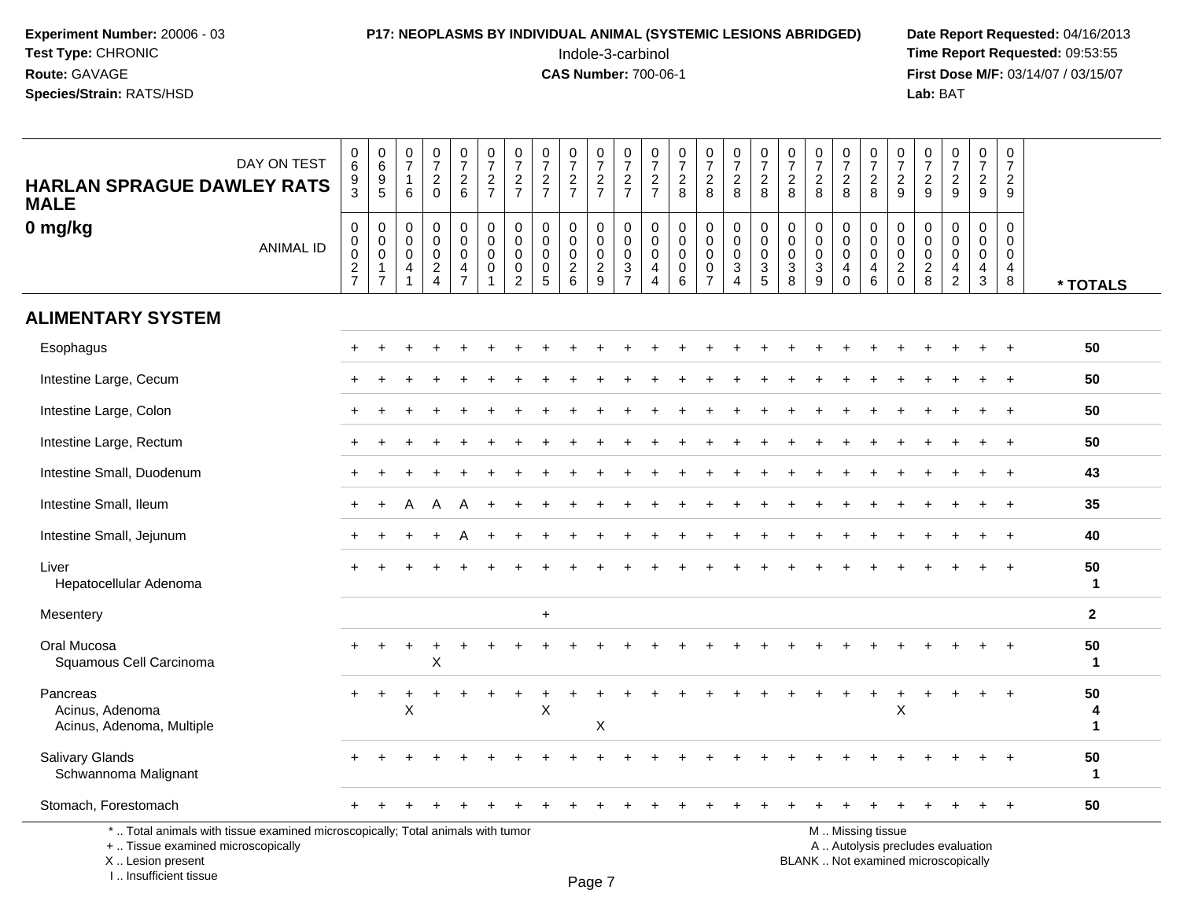**Experiment Number:** 20006 - 03
**Test Type:** CHRONIC
**Route:** GAVAGE
**Species/Strain:** RATS/HSD

**P17: NEOPLASMS BY INDIVIDUAL ANIMAL (SYSTEMIC LESIONS ABRIDGED)**
Indole-3-carbinol
**CAS Number:** 700-06-1

**Date Report Requested:** 04/16/2013
**Time Report Requested:** 09:53:55
**First Dose M/F:** 03/14/07 / 03/15/07
**Lab:** BAT

## HARLAN SPRAGUE DAWLEY RATS MALE
## 0 mg/kg

| DAY ON TEST | 693 | 695 | 716 | 720 | 726 | 727 | 727 | 727 | 727 | 727 | 727 | 727 | 728 | 728 | 728 | 728 | 728 | 728 | 728 | 728 | 729 | 729 | 729 | 729 | 729 | |
|---|---|---|---|---|---|---|---|---|---|---|---|---|---|---|---|---|---|---|---|---|---|---|---|---|---|---|
| **ANIMAL ID** | 00027 | 00017 | 00041 | 00024 | 00047 | 00001 | 00002 | 00005 | 00026 | 00029 | 00037 | 00044 | 00006 | 00007 | 00034 | 00035 | 00038 | 00039 | 00040 | 00046 | 00020 | 00028 | 00042 | 00043 | 00048 | *** TOTALS** |
| **ALIMENTARY SYSTEM** | | | | | | | | | | | | | | | | | | | | | | | | | | |
| Esophagus | + | + | + | + | + | + | + | + | + | + | + | + | + | + | + | + | + | + | + | + | + | + | + | + | + | 50 |
| Intestine Large, Cecum | + | + | + | + | + | + | + | + | + | + | + | + | + | + | + | + | + | + | + | + | + | + | + | + | + | 50 |
| Intestine Large, Colon | + | + | + | + | + | + | + | + | + | + | + | + | + | + | + | + | + | + | + | + | + | + | + | + | + | 50 |
| Intestine Large, Rectum | + | + | + | + | + | + | + | + | + | + | + | + | + | + | + | + | + | + | + | + | + | + | + | + | + | 50 |
| Intestine Small, Duodenum | + | + | + | + | + | + | + | + | + | + | + | + | + | + | + | + | + | + | + | + | + | + | + | + | + | 43 |
| Intestine Small, Ileum | + | + | A | A | A | + | + | + | + | + | + | + | + | + | + | + | + | + | + | + | + | + | + | + | + | 35 |
| Intestine Small, Jejunum | + | + | + | + | A | + | + | + | + | + | + | + | + | + | + | + | + | + | + | + | + | + | + | + | + | 40 |
| Liver | + | + | + | + | + | + | + | + | + | + | + | + | + | + | + | + | + | + | + | + | + | + | + | + | + | 50 |
| Hepatocellular Adenoma | | | | | | | | | | | | | | | | | | | | | | | | | | 1 |
| Mesentery | | | | | | | | + | | | | | | | | | | | | | | | | | | 2 |
| Oral Mucosa | + | + | + | + | + | + | + | + | + | + | + | + | + | + | + | + | + | + | + | + | + | + | + | + | + | 50 |
| Squamous Cell Carcinoma | | | | X | | | | | | | | | | | | | | | | | | | | | | 1 |
| Pancreas | + | + | + | + | + | + | + | + | + | + | + | + | + | + | + | + | + | + | + | + | + | + | + | + | + | 50 |
| Acinus, Adenoma | | | X | | | | | X | | | | | | | | | | | | | X | | | | | 4 |
| Acinus, Adenoma, Multiple | | | | | | | | | | X | | | | | | | | | | | | | | | | 1 |
| Salivary Glands | + | + | + | + | + | + | + | + | + | + | + | + | + | + | + | + | + | + | + | + | + | + | + | + | + | 50 |
| Schwannoma Malignant | | | | | | | | | | | | | | | | | | | | | | | | | | 1 |
| Stomach, Forestomach | + | + | + | + | + | + | + | + | + | + | + | + | + | + | + | + | + | + | + | + | + | + | + | + | + | 50 |

\* .. Total animals with tissue examined microscopically; Total animals with tumor
\+ .. Tissue examined microscopically
X .. Lesion present
I .. Insufficient tissue

M .. Missing tissue
A .. Autolysis precludes evaluation
BLANK .. Not examined microscopically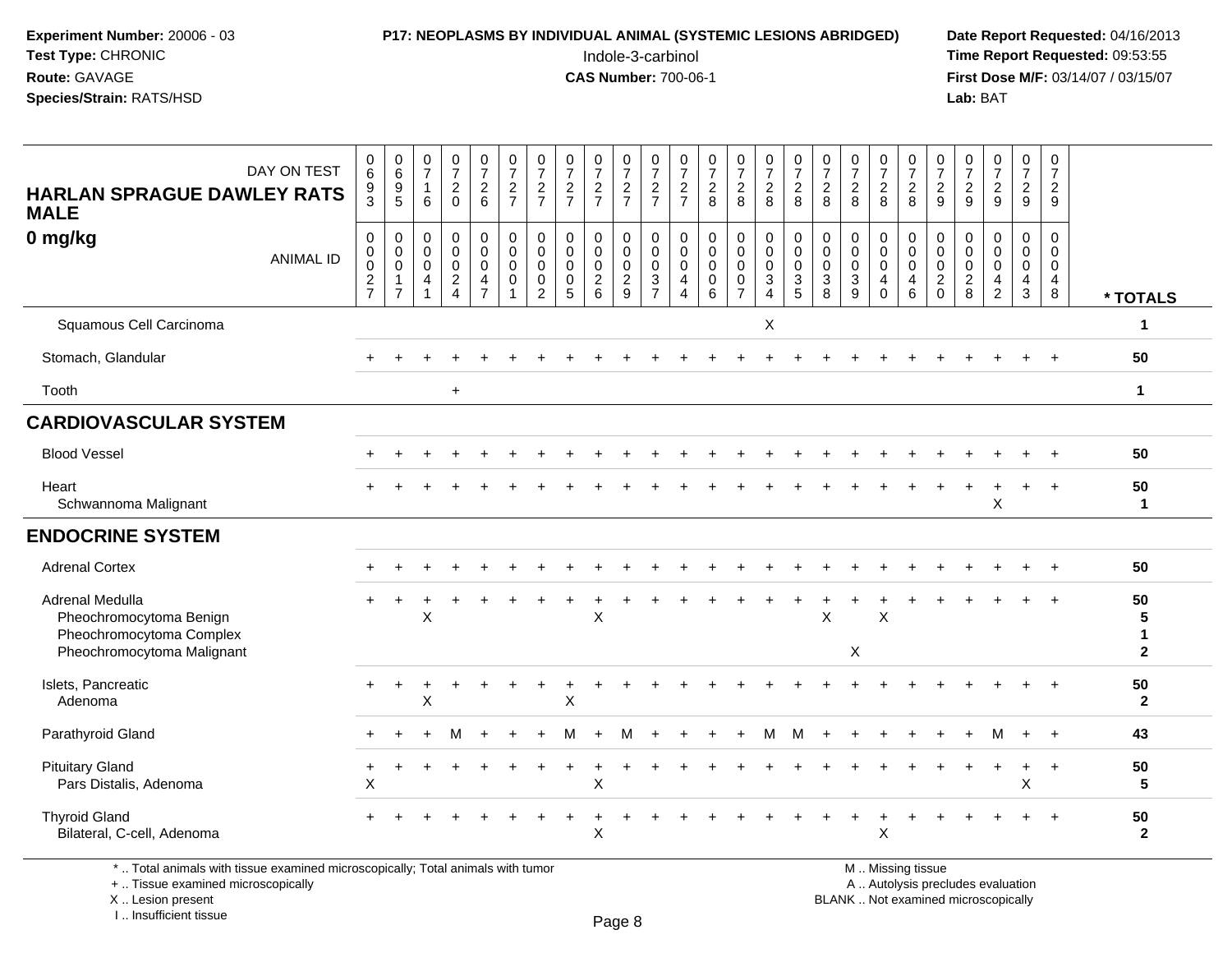**Experiment Number:** 20006 - 03
**Test Type:** CHRONIC
**Route:** GAVAGE
**Species/Strain:** RATS/HSD

**P17: NEOPLASMS BY INDIVIDUAL ANIMAL (SYSTEMIC LESIONS ABRIDGED)**
Indole-3-carbinol
**CAS Number:** 700-06-1

**Date Report Requested:** 04/16/2013
**Time Report Requested:** 09:53:55
**First Dose M/F:** 03/14/07 / 03/15/07
**Lab:** BAT

| HARLAN SPRAGUE DAWLEY RATS MALE 0 mg/kg — DAY ON TEST | 0693 | 0695 | 0716 | 0720 | 0726 | 0727 | 0727 | 0727 | 0727 | 0727 | 0727 | 0727 | 0728 | 0728 | 0728 | 0728 | 0728 | 0728 | 0728 | 0728 | 0729 | 0729 | 0729 | 0729 | 0729 | |
|---|---|---|---|---|---|---|---|---|---|---|---|---|---|---|---|---|---|---|---|---|---|---|---|---|---|---|
| **ANIMAL ID** | 00027 | 00017 | 00041 | 00024 | 00047 | 00001 | 00002 | 00005 | 00026 | 00029 | 00037 | 00044 | 00006 | 00007 | 00034 | 00035 | 00038 | 00039 | 00040 | 00046 | 00020 | 00028 | 00042 | 00043 | 00048 | *** TOTALS** |
| Squamous Cell Carcinoma | | | | | | | | | | | | | | | X | | | | | | | | | | | 1 |
| Stomach, Glandular | + | + | + | + | + | + | + | + | + | + | + | + | + | + | + | + | + | + | + | + | + | + | + | + | + | 50 |
| Tooth | | | | + | | | | | | | | | | | | | | | | | | | | | | 1 |
| **CARDIOVASCULAR SYSTEM** | | | | | | | | | | | | | | | | | | | | | | | | | | |
| Blood Vessel | + | + | + | + | + | + | + | + | + | + | + | + | + | + | + | + | + | + | + | + | + | + | + | + | + | 50 |
| Heart | + | + | + | + | + | + | + | + | + | + | + | + | + | + | + | + | + | + | + | + | + | + | + | + | + | 50 |
| Schwannoma Malignant | | | | | | | | | | | | | | | | | | | | | | | X | | | 1 |
| **ENDOCRINE SYSTEM** | | | | | | | | | | | | | | | | | | | | | | | | | | |
| Adrenal Cortex | + | + | + | + | + | + | + | + | + | + | + | + | + | + | + | + | + | + | + | + | + | + | + | + | + | 50 |
| Adrenal Medulla | + | + | + | + | + | + | + | + | + | + | + | + | + | + | + | + | + | + | + | + | + | + | + | + | + | 50 |
| Pheochromocytoma Benign | | | X | | | | | | X | | | | | | | | X | | X | | | | | | | 5 |
| Pheochromocytoma Complex | | | | | | | | | | | | | | | | | | | | | | | | | | 1 |
| Pheochromocytoma Malignant | | | | | | | | | | | | | | | | | | X | | | | | | | | 2 |
| Islets, Pancreatic | + | + | + | + | + | + | + | + | + | + | + | + | + | + | + | + | + | + | + | + | + | + | + | + | + | 50 |
| Adenoma | | | X | | | | | X | | | | | | | | | | | | | | | | | | 2 |
| Parathyroid Gland | + | + | + | M | + | + | + | M | + | M | + | + | + | + | M | M | + | + | + | + | + | + | M | + | + | 43 |
| Pituitary Gland | + | + | + | + | + | + | + | + | + | + | + | + | + | + | + | + | + | + | + | + | + | + | + | + | + | 50 |
| Pars Distalis, Adenoma | X | | | | | | | | X | | | | | | | | | | | | | | | X | | 5 |
| Thyroid Gland | + | + | + | + | + | + | + | + | + | + | + | + | + | + | + | + | + | + | + | + | + | + | + | + | + | 50 |
| Bilateral, C-cell, Adenoma | | | | | | | | | X | | | | | | | | | | X | | | | | | | 2 |

\* .. Total animals with tissue examined microscopically; Total animals with tumor
\+ .. Tissue examined microscopically
X .. Lesion present
I .. Insufficient tissue

M .. Missing tissue
A .. Autolysis precludes evaluation
BLANK .. Not examined microscopically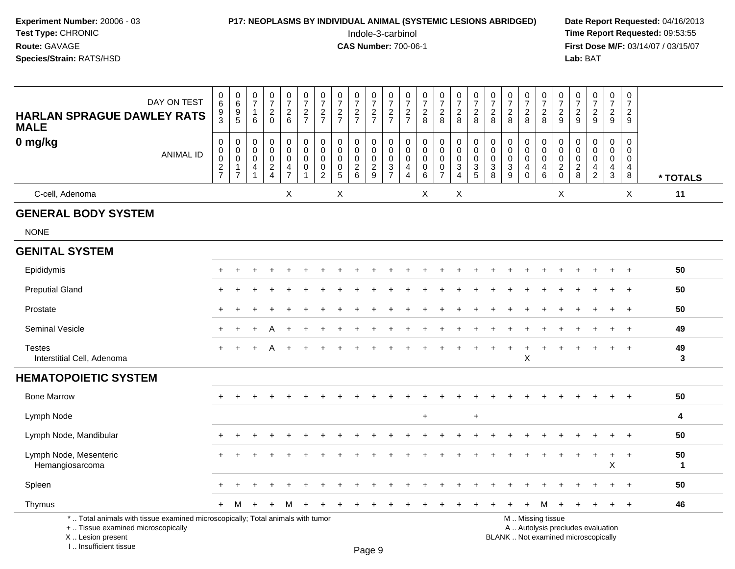**Experiment Number:** 20006 - 03
**Test Type:** CHRONIC
**Route:** GAVAGE
**Species/Strain:** RATS/HSD

**P17: NEOPLASMS BY INDIVIDUAL ANIMAL (SYSTEMIC LESIONS ABRIDGED)**
Indole-3-carbinol
**CAS Number:** 700-06-1

**Date Report Requested:** 04/16/2013
**Time Report Requested:** 09:53:55
**First Dose M/F:** 03/14/07 / 03/15/07
**Lab:** BAT

| HARLAN SPRAGUE DAWLEY RATS MALE 0 mg/kg DAY ON TEST | 0693 | 0695 | 0716 | 0720 | 0726 | 0727 | 0727 | 0727 | 0727 | 0727 | 0727 | 0727 | 0728 | 0728 | 0728 | 0728 | 0728 | 0728 | 0728 | 0728 | 0729 | 0729 | 0729 | 0729 | 0729 | |
|---|---|---|---|---|---|---|---|---|---|---|---|---|---|---|---|---|---|---|---|---|---|---|---|---|---|---|
| ANIMAL ID | 00027 | 00017 | 00041 | 00024 | 00047 | 00001 | 00002 | 00005 | 00026 | 00029 | 00037 | 00044 | 00006 | 00007 | 00034 | 00035 | 00038 | 00039 | 00040 | 00046 | 00020 | 00028 | 00042 | 00043 | 00048 | * TOTALS |
| C-cell, Adenoma | | | | | X | | | X | | | | | X | | X | | | | | | X | | | | X | 11 |
| **GENERAL BODY SYSTEM** | | | | | | | | | | | | | | | | | | | | | | | | | | |
| NONE | | | | | | | | | | | | | | | | | | | | | | | | | | |
| **GENITAL SYSTEM** | | | | | | | | | | | | | | | | | | | | | | | | | | |
| Epididymis | + | + | + | + | + | + | + | + | + | + | + | + | + | + | + | + | + | + | + | + | + | + | + | + | + | 50 |
| Preputial Gland | + | + | + | + | + | + | + | + | + | + | + | + | + | + | + | + | + | + | + | + | + | + | + | + | + | 50 |
| Prostate | + | + | + | + | + | + | + | + | + | + | + | + | + | + | + | + | + | + | + | + | + | + | + | + | + | 50 |
| Seminal Vesicle | + | + | + | A | + | + | + | + | + | + | + | + | + | + | + | + | + | + | + | + | + | + | + | + | + | 49 |
| Testes | + | + | + | A | + | + | + | + | + | + | + | + | + | + | + | + | + | + | + | + | + | + | + | + | + | 49 |
| Interstitial Cell, Adenoma | | | | | | | | | | | | | | | | | | | X | | | | | | | 3 |
| **HEMATOPOIETIC SYSTEM** | | | | | | | | | | | | | | | | | | | | | | | | | | |
| Bone Marrow | + | + | + | + | + | + | + | + | + | + | + | + | + | + | + | + | + | + | + | + | + | + | + | + | + | 50 |
| Lymph Node | | | | | | | | | | | | | + | | | + | | | | | | | | | | 4 |
| Lymph Node, Mandibular | + | + | + | + | + | + | + | + | + | + | + | + | + | + | + | + | + | + | + | + | + | + | + | + | + | 50 |
| Lymph Node, Mesenteric | + | + | + | + | + | + | + | + | + | + | + | + | + | + | + | + | + | + | + | + | + | + | + | + | + | 50 |
| Hemangiosarcoma | | | | | | | | | | | | | | | | | | | | | | | | X | | 1 |
| Spleen | + | + | + | + | + | + | + | + | + | + | + | + | + | + | + | + | + | + | + | + | + | + | + | + | + | 50 |
| Thymus | + | M | + | + | M | + | + | + | + | + | + | + | + | + | + | + | + | + | + | M | + | + | + | + | + | 46 |

\* .. Total animals with tissue examined microscopically; Total animals with tumor
\+ .. Tissue examined microscopically
X .. Lesion present
I .. Insufficient tissue

M .. Missing tissue
A .. Autolysis precludes evaluation
BLANK .. Not examined microscopically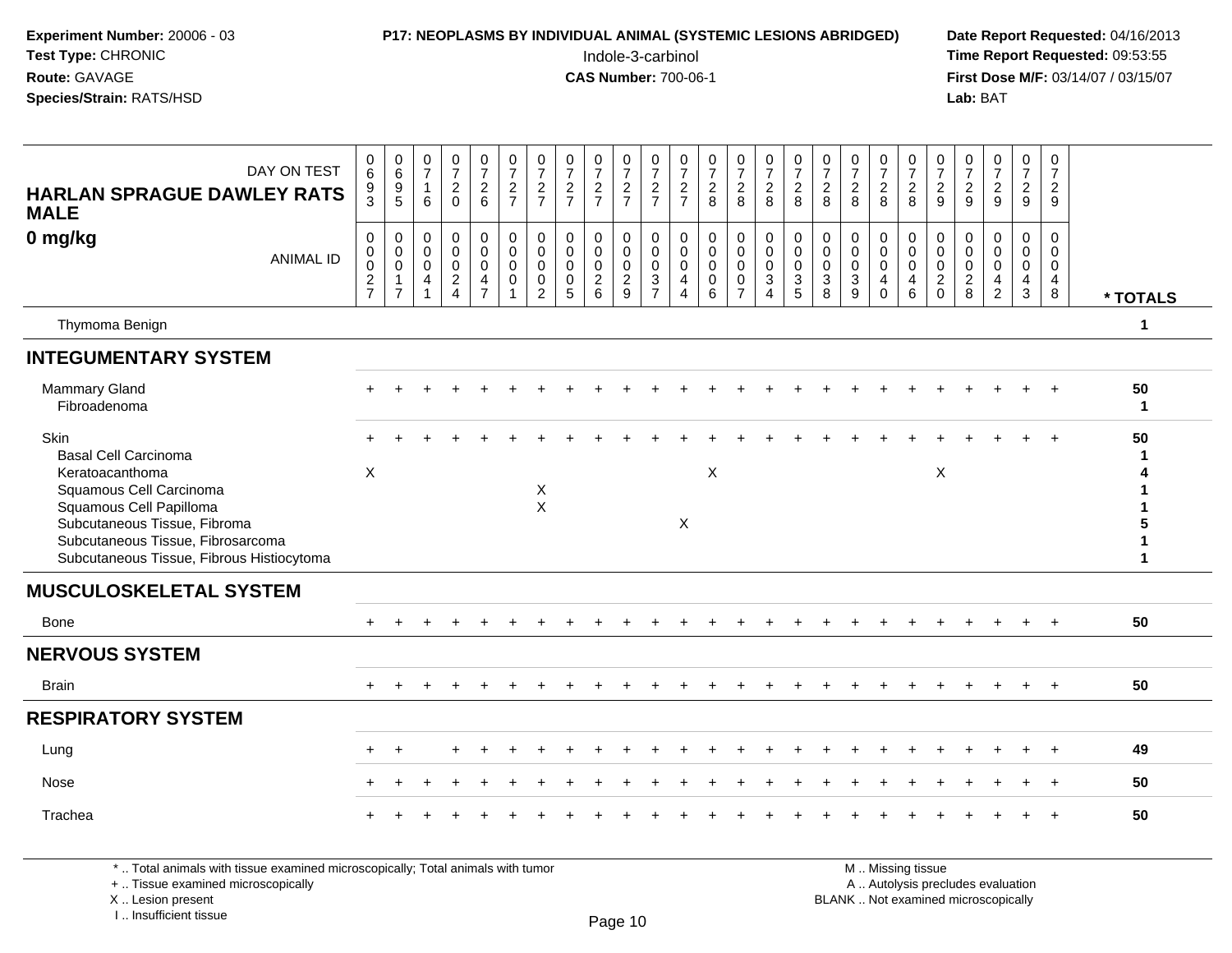**Experiment Number:** 20006 - 03
**Test Type:** CHRONIC
**Route:** GAVAGE
**Species/Strain:** RATS/HSD

**P17: NEOPLASMS BY INDIVIDUAL ANIMAL (SYSTEMIC LESIONS ABRIDGED)**
Indole-3-carbinol
**CAS Number:** 700-06-1

**Date Report Requested:** 04/16/2013
**Time Report Requested:** 09:53:55
**First Dose M/F:** 03/14/07 / 03/15/07
**Lab:** BAT

| HARLAN SPRAGUE DAWLEY RATS MALE 0 mg/kg — DAY ON TEST | 0693 | 0695 | 0716 | 0720 | 0726 | 0727 | 0727 | 0727 | 0727 | 0727 | 0727 | 0727 | 0728 | 0728 | 0728 | 0728 | 0728 | 0728 | 0728 | 0728 | 0729 | 0729 | 0729 | 0729 | 0729 | |
|---|---|---|---|---|---|---|---|---|---|---|---|---|---|---|---|---|---|---|---|---|---|---|---|---|---|---|
| ANIMAL ID | 00027 | 00017 | 00041 | 00024 | 00047 | 00001 | 00002 | 00005 | 00026 | 00029 | 00037 | 00044 | 00006 | 00007 | 00034 | 00035 | 00038 | 00039 | 00040 | 00046 | 00020 | 00028 | 00042 | 00043 | 00048 | * TOTALS |
| Thymoma Benign | | | | | | | | | | | | | | | | | | | | | | | | | | 1 |
| **INTEGUMENTARY SYSTEM** | | | | | | | | | | | | | | | | | | | | | | | | | | |
| Mammary Gland | + | + | + | + | + | + | + | + | + | + | + | + | + | + | + | + | + | + | + | + | + | + | + | + | + | 50 |
| Fibroadenoma | | | | | | | | | | | | | | | | | | | | | | | | | | 1 |
| Skin | + | + | + | + | + | + | + | + | + | + | + | + | + | + | + | + | + | + | + | + | + | + | + | + | + | 50 |
| Basal Cell Carcinoma | | | | | | | | | | | | | | | | | | | | | | | | | | 1 |
| Keratoacanthoma | X | | | | | | | | | | | | X | | | | | | | | X | | | | | 4 |
| Squamous Cell Carcinoma | | | | | | | X | | | | | | | | | | | | | | | | | | | 1 |
| Squamous Cell Papilloma | | | | | | | X | | | | | | | | | | | | | | | | | | | 1 |
| Subcutaneous Tissue, Fibroma | | | | | | | | | | | | X | | | | | | | | | | | | | | 5 |
| Subcutaneous Tissue, Fibrosarcoma | | | | | | | | | | | | | | | | | | | | | | | | | | 1 |
| Subcutaneous Tissue, Fibrous Histiocytoma | | | | | | | | | | | | | | | | | | | | | | | | | | 1 |
| **MUSCULOSKELETAL SYSTEM** | | | | | | | | | | | | | | | | | | | | | | | | | | |
| Bone | + | + | + | + | + | + | + | + | + | + | + | + | + | + | + | + | + | + | + | + | + | + | + | + | + | 50 |
| **NERVOUS SYSTEM** | | | | | | | | | | | | | | | | | | | | | | | | | | |
| Brain | + | + | + | + | + | + | + | + | + | + | + | + | + | + | + | + | + | + | + | + | + | + | + | + | + | 50 |
| **RESPIRATORY SYSTEM** | | | | | | | | | | | | | | | | | | | | | | | | | | |
| Lung | + | + | | + | + | + | + | + | + | + | + | + | + | + | + | + | + | + | + | + | + | + | + | + | + | 49 |
| Nose | + | + | + | + | + | + | + | + | + | + | + | + | + | + | + | + | + | + | + | + | + | + | + | + | + | 50 |
| Trachea | + | + | + | + | + | + | + | + | + | + | + | + | + | + | + | + | + | + | + | + | + | + | + | + | + | 50 |

\* .. Total animals with tissue examined microscopically; Total animals with tumor
\+ .. Tissue examined microscopically
X .. Lesion present
I .. Insufficient tissue

M .. Missing tissue
A .. Autolysis precludes evaluation
BLANK .. Not examined microscopically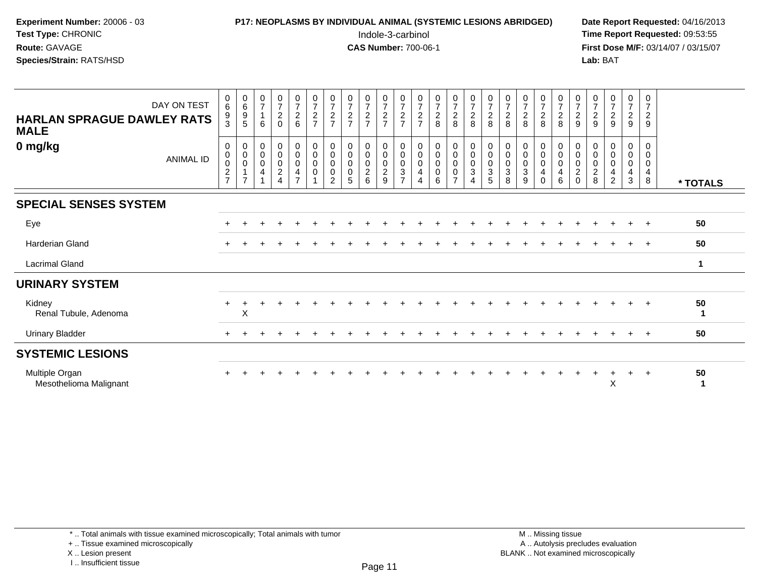**Experiment Number:** 20006 - 03
**Test Type:** CHRONIC
**Route:** GAVAGE
**Species/Strain:** RATS/HSD

**P17: NEOPLASMS BY INDIVIDUAL ANIMAL (SYSTEMIC LESIONS ABRIDGED)**
Indole-3-carbinol
**CAS Number:** 700-06-1

**Date Report Requested:** 04/16/2013
**Time Report Requested:** 09:53:55
**First Dose M/F:** 03/14/07 / 03/15/07
**Lab:** BAT

| HARLAN SPRAGUE DAWLEY RATS MALE 0 mg/kg | | | | | | | | | | | | | | | | | | | | | | | | | | |
|---|---|---|---|---|---|---|---|---|---|---|---|---|---|---|---|---|---|---|---|---|---|---|---|---|---|---|
| DAY ON TEST | 0693 | 0695 | 0716 | 0720 | 0726 | 0727 | 0727 | 0727 | 0727 | 0727 | 0727 | 0727 | 0728 | 0728 | 0728 | 0728 | 0728 | 0728 | 0728 | 0728 | 0729 | 0729 | 0729 | 0729 | 0729 | |
| ANIMAL ID | 00027 | 00017 | 00041 | 00024 | 00047 | 00001 | 00002 | 00005 | 00026 | 00029 | 00037 | 00044 | 00006 | 00007 | 00034 | 00035 | 00038 | 00039 | 00040 | 00046 | 00020 | 00028 | 00042 | 00043 | 00048 | * TOTALS |
| **SPECIAL SENSES SYSTEM** | | | | | | | | | | | | | | | | | | | | | | | | | | |
| Eye | + | + | + | + | + | + | + | + | + | + | + | + | + | + | + | + | + | + | + | + | + | + | + | + | + | 50 |
| Harderian Gland | + | + | + | + | + | + | + | + | + | + | + | + | + | + | + | + | + | + | + | + | + | + | + | + | + | 50 |
| Lacrimal Gland | | | | | | | | | | | | | | | | | | | | | | | | | | 1 |
| **URINARY SYSTEM** | | | | | | | | | | | | | | | | | | | | | | | | | | |
| Kidney | + | + | + | + | + | + | + | + | + | + | + | + | + | + | + | + | + | + | + | + | + | + | + | + | + | 50 |
| Renal Tubule, Adenoma | | X | | | | | | | | | | | | | | | | | | | | | | | | 1 |
| Urinary Bladder | + | + | + | + | + | + | + | + | + | + | + | + | + | + | + | + | + | + | + | + | + | + | + | + | + | 50 |
| **SYSTEMIC LESIONS** | | | | | | | | | | | | | | | | | | | | | | | | | | |
| Multiple Organ | + | + | + | + | + | + | + | + | + | + | + | + | + | + | + | + | + | + | + | + | + | + | + | + | + | 50 |
| Mesothelioma Malignant | | | | | | | | | | | | | | | | | | | | | | | X | | | 1 |

\* .. Total animals with tissue examined microscopically; Total animals with tumor
\+ .. Tissue examined microscopically
X .. Lesion present
I .. Insufficient tissue

M .. Missing tissue
A .. Autolysis precludes evaluation
BLANK .. Not examined microscopically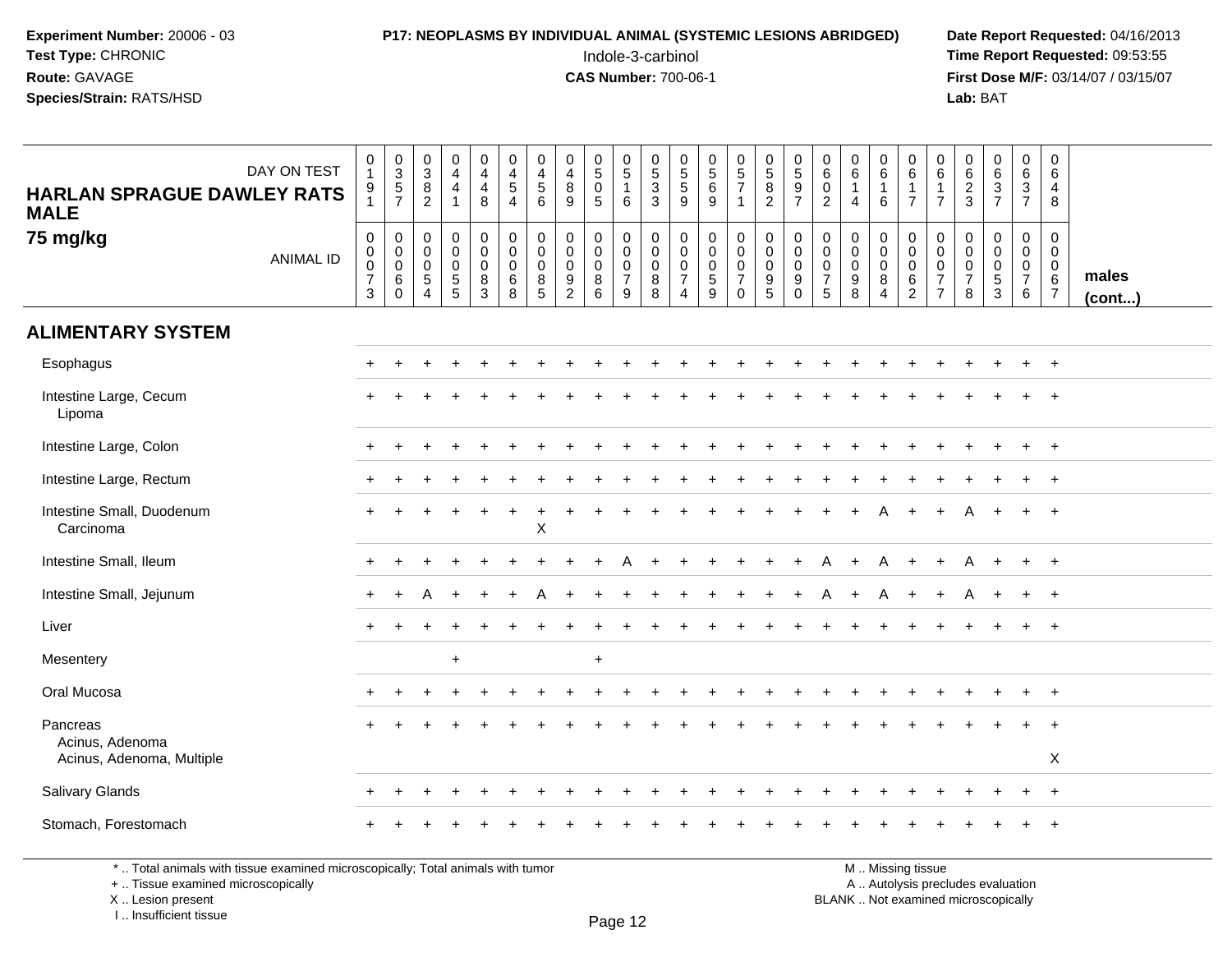**Experiment Number:** 20006 - 03
**Test Type:** CHRONIC
**Route:** GAVAGE
**Species/Strain:** RATS/HSD

**P17: NEOPLASMS BY INDIVIDUAL ANIMAL (SYSTEMIC LESIONS ABRIDGED)**
Indole-3-carbinol
**CAS Number:** 700-06-1

**Date Report Requested:** 04/16/2013
**Time Report Requested:** 09:53:55
**First Dose M/F:** 03/14/07 / 03/15/07
**Lab:** BAT

**HARLAN SPRAGUE DAWLEY RATS MALE**
**75 mg/kg**

| DAY ON TEST | 0191 | 0357 | 0382 | 0441 | 0448 | 0454 | 0456 | 0489 | 0505 | 0516 | 0533 | 0559 | 0569 | 0571 | 0582 | 0597 | 0602 | 0614 | 0616 | 0617 | 0617 | 0623 | 0637 | 0637 | 0648 | |
|---|---|---|---|---|---|---|---|---|---|---|---|---|---|---|---|---|---|---|---|---|---|---|---|---|---|---|
| **ANIMAL ID** | 00073 | 00060 | 00054 | 00055 | 00083 | 00068 | 00085 | 00092 | 00086 | 00079 | 00088 | 00074 | 00059 | 00070 | 00095 | 00090 | 00075 | 00098 | 00084 | 00062 | 00077 | 00078 | 00053 | 00076 | 00067 | **males (cont...)** |
| **ALIMENTARY SYSTEM** | | | | | | | | | | | | | | | | | | | | | | | | | | |
| Esophagus | + | + | + | + | + | + | + | + | + | + | + | + | + | + | + | + | + | + | + | + | + | + | + | + | + | |
| Intestine Large, Cecum | + | + | + | + | + | + | + | + | + | + | + | + | + | + | + | + | + | + | + | + | + | + | + | + | + | |
| Lipoma | | | | | | | | | | | | | | | | | | | | | | | | | | |
| Intestine Large, Colon | + | + | + | + | + | + | + | + | + | + | + | + | + | + | + | + | + | + | + | + | + | + | + | + | + | |
| Intestine Large, Rectum | + | + | + | + | + | + | + | + | + | + | + | + | + | + | + | + | + | + | + | + | + | + | + | + | + | |
| Intestine Small, Duodenum | + | + | + | + | + | + | + | + | + | + | + | + | + | + | + | + | + | + | A | + | + | A | + | + | + | |
| Carcinoma | | | | | | | X | | | | | | | | | | | | | | | | | | | |
| Intestine Small, Ileum | + | + | + | + | + | + | + | + | + | A | + | + | + | + | + | + | A | + | A | + | + | A | + | + | + | |
| Intestine Small, Jejunum | + | + | A | + | + | + | A | + | + | + | + | + | + | + | + | + | A | + | A | + | + | A | + | + | + | |
| Liver | + | + | + | + | + | + | + | + | + | + | + | + | + | + | + | + | + | + | + | + | + | + | + | + | + | |
| Mesentery | | | | + | | | | | + | | | | | | | | | | | | | | | | | |
| Oral Mucosa | + | + | + | + | + | + | + | + | + | + | + | + | + | + | + | + | + | + | + | + | + | + | + | + | + | |
| Pancreas | + | + | + | + | + | + | + | + | + | + | + | + | + | + | + | + | + | + | + | + | + | + | + | + | + | |
| Acinus, Adenoma | | | | | | | | | | | | | | | | | | | | | | | | | | |
| Acinus, Adenoma, Multiple | | | | | | | | | | | | | | | | | | | | | | | | | X | |
| Salivary Glands | + | + | + | + | + | + | + | + | + | + | + | + | + | + | + | + | + | + | + | + | + | + | + | + | + | |
| Stomach, Forestomach | + | + | + | + | + | + | + | + | + | + | + | + | + | + | + | + | + | + | + | + | + | + | + | + | + | |

\* .. Total animals with tissue examined microscopically; Total animals with tumor
\+ .. Tissue examined microscopically
X .. Lesion present
I .. Insufficient tissue

M .. Missing tissue
A .. Autolysis precludes evaluation
BLANK .. Not examined microscopically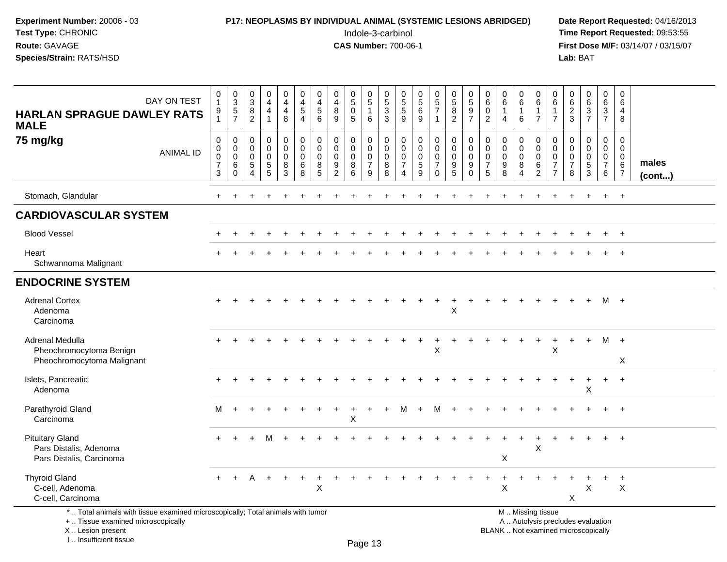**Experiment Number:** 20006 - 03
**Test Type:** CHRONIC
**Route:** GAVAGE
**Species/Strain:** RATS/HSD

**P17: NEOPLASMS BY INDIVIDUAL ANIMAL (SYSTEMIC LESIONS ABRIDGED)**
Indole-3-carbinol
**CAS Number:** 700-06-1

**Date Report Requested:** 04/16/2013
**Time Report Requested:** 09:53:55
**First Dose M/F:** 03/14/07 / 03/15/07
**Lab:** BAT

**HARLAN SPRAGUE DAWLEY RATS MALE**
**75 mg/kg**

| DAY ON TEST | 0191 | 0357 | 0382 | 0441 | 0448 | 0454 | 0456 | 0489 | 0505 | 0516 | 0533 | 0559 | 0569 | 0571 | 0582 | 0597 | 0602 | 0614 | 0616 | 0617 | 0617 | 0623 | 0637 | 0637 | 0648 | |
|---|---|---|---|---|---|---|---|---|---|---|---|---|---|---|---|---|---|---|---|---|---|---|---|---|---|---|
| **ANIMAL ID** | 0073 | 0060 | 0054 | 0055 | 0083 | 0068 | 0085 | 0092 | 0086 | 0079 | 0088 | 0074 | 0059 | 0070 | 0095 | 0090 | 0075 | 0098 | 0084 | 0062 | 0077 | 0078 | 0053 | 0076 | 0067 | **males (cont...)** |
| Stomach, Glandular | + | + | + | + | + | + | + | + | + | + | + | + | + | + | + | + | + | + | + | + | + | + | + | + | + | |
| **CARDIOVASCULAR SYSTEM** | | | | | | | | | | | | | | | | | | | | | | | | | | |
| Blood Vessel | + | + | + | + | + | + | + | + | + | + | + | + | + | + | + | + | + | + | + | + | + | + | + | + | + | |
| Heart | + | + | + | + | + | + | + | + | + | + | + | + | + | + | + | + | + | + | + | + | + | + | + | + | + | |
| Schwannoma Malignant | | | | | | | | | | | | | | | | | | | | | | | | | | |
| **ENDOCRINE SYSTEM** | | | | | | | | | | | | | | | | | | | | | | | | | | |
| Adrenal Cortex | + | + | + | + | + | + | + | + | + | + | + | + | + | + | + | + | + | + | + | + | + | + | + | M | + | |
| Adenoma | | | | | | | | | | | | | | | X | | | | | | | | | | | |
| Carcinoma | | | | | | | | | | | | | | | | | | | | | | | | | | |
| Adrenal Medulla | + | + | + | + | + | + | + | + | + | + | + | + | + | + | + | + | + | + | + | + | + | + | + | M | + | |
| Pheochromocytoma Benign | | | | | | | | | | | | | | X | | | | | | | X | | | | | |
| Pheochromocytoma Malignant | | | | | | | | | | | | | | | | | | | | | | | | | X | |
| Islets, Pancreatic | + | + | + | + | + | + | + | + | + | + | + | + | + | + | + | + | + | + | + | + | + | + | + | + | + | |
| Adenoma | | | | | | | | | | | | | | | | | | | | | | | X | | | |
| Parathyroid Gland | M | + | + | + | + | + | + | + | + | + | + | M | + | M | + | + | + | + | + | + | + | + | + | + | + | |
| Carcinoma | | | | | | | | | X | | | | | | | | | | | | | | | | | |
| Pituitary Gland | + | + | + | M | + | + | + | + | + | + | + | + | + | + | + | + | + | + | + | + | + | + | + | + | + | |
| Pars Distalis, Adenoma | | | | | | | | | | | | | | | | | | | | X | | | | | | |
| Pars Distalis, Carcinoma | | | | | | | | | | | | | | | | | | X | | | | | | | | |
| Thyroid Gland | + | + | A | + | + | + | + | + | + | + | + | + | + | + | + | + | + | + | + | + | + | + | + | + | + | |
| C-cell, Adenoma | | | | | | | X | | | | | | | | | | | X | | | | | X | | X | |
| C-cell, Carcinoma | | | | | | | | | | | | | | | | | | | | | | X | | | | |

\* .. Total animals with tissue examined microscopically; Total animals with tumor
\+ .. Tissue examined microscopically
X .. Lesion present
I .. Insufficient tissue

M .. Missing tissue
A .. Autolysis precludes evaluation
BLANK .. Not examined microscopically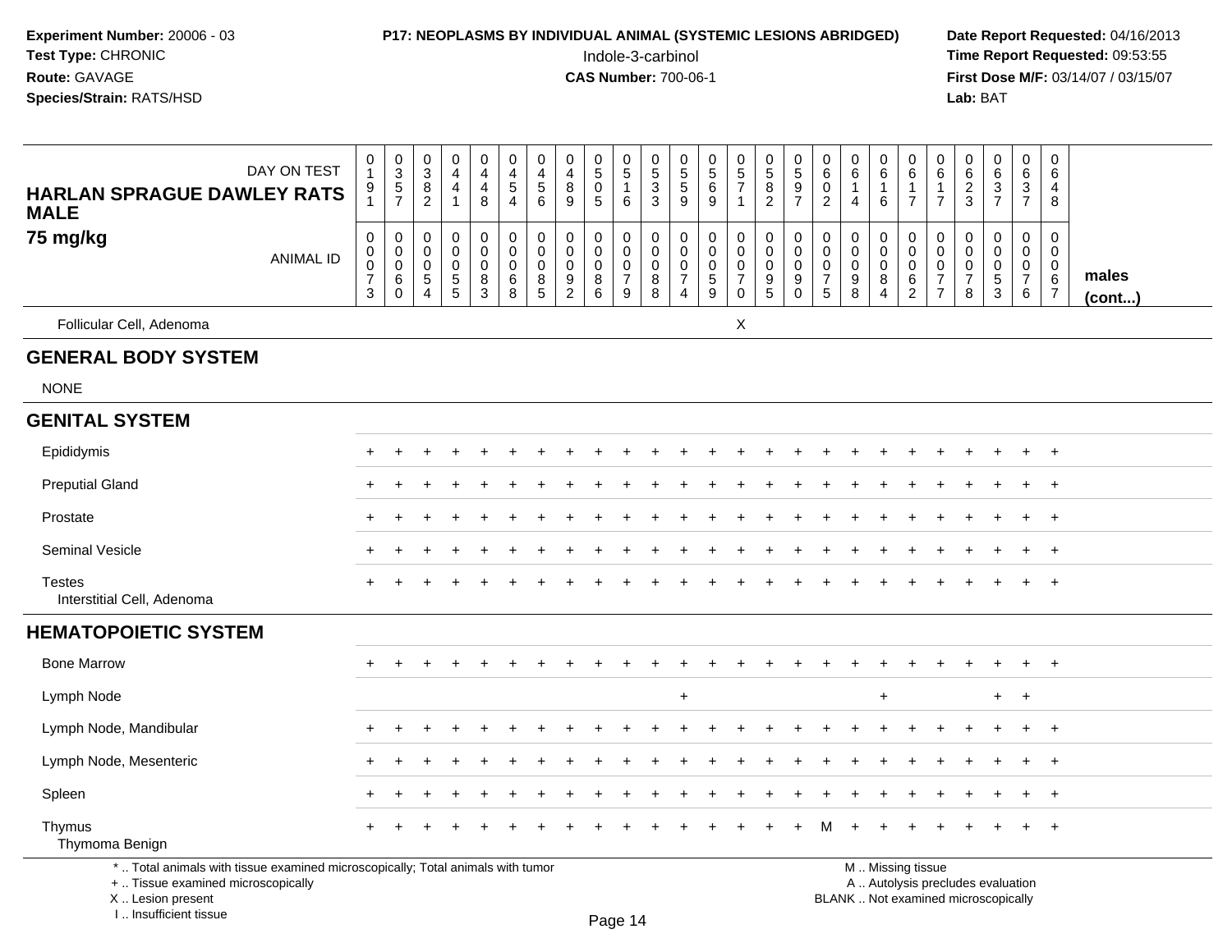**Experiment Number:** 20006 - 03
**Test Type:** CHRONIC
**Route:** GAVAGE
**Species/Strain:** RATS/HSD

**P17: NEOPLASMS BY INDIVIDUAL ANIMAL (SYSTEMIC LESIONS ABRIDGED)**
Indole-3-carbinol
**CAS Number:** 700-06-1

**Date Report Requested:** 04/16/2013
**Time Report Requested:** 09:53:55
**First Dose M/F:** 03/14/07 / 03/15/07
**Lab:** BAT

**HARLAN SPRAGUE DAWLEY RATS MALE**
**75 mg/kg**

| DAY ON TEST | 0191 | 0357 | 0382 | 0441 | 0448 | 0454 | 0456 | 0489 | 0505 | 0516 | 0533 | 0559 | 0569 | 0571 | 0582 | 0597 | 0602 | 0614 | 0616 | 0617 | 0617 | 0623 | 0637 | 0637 | 0648 | |
|---|---|---|---|---|---|---|---|---|---|---|---|---|---|---|---|---|---|---|---|---|---|---|---|---|---|---|
| **ANIMAL ID** | 00073 | 00060 | 00054 | 00055 | 00083 | 00068 | 00085 | 00092 | 00086 | 00079 | 00088 | 00074 | 00059 | 00070 | 00095 | 00090 | 00075 | 00098 | 00084 | 00062 | 00077 | 00078 | 00053 | 00076 | 00067 | **males (cont...)** |
| Follicular Cell, Adenoma | | | | | | | | | | | | | | X | | | | | | | | | | | | |
| **GENERAL BODY SYSTEM** | | | | | | | | | | | | | | | | | | | | | | | | | | |
| NONE | | | | | | | | | | | | | | | | | | | | | | | | | | |
| **GENITAL SYSTEM** | | | | | | | | | | | | | | | | | | | | | | | | | | |
| Epididymis | + | + | + | + | + | + | + | + | + | + | + | + | + | + | + | + | + | + | + | + | + | + | + | + | + | |
| Preputial Gland | + | + | + | + | + | + | + | + | + | + | + | + | + | + | + | + | + | + | + | + | + | + | + | + | + | |
| Prostate | + | + | + | + | + | + | + | + | + | + | + | + | + | + | + | + | + | + | + | + | + | + | + | + | + | |
| Seminal Vesicle | + | + | + | + | + | + | + | + | + | + | + | + | + | + | + | + | + | + | + | + | + | + | + | + | + | |
| Testes | + | + | + | + | + | + | + | + | + | + | + | + | + | + | + | + | + | + | + | + | + | + | + | + | + | |
| Interstitial Cell, Adenoma | | | | | | | | | | | | | | | | | | | | | | | | | | |
| **HEMATOPOIETIC SYSTEM** | | | | | | | | | | | | | | | | | | | | | | | | | | |
| Bone Marrow | + | + | + | + | + | + | + | + | + | + | + | + | + | + | + | + | + | + | + | + | + | + | + | + | + | |
| Lymph Node | | | | | | | | | | | | + | | | | | | | + | | | | + | + | | |
| Lymph Node, Mandibular | + | + | + | + | + | + | + | + | + | + | + | + | + | + | + | + | + | + | + | + | + | + | + | + | + | |
| Lymph Node, Mesenteric | + | + | + | + | + | + | + | + | + | + | + | + | + | + | + | + | + | + | + | + | + | + | + | + | + | |
| Spleen | + | + | + | + | + | + | + | + | + | + | + | + | + | + | + | + | + | + | + | + | + | + | + | + | + | |
| Thymus | + | + | + | + | + | + | + | + | + | + | + | + | + | + | + | + | M | + | + | + | + | + | + | + | + | |
| Thymoma Benign | | | | | | | | | | | | | | | | | | | | | | | | | | |

\* .. Total animals with tissue examined microscopically; Total animals with tumor
\+ .. Tissue examined microscopically
X .. Lesion present
I .. Insufficient tissue

M .. Missing tissue
A .. Autolysis precludes evaluation
BLANK .. Not examined microscopically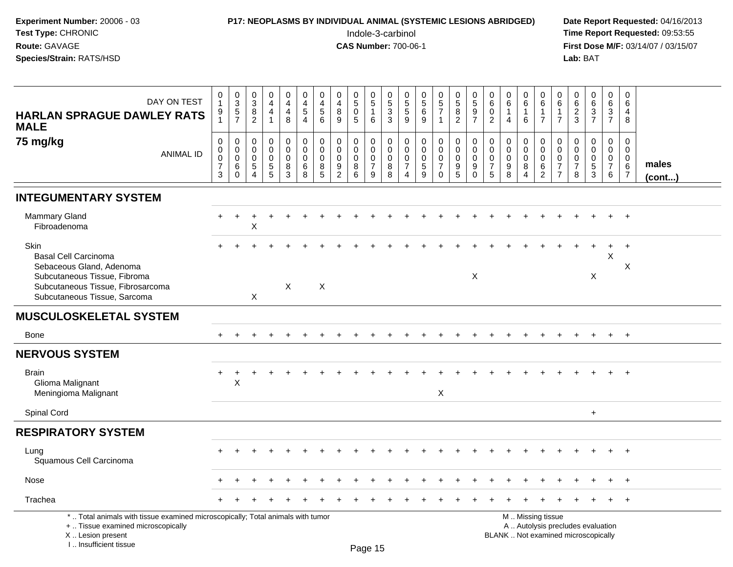**Experiment Number:** 20006 - 03
**Test Type:** CHRONIC
**Route:** GAVAGE
**Species/Strain:** RATS/HSD

**P17: NEOPLASMS BY INDIVIDUAL ANIMAL (SYSTEMIC LESIONS ABRIDGED)**
Indole-3-carbinol
**CAS Number:** 700-06-1

**Date Report Requested:** 04/16/2013
**Time Report Requested:** 09:53:55
**First Dose M/F:** 03/14/07 / 03/15/07
**Lab:** BAT

## HARLAN SPRAGUE DAWLEY RATS MALE 75 mg/kg

| DAY ON TEST | 0191 | 0357 | 0382 | 0441 | 0448 | 0454 | 0456 | 0489 | 0505 | 0516 | 0533 | 0559 | 0569 | 0571 | 0582 | 0597 | 0602 | 0614 | 0616 | 0617 | 0617 | 0623 | 0637 | 0637 | 0648 | |
|---|---|---|---|---|---|---|---|---|---|---|---|---|---|---|---|---|---|---|---|---|---|---|---|---|---|---|
| **ANIMAL ID** | 00073 | 00060 | 00054 | 00055 | 00083 | 00068 | 00085 | 00092 | 00086 | 00079 | 00088 | 00074 | 00059 | 00070 | 00095 | 00090 | 00075 | 00098 | 00084 | 00062 | 00077 | 00078 | 00053 | 00076 | 00067 | **males (cont...)** |
| **INTEGUMENTARY SYSTEM** | | | | | | | | | | | | | | | | | | | | | | | | | | |
| Mammary Gland | + | + | + | + | + | + | + | + | + | + | + | + | + | + | + | + | + | + | + | + | + | + | + | + | + | |
| Fibroadenoma | | | X | | | | | | | | | | | | | | | | | | | | | | | |
| Skin | + | + | + | + | + | + | + | + | + | + | + | + | + | + | + | + | + | + | + | + | + | + | + | + | + | |
| Basal Cell Carcinoma | | | | | | | | | | | | | | | | | | | | | | | | X | | |
| Sebaceous Gland, Adenoma | | | | | | | | | | | | | | | | | | | | | | | | | X | |
| Subcutaneous Tissue, Fibroma | | | | | | | | | | | | | | | | X | | | | | | | X | | | |
| Subcutaneous Tissue, Fibrosarcoma | | | | | X | | X | | | | | | | | | | | | | | | | | | | |
| Subcutaneous Tissue, Sarcoma | | | X | | | | | | | | | | | | | | | | | | | | | | | |
| **MUSCULOSKELETAL SYSTEM** | | | | | | | | | | | | | | | | | | | | | | | | | | |
| Bone | + | + | + | + | + | + | + | + | + | + | + | + | + | + | + | + | + | + | + | + | + | + | + | + | + | |
| **NERVOUS SYSTEM** | | | | | | | | | | | | | | | | | | | | | | | | | | |
| Brain | + | + | + | + | + | + | + | + | + | + | + | + | + | + | + | + | + | + | + | + | + | + | + | + | + | |
| Glioma Malignant | | X | | | | | | | | | | | | | | | | | | | | | | | | |
| Meningioma Malignant | | | | | | | | | | | | | | X | | | | | | | | | | | | |
| Spinal Cord | | | | | | | | | | | | | | | | | | | | | | | + | | | |
| **RESPIRATORY SYSTEM** | | | | | | | | | | | | | | | | | | | | | | | | | | |
| Lung | + | + | + | + | + | + | + | + | + | + | + | + | + | + | + | + | + | + | + | + | + | + | + | + | + | |
| Squamous Cell Carcinoma | | | | | | | | | | | | | | | | | | | | | | | | | | |
| Nose | + | + | + | + | + | + | + | + | + | + | + | + | + | + | + | + | + | + | + | + | + | + | + | + | + | |
| Trachea | + | + | + | + | + | + | + | + | + | + | + | + | + | + | + | + | + | + | + | + | + | + | + | + | + | |

\* .. Total animals with tissue examined microscopically; Total animals with tumor
\+ .. Tissue examined microscopically
X .. Lesion present
I .. Insufficient tissue

M .. Missing tissue
A .. Autolysis precludes evaluation
BLANK .. Not examined microscopically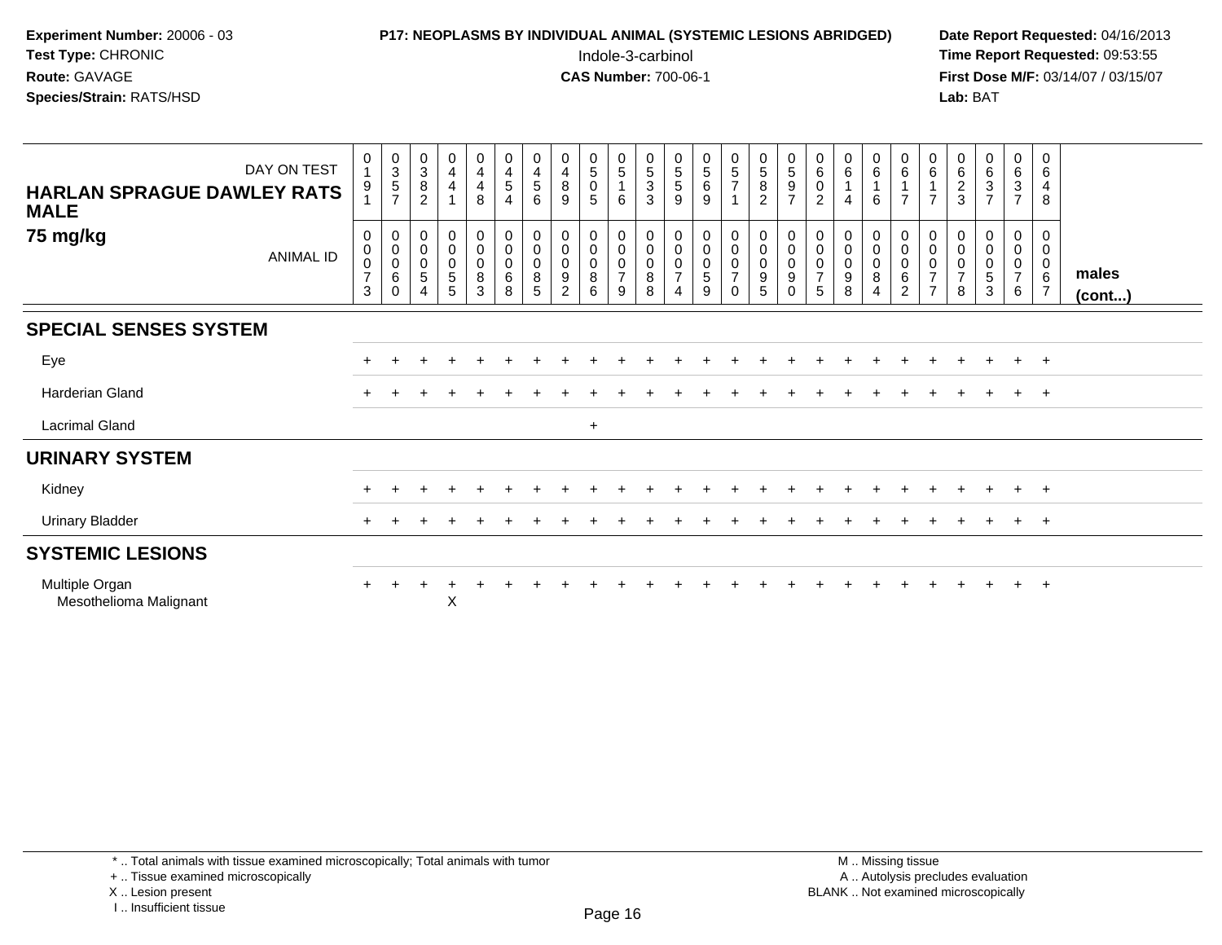**Experiment Number:** 20006 - 03
**Test Type:** CHRONIC
**Route:** GAVAGE
**Species/Strain:** RATS/HSD

**P17: NEOPLASMS BY INDIVIDUAL ANIMAL (SYSTEMIC LESIONS ABRIDGED)**
Indole-3-carbinol
**CAS Number:** 700-06-1

**Date Report Requested:** 04/16/2013
**Time Report Requested:** 09:53:55
**First Dose M/F:** 03/14/07 / 03/15/07
**Lab:** BAT

## HARLAN SPRAGUE DAWLEY RATS MALE
### 75 mg/kg

| DAY ON TEST | 0191 | 0357 | 0382 | 0441 | 0448 | 0454 | 0456 | 0489 | 0505 | 0516 | 0533 | 0559 | 0569 | 0571 | 0582 | 0597 | 0602 | 0614 | 0616 | 0617 | 0617 | 0623 | 0637 | 0637 | 0648 | |
|---|---|---|---|---|---|---|---|---|---|---|---|---|---|---|---|---|---|---|---|---|---|---|---|---|---|---|
| **ANIMAL ID** | 00073 | 00060 | 00054 | 00055 | 00083 | 00068 | 00085 | 00092 | 00086 | 00079 | 00088 | 00074 | 00059 | 00070 | 00095 | 00090 | 00075 | 00098 | 00084 | 00062 | 00077 | 00078 | 00053 | 00076 | 00067 | **males (cont...)** |
| **SPECIAL SENSES SYSTEM** | | | | | | | | | | | | | | | | | | | | | | | | | | |
| Eye | + | + | + | + | + | + | + | + | + | + | + | + | + | + | + | + | + | + | + | + | + | + | + | + | + | |
| Harderian Gland | + | + | + | + | + | + | + | + | + | + | + | + | + | + | + | + | + | + | + | + | + | + | + | + | + | |
| Lacrimal Gland | | | | | | | | | + | | | | | | | | | | | | | | | | | |
| **URINARY SYSTEM** | | | | | | | | | | | | | | | | | | | | | | | | | | |
| Kidney | + | + | + | + | + | + | + | + | + | + | + | + | + | + | + | + | + | + | + | + | + | + | + | + | + | |
| Urinary Bladder | + | + | + | + | + | + | + | + | + | + | + | + | + | + | + | + | + | + | + | + | + | + | + | + | + | |
| **SYSTEMIC LESIONS** | | | | | | | | | | | | | | | | | | | | | | | | | | |
| Multiple Organ | + | + | + | + | + | + | + | + | + | + | + | + | + | + | + | + | + | + | + | + | + | + | + | + | + | |
| Mesothelioma Malignant | | | | X | | | | | | | | | | | | | | | | | | | | | | |

\* .. Total animals with tissue examined microscopically; Total animals with tumor
\+ .. Tissue examined microscopically
X .. Lesion present
I .. Insufficient tissue

M .. Missing tissue
A .. Autolysis precludes evaluation
BLANK .. Not examined microscopically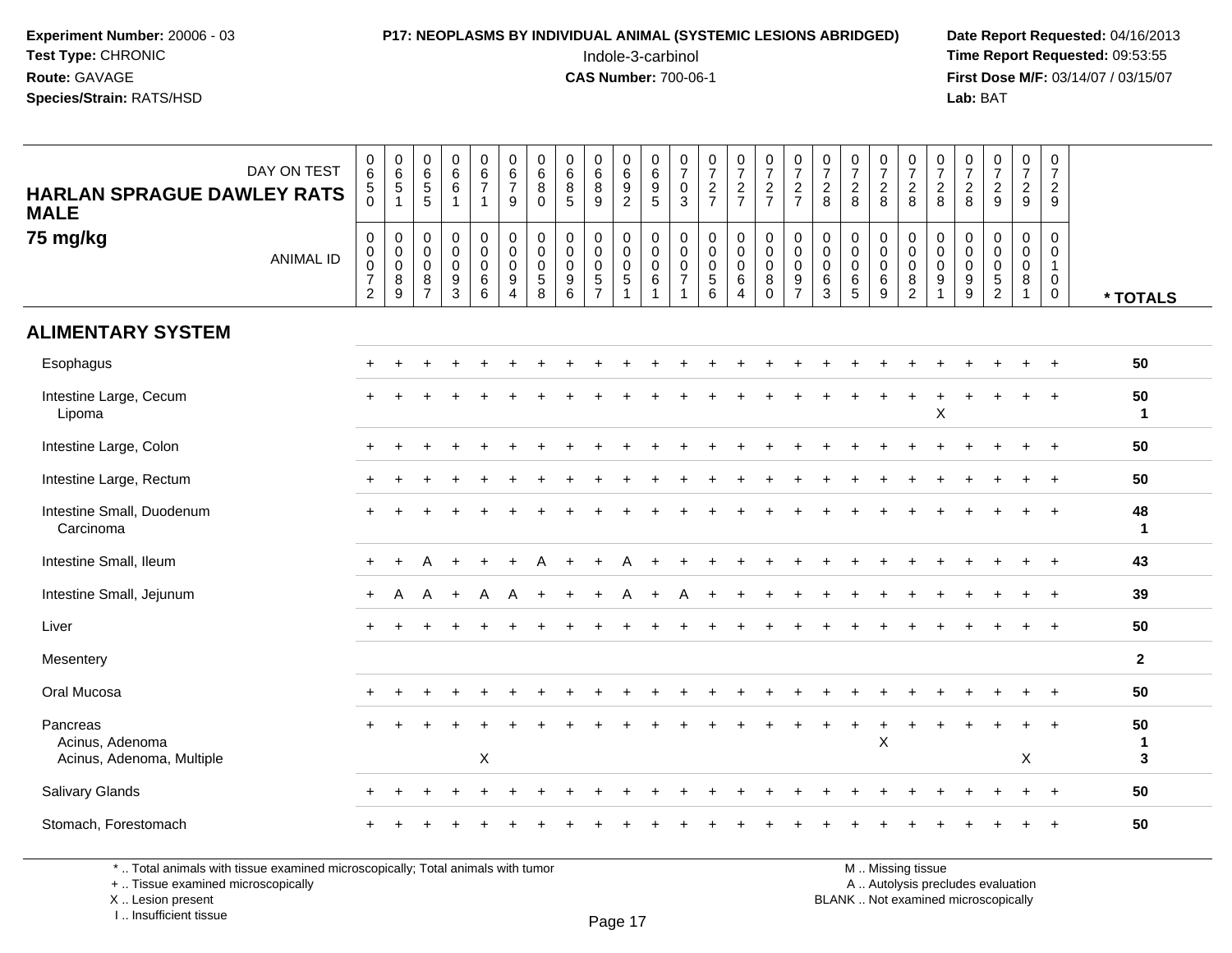**Experiment Number:** 20006 - 03
**Test Type:** CHRONIC
**Route:** GAVAGE
**Species/Strain:** RATS/HSD

**P17: NEOPLASMS BY INDIVIDUAL ANIMAL (SYSTEMIC LESIONS ABRIDGED)**
Indole-3-carbinol
**CAS Number:** 700-06-1

**Date Report Requested:** 04/16/2013
**Time Report Requested:** 09:53:55
**First Dose M/F:** 03/14/07 / 03/15/07
**Lab:** BAT

## HARLAN SPRAGUE DAWLEY RATS MALE
## 75 mg/kg

| DAY ON TEST | 0650 | 0651 | 0655 | 0661 | 0671 | 0679 | 0680 | 0685 | 0689 | 0692 | 0695 | 0703 | 0727 | 0727 | 0727 | 0727 | 0728 | 0728 | 0728 | 0728 | 0728 | 0728 | 0729 | 0729 | 0729 | |
|---|---|---|---|---|---|---|---|---|---|---|---|---|---|---|---|---|---|---|---|---|---|---|---|---|---|---|
| **ANIMAL ID** | 0072 | 0089 | 0087 | 0093 | 0066 | 0094 | 0058 | 0096 | 0057 | 0051 | 0061 | 0071 | 0056 | 0064 | 0080 | 0097 | 0063 | 0065 | 0069 | 0082 | 0091 | 0099 | 0052 | 0081 | 0100 | *** TOTALS** |
| **ALIMENTARY SYSTEM** | | | | | | | | | | | | | | | | | | | | | | | | | | |
| Esophagus | + | + | + | + | + | + | + | + | + | + | + | + | + | + | + | + | + | + | + | + | + | + | + | + | + | 50 |
| Intestine Large, Cecum | + | + | + | + | + | + | + | + | + | + | + | + | + | + | + | + | + | + | + | + | + | + | + | + | + | 50 |
| Lipoma | | | | | | | | | | | | | | | | | | | | | X | | | | | 1 |
| Intestine Large, Colon | + | + | + | + | + | + | + | + | + | + | + | + | + | + | + | + | + | + | + | + | + | + | + | + | + | 50 |
| Intestine Large, Rectum | + | + | + | + | + | + | + | + | + | + | + | + | + | + | + | + | + | + | + | + | + | + | + | + | + | 50 |
| Intestine Small, Duodenum | + | + | + | + | + | + | + | + | + | + | + | + | + | + | + | + | + | + | + | + | + | + | + | + | + | 48 |
| Carcinoma | | | | | | | | | | | | | | | | | | | | | | | | | | 1 |
| Intestine Small, Ileum | + | + | A | + | + | + | A | + | + | A | + | + | + | + | + | + | + | + | + | + | + | + | + | + | + | 43 |
| Intestine Small, Jejunum | + | A | A | + | A | A | + | + | + | A | + | A | + | + | + | + | + | + | + | + | + | + | + | + | + | 39 |
| Liver | + | + | + | + | + | + | + | + | + | + | + | + | + | + | + | + | + | + | + | + | + | + | + | + | + | 50 |
| Mesentery | | | | | | | | | | | | | | | | | | | | | | | | | | 2 |
| Oral Mucosa | + | + | + | + | + | + | + | + | + | + | + | + | + | + | + | + | + | + | + | + | + | + | + | + | + | 50 |
| Pancreas | + | + | + | + | + | + | + | + | + | + | + | + | + | + | + | + | + | + | + | + | + | + | + | + | + | 50 |
| Acinus, Adenoma | | | | | | | | | | | | | | | | | | | X | | | | | | | 1 |
| Acinus, Adenoma, Multiple | | | | | X | | | | | | | | | | | | | | | | | | | X | | 3 |
| Salivary Glands | + | + | + | + | + | + | + | + | + | + | + | + | + | + | + | + | + | + | + | + | + | + | + | + | + | 50 |
| Stomach, Forestomach | + | + | + | + | + | + | + | + | + | + | + | + | + | + | + | + | + | + | + | + | + | + | + | + | + | 50 |

\* .. Total animals with tissue examined microscopically; Total animals with tumor
\+ .. Tissue examined microscopically
X .. Lesion present
I .. Insufficient tissue

M .. Missing tissue
A .. Autolysis precludes evaluation
BLANK .. Not examined microscopically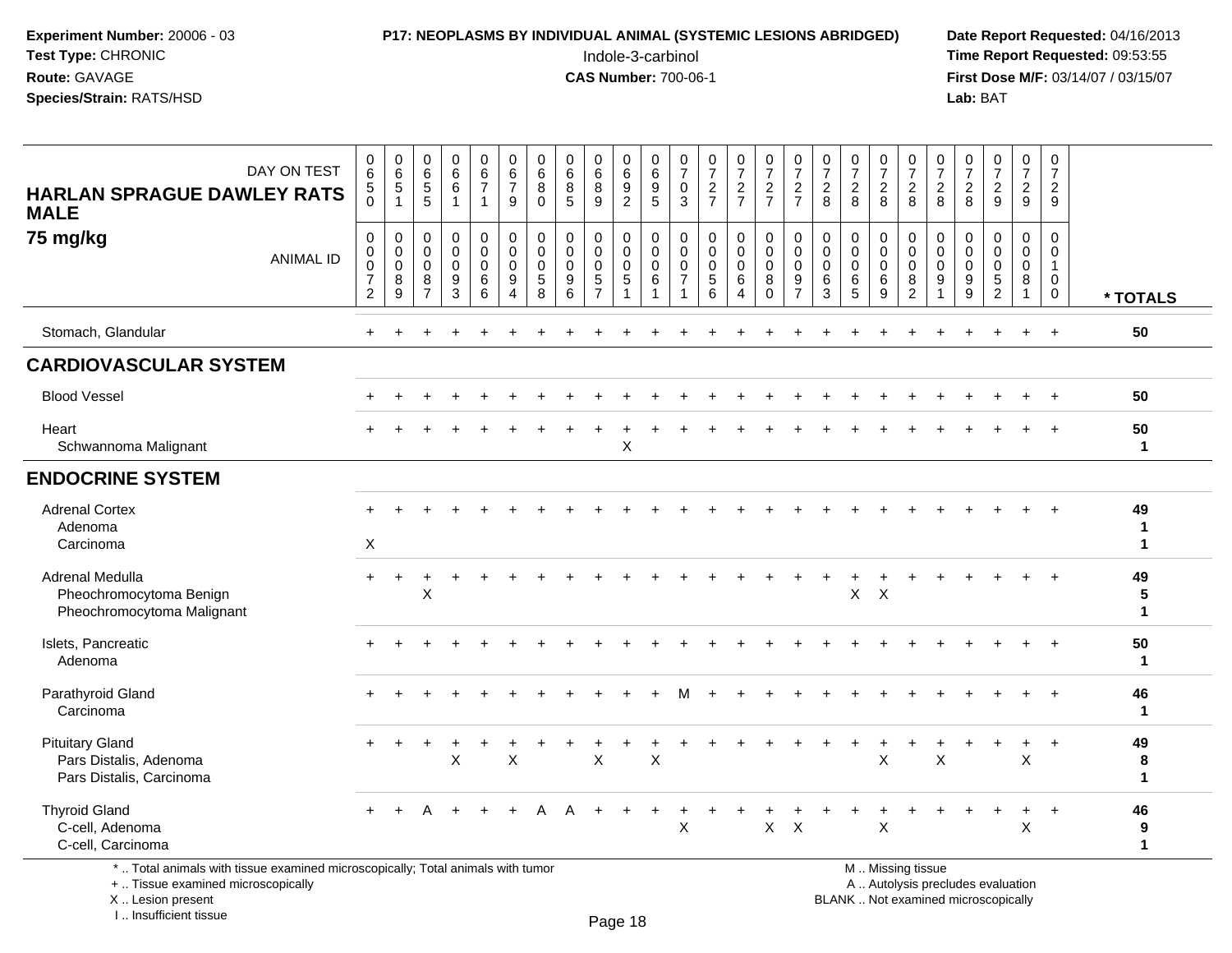**Experiment Number:** 20006 - 03
**Test Type:** CHRONIC
**Route:** GAVAGE
**Species/Strain:** RATS/HSD

**P17: NEOPLASMS BY INDIVIDUAL ANIMAL (SYSTEMIC LESIONS ABRIDGED)**
Indole-3-carbinol
**CAS Number:** 700-06-1

**Date Report Requested:** 04/16/2013
**Time Report Requested:** 09:53:55
**First Dose M/F:** 03/14/07 / 03/15/07
**Lab:** BAT

## HARLAN SPRAGUE DAWLEY RATS MALE
### 75 mg/kg

| DAY ON TEST | 650 | 651 | 655 | 661 | 671 | 679 | 680 | 685 | 689 | 692 | 695 | 703 | 727 | 727 | 727 | 727 | 728 | 728 | 728 | 728 | 728 | 728 | 729 | 729 | 729 | |
|---|---|---|---|---|---|---|---|---|---|---|---|---|---|---|---|---|---|---|---|---|---|---|---|---|---|---|
| ANIMAL ID | 0072 | 0089 | 0087 | 0093 | 0066 | 0094 | 0058 | 0096 | 0057 | 0051 | 0061 | 0071 | 0056 | 0064 | 0080 | 0097 | 0063 | 0065 | 0069 | 0082 | 0091 | 0099 | 0052 | 0081 | 0100 | * TOTALS |
| Stomach, Glandular | + | + | + | + | + | + | + | + | + | + | + | + | + | + | + | + | + | + | + | + | + | + | + | + | + | 50 |
| **CARDIOVASCULAR SYSTEM** | | | | | | | | | | | | | | | | | | | | | | | | | | |
| Blood Vessel | + | + | + | + | + | + | + | + | + | + | + | + | + | + | + | + | + | + | + | + | + | + | + | + | + | 50 |
| Heart | + | + | + | + | + | + | + | + | + | + | + | + | + | + | + | + | + | + | + | + | + | + | + | + | + | 50 |
| Schwannoma Malignant | | | | | | | | | | X | | | | | | | | | | | | | | | | 1 |
| **ENDOCRINE SYSTEM** | | | | | | | | | | | | | | | | | | | | | | | | | | |
| Adrenal Cortex | + | + | + | + | + | + | + | + | + | + | + | + | + | + | + | + | + | + | + | + | + | + | + | + | + | 49 |
| Adenoma | | | | | | | | | | | | | | | | | | | | | | | | | | 1 |
| Carcinoma | X | | | | | | | | | | | | | | | | | | | | | | | | | 1 |
| Adrenal Medulla | + | + | + | + | + | + | + | + | + | + | + | + | + | + | + | + | + | + | + | + | + | + | + | + | + | 49 |
| Pheochromocytoma Benign | | | X | | | | | | | | | | | | | | | X | X | | | | | | | 5 |
| Pheochromocytoma Malignant | | | | | | | | | | | | | | | | | | | | | | | | | | 1 |
| Islets, Pancreatic | + | + | + | + | + | + | + | + | + | + | + | + | + | + | + | + | + | + | + | + | + | + | + | + | + | 50 |
| Adenoma | | | | | | | | | | | | | | | | | | | | | | | | | | 1 |
| Parathyroid Gland | + | + | + | + | + | + | + | + | + | + | + | M | + | + | + | + | + | + | + | + | + | + | + | + | + | 46 |
| Carcinoma | | | | | | | | | | | | | | | | | | | | | | | | | | 1 |
| Pituitary Gland | + | + | + | + | + | + | + | + | + | + | + | + | + | + | + | + | + | + | + | + | + | + | + | + | + | 49 |
| Pars Distalis, Adenoma | | | | X | | X | | | X | | X | | | | | | | | X | | X | | | X | | 8 |
| Pars Distalis, Carcinoma | | | | | | | | | | | | | | | | | | | | | | | | | | 1 |
| Thyroid Gland | + | + | A | + | + | + | A | A | + | + | + | + | + | + | + | + | + | + | + | + | + | + | + | + | + | 46 |
| C-cell, Adenoma | | | | | | | | | | | | X | | | X | X | | | X | | | | | X | | 9 |
| C-cell, Carcinoma | | | | | | | | | | | | | | | | | | | | | | | | | | 1 |

\* .. Total animals with tissue examined microscopically; Total animals with tumor
\+ .. Tissue examined microscopically
X .. Lesion present
I .. Insufficient tissue

M .. Missing tissue
A .. Autolysis precludes evaluation
BLANK .. Not examined microscopically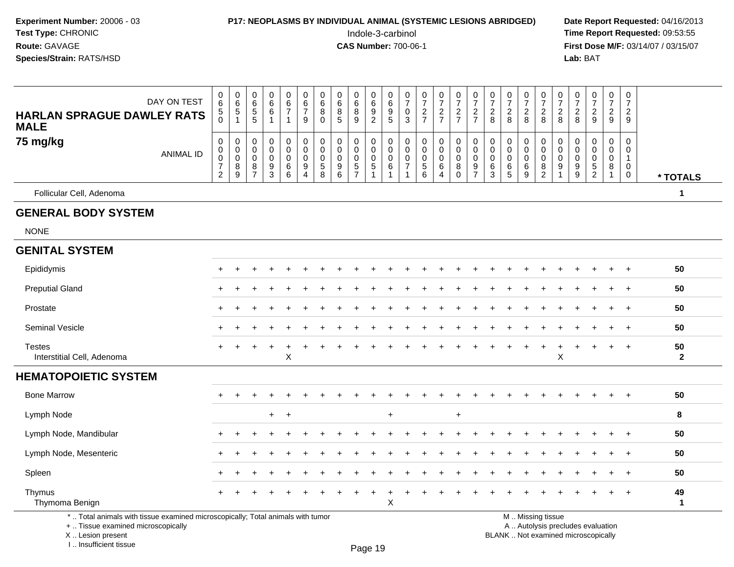Experiment Number: 20006 - 03
Test Type: CHRONIC
Route: GAVAGE
Species/Strain: RATS/HSD

**P17: NEOPLASMS BY INDIVIDUAL ANIMAL (SYSTEMIC LESIONS ABRIDGED)**
Indole-3-carbinol
**CAS Number:** 700-06-1

Date Report Requested: 04/16/2013
Time Report Requested: 09:53:55
First Dose M/F: 03/14/07 / 03/15/07
Lab: BAT

| HARLAN SPRAGUE DAWLEY RATS MALE 75 mg/kg — DAY ON TEST | 0650 | 0651 | 0655 | 0661 | 0671 | 0679 | 0680 | 0685 | 0689 | 0692 | 0695 | 0703 | 0727 | 0727 | 0727 | 0727 | 0728 | 0728 | 0728 | 0728 | 0728 | 0728 | 0729 | 0729 | 0729 | |
|---|---|---|---|---|---|---|---|---|---|---|---|---|---|---|---|---|---|---|---|---|---|---|---|---|---|---|
| ANIMAL ID | 00072 | 00089 | 00087 | 00093 | 00066 | 00094 | 00058 | 00096 | 00057 | 00051 | 00061 | 00071 | 00056 | 00064 | 00080 | 00097 | 00063 | 00065 | 00069 | 00082 | 00091 | 00099 | 00052 | 00081 | 00100 | * TOTALS |
| Follicular Cell, Adenoma | | | | | | | | | | | | | | | | | | | | | | | | | | 1 |
| **GENERAL BODY SYSTEM** | | | | | | | | | | | | | | | | | | | | | | | | | | |
| NONE | | | | | | | | | | | | | | | | | | | | | | | | | | |
| **GENITAL SYSTEM** | | | | | | | | | | | | | | | | | | | | | | | | | | |
| Epididymis | + | + | + | + | + | + | + | + | + | + | + | + | + | + | + | + | + | + | + | + | + | + | + | + | + | 50 |
| Preputial Gland | + | + | + | + | + | + | + | + | + | + | + | + | + | + | + | + | + | + | + | + | + | + | + | + | + | 50 |
| Prostate | + | + | + | + | + | + | + | + | + | + | + | + | + | + | + | + | + | + | + | + | + | + | + | + | + | 50 |
| Seminal Vesicle | + | + | + | + | + | + | + | + | + | + | + | + | + | + | + | + | + | + | + | + | + | + | + | + | + | 50 |
| Testes | + | + | + | + | + | + | + | + | + | + | + | + | + | + | + | + | + | + | + | + | + | + | + | + | + | 50 |
| Interstitial Cell, Adenoma | | | | | X | | | | | | | | | | | | | | | | X | | | | | 2 |
| **HEMATOPOIETIC SYSTEM** | | | | | | | | | | | | | | | | | | | | | | | | | | |
| Bone Marrow | + | + | + | + | + | + | + | + | + | + | + | + | + | + | + | + | + | + | + | + | + | + | + | + | + | 50 |
| Lymph Node | | | | + | + | | | | | | + | | | | + | | | | | | | | | | | 8 |
| Lymph Node, Mandibular | + | + | + | + | + | + | + | + | + | + | + | + | + | + | + | + | + | + | + | + | + | + | + | + | + | 50 |
| Lymph Node, Mesenteric | + | + | + | + | + | + | + | + | + | + | + | + | + | + | + | + | + | + | + | + | + | + | + | + | + | 50 |
| Spleen | + | + | + | + | + | + | + | + | + | + | + | + | + | + | + | + | + | + | + | + | + | + | + | + | + | 50 |
| Thymus | + | + | + | + | + | + | + | + | + | + | + | + | + | + | + | + | + | + | + | + | + | + | + | + | + | 49 |
| Thymoma Benign | | | | | | | | | | | X | | | | | | | | | | | | | | | 1 |

\* .. Total animals with tissue examined microscopically; Total animals with tumor
\+ .. Tissue examined microscopically
X .. Lesion present
I .. Insufficient tissue

M .. Missing tissue
A .. Autolysis precludes evaluation
BLANK .. Not examined microscopically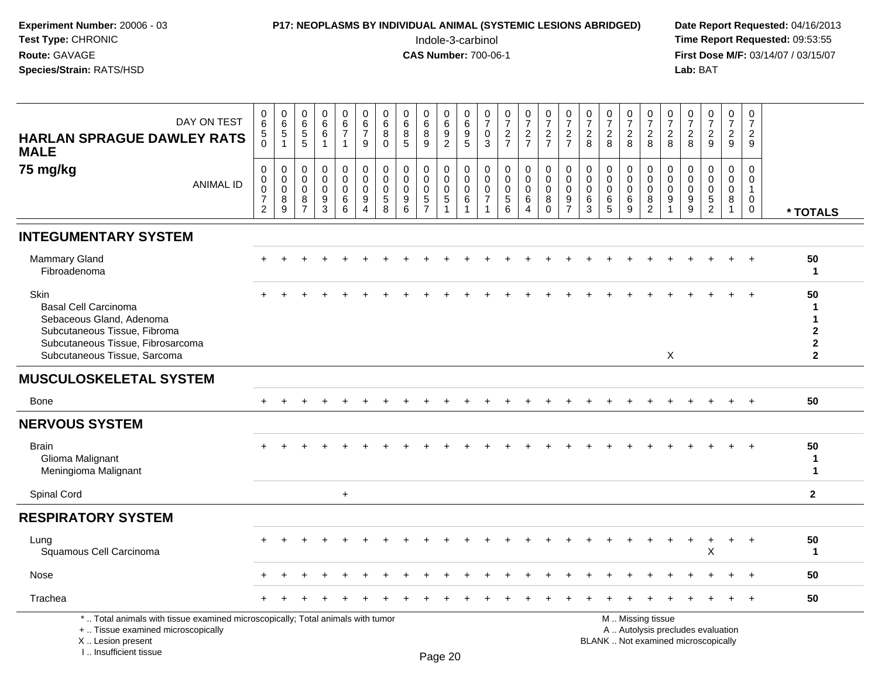**Experiment Number:** 20006 - 03
**Test Type:** CHRONIC
**Route:** GAVAGE
**Species/Strain:** RATS/HSD

**P17: NEOPLASMS BY INDIVIDUAL ANIMAL (SYSTEMIC LESIONS ABRIDGED)**
Indole-3-carbinol
**CAS Number:** 700-06-1

**Date Report Requested:** 04/16/2013
**Time Report Requested:** 09:53:55
**First Dose M/F:** 03/14/07 / 03/15/07
**Lab:** BAT

**HARLAN SPRAGUE DAWLEY RATS MALE**
**75 mg/kg**

| DAY ON TEST | 0650 | 0651 | 0655 | 0661 | 0671 | 0679 | 0680 | 0685 | 0689 | 0692 | 0695 | 0703 | 0727 | 0727 | 0727 | 0727 | 0728 | 0728 | 0728 | 0728 | 0728 | 0728 | 0729 | 0729 | 0729 | |
|---|---|---|---|---|---|---|---|---|---|---|---|---|---|---|---|---|---|---|---|---|---|---|---|---|---|---|
| ANIMAL ID | 00072 | 00089 | 00087 | 00093 | 00066 | 00094 | 00058 | 00096 | 00057 | 00051 | 00061 | 00071 | 00056 | 00064 | 00080 | 00097 | 00063 | 00065 | 00069 | 00082 | 00091 | 00099 | 00052 | 00081 | 00100 | * TOTALS |
| **INTEGUMENTARY SYSTEM** | | | | | | | | | | | | | | | | | | | | | | | | | | |
| Mammary Gland | + | + | + | + | + | + | + | + | + | + | + | + | + | + | + | + | + | + | + | + | + | + | + | + | + | 50 |
| Fibroadenoma | | | | | | | | | | | | | | | | | | | | | | | | | | 1 |
| Skin | + | + | + | + | + | + | + | + | + | + | + | + | + | + | + | + | + | + | + | + | + | + | + | + | + | 50 |
| Basal Cell Carcinoma | | | | | | | | | | | | | | | | | | | | | | | | | | 1 |
| Sebaceous Gland, Adenoma | | | | | | | | | | | | | | | | | | | | | | | | | | 1 |
| Subcutaneous Tissue, Fibroma | | | | | | | | | | | | | | | | | | | | | | | | | | 2 |
| Subcutaneous Tissue, Fibrosarcoma | | | | | | | | | | | | | | | | | | | | | | | | | | 2 |
| Subcutaneous Tissue, Sarcoma | | | | | | | | | | | | | | | | | | | | | X | | | | | 2 |
| **MUSCULOSKELETAL SYSTEM** | | | | | | | | | | | | | | | | | | | | | | | | | | |
| Bone | + | + | + | + | + | + | + | + | + | + | + | + | + | + | + | + | + | + | + | + | + | + | + | + | + | 50 |
| **NERVOUS SYSTEM** | | | | | | | | | | | | | | | | | | | | | | | | | | |
| Brain | + | + | + | + | + | + | + | + | + | + | + | + | + | + | + | + | + | + | + | + | + | + | + | + | + | 50 |
| Glioma Malignant | | | | | | | | | | | | | | | | | | | | | | | | | | 1 |
| Meningioma Malignant | | | | | | | | | | | | | | | | | | | | | | | | | | 1 |
| Spinal Cord | | | | | + | | | | | | | | | | | | | | | | | | | | | 2 |
| **RESPIRATORY SYSTEM** | | | | | | | | | | | | | | | | | | | | | | | | | | |
| Lung | + | + | + | + | + | + | + | + | + | + | + | + | + | + | + | + | + | + | + | + | + | + | + | + | + | 50 |
| Squamous Cell Carcinoma | | | | | | | | | | | | | | | | | | | | | | | X | | | 1 |
| Nose | + | + | + | + | + | + | + | + | + | + | + | + | + | + | + | + | + | + | + | + | + | + | + | + | + | 50 |
| Trachea | + | + | + | + | + | + | + | + | + | + | + | + | + | + | + | + | + | + | + | + | + | + | + | + | + | 50 |

\* .. Total animals with tissue examined microscopically; Total animals with tumor
+ .. Tissue examined microscopically
X .. Lesion present
I .. Insufficient tissue

M .. Missing tissue
A .. Autolysis precludes evaluation
BLANK .. Not examined microscopically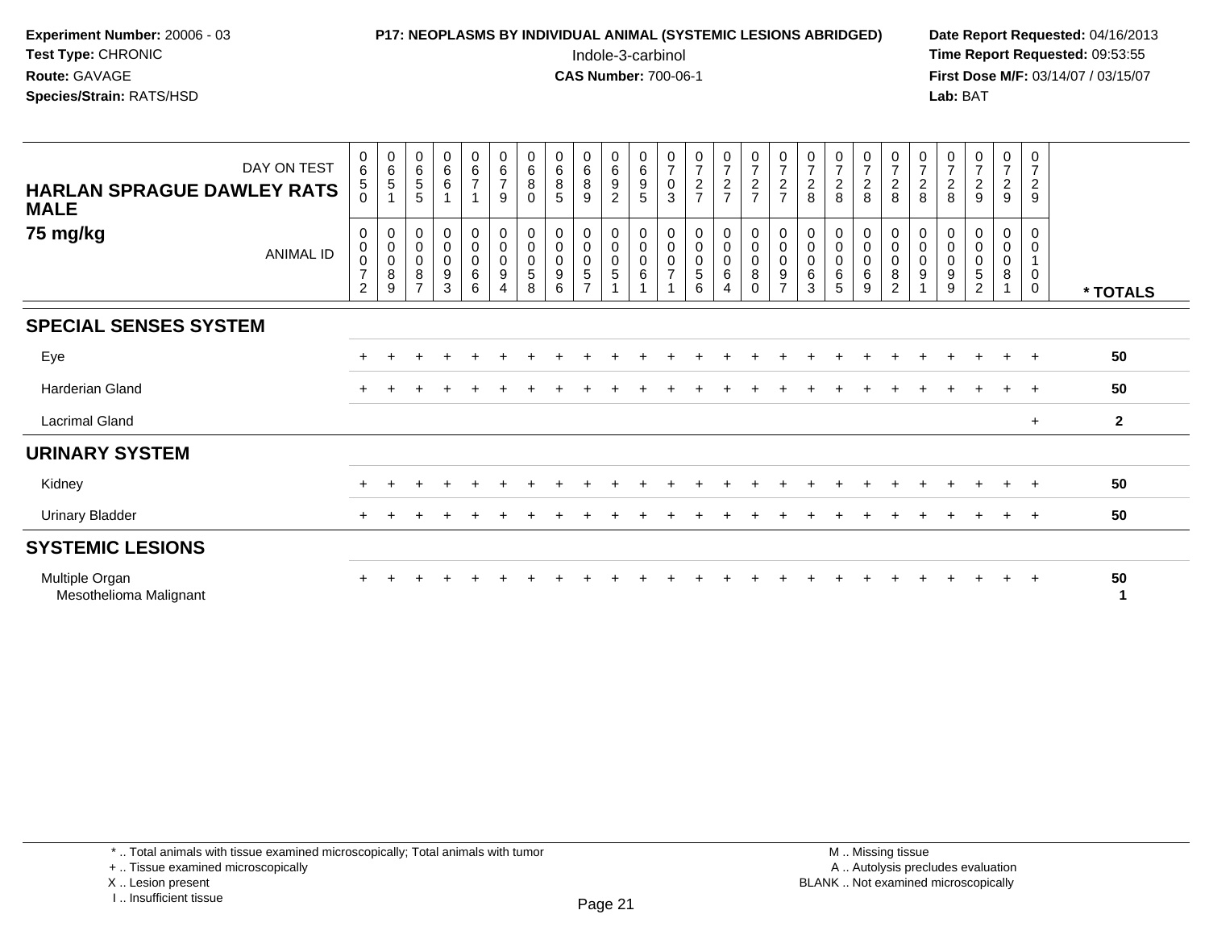**Experiment Number:** 20006 - 03
**Test Type:** CHRONIC
**Route:** GAVAGE
**Species/Strain:** RATS/HSD

**P17: NEOPLASMS BY INDIVIDUAL ANIMAL (SYSTEMIC LESIONS ABRIDGED)**
Indole-3-carbinol
**CAS Number:** 700-06-1

**Date Report Requested:** 04/16/2013
**Time Report Requested:** 09:53:55
**First Dose M/F:** 03/14/07 / 03/15/07
**Lab:** BAT

| HARLAN SPRAGUE DAWLEY RATS MALE 75 mg/kg — DAY ON TEST | 0650 | 0651 | 0655 | 0661 | 0671 | 0679 | 0680 | 0685 | 0689 | 0692 | 0695 | 0703 | 0727 | 0727 | 0727 | 0727 | 0728 | 0728 | 0728 | 0728 | 0728 | 0728 | 0729 | 0729 | 0729 | |
|---|---|---|---|---|---|---|---|---|---|---|---|---|---|---|---|---|---|---|---|---|---|---|---|---|---|---|
| ANIMAL ID | 00072 | 00089 | 00087 | 00093 | 00066 | 00094 | 00058 | 00096 | 00057 | 00051 | 00061 | 00071 | 00056 | 00064 | 00080 | 00097 | 00063 | 00065 | 00069 | 00082 | 00091 | 00099 | 00052 | 00081 | 00100 | * TOTALS |
| **SPECIAL SENSES SYSTEM** | | | | | | | | | | | | | | | | | | | | | | | | | | |
| Eye | + | + | + | + | + | + | + | + | + | + | + | + | + | + | + | + | + | + | + | + | + | + | + | + | + | 50 |
| Harderian Gland | + | + | + | + | + | + | + | + | + | + | + | + | + | + | + | + | + | + | + | + | + | + | + | + | + | 50 |
| Lacrimal Gland | | | | | | | | | | | | | | | | | | | | | | | | | + | 2 |
| **URINARY SYSTEM** | | | | | | | | | | | | | | | | | | | | | | | | | | |
| Kidney | + | + | + | + | + | + | + | + | + | + | + | + | + | + | + | + | + | + | + | + | + | + | + | + | + | 50 |
| Urinary Bladder | + | + | + | + | + | + | + | + | + | + | + | + | + | + | + | + | + | + | + | + | + | + | + | + | + | 50 |
| **SYSTEMIC LESIONS** | | | | | | | | | | | | | | | | | | | | | | | | | | |
| Multiple Organ | + | + | + | + | + | + | + | + | + | + | + | + | + | + | + | + | + | + | + | + | + | + | + | + | + | 50 |
| Mesothelioma Malignant | | | | | | | | | | | | | | | | | | | | | | | | | | 1 |

* .. Total animals with tissue examined microscopically; Total animals with tumor
+ .. Tissue examined microscopically
X .. Lesion present
I .. Insufficient tissue

M .. Missing tissue
A .. Autolysis precludes evaluation
BLANK .. Not examined microscopically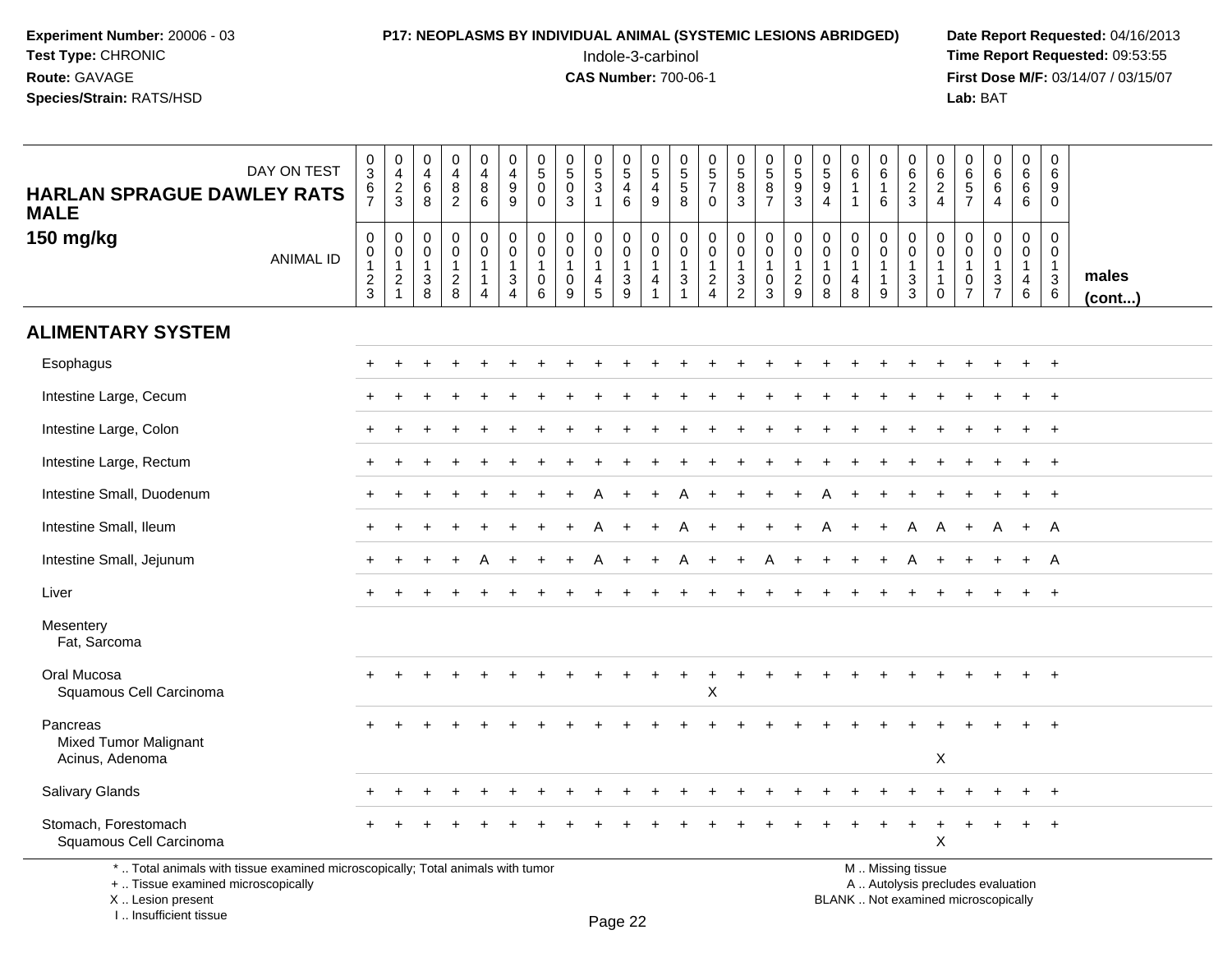**Experiment Number:** 20006 - 03
**Test Type:** CHRONIC
**Route:** GAVAGE
**Species/Strain:** RATS/HSD

**P17: NEOPLASMS BY INDIVIDUAL ANIMAL (SYSTEMIC LESIONS ABRIDGED)**
Indole-3-carbinol
**CAS Number:** 700-06-1

**Date Report Requested:** 04/16/2013
**Time Report Requested:** 09:53:55
**First Dose M/F:** 03/14/07 / 03/15/07
**Lab:** BAT

**HARLAN SPRAGUE DAWLEY RATS MALE**
**150 mg/kg**

| DAY ON TEST | 0367 | 0423 | 0468 | 0482 | 0486 | 0499 | 0500 | 0503 | 0531 | 0546 | 0549 | 0558 | 0570 | 0583 | 0587 | 0593 | 0594 | 0611 | 0616 | 0623 | 0624 | 0657 | 0664 | 0666 | 0690 | |
|---|---|---|---|---|---|---|---|---|---|---|---|---|---|---|---|---|---|---|---|---|---|---|---|---|---|---|
| ANIMAL ID | 00123 | 00121 | 00138 | 00128 | 00114 | 00134 | 00106 | 00109 | 00145 | 00139 | 00141 | 00131 | 00124 | 00132 | 00103 | 00129 | 00108 | 00148 | 00119 | 00133 | 00110 | 00107 | 00137 | 00146 | 00136 | **males (cont...)** |
| **ALIMENTARY SYSTEM** | | | | | | | | | | | | | | | | | | | | | | | | | | |
| Esophagus | + | + | + | + | + | + | + | + | + | + | + | + | + | + | + | + | + | + | + | + | + | + | + | + | + | |
| Intestine Large, Cecum | + | + | + | + | + | + | + | + | + | + | + | + | + | + | + | + | + | + | + | + | + | + | + | + | + | |
| Intestine Large, Colon | + | + | + | + | + | + | + | + | + | + | + | + | + | + | + | + | + | + | + | + | + | + | + | + | + | |
| Intestine Large, Rectum | + | + | + | + | + | + | + | + | + | + | + | + | + | + | + | + | + | + | + | + | + | + | + | + | + | |
| Intestine Small, Duodenum | + | + | + | + | + | + | + | + | A | + | + | A | + | + | + | + | A | + | + | + | + | + | + | + | + | |
| Intestine Small, Ileum | + | + | + | + | + | + | + | + | A | + | + | A | + | + | + | + | A | + | + | A | A | + | A | + | A | |
| Intestine Small, Jejunum | + | + | + | + | A | + | + | + | A | + | + | A | + | + | A | + | + | + | + | A | + | + | + | + | A | |
| Liver | + | + | + | + | + | + | + | + | + | + | + | + | + | + | + | + | + | + | + | + | + | + | + | + | + | |
| Mesentery | | | | | | | | | | | | | | | | | | | | | | | | | | |
| Fat, Sarcoma | | | | | | | | | | | | | | | | | | | | | | | | | | |
| Oral Mucosa | + | + | + | + | + | + | + | + | + | + | + | + | + | + | + | + | + | + | + | + | + | + | + | + | + | |
| Squamous Cell Carcinoma | | | | | | | | | | | | | X | | | | | | | | | | | | | |
| Pancreas | + | + | + | + | + | + | + | + | + | + | + | + | + | + | + | + | + | + | + | + | + | + | + | + | + | |
| Mixed Tumor Malignant | | | | | | | | | | | | | | | | | | | | | | | | | | |
| Acinus, Adenoma | | | | | | | | | | | | | | | | | | | | | X | | | | | |
| Salivary Glands | + | + | + | + | + | + | + | + | + | + | + | + | + | + | + | + | + | + | + | + | + | + | + | + | + | |
| Stomach, Forestomach | + | + | + | + | + | + | + | + | + | + | + | + | + | + | + | + | + | + | + | + | + | + | + | + | + | |
| Squamous Cell Carcinoma | | | | | | | | | | | | | | | | | | | | | X | | | | | |

\* .. Total animals with tissue examined microscopically; Total animals with tumor
\+ .. Tissue examined microscopically
X .. Lesion present
I .. Insufficient tissue

M .. Missing tissue
A .. Autolysis precludes evaluation
BLANK .. Not examined microscopically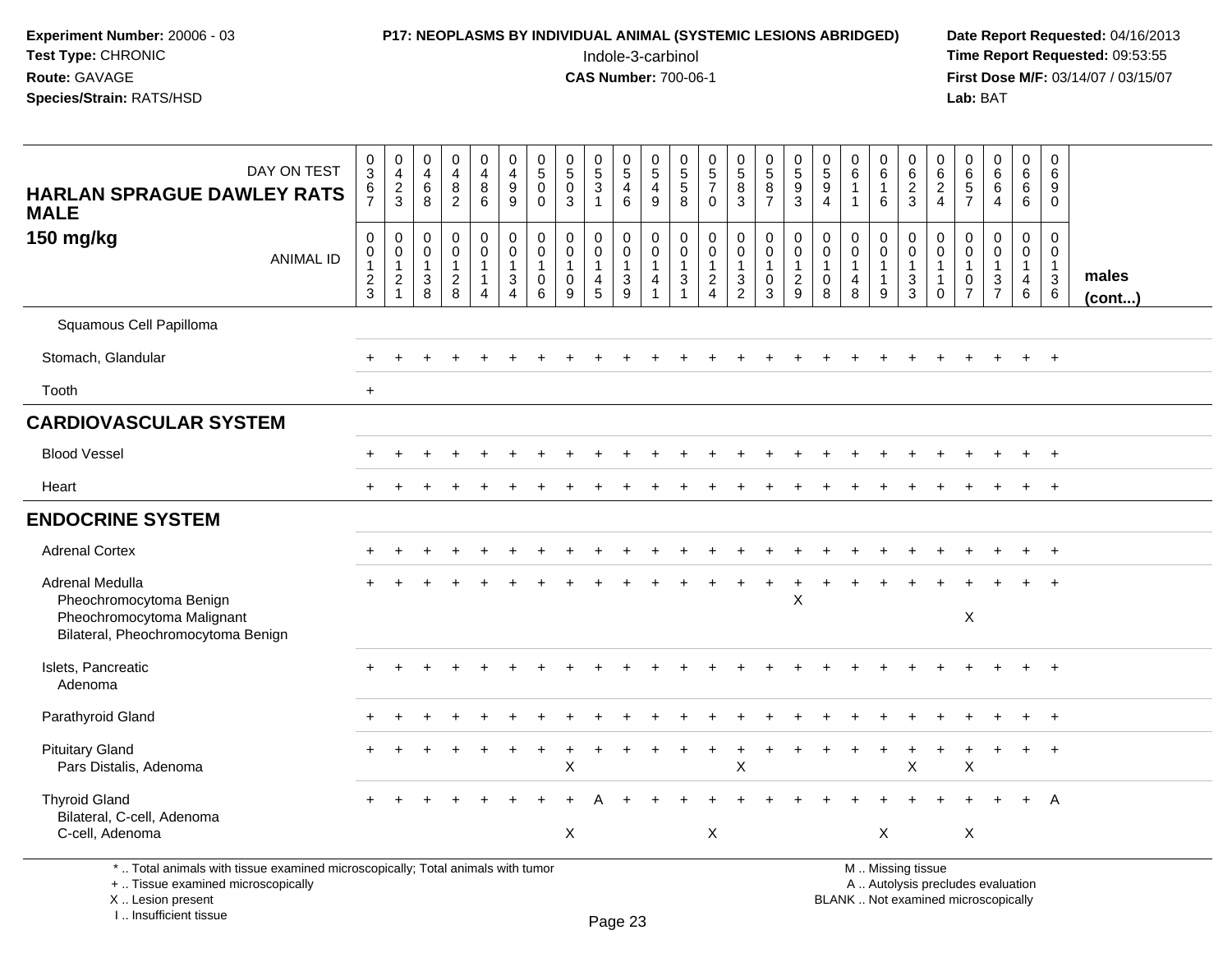**Experiment Number:** 20006 - 03
**Test Type:** CHRONIC
**Route:** GAVAGE
**Species/Strain:** RATS/HSD

**P17: NEOPLASMS BY INDIVIDUAL ANIMAL (SYSTEMIC LESIONS ABRIDGED)**
Indole-3-carbinol
**CAS Number:** 700-06-1

**Date Report Requested:** 04/16/2013
**Time Report Requested:** 09:53:55
**First Dose M/F:** 03/14/07 / 03/15/07
**Lab:** BAT

## HARLAN SPRAGUE DAWLEY RATS MALE
## 150 mg/kg

| DAY ON TEST | 0367 | 0423 | 0468 | 0482 | 0486 | 0499 | 0500 | 0503 | 0531 | 0546 | 0549 | 0558 | 0570 | 0583 | 0587 | 0593 | 0594 | 0611 | 0616 | 0623 | 0624 | 0657 | 0664 | 0666 | 0690 | |
|---|---|---|---|---|---|---|---|---|---|---|---|---|---|---|---|---|---|---|---|---|---|---|---|---|---|---|
| **ANIMAL ID** | 00123 | 00121 | 00138 | 00128 | 00114 | 00134 | 00106 | 00109 | 00145 | 00139 | 00141 | 00131 | 00124 | 00132 | 00103 | 00129 | 00108 | 00148 | 00119 | 00133 | 00110 | 00107 | 00137 | 00146 | 00136 | **males (cont...)** |
| Squamous Cell Papilloma | | | | | | | | | | | | | | | | | | | | | | | | | | |
| Stomach, Glandular | + | + | + | + | + | + | + | + | + | + | + | + | + | + | + | + | + | + | + | + | + | + | + | + | + | |
| Tooth | + | | | | | | | | | | | | | | | | | | | | | | | | | |
| **CARDIOVASCULAR SYSTEM** | | | | | | | | | | | | | | | | | | | | | | | | | | |
| Blood Vessel | + | + | + | + | + | + | + | + | + | + | + | + | + | + | + | + | + | + | + | + | + | + | + | + | + | |
| Heart | + | + | + | + | + | + | + | + | + | + | + | + | + | + | + | + | + | + | + | + | + | + | + | + | + | |
| **ENDOCRINE SYSTEM** | | | | | | | | | | | | | | | | | | | | | | | | | | |
| Adrenal Cortex | + | + | + | + | + | + | + | + | + | + | + | + | + | + | + | + | + | + | + | + | + | + | + | + | + | |
| Adrenal Medulla | + | + | + | + | + | + | + | + | + | + | + | + | + | + | + | + | + | + | + | + | + | + | + | + | + | |
| Pheochromocytoma Benign | | | | | | | | | | | | | | | | X | | | | | | | | | | |
| Pheochromocytoma Malignant | | | | | | | | | | | | | | | | | | | | | | X | | | | |
| Bilateral, Pheochromocytoma Benign | | | | | | | | | | | | | | | | | | | | | | | | | | |
| Islets, Pancreatic | + | + | + | + | + | + | + | + | + | + | + | + | + | + | + | + | + | + | + | + | + | + | + | + | + | |
| Adenoma | | | | | | | | | | | | | | | | | | | | | | | | | | |
| Parathyroid Gland | + | + | + | + | + | + | + | + | + | + | + | + | + | + | + | + | + | + | + | + | + | + | + | + | + | |
| Pituitary Gland | + | + | + | + | + | + | + | + | + | + | + | + | + | + | + | + | + | + | + | + | + | + | + | + | + | |
| Pars Distalis, Adenoma | | | | | | | | X | | | | | | X | | | | | | X | | X | | | | |
| Thyroid Gland | + | + | + | + | + | + | + | + | A | + | + | + | + | + | + | + | + | + | + | + | + | + | + | + | A | |
| Bilateral, C-cell, Adenoma | | | | | | | | | | | | | | | | | | | | | | | | | | |
| C-cell, Adenoma | | | | | | | | X | | | | | X | | | | | | X | | | X | | | | |

\* .. Total animals with tissue examined microscopically; Total animals with tumor
\+ .. Tissue examined microscopically
X .. Lesion present
I .. Insufficient tissue

M .. Missing tissue
A .. Autolysis precludes evaluation
BLANK .. Not examined microscopically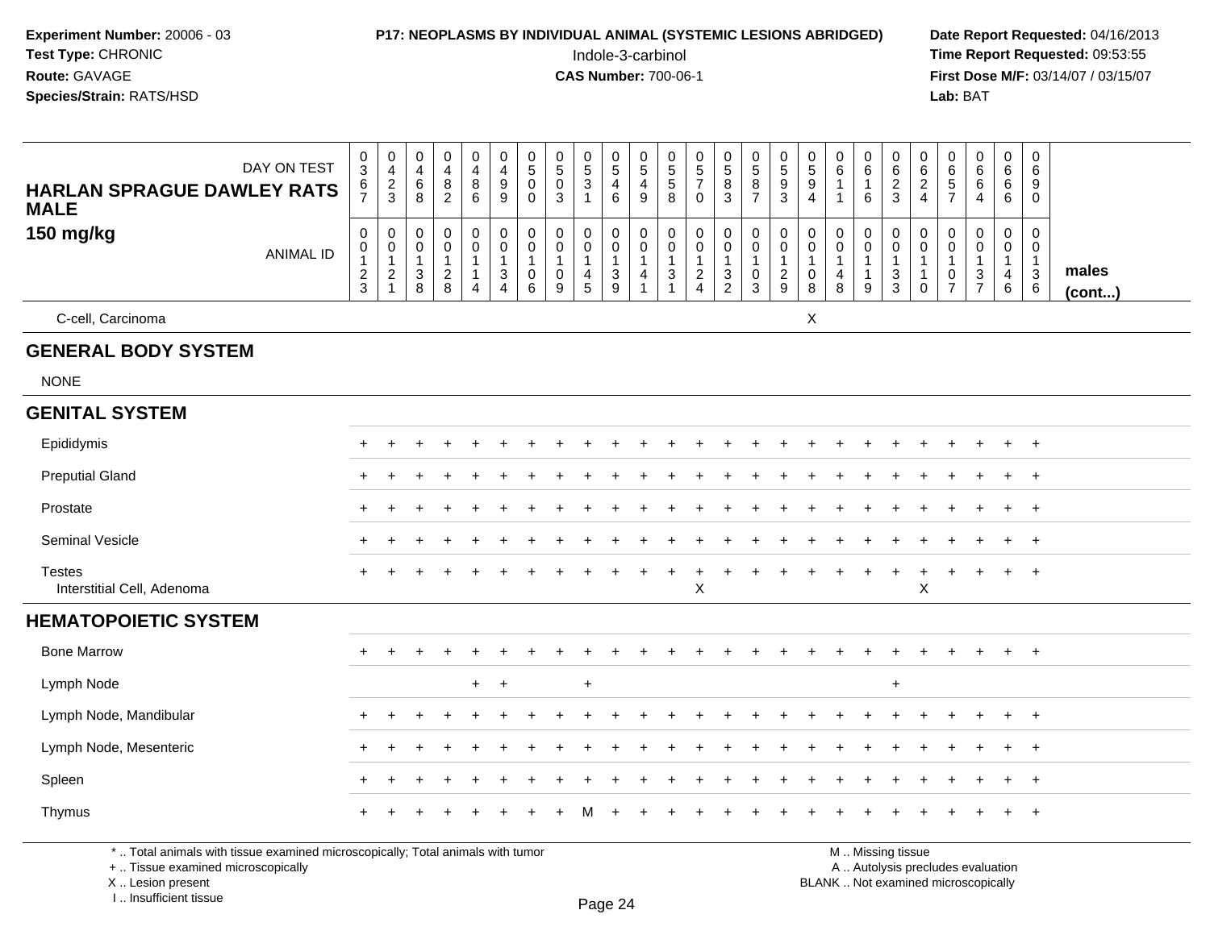**Experiment Number:** 20006 - 03
**Test Type:** CHRONIC
**Route:** GAVAGE
**Species/Strain:** RATS/HSD

**P17: NEOPLASMS BY INDIVIDUAL ANIMAL (SYSTEMIC LESIONS ABRIDGED)**
Indole-3-carbinol
**CAS Number:** 700-06-1

**Date Report Requested:** 04/16/2013
**Time Report Requested:** 09:53:55
**First Dose M/F:** 03/14/07 / 03/15/07
**Lab:** BAT

**HARLAN SPRAGUE DAWLEY RATS MALE 150 mg/kg**

| DAY ON TEST | 0367 | 0423 | 0468 | 0482 | 0486 | 0499 | 0500 | 0503 | 0531 | 0546 | 0549 | 0558 | 0570 | 0583 | 0587 | 0593 | 0594 | 0611 | 0616 | 0623 | 0624 | 0657 | 0664 | 0666 | 0690 | |
|---|---|---|---|---|---|---|---|---|---|---|---|---|---|---|---|---|---|---|---|---|---|---|---|---|---|---|
| ANIMAL ID | 00123 | 00121 | 00138 | 00128 | 00114 | 00134 | 00106 | 00109 | 00145 | 00139 | 00141 | 00131 | 00124 | 00132 | 00103 | 00129 | 00108 | 00148 | 00119 | 00133 | 00110 | 00107 | 00137 | 00146 | 00136 | **males (cont...)** |
| C-cell, Carcinoma | | | | | | | | | | | | | | | | | X | | | | | | | | | |
| **GENERAL BODY SYSTEM** | | | | | | | | | | | | | | | | | | | | | | | | | | |
| NONE | | | | | | | | | | | | | | | | | | | | | | | | | | |
| **GENITAL SYSTEM** | | | | | | | | | | | | | | | | | | | | | | | | | | |
| Epididymis | + | + | + | + | + | + | + | + | + | + | + | + | + | + | + | + | + | + | + | + | + | + | + | + | + | |
| Preputial Gland | + | + | + | + | + | + | + | + | + | + | + | + | + | + | + | + | + | + | + | + | + | + | + | + | + | |
| Prostate | + | + | + | + | + | + | + | + | + | + | + | + | + | + | + | + | + | + | + | + | + | + | + | + | + | |
| Seminal Vesicle | + | + | + | + | + | + | + | + | + | + | + | + | + | + | + | + | + | + | + | + | + | + | + | + | + | |
| Testes | + | + | + | + | + | + | + | + | + | + | + | + | + | + | + | + | + | + | + | + | + | + | + | + | + | |
| Interstitial Cell, Adenoma | | | | | | | | | | | | | X | | | | | | | | X | | | | | |
| **HEMATOPOIETIC SYSTEM** | | | | | | | | | | | | | | | | | | | | | | | | | | |
| Bone Marrow | + | + | + | + | + | + | + | + | + | + | + | + | + | + | + | + | + | + | + | + | + | + | + | + | + | |
| Lymph Node | | | | | + | + | | | + | | | | | | | | | | | + | | | | | | |
| Lymph Node, Mandibular | + | + | + | + | + | + | + | + | + | + | + | + | + | + | + | + | + | + | + | + | + | + | + | + | + | |
| Lymph Node, Mesenteric | + | + | + | + | + | + | + | + | + | + | + | + | + | + | + | + | + | + | + | + | + | + | + | + | + | |
| Spleen | + | + | + | + | + | + | + | + | + | + | + | + | + | + | + | + | + | + | + | + | + | + | + | + | + | |
| Thymus | + | + | + | + | + | + | + | + | M | + | + | + | + | + | + | + | + | + | + | + | + | + | + | + | + | |

\* .. Total animals with tissue examined microscopically; Total animals with tumor
\+ .. Tissue examined microscopically
X .. Lesion present
I .. Insufficient tissue

M .. Missing tissue
A .. Autolysis precludes evaluation
BLANK .. Not examined microscopically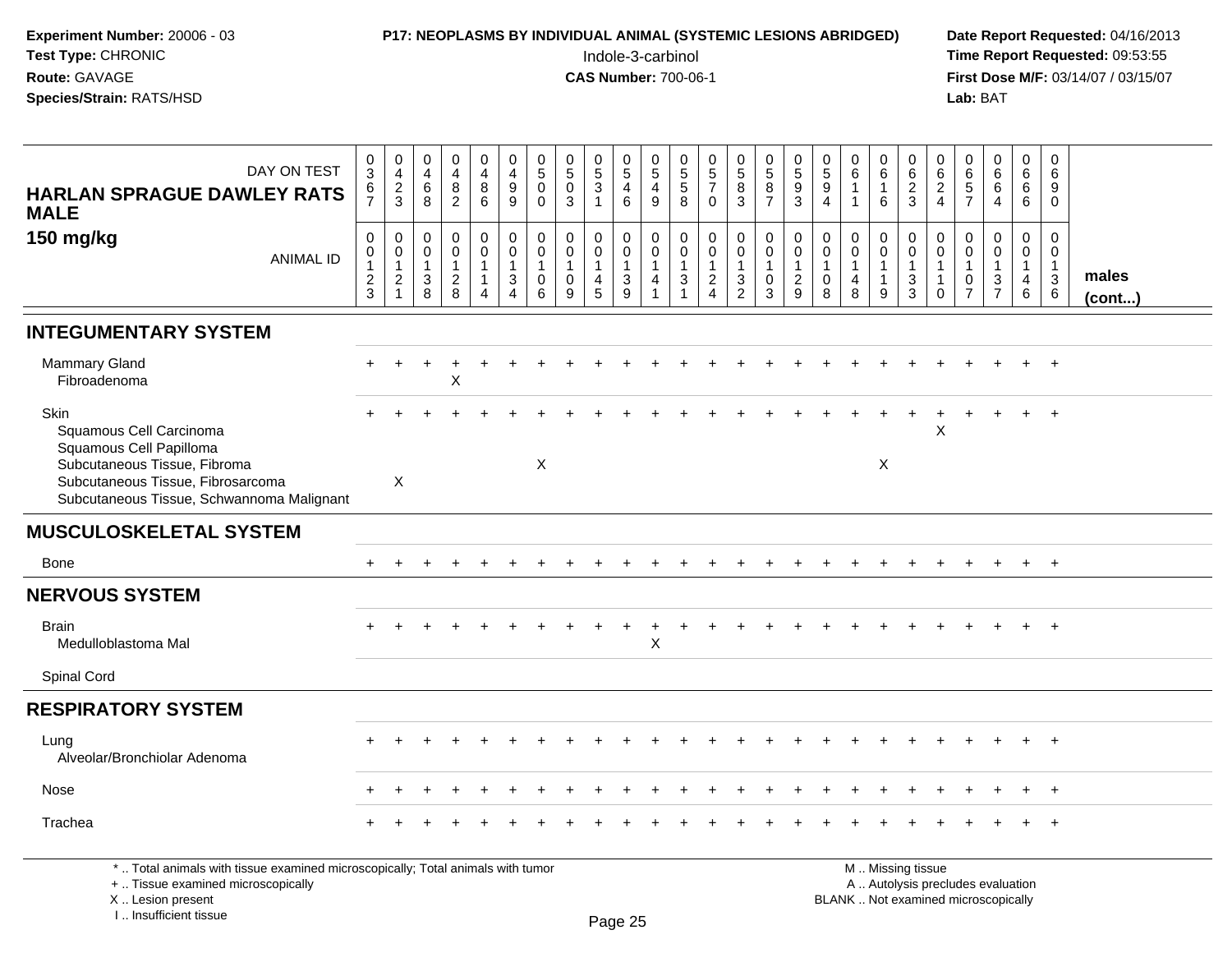**Experiment Number:** 20006 - 03
**Test Type:** CHRONIC
**Route:** GAVAGE
**Species/Strain:** RATS/HSD

**P17: NEOPLASMS BY INDIVIDUAL ANIMAL (SYSTEMIC LESIONS ABRIDGED)**
Indole-3-carbinol
**CAS Number:** 700-06-1

**Date Report Requested:** 04/16/2013
**Time Report Requested:** 09:53:55
**First Dose M/F:** 03/14/07 / 03/15/07
**Lab:** BAT

**HARLAN SPRAGUE DAWLEY RATS MALE**
**150 mg/kg**

| DAY ON TEST | 0367 | 0423 | 0468 | 0482 | 0486 | 0499 | 0500 | 0503 | 0531 | 0546 | 0549 | 0558 | 0570 | 0583 | 0587 | 0593 | 0594 | 0611 | 0616 | 0623 | 0624 | 0657 | 0664 | 0666 | 0690 | |
|---|---|---|---|---|---|---|---|---|---|---|---|---|---|---|---|---|---|---|---|---|---|---|---|---|---|---|
| ANIMAL ID | 00123 | 00121 | 00138 | 00128 | 00114 | 00134 | 00106 | 00109 | 00145 | 00139 | 00141 | 00131 | 00124 | 00132 | 00103 | 00129 | 00108 | 00148 | 00119 | 00133 | 00110 | 00107 | 00137 | 00146 | 00136 | males (cont...) |
| **INTEGUMENTARY SYSTEM** | | | | | | | | | | | | | | | | | | | | | | | | | | |
| Mammary Gland | + | + | + | + | + | + | + | + | + | + | + | + | + | + | + | + | + | + | + | + | + | + | + | + | + | |
| Fibroadenoma | | | | X | | | | | | | | | | | | | | | | | | | | | | |
| Skin | + | + | + | + | + | + | + | + | + | + | + | + | + | + | + | + | + | + | + | + | + | + | + | + | + | |
| Squamous Cell Carcinoma | | | | | | | | | | | | | | | | | | | | | X | | | | | |
| Squamous Cell Papilloma | | | | | | | | | | | | | | | | | | | | | | | | | | |
| Subcutaneous Tissue, Fibroma | | | | | | | X | | | | | | | | | | | | X | | | | | | | |
| Subcutaneous Tissue, Fibrosarcoma | | X | | | | | | | | | | | | | | | | | | | | | | | | |
| Subcutaneous Tissue, Schwannoma Malignant | | | | | | | | | | | | | | | | | | | | | | | | | | |
| **MUSCULOSKELETAL SYSTEM** | | | | | | | | | | | | | | | | | | | | | | | | | | |
| Bone | + | + | + | + | + | + | + | + | + | + | + | + | + | + | + | + | + | + | + | + | + | + | + | + | + | |
| **NERVOUS SYSTEM** | | | | | | | | | | | | | | | | | | | | | | | | | | |
| Brain | + | + | + | + | + | + | + | + | + | + | + | + | + | + | + | + | + | + | + | + | + | + | + | + | + | |
| Medulloblastoma Mal | | | | | | | | | | | X | | | | | | | | | | | | | | | |
| Spinal Cord | | | | | | | | | | | | | | | | | | | | | | | | | | |
| **RESPIRATORY SYSTEM** | | | | | | | | | | | | | | | | | | | | | | | | | | |
| Lung | + | + | + | + | + | + | + | + | + | + | + | + | + | + | + | + | + | + | + | + | + | + | + | + | + | |
| Alveolar/Bronchiolar Adenoma | | | | | | | | | | | | | | | | | | | | | | | | | | |
| Nose | + | + | + | + | + | + | + | + | + | + | + | + | + | + | + | + | + | + | + | + | + | + | + | + | + | |
| Trachea | + | + | + | + | + | + | + | + | + | + | + | + | + | + | + | + | + | + | + | + | + | + | + | + | + | |

\* .. Total animals with tissue examined microscopically; Total animals with tumor
\+ .. Tissue examined microscopically
X .. Lesion present
I .. Insufficient tissue

M .. Missing tissue
A .. Autolysis precludes evaluation
BLANK .. Not examined microscopically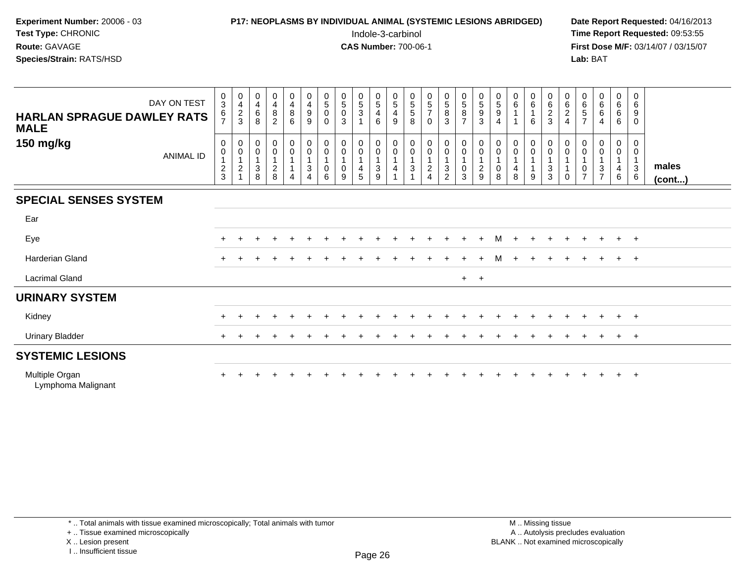**Experiment Number:** 20006 - 03
**Test Type:** CHRONIC
**Route:** GAVAGE
**Species/Strain:** RATS/HSD

**P17: NEOPLASMS BY INDIVIDUAL ANIMAL (SYSTEMIC LESIONS ABRIDGED)**
Indole-3-carbinol
**CAS Number:** 700-06-1

**Date Report Requested:** 04/16/2013
**Time Report Requested:** 09:53:55
**First Dose M/F:** 03/14/07 / 03/15/07
**Lab:** BAT

**HARLAN SPRAGUE DAWLEY RATS MALE**
**150 mg/kg**

| DAY ON TEST | 0367 | 0423 | 0468 | 0482 | 0486 | 0499 | 0500 | 0503 | 0531 | 0546 | 0549 | 0558 | 0570 | 0583 | 0587 | 0593 | 0594 | 0611 | 0616 | 0623 | 0624 | 0657 | 0664 | 0666 | 0690 | |
|---|---|---|---|---|---|---|---|---|---|---|---|---|---|---|---|---|---|---|---|---|---|---|---|---|---|---|
| **ANIMAL ID** | 00123 | 00121 | 00138 | 00128 | 00114 | 00134 | 00106 | 00109 | 00145 | 00139 | 00141 | 00131 | 00124 | 00132 | 00103 | 00129 | 00108 | 00148 | 00119 | 00133 | 00110 | 00107 | 00137 | 00146 | 00136 | **males (cont...)** |
| **SPECIAL SENSES SYSTEM** | | | | | | | | | | | | | | | | | | | | | | | | | | |
| Ear | | | | | | | | | | | | | | | | | | | | | | | | | | |
| Eye | + | + | + | + | + | + | + | + | + | + | + | + | + | + | + | + | M | + | + | + | + | + | + | + | + | |
| Harderian Gland | + | + | + | + | + | + | + | + | + | + | + | + | + | + | + | + | M | + | + | + | + | + | + | + | + | |
| Lacrimal Gland | | | | | | | | | | | | | | | + | + | | | | | | | | | | |
| **URINARY SYSTEM** | | | | | | | | | | | | | | | | | | | | | | | | | | |
| Kidney | + | + | + | + | + | + | + | + | + | + | + | + | + | + | + | + | + | + | + | + | + | + | + | + | + | |
| Urinary Bladder | + | + | + | + | + | + | + | + | + | + | + | + | + | + | + | + | + | + | + | + | + | + | + | + | + | |
| **SYSTEMIC LESIONS** | | | | | | | | | | | | | | | | | | | | | | | | | | |
| Multiple Organ | + | + | + | + | + | + | + | + | + | + | + | + | + | + | + | + | + | + | + | + | + | + | + | + | + | |
| Lymphoma Malignant | | | | | | | | | | | | | | | | | | | | | | | | | | |

\* .. Total animals with tissue examined microscopically; Total animals with tumor
\+ .. Tissue examined microscopically
X .. Lesion present
I .. Insufficient tissue

M .. Missing tissue
A .. Autolysis precludes evaluation
BLANK .. Not examined microscopically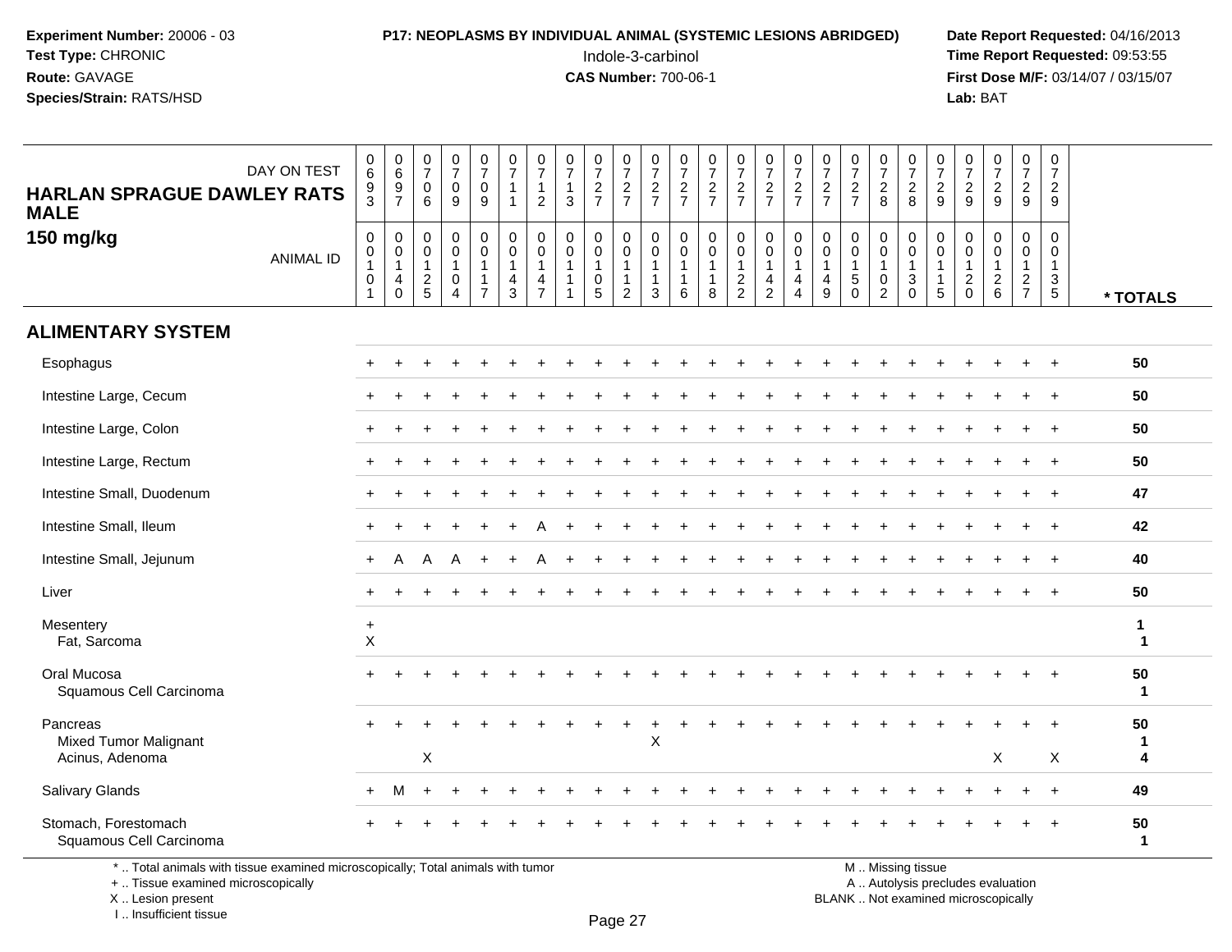**Experiment Number:** 20006 - 03
**Test Type:** CHRONIC
**Route:** GAVAGE
**Species/Strain:** RATS/HSD

**P17: NEOPLASMS BY INDIVIDUAL ANIMAL (SYSTEMIC LESIONS ABRIDGED)**
Indole-3-carbinol
**CAS Number:** 700-06-1

**Date Report Requested:** 04/16/2013
**Time Report Requested:** 09:53:55
**First Dose M/F:** 03/14/07 / 03/15/07
**Lab:** BAT

## HARLAN SPRAGUE DAWLEY RATS MALE
### 150 mg/kg

| DAY ON TEST | 0693 | 0697 | 0706 | 0709 | 0709 | 0711 | 0712 | 0713 | 0727 | 0727 | 0727 | 0727 | 0727 | 0727 | 0727 | 0727 | 0727 | 0727 | 0728 | 0728 | 0729 | 0729 | 0729 | 0729 | 0729 | |
|---|---|---|---|---|---|---|---|---|---|---|---|---|---|---|---|---|---|---|---|---|---|---|---|---|---|---|
| **ANIMAL ID** | 00101 | 00140 | 00125 | 00104 | 00117 | 00143 | 00147 | 00111 | 00105 | 00112 | 00113 | 00116 | 00118 | 00122 | 00142 | 00144 | 00149 | 00150 | 00102 | 00130 | 00115 | 00120 | 00126 | 00127 | 00135 | *** TOTALS** |
| **ALIMENTARY SYSTEM** | | | | | | | | | | | | | | | | | | | | | | | | | | |
| Esophagus | + | + | + | + | + | + | + | + | + | + | + | + | + | + | + | + | + | + | + | + | + | + | + | + | + | 50 |
| Intestine Large, Cecum | + | + | + | + | + | + | + | + | + | + | + | + | + | + | + | + | + | + | + | + | + | + | + | + | + | 50 |
| Intestine Large, Colon | + | + | + | + | + | + | + | + | + | + | + | + | + | + | + | + | + | + | + | + | + | + | + | + | + | 50 |
| Intestine Large, Rectum | + | + | + | + | + | + | + | + | + | + | + | + | + | + | + | + | + | + | + | + | + | + | + | + | + | 50 |
| Intestine Small, Duodenum | + | + | + | + | + | + | + | + | + | + | + | + | + | + | + | + | + | + | + | + | + | + | + | + | + | 47 |
| Intestine Small, Ileum | + | + | + | + | + | + | A | + | + | + | + | + | + | + | + | + | + | + | + | + | + | + | + | + | + | 42 |
| Intestine Small, Jejunum | + | A | A | A | + | + | A | + | + | + | + | + | + | + | + | + | + | + | + | + | + | + | + | + | + | 40 |
| Liver | + | + | + | + | + | + | + | + | + | + | + | + | + | + | + | + | + | + | + | + | + | + | + | + | + | 50 |
| Mesentery | + | | | | | | | | | | | | | | | | | | | | | | | | | 1 |
| Fat, Sarcoma | X | | | | | | | | | | | | | | | | | | | | | | | | | 1 |
| Oral Mucosa | + | + | + | + | + | + | + | + | + | + | + | + | + | + | + | + | + | + | + | + | + | + | + | + | + | 50 |
| Squamous Cell Carcinoma | | | | | | | | | | | | | | | | | | | | | | | | | | 1 |
| Pancreas | + | + | + | + | + | + | + | + | + | + | + | + | + | + | + | + | + | + | + | + | + | + | + | + | + | 50 |
| Mixed Tumor Malignant | | | | | | | | | | | X | | | | | | | | | | | | | | | 1 |
| Acinus, Adenoma | | | X | | | | | | | | | | | | | | | | | | | | X | | X | 4 |
| Salivary Glands | + | M | + | + | + | + | + | + | + | + | + | + | + | + | + | + | + | + | + | + | + | + | + | + | + | 49 |
| Stomach, Forestomach | + | + | + | + | + | + | + | + | + | + | + | + | + | + | + | + | + | + | + | + | + | + | + | + | + | 50 |
| Squamous Cell Carcinoma | | | | | | | | | | | | | | | | | | | | | | | | | | 1 |

\* .. Total animals with tissue examined microscopically; Total animals with tumor
\+ .. Tissue examined microscopically
X .. Lesion present
I .. Insufficient tissue

M .. Missing tissue
A .. Autolysis precludes evaluation
BLANK .. Not examined microscopically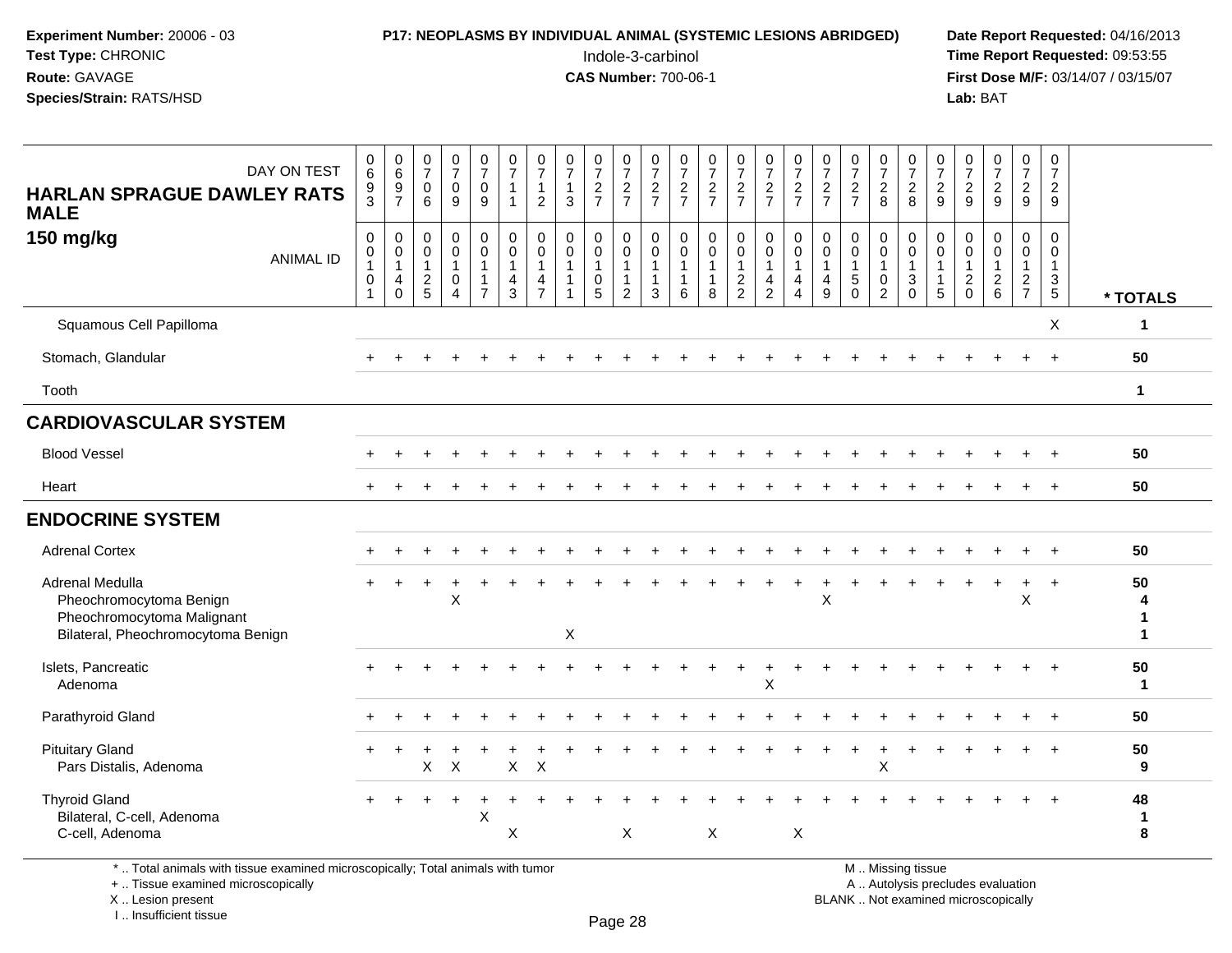**Experiment Number:** 20006 - 03
**Test Type:** CHRONIC
**Route:** GAVAGE
**Species/Strain:** RATS/HSD

**P17: NEOPLASMS BY INDIVIDUAL ANIMAL (SYSTEMIC LESIONS ABRIDGED)**
Indole-3-carbinol
**CAS Number:** 700-06-1

**Date Report Requested:** 04/16/2013
**Time Report Requested:** 09:53:55
**First Dose M/F:** 03/14/07 / 03/15/07
**Lab:** BAT

**HARLAN SPRAGUE DAWLEY RATS MALE**
**150 mg/kg**

| DAY ON TEST | 0693 | 0697 | 0706 | 0709 | 0709 | 0711 | 0712 | 0713 | 0727 | 0727 | 0727 | 0727 | 0727 | 0727 | 0727 | 0727 | 0727 | 0727 | 0728 | 0728 | 0729 | 0729 | 0729 | 0729 | 0729 | |
|---|---|---|---|---|---|---|---|---|---|---|---|---|---|---|---|---|---|---|---|---|---|---|---|---|---|---|
| **ANIMAL ID** | 00101 | 00140 | 00125 | 00104 | 00117 | 00143 | 00147 | 00111 | 00105 | 00112 | 00113 | 00116 | 00118 | 00122 | 00142 | 00144 | 00149 | 00150 | 00102 | 00130 | 00115 | 00120 | 00126 | 00127 | 00135 | **\* TOTALS** |
| Squamous Cell Papilloma | | | | | | | | | | | | | | | | | | | | | | | | | X | **1** |
| Stomach, Glandular | + | + | + | + | + | + | + | + | + | + | + | + | + | + | + | + | + | + | + | + | + | + | + | + | + | **50** |
| Tooth | | | | | | | | | | | | | | | | | | | | | | | | | | **1** |
| **CARDIOVASCULAR SYSTEM** | | | | | | | | | | | | | | | | | | | | | | | | | | |
| Blood Vessel | + | + | + | + | + | + | + | + | + | + | + | + | + | + | + | + | + | + | + | + | + | + | + | + | + | **50** |
| Heart | + | + | + | + | + | + | + | + | + | + | + | + | + | + | + | + | + | + | + | + | + | + | + | + | + | **50** |
| **ENDOCRINE SYSTEM** | | | | | | | | | | | | | | | | | | | | | | | | | | |
| Adrenal Cortex | + | + | + | + | + | + | + | + | + | + | + | + | + | + | + | + | + | + | + | + | + | + | + | + | + | **50** |
| Adrenal Medulla | + | + | + | + | + | + | + | + | + | + | + | + | + | + | + | + | + | + | + | + | + | + | + | + | + | **50** |
| Pheochromocytoma Benign | | | | X | | | | | | | | | | | | | X | | | | | | | X | | **4** |
| Pheochromocytoma Malignant | | | | | | | | | | | | | | | | | | | | | | | | | | **1** |
| Bilateral, Pheochromocytoma Benign | | | | | | | | X | | | | | | | | | | | | | | | | | | **1** |
| Islets, Pancreatic | + | + | + | + | + | + | + | + | + | + | + | + | + | + | + | + | + | + | + | + | + | + | + | + | + | **50** |
| Adenoma | | | | | | | | | | | | | | | X | | | | | | | | | | | **1** |
| Parathyroid Gland | + | + | + | + | + | + | + | + | + | + | + | + | + | + | + | + | + | + | + | + | + | + | + | + | + | **50** |
| Pituitary Gland | + | + | + | + | + | + | + | + | + | + | + | + | + | + | + | + | + | + | + | + | + | + | + | + | + | **50** |
| Pars Distalis, Adenoma | | | X | X | | X | X | | | | | | | | | | | | X | | | | | | | **9** |
| Thyroid Gland | + | + | + | + | + | + | + | + | + | + | + | + | + | + | + | + | + | + | + | + | + | + | + | + | + | **48** |
| Bilateral, C-cell, Adenoma | | | | | X | | | | | | | | | | | | | | | | | | | | | **1** |
| C-cell, Adenoma | | | | | | X | | | | X | | | X | | | X | | | | | | | | | | **8** |

\* .. Total animals with tissue examined microscopically; Total animals with tumor
\+ .. Tissue examined microscopically
X .. Lesion present
I .. Insufficient tissue

M .. Missing tissue
A .. Autolysis precludes evaluation
BLANK .. Not examined microscopically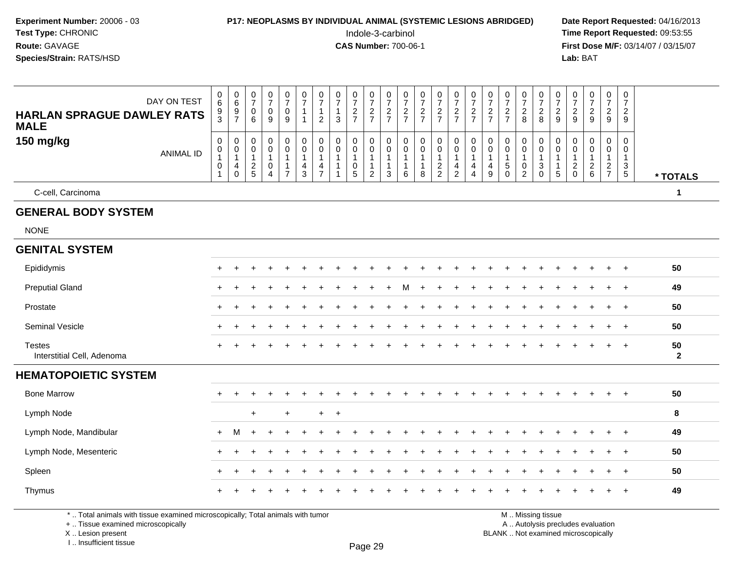**Experiment Number:** 20006 - 03
**Test Type:** CHRONIC
**Route:** GAVAGE
**Species/Strain:** RATS/HSD

**P17: NEOPLASMS BY INDIVIDUAL ANIMAL (SYSTEMIC LESIONS ABRIDGED)**
Indole-3-carbinol
**CAS Number:** 700-06-1

**Date Report Requested:** 04/16/2013
**Time Report Requested:** 09:53:55
**First Dose M/F:** 03/14/07 / 03/15/07
**Lab:** BAT

**HARLAN SPRAGUE DAWLEY RATS MALE**
**150 mg/kg**

| DAY ON TEST | 0693 | 0697 | 0706 | 0709 | 0709 | 0711 | 0712 | 0713 | 0727 | 0727 | 0727 | 0727 | 0727 | 0727 | 0727 | 0727 | 0727 | 0727 | 0728 | 0728 | 0729 | 0729 | 0729 | 0729 | 0729 | |
|---|---|---|---|---|---|---|---|---|---|---|---|---|---|---|---|---|---|---|---|---|---|---|---|---|---|---|
| **ANIMAL ID** | 00101 | 00140 | 00125 | 00104 | 00117 | 00143 | 00147 | 00111 | 00105 | 00112 | 00113 | 00116 | 00118 | 00122 | 00142 | 00144 | 00149 | 00150 | 00102 | 00130 | 00115 | 00120 | 00126 | 00127 | 00135 | *** TOTALS** |
| C-cell, Carcinoma | | | | | | | | | | | | | | | | | | | | | | | | | | 1 |
| **GENERAL BODY SYSTEM** | | | | | | | | | | | | | | | | | | | | | | | | | | |
| NONE | | | | | | | | | | | | | | | | | | | | | | | | | | |
| **GENITAL SYSTEM** | | | | | | | | | | | | | | | | | | | | | | | | | | |
| Epididymis | + | + | + | + | + | + | + | + | + | + | + | + | + | + | + | + | + | + | + | + | + | + | + | + | + | 50 |
| Preputial Gland | + | + | + | + | + | + | + | + | + | + | + | M | + | + | + | + | + | + | + | + | + | + | + | + | + | 49 |
| Prostate | + | + | + | + | + | + | + | + | + | + | + | + | + | + | + | + | + | + | + | + | + | + | + | + | + | 50 |
| Seminal Vesicle | + | + | + | + | + | + | + | + | + | + | + | + | + | + | + | + | + | + | + | + | + | + | + | + | + | 50 |
| Testes | + | + | + | + | + | + | + | + | + | + | + | + | + | + | + | + | + | + | + | + | + | + | + | + | + | 50 |
| Interstitial Cell, Adenoma | | | | | | | | | | | | | | | | | | | | | | | | | | 2 |
| **HEMATOPOIETIC SYSTEM** | | | | | | | | | | | | | | | | | | | | | | | | | | |
| Bone Marrow | + | + | + | + | + | + | + | + | + | + | + | + | + | + | + | + | + | + | + | + | + | + | + | + | + | 50 |
| Lymph Node | | | + | | + | | + | + | | | | | | | | | | | | | | | | | | 8 |
| Lymph Node, Mandibular | + | M | + | + | + | + | + | + | + | + | + | + | + | + | + | + | + | + | + | + | + | + | + | + | + | 49 |
| Lymph Node, Mesenteric | + | + | + | + | + | + | + | + | + | + | + | + | + | + | + | + | + | + | + | + | + | + | + | + | + | 50 |
| Spleen | + | + | + | + | + | + | + | + | + | + | + | + | + | + | + | + | + | + | + | + | + | + | + | + | + | 50 |
| Thymus | + | + | + | + | + | + | + | + | + | + | + | + | + | + | + | + | + | + | + | + | + | + | + | + | + | 49 |

\* .. Total animals with tissue examined microscopically; Total animals with tumor
\+ .. Tissue examined microscopically
X .. Lesion present
I .. Insufficient tissue

M .. Missing tissue
A .. Autolysis precludes evaluation
BLANK .. Not examined microscopically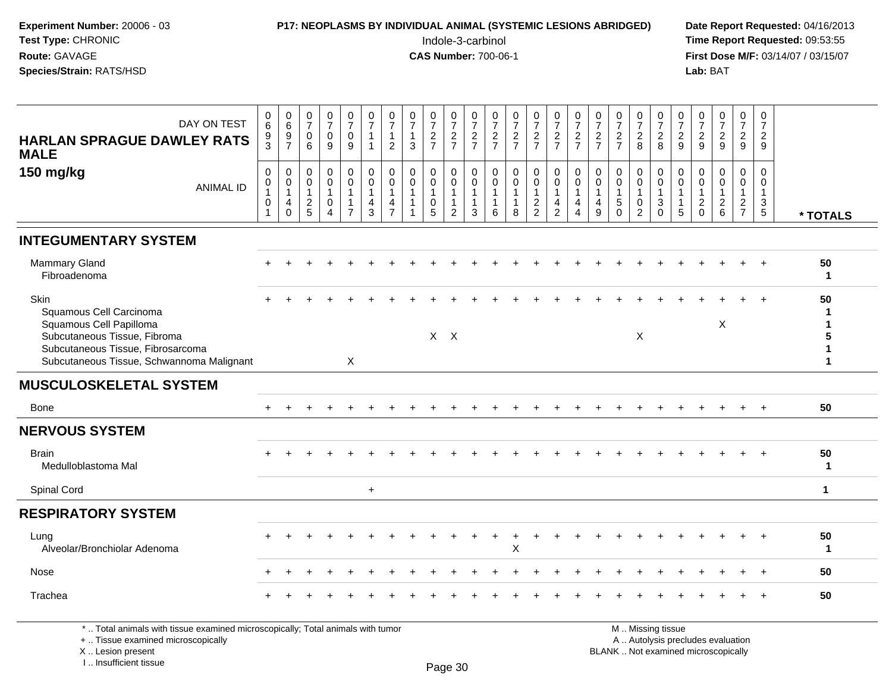**Experiment Number:** 20006 - 03
**Test Type:** CHRONIC
**Route:** GAVAGE
**Species/Strain:** RATS/HSD

**P17: NEOPLASMS BY INDIVIDUAL ANIMAL (SYSTEMIC LESIONS ABRIDGED)**
Indole-3-carbinol
**CAS Number:** 700-06-1

**Date Report Requested:** 04/16/2013
**Time Report Requested:** 09:53:55
**First Dose M/F:** 03/14/07 / 03/15/07
**Lab:** BAT

| HARLAN SPRAGUE DAWLEY RATS MALE 150 mg/kg — DAY ON TEST | 0693 | 0697 | 0706 | 0709 | 0709 | 0711 | 0712 | 0713 | 0727 | 0727 | 0727 | 0727 | 0727 | 0727 | 0727 | 0727 | 0727 | 0727 | 0728 | 0728 | 0729 | 0729 | 0729 | 0729 | 0729 | |
|---|---|---|---|---|---|---|---|---|---|---|---|---|---|---|---|---|---|---|---|---|---|---|---|---|---|---|
| ANIMAL ID | 00101 | 00140 | 00125 | 00104 | 00117 | 00143 | 00147 | 00111 | 00105 | 00112 | 00113 | 00116 | 00118 | 00122 | 00142 | 00144 | 00149 | 00150 | 00102 | 00130 | 00115 | 00120 | 00126 | 00127 | 00135 | * TOTALS |
| **INTEGUMENTARY SYSTEM** | | | | | | | | | | | | | | | | | | | | | | | | | | |
| Mammary Gland | + | + | + | + | + | + | + | + | + | + | + | + | + | + | + | + | + | + | + | + | + | + | + | + | + | 50 |
| Fibroadenoma | | | | | | | | | | | | | | | | | | | | | | | | | | 1 |
| Skin | + | + | + | + | + | + | + | + | + | + | + | + | + | + | + | + | + | + | + | + | + | + | + | + | + | 50 |
| Squamous Cell Carcinoma | | | | | | | | | | | | | | | | | | | | | | | | | | 1 |
| Squamous Cell Papilloma | | | | | | | | | | | | | | | | | | | | | | | X | | | 1 |
| Subcutaneous Tissue, Fibroma | | | | | | | | | X | X | | | | | | | | | X | | | | | | | 5 |
| Subcutaneous Tissue, Fibrosarcoma | | | | | | | | | | | | | | | | | | | | | | | | | | 1 |
| Subcutaneous Tissue, Schwannoma Malignant | | | | | X | | | | | | | | | | | | | | | | | | | | | 1 |
| **MUSCULOSKELETAL SYSTEM** | | | | | | | | | | | | | | | | | | | | | | | | | | |
| Bone | + | + | + | + | + | + | + | + | + | + | + | + | + | + | + | + | + | + | + | + | + | + | + | + | + | 50 |
| **NERVOUS SYSTEM** | | | | | | | | | | | | | | | | | | | | | | | | | | |
| Brain | + | + | + | + | + | + | + | + | + | + | + | + | + | + | + | + | + | + | + | + | + | + | + | + | + | 50 |
| Medulloblastoma Mal | | | | | | | | | | | | | | | | | | | | | | | | | | 1 |
| Spinal Cord | | | | | | + | | | | | | | | | | | | | | | | | | | | 1 |
| **RESPIRATORY SYSTEM** | | | | | | | | | | | | | | | | | | | | | | | | | | |
| Lung | + | + | + | + | + | + | + | + | + | + | + | + | + | + | + | + | + | + | + | + | + | + | + | + | + | 50 |
| Alveolar/Bronchiolar Adenoma | | | | | | | | | | | | | X | | | | | | | | | | | | | 1 |
| Nose | + | + | + | + | + | + | + | + | + | + | + | + | + | + | + | + | + | + | + | + | + | + | + | + | + | 50 |
| Trachea | + | + | + | + | + | + | + | + | + | + | + | + | + | + | + | + | + | + | + | + | + | + | + | + | + | 50 |

* .. Total animals with tissue examined microscopically; Total animals with tumor
+ .. Tissue examined microscopically
X .. Lesion present
I .. Insufficient tissue

M .. Missing tissue
A .. Autolysis precludes evaluation
BLANK .. Not examined microscopically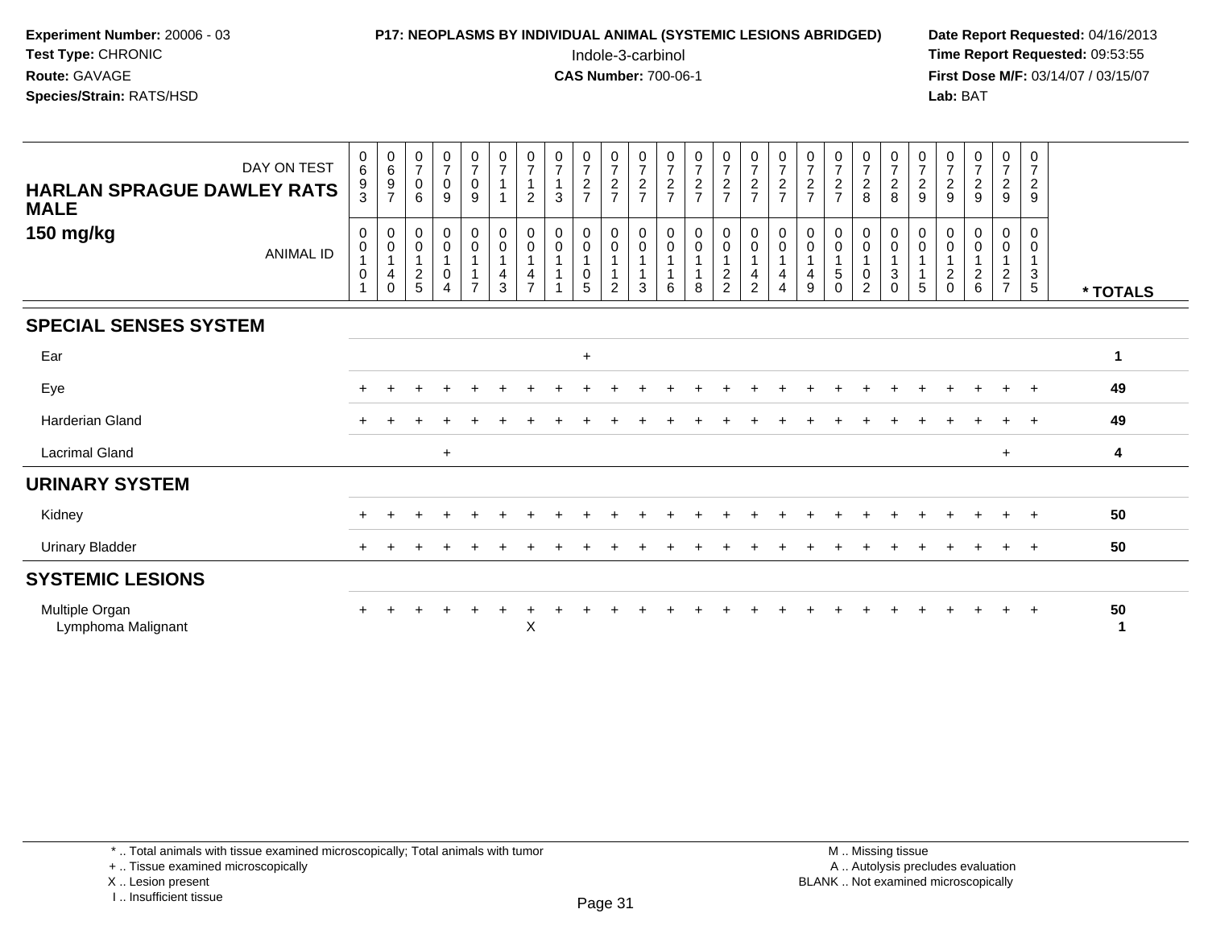**Experiment Number:** 20006 - 03
**Test Type:** CHRONIC
**Route:** GAVAGE
**Species/Strain:** RATS/HSD

**P17: NEOPLASMS BY INDIVIDUAL ANIMAL (SYSTEMIC LESIONS ABRIDGED)**
Indole-3-carbinol
**CAS Number:** 700-06-1

**Date Report Requested:** 04/16/2013
**Time Report Requested:** 09:53:55
**First Dose M/F:** 03/14/07 / 03/15/07
**Lab:** BAT

**HARLAN SPRAGUE DAWLEY RATS MALE**
**150 mg/kg**

| DAY ON TEST | 0693 | 0697 | 0706 | 0709 | 0709 | 0711 | 0712 | 0713 | 0727 | 0727 | 0727 | 0727 | 0727 | 0727 | 0727 | 0727 | 0727 | 0727 | 0728 | 0728 | 0729 | 0729 | 0729 | 0729 | 0729 | |
|---|---|---|---|---|---|---|---|---|---|---|---|---|---|---|---|---|---|---|---|---|---|---|---|---|---|---|
| **ANIMAL ID** | 00101 | 00140 | 00125 | 00104 | 00117 | 00143 | 00147 | 00111 | 00105 | 00112 | 00113 | 00116 | 00118 | 00122 | 00142 | 00144 | 00149 | 00150 | 00102 | 00130 | 00115 | 00120 | 00126 | 00127 | 00135 | *** TOTALS** |
| **SPECIAL SENSES SYSTEM** | | | | | | | | | | | | | | | | | | | | | | | | | | |
| Ear | | | | | | | | | + | | | | | | | | | | | | | | | | | 1 |
| Eye | + | + | + | + | + | + | + | + | + | + | + | + | + | + | + | + | + | + | + | + | + | + | + | + | + | 49 |
| Harderian Gland | + | + | + | + | + | + | + | + | + | + | + | + | + | + | + | + | + | + | + | + | + | + | + | + | + | 49 |
| Lacrimal Gland | | | | + | | | | | | | | | | | | | | | | | | | | + | | 4 |
| **URINARY SYSTEM** | | | | | | | | | | | | | | | | | | | | | | | | | | |
| Kidney | + | + | + | + | + | + | + | + | + | + | + | + | + | + | + | + | + | + | + | + | + | + | + | + | + | 50 |
| Urinary Bladder | + | + | + | + | + | + | + | + | + | + | + | + | + | + | + | + | + | + | + | + | + | + | + | + | + | 50 |
| **SYSTEMIC LESIONS** | | | | | | | | | | | | | | | | | | | | | | | | | | |
| Multiple Organ | + | + | + | + | + | + | + | + | + | + | + | + | + | + | + | + | + | + | + | + | + | + | + | + | + | 50 |
| Lymphoma Malignant | | | | | | | X | | | | | | | | | | | | | | | | | | | 1 |

* .. Total animals with tissue examined microscopically; Total animals with tumor
+ .. Tissue examined microscopically
X .. Lesion present
I .. Insufficient tissue

M .. Missing tissue
A .. Autolysis precludes evaluation
BLANK .. Not examined microscopically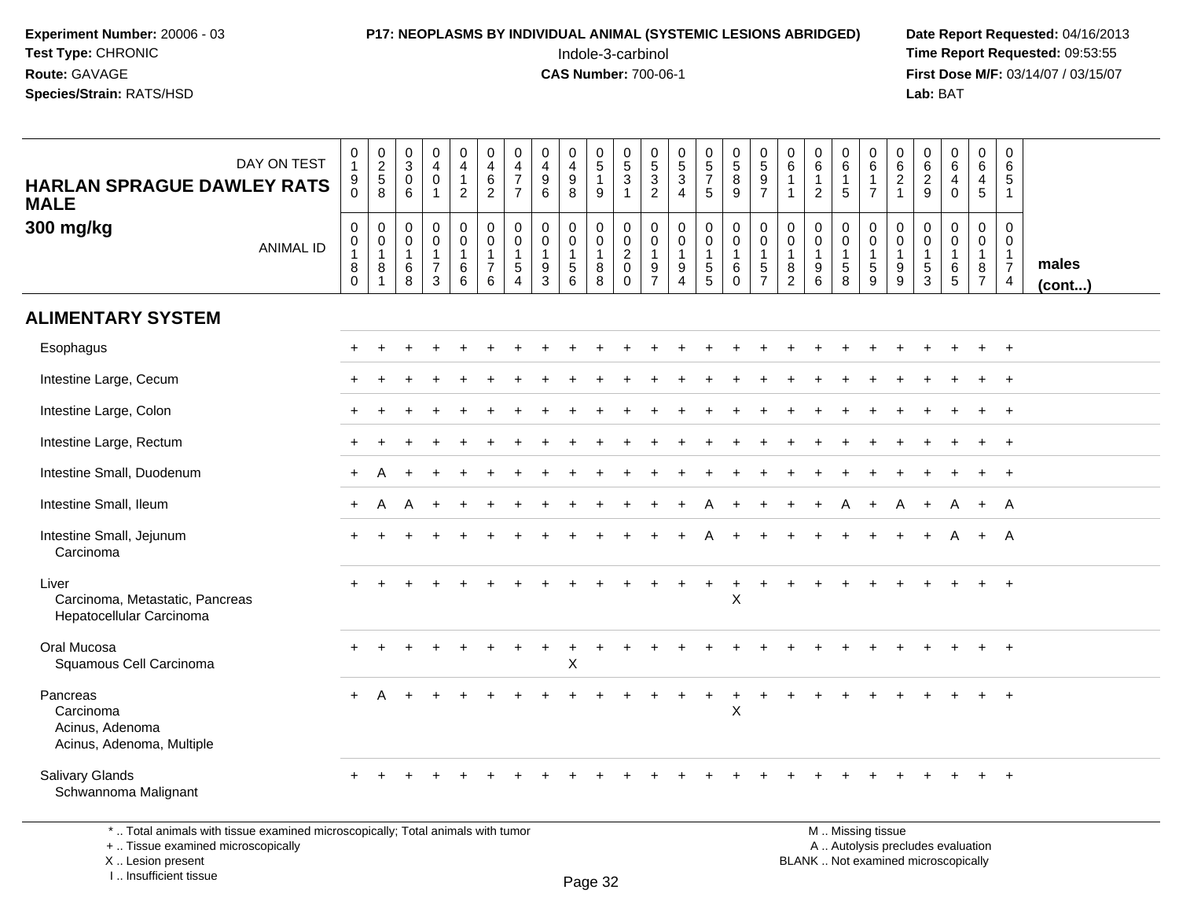**Experiment Number:** 20006 - 03
**Test Type:** CHRONIC
**Route:** GAVAGE
**Species/Strain:** RATS/HSD

**P17: NEOPLASMS BY INDIVIDUAL ANIMAL (SYSTEMIC LESIONS ABRIDGED)**
Indole-3-carbinol
**CAS Number:** 700-06-1

**Date Report Requested:** 04/16/2013
**Time Report Requested:** 09:53:55
**First Dose M/F:** 03/14/07 / 03/15/07
**Lab:** BAT

## HARLAN SPRAGUE DAWLEY RATS MALE 300 mg/kg

| DAY ON TEST | 0190 | 0258 | 0306 | 0401 | 0412 | 0462 | 0477 | 0496 | 0498 | 0519 | 0531 | 0532 | 0534 | 0575 | 0589 | 0597 | 0611 | 0612 | 0615 | 0617 | 0621 | 0629 | 0640 | 0645 | 0651 | |
|---|---|---|---|---|---|---|---|---|---|---|---|---|---|---|---|---|---|---|---|---|---|---|---|---|---|---|
| ANIMAL ID | 00180 | 00181 | 00168 | 00173 | 00166 | 00176 | 00154 | 00193 | 00156 | 00188 | 00200 | 00197 | 00194 | 00155 | 00160 | 00157 | 00182 | 00196 | 00158 | 00159 | 00199 | 00153 | 00165 | 00187 | 00174 | males (cont...) |
| **ALIMENTARY SYSTEM** | | | | | | | | | | | | | | | | | | | | | | | | | | |
| Esophagus | + | + | + | + | + | + | + | + | + | + | + | + | + | + | + | + | + | + | + | + | + | + | + | + | + | |
| Intestine Large, Cecum | + | + | + | + | + | + | + | + | + | + | + | + | + | + | + | + | + | + | + | + | + | + | + | + | + | |
| Intestine Large, Colon | + | + | + | + | + | + | + | + | + | + | + | + | + | + | + | + | + | + | + | + | + | + | + | + | + | |
| Intestine Large, Rectum | + | + | + | + | + | + | + | + | + | + | + | + | + | + | + | + | + | + | + | + | + | + | + | + | + | |
| Intestine Small, Duodenum | + | A | + | + | + | + | + | + | + | + | + | + | + | + | + | + | + | + | + | + | + | + | + | + | + | |
| Intestine Small, Ileum | + | A | A | + | + | + | + | + | + | + | + | + | + | A | + | + | + | + | A | + | A | + | A | + | A | |
| Intestine Small, Jejunum | + | + | + | + | + | + | + | + | + | + | + | + | + | A | + | + | + | + | + | + | + | + | A | + | A | |
| Carcinoma | | | | | | | | | | | | | | | | | | | | | | | | | | |
| Liver | + | + | + | + | + | + | + | + | + | + | + | + | + | + | + | + | + | + | + | + | + | + | + | + | + | |
| Carcinoma, Metastatic, Pancreas | | | | | | | | | | | | | | | X | | | | | | | | | | | |
| Hepatocellular Carcinoma | | | | | | | | | | | | | | | | | | | | | | | | | | |
| Oral Mucosa | + | + | + | + | + | + | + | + | + | + | + | + | + | + | + | + | + | + | + | + | + | + | + | + | + | |
| Squamous Cell Carcinoma | | | | | | | | | X | | | | | | | | | | | | | | | | | |
| Pancreas | + | A | + | + | + | + | + | + | + | + | + | + | + | + | + | + | + | + | + | + | + | + | + | + | + | |
| Carcinoma | | | | | | | | | | | | | | | X | | | | | | | | | | | |
| Acinus, Adenoma | | | | | | | | | | | | | | | | | | | | | | | | | | |
| Acinus, Adenoma, Multiple | | | | | | | | | | | | | | | | | | | | | | | | | | |
| Salivary Glands | + | + | + | + | + | + | + | + | + | + | + | + | + | + | + | + | + | + | + | + | + | + | + | + | + | |
| Schwannoma Malignant | | | | | | | | | | | | | | | | | | | | | | | | | | |

\* .. Total animals with tissue examined microscopically; Total animals with tumor
\+ .. Tissue examined microscopically
X .. Lesion present
I .. Insufficient tissue

M .. Missing tissue
A .. Autolysis precludes evaluation
BLANK .. Not examined microscopically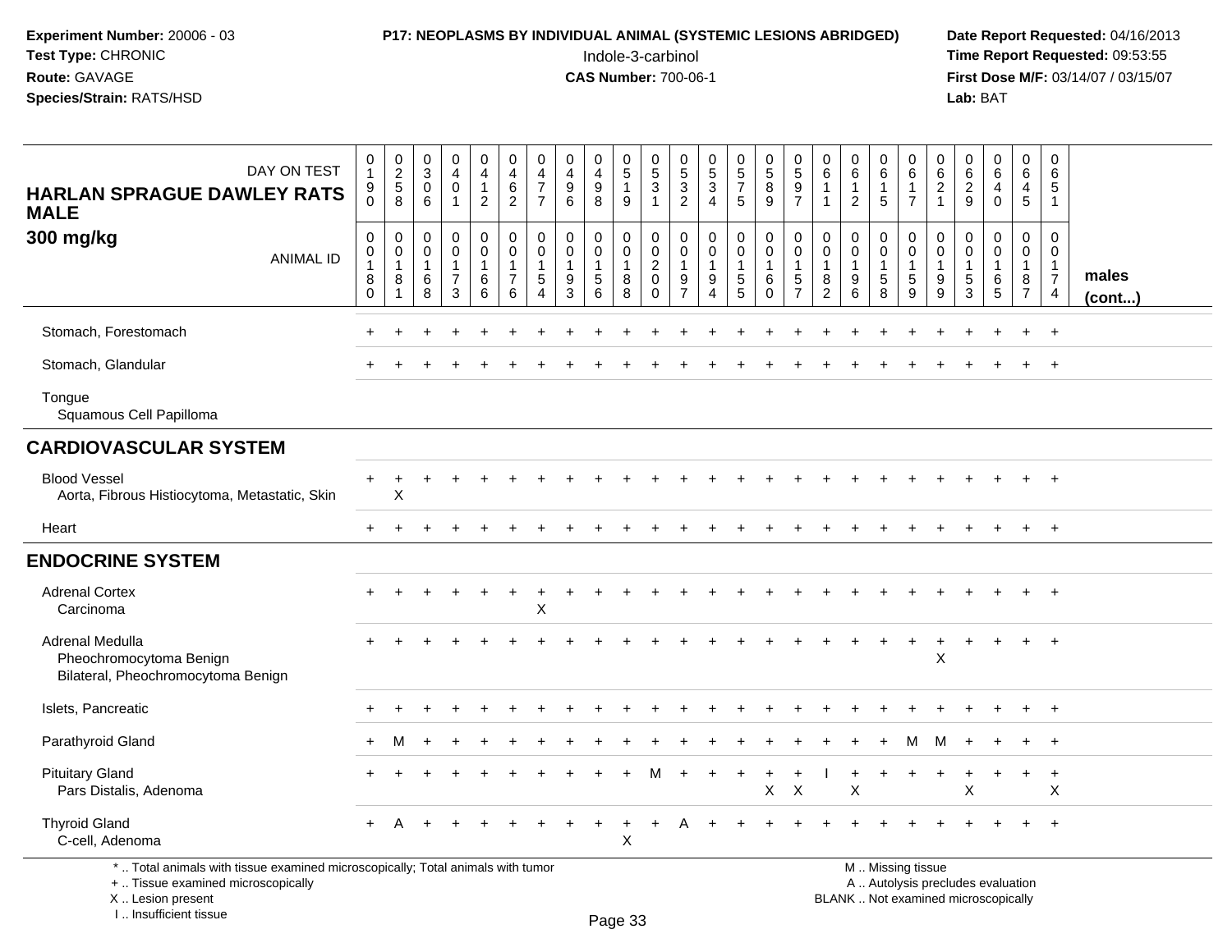**Experiment Number:** 20006 - 03
**Test Type:** CHRONIC
**Route:** GAVAGE
**Species/Strain:** RATS/HSD

**P17: NEOPLASMS BY INDIVIDUAL ANIMAL (SYSTEMIC LESIONS ABRIDGED)**
Indole-3-carbinol
**CAS Number:** 700-06-1

**Date Report Requested:** 04/16/2013
**Time Report Requested:** 09:53:55
**First Dose M/F:** 03/14/07 / 03/15/07
**Lab:** BAT

| HARLAN SPRAGUE DAWLEY RATS MALE 300 mg/kg — DAY ON TEST | 0190 | 0258 | 0306 | 0401 | 0412 | 0462 | 0477 | 0496 | 0498 | 0519 | 0531 | 0532 | 0534 | 0575 | 0589 | 0597 | 0611 | 0612 | 0615 | 0617 | 0621 | 0629 | 0640 | 0645 | 0651 | |
|---|---|---|---|---|---|---|---|---|---|---|---|---|---|---|---|---|---|---|---|---|---|---|---|---|---|---|
| ANIMAL ID | 00180 | 00181 | 00168 | 00173 | 00166 | 00176 | 00154 | 00193 | 00156 | 00188 | 00200 | 00197 | 00194 | 00155 | 00160 | 00157 | 00182 | 00196 | 00158 | 00159 | 00199 | 00153 | 00165 | 00187 | 00174 | males (cont...) |
| Stomach, Forestomach | + | + | + | + | + | + | + | + | + | + | + | + | + | + | + | + | + | + | + | + | + | + | + | + | + | |
| Stomach, Glandular | + | + | + | + | + | + | + | + | + | + | + | + | + | + | + | + | + | + | + | + | + | + | + | + | + | |
| Tongue | | | | | | | | | | | | | | | | | | | | | | | | | | |
| Squamous Cell Papilloma | | | | | | | | | | | | | | | | | | | | | | | | | | |
| **CARDIOVASCULAR SYSTEM** | | | | | | | | | | | | | | | | | | | | | | | | | | |
| Blood Vessel | + | + | + | + | + | + | + | + | + | + | + | + | + | + | + | + | + | + | + | + | + | + | + | + | + | |
| Aorta, Fibrous Histiocytoma, Metastatic, Skin | | X | | | | | | | | | | | | | | | | | | | | | | | | |
| Heart | + | + | + | + | + | + | + | + | + | + | + | + | + | + | + | + | + | + | + | + | + | + | + | + | + | |
| **ENDOCRINE SYSTEM** | | | | | | | | | | | | | | | | | | | | | | | | | | |
| Adrenal Cortex | + | + | + | + | + | + | + | + | + | + | + | + | + | + | + | + | + | + | + | + | + | + | + | + | + | |
| Carcinoma | | | | | | | X | | | | | | | | | | | | | | | | | | | |
| Adrenal Medulla | + | + | + | + | + | + | + | + | + | + | + | + | + | + | + | + | + | + | + | + | + | + | + | + | + | |
| Pheochromocytoma Benign | | | | | | | | | | | | | | | | | | | | | X | | | | | |
| Bilateral, Pheochromocytoma Benign | | | | | | | | | | | | | | | | | | | | | | | | | | |
| Islets, Pancreatic | + | + | + | + | + | + | + | + | + | + | + | + | + | + | + | + | + | + | + | + | + | + | + | + | + | |
| Parathyroid Gland | + | M | + | + | + | + | + | + | + | + | + | + | + | + | + | + | + | + | + | M | M | + | + | + | + | |
| Pituitary Gland | + | + | + | + | + | + | + | + | + | + | M | + | + | + | + | + | I | + | + | + | + | + | + | + | + | |
| Pars Distalis, Adenoma | | | | | | | | | | | | | | | X | X | | X | | | | X | | | X | |
| Thyroid Gland | + | A | + | + | + | + | + | + | + | + | + | A | + | + | + | + | + | + | + | + | + | + | + | + | + | |
| C-cell, Adenoma | | | | | | | | | | X | | | | | | | | | | | | | | | | |

\* .. Total animals with tissue examined microscopically; Total animals with tumor
\+ .. Tissue examined microscopically
X .. Lesion present
I .. Insufficient tissue

M .. Missing tissue
A .. Autolysis precludes evaluation
BLANK .. Not examined microscopically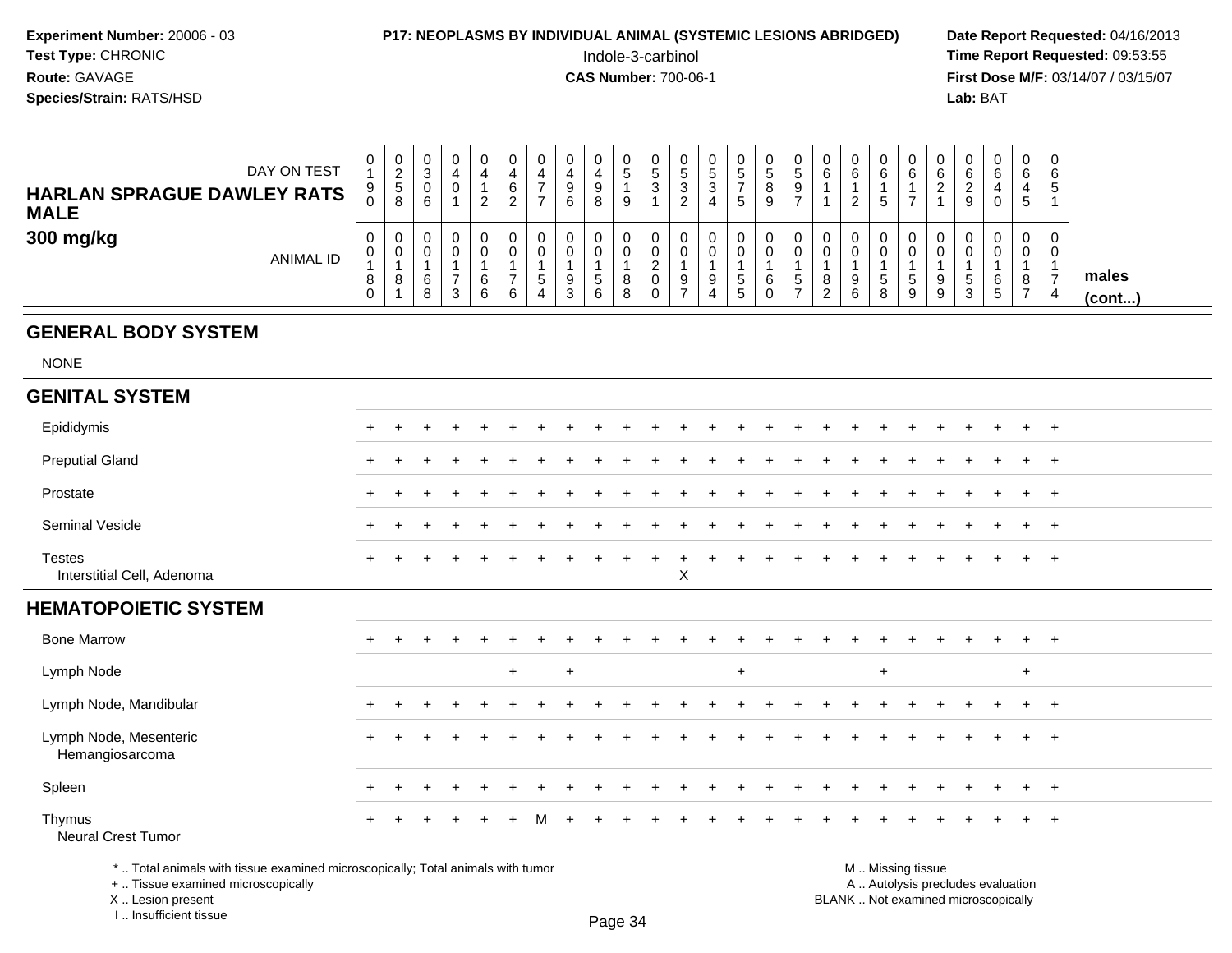**Experiment Number:** 20006 - 03
**Test Type:** CHRONIC
**Route:** GAVAGE
**Species/Strain:** RATS/HSD

**P17: NEOPLASMS BY INDIVIDUAL ANIMAL (SYSTEMIC LESIONS ABRIDGED)**
Indole-3-carbinol
**CAS Number:** 700-06-1

**Date Report Requested:** 04/16/2013
**Time Report Requested:** 09:53:55
**First Dose M/F:** 03/14/07 / 03/15/07
**Lab:** BAT

**HARLAN SPRAGUE DAWLEY RATS MALE**
**300 mg/kg**

| DAY ON TEST | 0190 | 0258 | 0306 | 0401 | 0412 | 0462 | 0477 | 0496 | 0498 | 0519 | 0531 | 0532 | 0534 | 0575 | 0589 | 0597 | 0611 | 0612 | 0615 | 0617 | 0621 | 0629 | 0640 | 0645 | 0651 | |
|---|---|---|---|---|---|---|---|---|---|---|---|---|---|---|---|---|---|---|---|---|---|---|---|---|---|---|
| ANIMAL ID | 00180 | 00181 | 00168 | 00173 | 00166 | 00176 | 00154 | 00193 | 00156 | 00188 | 00200 | 00197 | 00194 | 00155 | 00160 | 00157 | 00182 | 00196 | 00158 | 00159 | 00199 | 00153 | 00165 | 00187 | 00174 | males (cont...) |
| **GENERAL BODY SYSTEM** | | | | | | | | | | | | | | | | | | | | | | | | | | |
| NONE | | | | | | | | | | | | | | | | | | | | | | | | | | |
| **GENITAL SYSTEM** | | | | | | | | | | | | | | | | | | | | | | | | | | |
| Epididymis | + | + | + | + | + | + | + | + | + | + | + | + | + | + | + | + | + | + | + | + | + | + | + | + | + | |
| Preputial Gland | + | + | + | + | + | + | + | + | + | + | + | + | + | + | + | + | + | + | + | + | + | + | + | + | + | |
| Prostate | + | + | + | + | + | + | + | + | + | + | + | + | + | + | + | + | + | + | + | + | + | + | + | + | + | |
| Seminal Vesicle | + | + | + | + | + | + | + | + | + | + | + | + | + | + | + | + | + | + | + | + | + | + | + | + | + | |
| Testes | + | + | + | + | + | + | + | + | + | + | + | + | + | + | + | + | + | + | + | + | + | + | + | + | + | |
| Interstitial Cell, Adenoma | | | | | | | | | | | | X | | | | | | | | | | | | | | |
| **HEMATOPOIETIC SYSTEM** | | | | | | | | | | | | | | | | | | | | | | | | | | |
| Bone Marrow | + | + | + | + | + | + | + | + | + | + | + | + | + | + | + | + | + | + | + | + | + | + | + | + | + | |
| Lymph Node | | | | | | + | | + | | | | | | + | | | | | + | | | | | + | | |
| Lymph Node, Mandibular | + | + | + | + | + | + | + | + | + | + | + | + | + | + | + | + | + | + | + | + | + | + | + | + | + | |
| Lymph Node, Mesenteric | + | + | + | + | + | + | + | + | + | + | + | + | + | + | + | + | + | + | + | + | + | + | + | + | + | |
| Hemangiosarcoma | | | | | | | | | | | | | | | | | | | | | | | | | | |
| Spleen | + | + | + | + | + | + | + | + | + | + | + | + | + | + | + | + | + | + | + | + | + | + | + | + | + | |
| Thymus | + | + | + | + | + | + | M | + | + | + | + | + | + | + | + | + | + | + | + | + | + | + | + | + | + | |
| Neural Crest Tumor | | | | | | | | | | | | | | | | | | | | | | | | | | |

\* .. Total animals with tissue examined microscopically; Total animals with tumor
\+ .. Tissue examined microscopically
X .. Lesion present
I .. Insufficient tissue

M .. Missing tissue
A .. Autolysis precludes evaluation
BLANK .. Not examined microscopically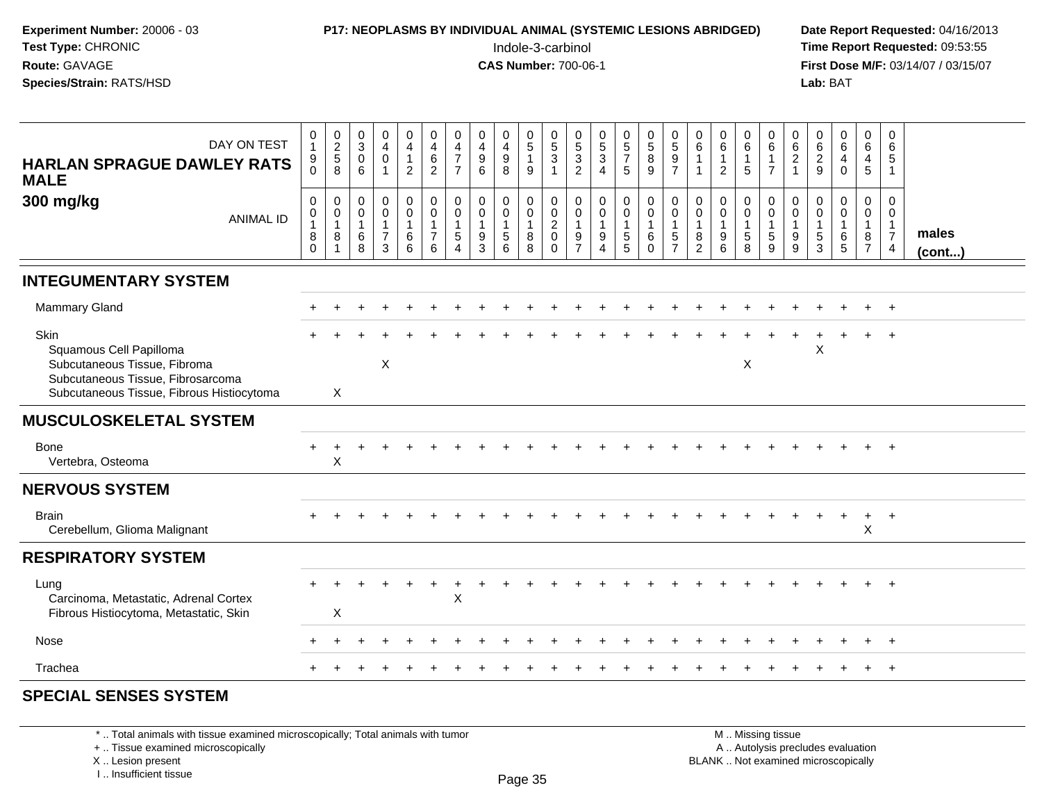**Experiment Number:** 20006 - 03
**Test Type:** CHRONIC
**Route:** GAVAGE
**Species/Strain:** RATS/HSD

**P17: NEOPLASMS BY INDIVIDUAL ANIMAL (SYSTEMIC LESIONS ABRIDGED)**
Indole-3-carbinol
**CAS Number:** 700-06-1

**Date Report Requested:** 04/16/2013
**Time Report Requested:** 09:53:55
**First Dose M/F:** 03/14/07 / 03/15/07
**Lab:** BAT

**HARLAN SPRAGUE DAWLEY RATS MALE**
**300 mg/kg**

| DAY ON TEST | 0190 | 0258 | 0306 | 0401 | 0412 | 0462 | 0477 | 0496 | 0498 | 0519 | 0531 | 0532 | 0534 | 0575 | 0589 | 0597 | 0611 | 0612 | 0615 | 0617 | 0621 | 0629 | 0640 | 0645 | 0651 | |
|---|---|---|---|---|---|---|---|---|---|---|---|---|---|---|---|---|---|---|---|---|---|---|---|---|---|---|
| ANIMAL ID | 00180 | 00181 | 00168 | 00173 | 00166 | 00176 | 00154 | 00193 | 00156 | 00188 | 00200 | 00197 | 00194 | 00155 | 00160 | 00157 | 00182 | 00196 | 00158 | 00159 | 00199 | 00153 | 00165 | 00187 | 00174 | **males (cont...)** |
| **INTEGUMENTARY SYSTEM** | | | | | | | | | | | | | | | | | | | | | | | | | | |
| Mammary Gland | + | + | + | + | + | + | + | + | + | + | + | + | + | + | + | + | + | + | + | + | + | + | + | + | + | |
| Skin | + | + | + | + | + | + | + | + | + | + | + | + | + | + | + | + | + | + | + | + | + | + | + | + | + | |
| Squamous Cell Papilloma | | | | | | | | | | | | | | | | | | | | | | X | | | | |
| Subcutaneous Tissue, Fibroma | | | | X | | | | | | | | | | | | | | | X | | | | | | | |
| Subcutaneous Tissue, Fibrosarcoma | | | | | | | | | | | | | | | | | | | | | | | | | | |
| Subcutaneous Tissue, Fibrous Histiocytoma | | X | | | | | | | | | | | | | | | | | | | | | | | | |
| **MUSCULOSKELETAL SYSTEM** | | | | | | | | | | | | | | | | | | | | | | | | | | |
| Bone | + | + | + | + | + | + | + | + | + | + | + | + | + | + | + | + | + | + | + | + | + | + | + | + | + | |
| Vertebra, Osteoma | | X | | | | | | | | | | | | | | | | | | | | | | | | |
| **NERVOUS SYSTEM** | | | | | | | | | | | | | | | | | | | | | | | | | | |
| Brain | + | + | + | + | + | + | + | + | + | + | + | + | + | + | + | + | + | + | + | + | + | + | + | + | + | |
| Cerebellum, Glioma Malignant | | | | | | | | | | | | | | | | | | | | | | | | X | | |
| **RESPIRATORY SYSTEM** | | | | | | | | | | | | | | | | | | | | | | | | | | |
| Lung | + | + | + | + | + | + | + | + | + | + | + | + | + | + | + | + | + | + | + | + | + | + | + | + | + | |
| Carcinoma, Metastatic, Adrenal Cortex | | | | | | | X | | | | | | | | | | | | | | | | | | | |
| Fibrous Histiocytoma, Metastatic, Skin | | X | | | | | | | | | | | | | | | | | | | | | | | | |
| Nose | + | + | + | + | + | + | + | + | + | + | + | + | + | + | + | + | + | + | + | + | + | + | + | + | + | |
| Trachea | + | + | + | + | + | + | + | + | + | + | + | + | + | + | + | + | + | + | + | + | + | + | + | + | + | |
| **SPECIAL SENSES SYSTEM** | | | | | | | | | | | | | | | | | | | | | | | | | | |

\* .. Total animals with tissue examined microscopically; Total animals with tumor
+ .. Tissue examined microscopically
X .. Lesion present
I .. Insufficient tissue

M .. Missing tissue
A .. Autolysis precludes evaluation
BLANK .. Not examined microscopically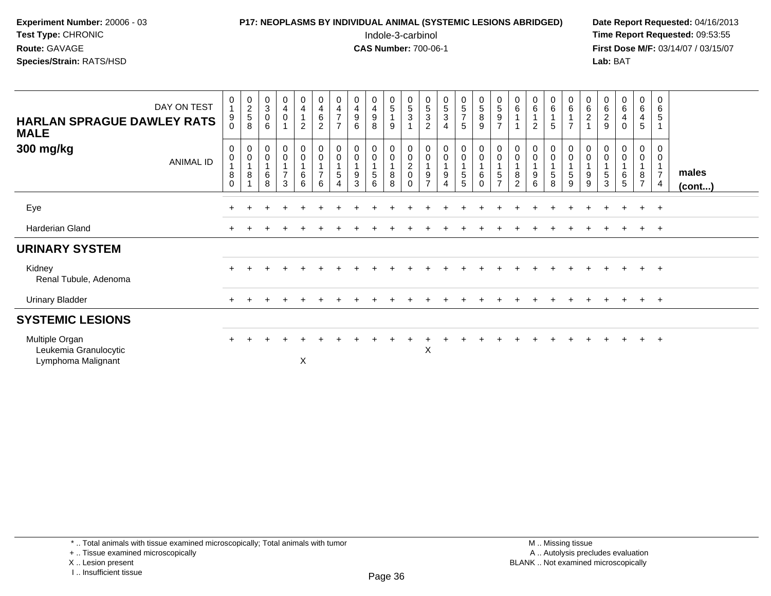**Experiment Number:** 20006 - 03
**Test Type:** CHRONIC
**Route:** GAVAGE
**Species/Strain:** RATS/HSD

**P17: NEOPLASMS BY INDIVIDUAL ANIMAL (SYSTEMIC LESIONS ABRIDGED)**
Indole-3-carbinol
**CAS Number:** 700-06-1

**Date Report Requested:** 04/16/2013
**Time Report Requested:** 09:53:55
**First Dose M/F:** 03/14/07 / 03/15/07
**Lab:** BAT

| HARLAN SPRAGUE DAWLEY RATS MALE 300 mg/kg — DAY ON TEST | 0190 | 0258 | 0306 | 0401 | 0412 | 0462 | 0477 | 0496 | 0498 | 0519 | 0531 | 0532 | 0534 | 0575 | 0589 | 0597 | 0611 | 0612 | 0615 | 0617 | 0621 | 0629 | 0640 | 0645 | 0651 | |
|---|---|---|---|---|---|---|---|---|---|---|---|---|---|---|---|---|---|---|---|---|---|---|---|---|---|---|
| ANIMAL ID | 00180 | 00181 | 00168 | 00173 | 00166 | 00176 | 00154 | 00193 | 00156 | 00188 | 00200 | 00197 | 00194 | 00155 | 00160 | 00157 | 00182 | 00196 | 00158 | 00159 | 00199 | 00153 | 00165 | 00187 | 00174 | males (cont...) |
| Eye | + | + | + | + | + | + | + | + | + | + | + | + | + | + | + | + | + | + | + | + | + | + | + | + | + | |
| Harderian Gland | + | + | + | + | + | + | + | + | + | + | + | + | + | + | + | + | + | + | + | + | + | + | + | + | + | |
| **URINARY SYSTEM** | | | | | | | | | | | | | | | | | | | | | | | | | | |
| Kidney | + | + | + | + | + | + | + | + | + | + | + | + | + | + | + | + | + | + | + | + | + | + | + | + | + | |
| Renal Tubule, Adenoma | | | | | | | | | | | | | | | | | | | | | | | | | | |
| Urinary Bladder | + | + | + | + | + | + | + | + | + | + | + | + | + | + | + | + | + | + | + | + | + | + | + | + | + | |
| **SYSTEMIC LESIONS** | | | | | | | | | | | | | | | | | | | | | | | | | | |
| Multiple Organ | + | + | + | + | + | + | + | + | + | + | + | + | + | + | + | + | + | + | + | + | + | + | + | + | + | |
| Leukemia Granulocytic | | | | | | | | | | | | X | | | | | | | | | | | | | | |
| Lymphoma Malignant | | | | | X | | | | | | | | | | | | | | | | | | | | | |

\* .. Total animals with tissue examined microscopically; Total animals with tumor
\+ .. Tissue examined microscopically
X .. Lesion present
I .. Insufficient tissue

M .. Missing tissue
A .. Autolysis precludes evaluation
BLANK .. Not examined microscopically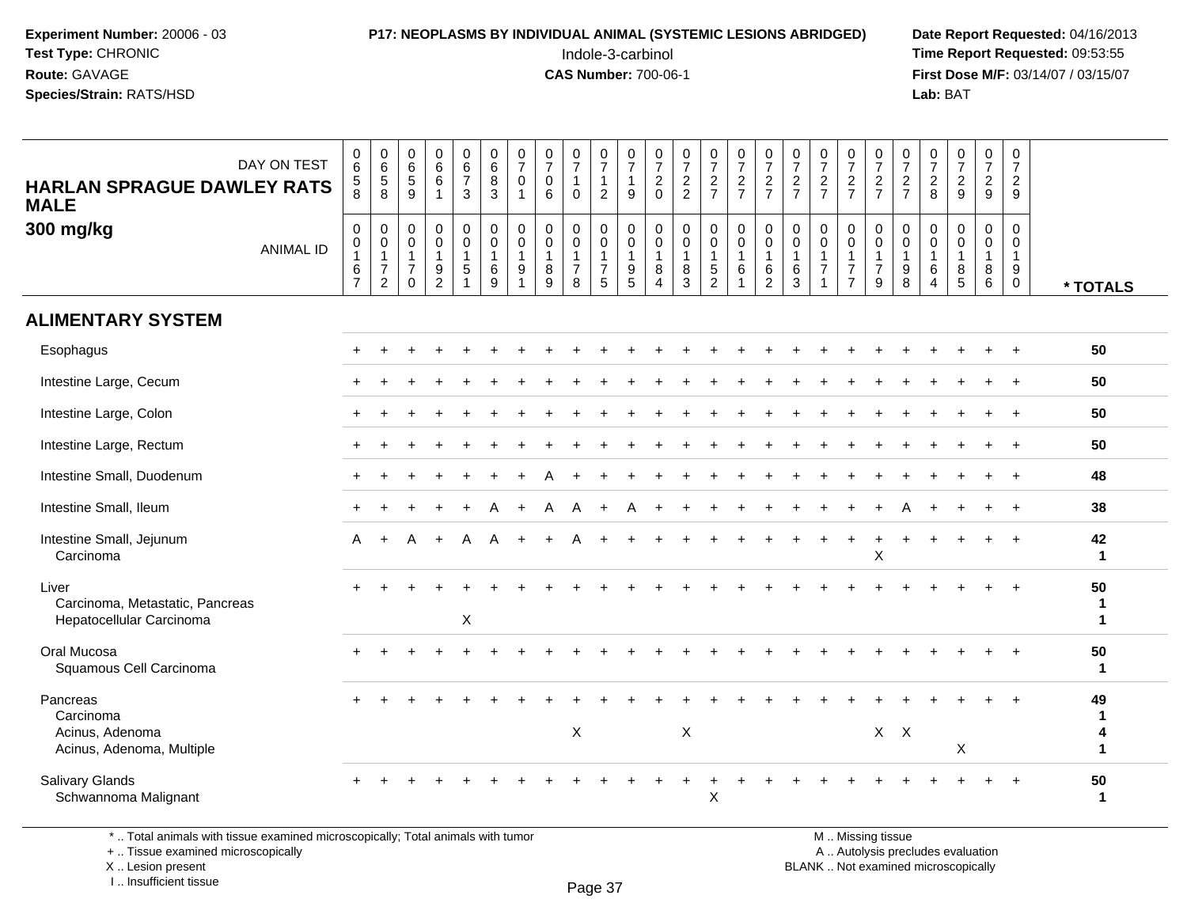**Experiment Number:** 20006 - 03
**Test Type:** CHRONIC
**Route:** GAVAGE
**Species/Strain:** RATS/HSD

**P17: NEOPLASMS BY INDIVIDUAL ANIMAL (SYSTEMIC LESIONS ABRIDGED)**
Indole-3-carbinol
**CAS Number:** 700-06-1

**Date Report Requested:** 04/16/2013
**Time Report Requested:** 09:53:55
**First Dose M/F:** 03/14/07 / 03/15/07
**Lab:** BAT

## HARLAN SPRAGUE DAWLEY RATS MALE 300 mg/kg

| DAY ON TEST | 0658 | 0658 | 0659 | 0661 | 0673 | 0683 | 0701 | 0706 | 0710 | 0712 | 0719 | 0720 | 0722 | 0727 | 0727 | 0727 | 0727 | 0727 | 0727 | 0727 | 0727 | 0728 | 0729 | 0729 | 0729 | |
|---|---|---|---|---|---|---|---|---|---|---|---|---|---|---|---|---|---|---|---|---|---|---|---|---|---|---|
| **ANIMAL ID** | 0016 7 | 0017 2 | 0017 0 | 0019 2 | 0015 1 | 0016 9 | 0019 1 | 0018 9 | 0017 8 | 0017 5 | 0019 5 | 0018 4 | 0018 3 | 0015 2 | 0016 1 | 0016 2 | 0016 3 | 0017 1 | 0017 7 | 0017 9 | 0019 8 | 0016 4 | 0018 5 | 0018 6 | 0019 0 | *** TOTALS** |
| **ALIMENTARY SYSTEM** | | | | | | | | | | | | | | | | | | | | | | | | | | |
| Esophagus | + | + | + | + | + | + | + | + | + | + | + | + | + | + | + | + | + | + | + | + | + | + | + | + | + | 50 |
| Intestine Large, Cecum | + | + | + | + | + | + | + | + | + | + | + | + | + | + | + | + | + | + | + | + | + | + | + | + | + | 50 |
| Intestine Large, Colon | + | + | + | + | + | + | + | + | + | + | + | + | + | + | + | + | + | + | + | + | + | + | + | + | + | 50 |
| Intestine Large, Rectum | + | + | + | + | + | + | + | + | + | + | + | + | + | + | + | + | + | + | + | + | + | + | + | + | + | 50 |
| Intestine Small, Duodenum | + | + | + | + | + | + | + | A | + | + | + | + | + | + | + | + | + | + | + | + | + | + | + | + | + | 48 |
| Intestine Small, Ileum | + | + | + | + | + | A | + | A | A | + | A | + | + | + | + | + | + | + | + | + | A | + | + | + | + | 38 |
| Intestine Small, Jejunum | A | + | A | + | A | A | + | + | A | + | + | + | + | + | + | + | + | + | + | + | + | + | + | + | + | 42 |
| Carcinoma | | | | | | | | | | | | | | | | | | | | X | | | | | | 1 |
| Liver | + | + | + | + | + | + | + | + | + | + | + | + | + | + | + | + | + | + | + | + | + | + | + | + | + | 50 |
| Carcinoma, Metastatic, Pancreas | | | | | | | | | | | | | | | | | | | | | | | | | | 1 |
| Hepatocellular Carcinoma | | | | | X | | | | | | | | | | | | | | | | | | | | | 1 |
| Oral Mucosa | + | + | + | + | + | + | + | + | + | + | + | + | + | + | + | + | + | + | + | + | + | + | + | + | + | 50 |
| Squamous Cell Carcinoma | | | | | | | | | | | | | | | | | | | | | | | | | | 1 |
| Pancreas | + | + | + | + | + | + | + | + | + | + | + | + | + | + | + | + | + | + | + | + | + | + | + | + | + | 49 |
| Carcinoma | | | | | | | | | | | | | | | | | | | | | | | | | | 1 |
| Acinus, Adenoma | | | | | | | | | X | | | | X | | | | | | | X | X | | | | | 4 |
| Acinus, Adenoma, Multiple | | | | | | | | | | | | | | | | | | | | | | | X | | | 1 |
| Salivary Glands | + | + | + | + | + | + | + | + | + | + | + | + | + | + | + | + | + | + | + | + | + | + | + | + | + | 50 |
| Schwannoma Malignant | | | | | | | | | | | | | | X | | | | | | | | | | | | 1 |

\* .. Total animals with tissue examined microscopically; Total animals with tumor
\+ .. Tissue examined microscopically
X .. Lesion present
I .. Insufficient tissue

M .. Missing tissue
A .. Autolysis precludes evaluation
BLANK .. Not examined microscopically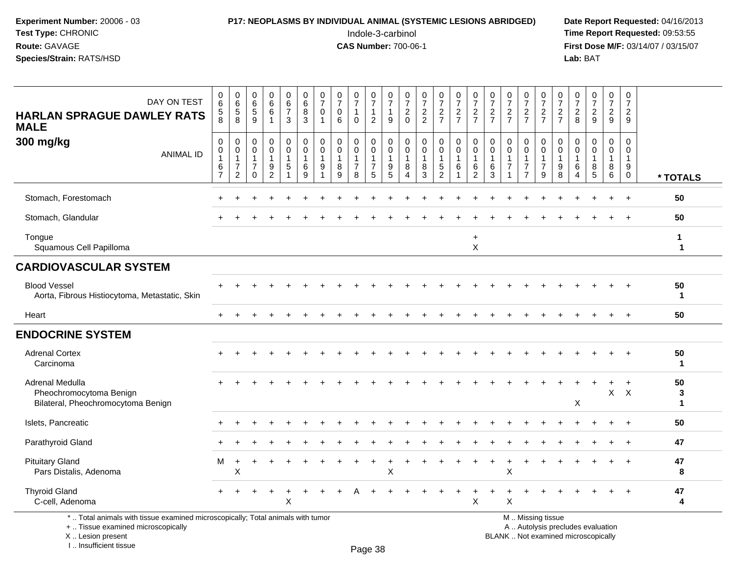**HARLAN SPRAGUE DAWLEY RATS MALE**

**300 mg/kg**

| DAY ON TEST | 0658 | 0658 | 0659 | 0661 | 0673 | 0683 | 0701 | 0706 | 0710 | 0712 | 0719 | 0720 | 0722 | 0727 | 0727 | 0727 | 0727 | 0727 | 0727 | 0727 | 0727 | 0728 | 0729 | 0729 | 0729 | |
|---|---|---|---|---|---|---|---|---|---|---|---|---|---|---|---|---|---|---|---|---|---|---|---|---|---|---|
| **ANIMAL ID** | 00167 | 00172 | 00170 | 00192 | 00151 | 00169 | 00191 | 00189 | 00178 | 00175 | 00195 | 00184 | 00183 | 00152 | 00161 | 00162 | 00163 | 00171 | 00177 | 00179 | 00198 | 00164 | 00185 | 00186 | 00190 | *** TOTALS** |
| Stomach, Forestomach | + | + | + | + | + | + | + | + | + | + | + | + | + | + | + | + | + | + | + | + | + | + | + | + | + | **50** |
| Stomach, Glandular | + | + | + | + | + | + | + | + | + | + | + | + | + | + | + | + | + | + | + | + | + | + | + | + | + | **50** |
| Tongue | | | | | | | | | | | | | | | | + | | | | | | | | | | **1** |
| Squamous Cell Papilloma | | | | | | | | | | | | | | | | X | | | | | | | | | | **1** |
| **CARDIOVASCULAR SYSTEM** | | | | | | | | | | | | | | | | | | | | | | | | | | |
| Blood Vessel | + | + | + | + | + | + | + | + | + | + | + | + | + | + | + | + | + | + | + | + | + | + | + | + | + | **50** |
| Aorta, Fibrous Histiocytoma, Metastatic, Skin | | | | | | | | | | | | | | | | | | | | | | | | | | **1** |
| Heart | + | + | + | + | + | + | + | + | + | + | + | + | + | + | + | + | + | + | + | + | + | + | + | + | + | **50** |
| **ENDOCRINE SYSTEM** | | | | | | | | | | | | | | | | | | | | | | | | | | |
| Adrenal Cortex | + | + | + | + | + | + | + | + | + | + | + | + | + | + | + | + | + | + | + | + | + | + | + | + | + | **50** |
| Carcinoma | | | | | | | | | | | | | | | | | | | | | | | | | | **1** |
| Adrenal Medulla | + | + | + | + | + | + | + | + | + | + | + | + | + | + | + | + | + | + | + | + | + | + | + | + | + | **50** |
| Pheochromocytoma Benign | | | | | | | | | | | | | | | | | | | | | | | | X | X | **3** |
| Bilateral, Pheochromocytoma Benign | | | | | | | | | | | | | | | | | | | | | | X | | | | **1** |
| Islets, Pancreatic | + | + | + | + | + | + | + | + | + | + | + | + | + | + | + | + | + | + | + | + | + | + | + | + | + | **50** |
| Parathyroid Gland | + | + | + | + | + | + | + | + | + | + | + | + | + | + | + | + | + | + | + | + | + | + | + | + | + | **47** |
| Pituitary Gland | M | + | + | + | + | + | + | + | + | + | + | + | + | + | + | + | + | + | + | + | + | + | + | + | + | **47** |
| Pars Distalis, Adenoma | | X | | | | | | | | | X | | | | | | | X | | | | | | | | **8** |
| Thyroid Gland | + | + | + | + | + | + | + | + | A | + | + | + | + | + | + | + | + | + | + | + | + | + | + | + | + | **47** |
| C-cell, Adenoma | | | | | X | | | | | | | | | | | X | | X | | | | | | | | **4** |

\* .. Total animals with tissue examined microscopically; Total animals with tumor
\+ .. Tissue examined microscopically
X .. Lesion present
I .. Insufficient tissue

M .. Missing tissue
A .. Autolysis precludes evaluation
BLANK .. Not examined microscopically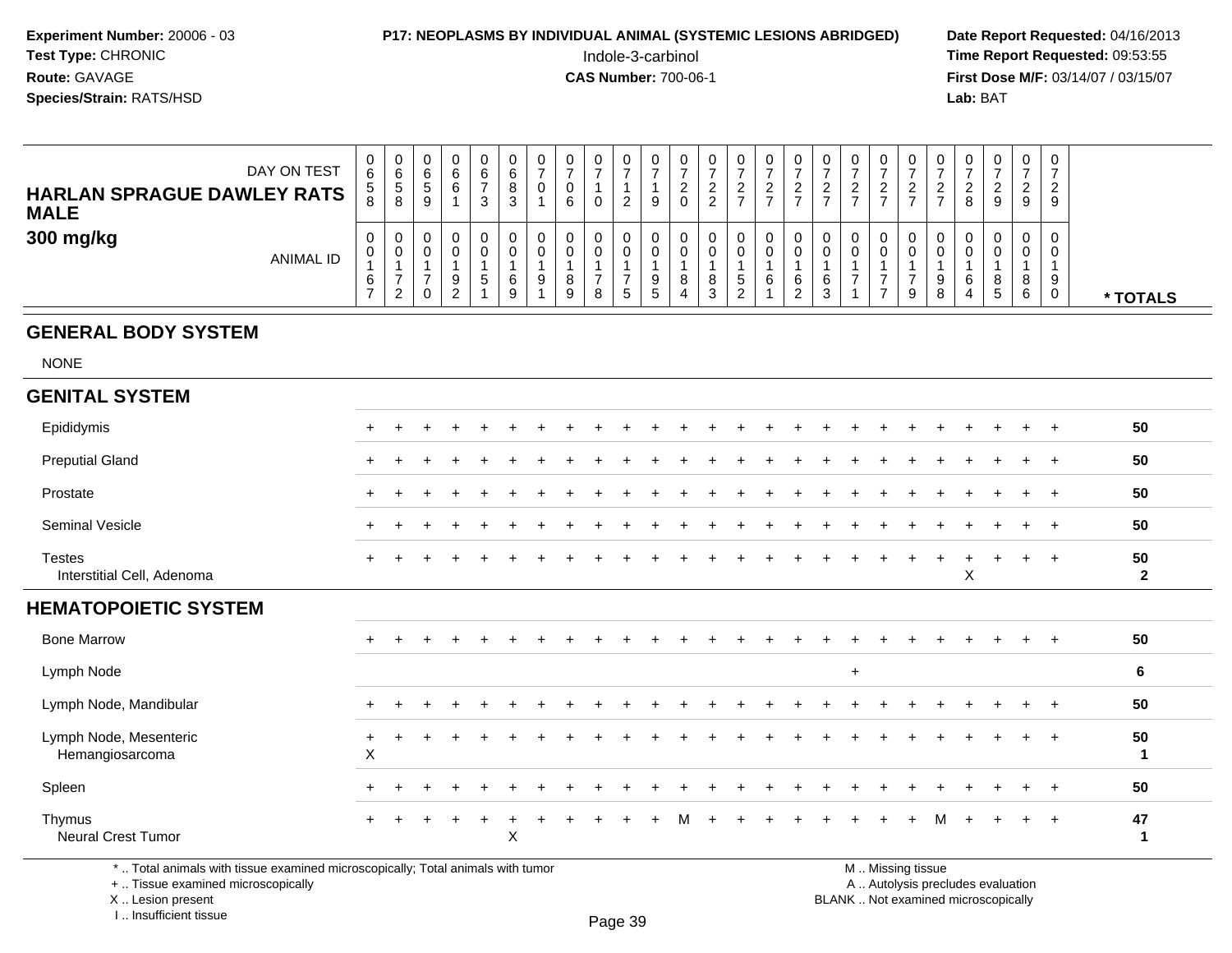**Experiment Number:** 20006 - 03
**Test Type:** CHRONIC
**Route:** GAVAGE
**Species/Strain:** RATS/HSD

**P17: NEOPLASMS BY INDIVIDUAL ANIMAL (SYSTEMIC LESIONS ABRIDGED)**
Indole-3-carbinol
**CAS Number:** 700-06-1

**Date Report Requested:** 04/16/2013
**Time Report Requested:** 09:53:55
**First Dose M/F:** 03/14/07 / 03/15/07
**Lab:** BAT

## HARLAN SPRAGUE DAWLEY RATS MALE
## 300 mg/kg

| DAY ON TEST | 0658 | 0658 | 0659 | 0661 | 0673 | 0683 | 0701 | 0706 | 0710 | 0712 | 0719 | 0720 | 0722 | 0727 | 0727 | 0727 | 0727 | 0727 | 0727 | 0727 | 0727 | 0728 | 0729 | 0729 | 0729 | |
|---|---|---|---|---|---|---|---|---|---|---|---|---|---|---|---|---|---|---|---|---|---|---|---|---|---|---|
| **ANIMAL ID** | 00167 | 00172 | 00170 | 00192 | 00151 | 00169 | 00191 | 00189 | 00178 | 00175 | 00195 | 00184 | 00183 | 00152 | 00161 | 00162 | 00163 | 00171 | 00177 | 00179 | 00198 | 00164 | 00185 | 00186 | 00190 | *** TOTALS** |
| **GENERAL BODY SYSTEM** | | | | | | | | | | | | | | | | | | | | | | | | | | |
| NONE | | | | | | | | | | | | | | | | | | | | | | | | | | |
| **GENITAL SYSTEM** | | | | | | | | | | | | | | | | | | | | | | | | | | |
| Epididymis | + | + | + | + | + | + | + | + | + | + | + | + | + | + | + | + | + | + | + | + | + | + | + | + | + | 50 |
| Preputial Gland | + | + | + | + | + | + | + | + | + | + | + | + | + | + | + | + | + | + | + | + | + | + | + | + | + | 50 |
| Prostate | + | + | + | + | + | + | + | + | + | + | + | + | + | + | + | + | + | + | + | + | + | + | + | + | + | 50 |
| Seminal Vesicle | + | + | + | + | + | + | + | + | + | + | + | + | + | + | + | + | + | + | + | + | + | + | + | + | + | 50 |
| Testes | + | + | + | + | + | + | + | + | + | + | + | + | + | + | + | + | + | + | + | + | + | + | + | + | + | 50 |
| Interstitial Cell, Adenoma | | | | | | | | | | | | | | | | | | | | | | X | | | | 2 |
| **HEMATOPOIETIC SYSTEM** | | | | | | | | | | | | | | | | | | | | | | | | | | |
| Bone Marrow | + | + | + | + | + | + | + | + | + | + | + | + | + | + | + | + | + | + | + | + | + | + | + | + | + | 50 |
| Lymph Node | | | | | | | | | | | | | | | | | | + | | | | | | | | 6 |
| Lymph Node, Mandibular | + | + | + | + | + | + | + | + | + | + | + | + | + | + | + | + | + | + | + | + | + | + | + | + | + | 50 |
| Lymph Node, Mesenteric | + | + | + | + | + | + | + | + | + | + | + | + | + | + | + | + | + | + | + | + | + | + | + | + | + | 50 |
| Hemangiosarcoma | X | | | | | | | | | | | | | | | | | | | | | | | | | 1 |
| Spleen | + | + | + | + | + | + | + | + | + | + | + | + | + | + | + | + | + | + | + | + | + | + | + | + | + | 50 |
| Thymus | + | + | + | + | + | + | + | + | + | + | + | M | + | + | + | + | + | + | + | + | M | + | + | + | + | 47 |
| Neural Crest Tumor | | | | | | X | | | | | | | | | | | | | | | | | | | | 1 |

\* .. Total animals with tissue examined microscopically; Total animals with tumor
\+ .. Tissue examined microscopically
X .. Lesion present
I .. Insufficient tissue

M .. Missing tissue
A .. Autolysis precludes evaluation
BLANK .. Not examined microscopically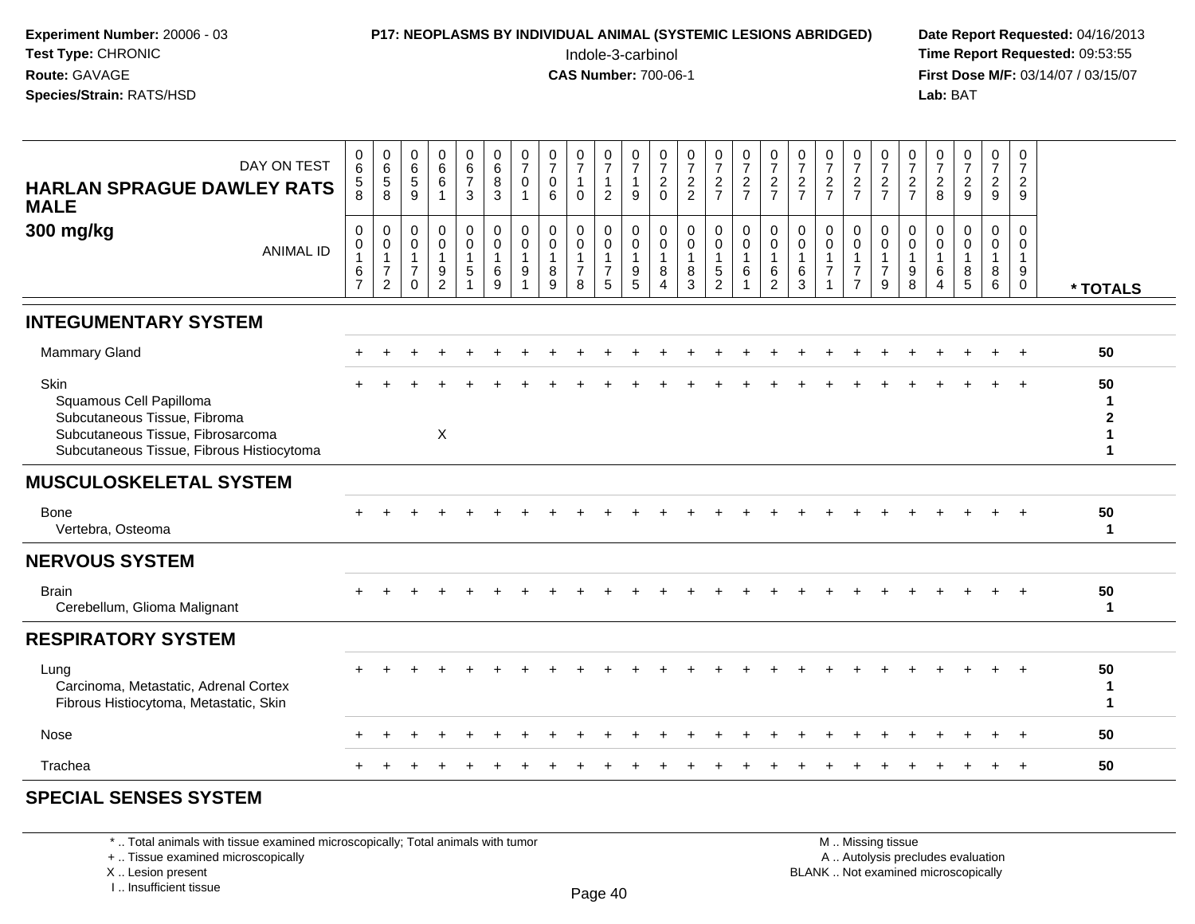**Experiment Number:** 20006 - 03
**Test Type:** CHRONIC
**Route:** GAVAGE
**Species/Strain:** RATS/HSD

**P17: NEOPLASMS BY INDIVIDUAL ANIMAL (SYSTEMIC LESIONS ABRIDGED)**
Indole-3-carbinol
**CAS Number:** 700-06-1

**Date Report Requested:** 04/16/2013
**Time Report Requested:** 09:53:55
**First Dose M/F:** 03/14/07 / 03/15/07
**Lab:** BAT

**HARLAN SPRAGUE DAWLEY RATS MALE**
**300 mg/kg**

| DAY ON TEST | 0658 | 0658 | 0659 | 0661 | 0673 | 0683 | 0701 | 0706 | 0710 | 0712 | 0719 | 0720 | 0722 | 0727 | 0727 | 0727 | 0727 | 0727 | 0727 | 0727 | 0727 | 0728 | 0729 | 0729 | 0729 | |
|---|---|---|---|---|---|---|---|---|---|---|---|---|---|---|---|---|---|---|---|---|---|---|---|---|---|---|
| **ANIMAL ID** | 00167 | 00172 | 00170 | 00192 | 00151 | 00169 | 00191 | 00189 | 00178 | 00175 | 00195 | 00184 | 00183 | 00152 | 00161 | 00162 | 00163 | 00171 | 00177 | 00179 | 00198 | 00164 | 00185 | 00186 | 00190 | **\* TOTALS** |
| **INTEGUMENTARY SYSTEM** | | | | | | | | | | | | | | | | | | | | | | | | | | |
| Mammary Gland | + | + | + | + | + | + | + | + | + | + | + | + | + | + | + | + | + | + | + | + | + | + | + | + | + | 50 |
| Skin | + | + | + | + | + | + | + | + | + | + | + | + | + | + | + | + | + | + | + | + | + | + | + | + | + | 50 |
| Squamous Cell Papilloma | | | | | | | | | | | | | | | | | | | | | | | | | | 1 |
| Subcutaneous Tissue, Fibroma | | | | | | | | | | | | | | | | | | | | | | | | | | 2 |
| Subcutaneous Tissue, Fibrosarcoma | | | | X | | | | | | | | | | | | | | | | | | | | | | 1 |
| Subcutaneous Tissue, Fibrous Histiocytoma | | | | | | | | | | | | | | | | | | | | | | | | | | 1 |
| **MUSCULOSKELETAL SYSTEM** | | | | | | | | | | | | | | | | | | | | | | | | | | |
| Bone | + | + | + | + | + | + | + | + | + | + | + | + | + | + | + | + | + | + | + | + | + | + | + | + | + | 50 |
| Vertebra, Osteoma | | | | | | | | | | | | | | | | | | | | | | | | | | 1 |
| **NERVOUS SYSTEM** | | | | | | | | | | | | | | | | | | | | | | | | | | |
| Brain | + | + | + | + | + | + | + | + | + | + | + | + | + | + | + | + | + | + | + | + | + | + | + | + | + | 50 |
| Cerebellum, Glioma Malignant | | | | | | | | | | | | | | | | | | | | | | | | | | 1 |
| **RESPIRATORY SYSTEM** | | | | | | | | | | | | | | | | | | | | | | | | | | |
| Lung | + | + | + | + | + | + | + | + | + | + | + | + | + | + | + | + | + | + | + | + | + | + | + | + | + | 50 |
| Carcinoma, Metastatic, Adrenal Cortex | | | | | | | | | | | | | | | | | | | | | | | | | | 1 |
| Fibrous Histiocytoma, Metastatic, Skin | | | | | | | | | | | | | | | | | | | | | | | | | | 1 |
| Nose | + | + | + | + | + | + | + | + | + | + | + | + | + | + | + | + | + | + | + | + | + | + | + | + | + | 50 |
| Trachea | + | + | + | + | + | + | + | + | + | + | + | + | + | + | + | + | + | + | + | + | + | + | + | + | + | 50 |
| **SPECIAL SENSES SYSTEM** | | | | | | | | | | | | | | | | | | | | | | | | | | |

\* .. Total animals with tissue examined microscopically; Total animals with tumor
\+ .. Tissue examined microscopically
X .. Lesion present
I .. Insufficient tissue

M .. Missing tissue
A .. Autolysis precludes evaluation
BLANK .. Not examined microscopically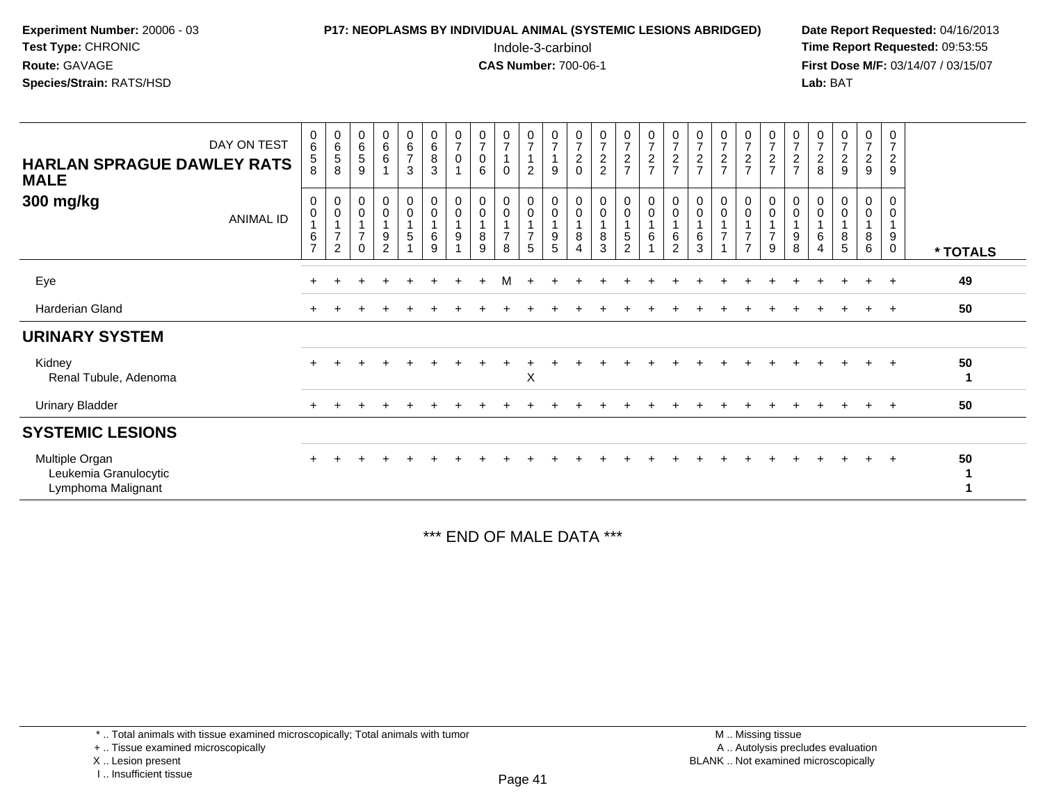**Experiment Number:** 20006 - 03
**Test Type:** CHRONIC
**Route:** GAVAGE
**Species/Strain:** RATS/HSD

**P17: NEOPLASMS BY INDIVIDUAL ANIMAL (SYSTEMIC LESIONS ABRIDGED)**
Indole-3-carbinol
**CAS Number:** 700-06-1

**Date Report Requested:** 04/16/2013
**Time Report Requested:** 09:53:55
**First Dose M/F:** 03/14/07 / 03/15/07
**Lab:** BAT

**HARLAN SPRAGUE DAWLEY RATS MALE**
**300 mg/kg**

| DAY ON TEST | 0658 | 0658 | 0659 | 0661 | 0673 | 0683 | 0701 | 0706 | 0710 | 0712 | 0719 | 0720 | 0722 | 0727 | 0727 | 0727 | 0727 | 0727 | 0727 | 0727 | 0727 | 0728 | 0729 | 0729 | 0729 | |
|---|---|---|---|---|---|---|---|---|---|---|---|---|---|---|---|---|---|---|---|---|---|---|---|---|---|---|
| **ANIMAL ID** | 00167 | 00172 | 00170 | 00192 | 00151 | 00169 | 00191 | 00189 | 00178 | 00175 | 00195 | 00184 | 00183 | 00152 | 00161 | 00162 | 00163 | 00171 | 00177 | 00179 | 00198 | 00164 | 00185 | 00186 | 00190 | **\* TOTALS** |
| Eye | + | + | + | + | + | + | + | + | M | + | + | + | + | + | + | + | + | + | + | + | + | + | + | + | + | **49** |
| Harderian Gland | + | + | + | + | + | + | + | + | + | + | + | + | + | + | + | + | + | + | + | + | + | + | + | + | + | **50** |
| **URINARY SYSTEM** | | | | | | | | | | | | | | | | | | | | | | | | | | |
| Kidney | + | + | + | + | + | + | + | + | + | + | + | + | + | + | + | + | + | + | + | + | + | + | + | + | + | **50** |
| Renal Tubule, Adenoma | | | | | | | | | | X | | | | | | | | | | | | | | | | **1** |
| Urinary Bladder | + | + | + | + | + | + | + | + | + | + | + | + | + | + | + | + | + | + | + | + | + | + | + | + | + | **50** |
| **SYSTEMIC LESIONS** | | | | | | | | | | | | | | | | | | | | | | | | | | |
| Multiple Organ | + | + | + | + | + | + | + | + | + | + | + | + | + | + | + | + | + | + | + | + | + | + | + | + | + | **50** |
| Leukemia Granulocytic | | | | | | | | | | | | | | | | | | | | | | | | | | **1** |
| Lymphoma Malignant | | | | | | | | | | | | | | | | | | | | | | | | | | **1** |

\*\*\* END OF MALE DATA \*\*\*

\* .. Total animals with tissue examined microscopically; Total animals with tumor
\+ .. Tissue examined microscopically
X .. Lesion present
I .. Insufficient tissue

M .. Missing tissue
A .. Autolysis precludes evaluation
BLANK .. Not examined microscopically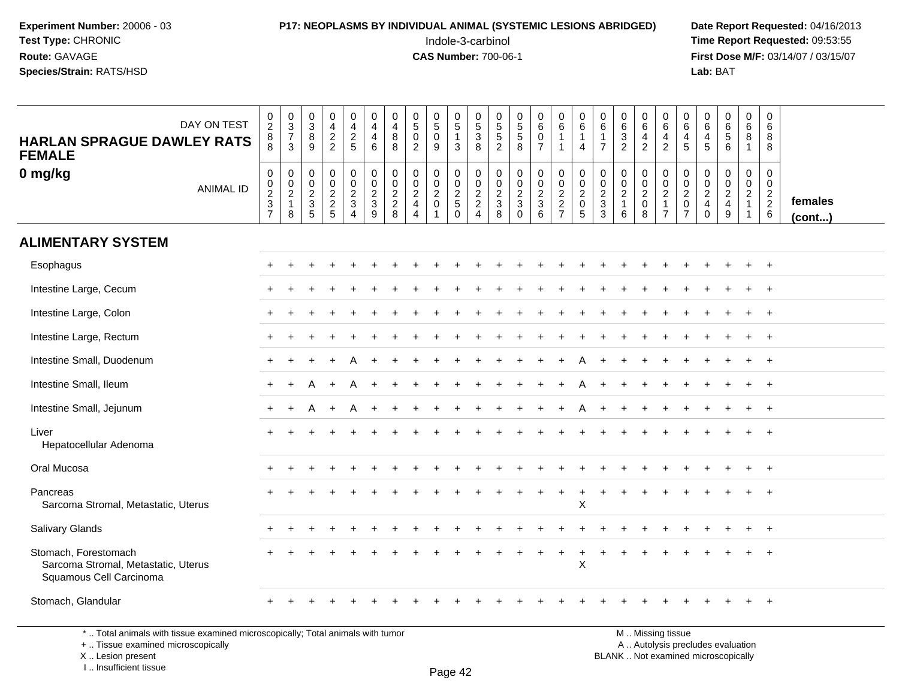**Experiment Number:** 20006 - 03
**Test Type:** CHRONIC
**Route:** GAVAGE
**Species/Strain:** RATS/HSD

**P17: NEOPLASMS BY INDIVIDUAL ANIMAL (SYSTEMIC LESIONS ABRIDGED)**
Indole-3-carbinol
**CAS Number:** 700-06-1

**Date Report Requested:** 04/16/2013
**Time Report Requested:** 09:53:55
**First Dose M/F:** 03/14/07 / 03/15/07
**Lab:** BAT

**HARLAN SPRAGUE DAWLEY RATS FEMALE**
**0 mg/kg**

| DAY ON TEST | 288 | 373 | 389 | 422 | 425 | 446 | 488 | 502 | 509 | 513 | 538 | 552 | 558 | 607 | 611 | 614 | 617 | 632 | 642 | 642 | 645 | 645 | 656 | 681 | 688 | |
|---|---|---|---|---|---|---|---|---|---|---|---|---|---|---|---|---|---|---|---|---|---|---|---|---|---|---|
| ANIMAL ID | 0237 | 0218 | 0235 | 0225 | 0234 | 0239 | 0228 | 0244 | 0201 | 0250 | 0224 | 0238 | 0230 | 0236 | 0227 | 0205 | 0233 | 0216 | 0208 | 0217 | 0207 | 0240 | 0249 | 0211 | 0226 | females (cont...) |
| **ALIMENTARY SYSTEM** | | | | | | | | | | | | | | | | | | | | | | | | | | |
| Esophagus | + | + | + | + | + | + | + | + | + | + | + | + | + | + | + | + | + | + | + | + | + | + | + | + | + | |
| Intestine Large, Cecum | + | + | + | + | + | + | + | + | + | + | + | + | + | + | + | + | + | + | + | + | + | + | + | + | + | |
| Intestine Large, Colon | + | + | + | + | + | + | + | + | + | + | + | + | + | + | + | + | + | + | + | + | + | + | + | + | + | |
| Intestine Large, Rectum | + | + | + | + | + | + | + | + | + | + | + | + | + | + | + | + | + | + | + | + | + | + | + | + | + | |
| Intestine Small, Duodenum | + | + | + | + | A | + | + | + | + | + | + | + | + | + | + | A | + | + | + | + | + | + | + | + | + | |
| Intestine Small, Ileum | + | + | A | + | A | + | + | + | + | + | + | + | + | + | + | A | + | + | + | + | + | + | + | + | + | |
| Intestine Small, Jejunum | + | + | A | + | A | + | + | + | + | + | + | + | + | + | + | A | + | + | + | + | + | + | + | + | + | |
| Liver | + | + | + | + | + | + | + | + | + | + | + | + | + | + | + | + | + | + | + | + | + | + | + | + | + | |
| Hepatocellular Adenoma | | | | | | | | | | | | | | | | | | | | | | | | | | |
| Oral Mucosa | + | + | + | + | + | + | + | + | + | + | + | + | + | + | + | + | + | + | + | + | + | + | + | + | + | |
| Pancreas | + | + | + | + | + | + | + | + | + | + | + | + | + | + | + | + | + | + | + | + | + | + | + | + | + | |
| Sarcoma Stromal, Metastatic, Uterus | | | | | | | | | | | | | | | | X | | | | | | | | | | |
| Salivary Glands | + | + | + | + | + | + | + | + | + | + | + | + | + | + | + | + | + | + | + | + | + | + | + | + | + | |
| Stomach, Forestomach | + | + | + | + | + | + | + | + | + | + | + | + | + | + | + | + | + | + | + | + | + | + | + | + | + | |
| Sarcoma Stromal, Metastatic, Uterus | | | | | | | | | | | | | | | | X | | | | | | | | | | |
| Squamous Cell Carcinoma | | | | | | | | | | | | | | | | | | | | | | | | | | |
| Stomach, Glandular | + | + | + | + | + | + | + | + | + | + | + | + | + | + | + | + | + | + | + | + | + | + | + | + | + | |

\* .. Total animals with tissue examined microscopically; Total animals with tumor
\+ .. Tissue examined microscopically
X .. Lesion present
I .. Insufficient tissue

M .. Missing tissue
A .. Autolysis precludes evaluation
BLANK .. Not examined microscopically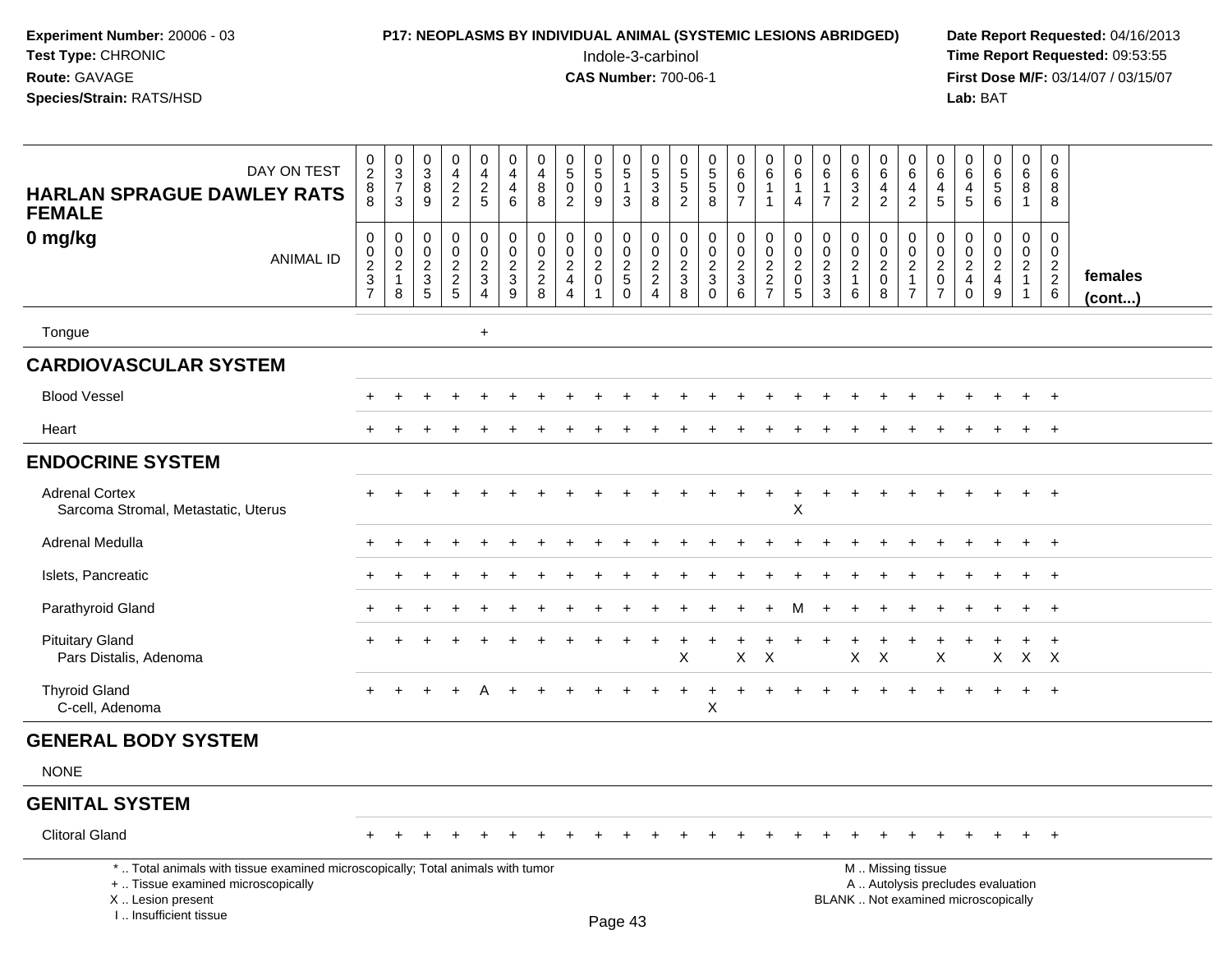**Experiment Number:** 20006 - 03
**Test Type:** CHRONIC
**Route:** GAVAGE
**Species/Strain:** RATS/HSD

**P17: NEOPLASMS BY INDIVIDUAL ANIMAL (SYSTEMIC LESIONS ABRIDGED)**
Indole-3-carbinol
**CAS Number:** 700-06-1

**Date Report Requested:** 04/16/2013
**Time Report Requested:** 09:53:55
**First Dose M/F:** 03/14/07 / 03/15/07
**Lab:** BAT

| HARLAN SPRAGUE DAWLEY RATS FEMALE 0 mg/kg | | | | | | | | | | | | | | | | | | | | | | | | | | |
|---|---|---|---|---|---|---|---|---|---|---|---|---|---|---|---|---|---|---|---|---|---|---|---|---|---|---|
| DAY ON TEST | 0288 | 0373 | 0389 | 0422 | 0425 | 0446 | 0488 | 0502 | 0509 | 0513 | 0538 | 0552 | 0558 | 0607 | 0611 | 0614 | 0617 | 0632 | 0642 | 0642 | 0645 | 0645 | 0656 | 0681 | 0688 | |
| ANIMAL ID | 00237 | 00218 | 00235 | 00225 | 00234 | 00239 | 00228 | 00244 | 00201 | 00250 | 00224 | 00238 | 00230 | 00236 | 00227 | 00205 | 00233 | 00216 | 00208 | 00217 | 00207 | 00240 | 00249 | 00211 | 00226 | females (cont...) |
| Tongue | | | | | + | | | | | | | | | | | | | | | | | | | | | |
| **CARDIOVASCULAR SYSTEM** | | | | | | | | | | | | | | | | | | | | | | | | | | |
| Blood Vessel | + | + | + | + | + | + | + | + | + | + | + | + | + | + | + | + | + | + | + | + | + | + | + | + | + | |
| Heart | + | + | + | + | + | + | + | + | + | + | + | + | + | + | + | + | + | + | + | + | + | + | + | + | + | |
| **ENDOCRINE SYSTEM** | | | | | | | | | | | | | | | | | | | | | | | | | | |
| Adrenal Cortex | + | + | + | + | + | + | + | + | + | + | + | + | + | + | + | + | + | + | + | + | + | + | + | + | + | |
| Sarcoma Stromal, Metastatic, Uterus | | | | | | | | | | | | | | | | X | | | | | | | | | | |
| Adrenal Medulla | + | + | + | + | + | + | + | + | + | + | + | + | + | + | + | + | + | + | + | + | + | + | + | + | + | |
| Islets, Pancreatic | + | + | + | + | + | + | + | + | + | + | + | + | + | + | + | + | + | + | + | + | + | + | + | + | + | |
| Parathyroid Gland | + | + | + | + | + | + | + | + | + | + | + | + | + | + | + | M | + | + | + | + | + | + | + | + | + | |
| Pituitary Gland | + | + | + | + | + | + | + | + | + | + | + | + | + | + | + | + | + | + | + | + | + | + | + | + | + | |
| Pars Distalis, Adenoma | | | | | | | | | | | | X | | X | X | | | X | X | | X | | X | X | X | |
| Thyroid Gland | + | + | + | + | A | + | + | + | + | + | + | + | + | + | + | + | + | + | + | + | + | + | + | + | + | |
| C-cell, Adenoma | | | | | | | | | | | | | X | | | | | | | | | | | | | |
| **GENERAL BODY SYSTEM** | | | | | | | | | | | | | | | | | | | | | | | | | | |
| NONE | | | | | | | | | | | | | | | | | | | | | | | | | | |
| **GENITAL SYSTEM** | | | | | | | | | | | | | | | | | | | | | | | | | | |
| Clitoral Gland | + | + | + | + | + | + | + | + | + | + | + | + | + | + | + | + | + | + | + | + | + | + | + | + | + | |

\* .. Total animals with tissue examined microscopically; Total animals with tumor
\+ .. Tissue examined microscopically
X .. Lesion present
I .. Insufficient tissue

M .. Missing tissue
A .. Autolysis precludes evaluation
BLANK .. Not examined microscopically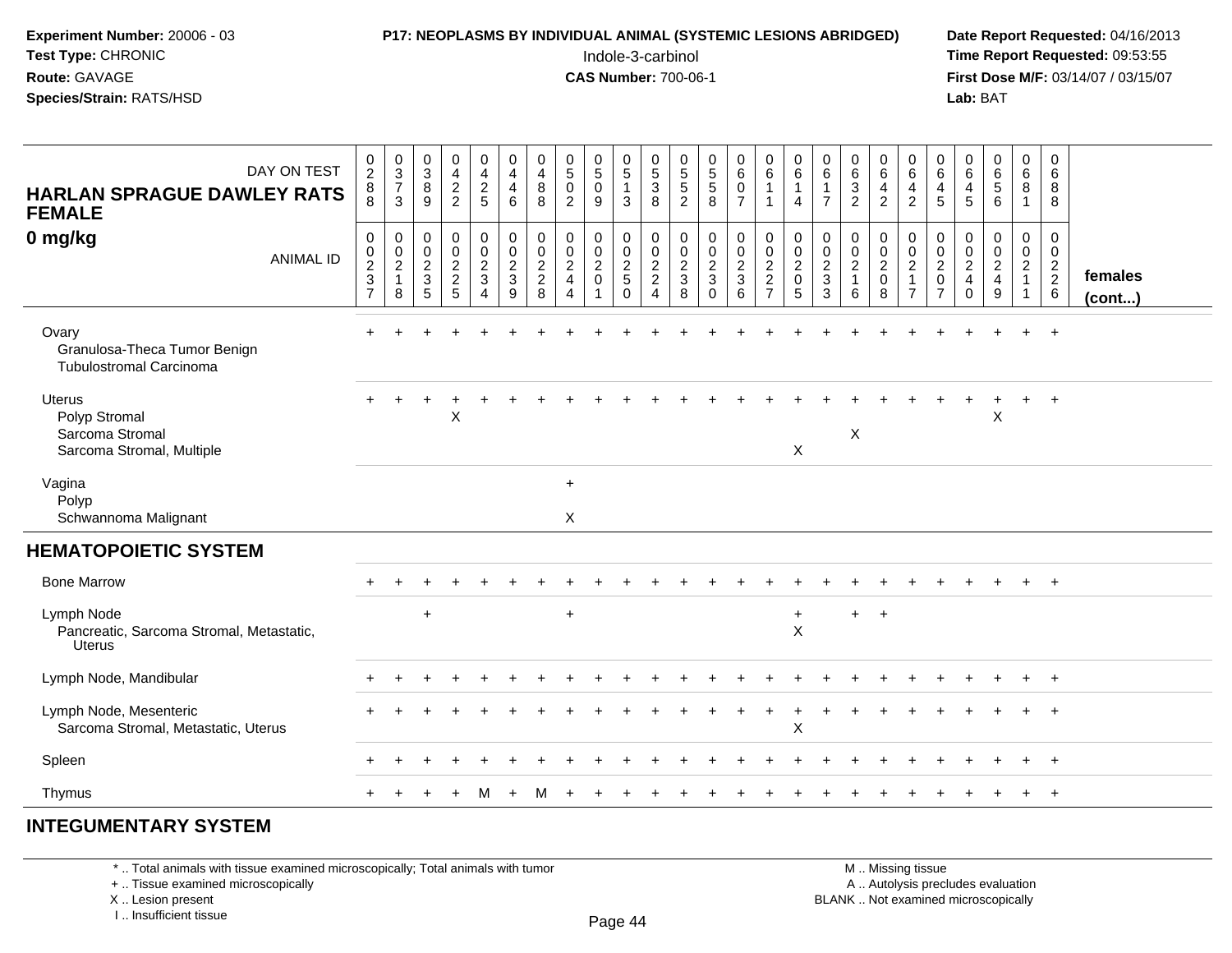**Experiment Number:** 20006 - 03
**Test Type:** CHRONIC
**Route:** GAVAGE
**Species/Strain:** RATS/HSD

**P17: NEOPLASMS BY INDIVIDUAL ANIMAL (SYSTEMIC LESIONS ABRIDGED)**
Indole-3-carbinol
**CAS Number:** 700-06-1

**Date Report Requested:** 04/16/2013
**Time Report Requested:** 09:53:55
**First Dose M/F:** 03/14/07 / 03/15/07
**Lab:** BAT

| HARLAN SPRAGUE DAWLEY RATS FEMALE 0 mg/kg — DAY ON TEST | 0288 | 0373 | 0389 | 0422 | 0425 | 0446 | 0488 | 0502 | 0509 | 0513 | 0538 | 0552 | 0558 | 0607 | 0611 | 0614 | 0617 | 0632 | 0642 | 0642 | 0645 | 0645 | 0656 | 0681 | 0688 | |
|---|---|---|---|---|---|---|---|---|---|---|---|---|---|---|---|---|---|---|---|---|---|---|---|---|---|---|
| ANIMAL ID | 00237 | 00218 | 00235 | 00225 | 00234 | 00239 | 00228 | 00244 | 00201 | 00250 | 00224 | 00238 | 00230 | 00236 | 00227 | 00205 | 00233 | 00216 | 00208 | 00217 | 00207 | 00240 | 00249 | 00211 | 00226 | females (cont...) |
| Ovary | + | + | + | + | + | + | + | + | + | + | + | + | + | + | + | + | + | + | + | + | + | + | + | + | + | |
| Granulosa-Theca Tumor Benign | | | | | | | | | | | | | | | | | | | | | | | | | | |
| Tubulostromal Carcinoma | | | | | | | | | | | | | | | | | | | | | | | | | | |
| Uterus | + | + | + | + | + | + | + | + | + | + | + | + | + | + | + | + | + | + | + | + | + | + | + | + | + | |
| Polyp Stromal | | | | X | | | | | | | | | | | | | | | | | | | X | | | |
| Sarcoma Stromal | | | | | | | | | | | | | | | | | | X | | | | | | | | |
| Sarcoma Stromal, Multiple | | | | | | | | | | | | | | | | X | | | | | | | | | | |
| Vagina | | | | | | | | + | | | | | | | | | | | | | | | | | | |
| Polyp | | | | | | | | | | | | | | | | | | | | | | | | | | |
| Schwannoma Malignant | | | | | | | | X | | | | | | | | | | | | | | | | | | |
| **HEMATOPOIETIC SYSTEM** | | | | | | | | | | | | | | | | | | | | | | | | | | |
| Bone Marrow | + | + | + | + | + | + | + | + | + | + | + | + | + | + | + | + | + | + | + | + | + | + | + | + | + | |
| Lymph Node | | | + | | | | | + | | | | | | | | + | | + | + | | | | | | | |
| Pancreatic, Sarcoma Stromal, Metastatic, Uterus | | | | | | | | | | | | | | | | X | | | | | | | | | | |
| Lymph Node, Mandibular | + | + | + | + | + | + | + | + | + | + | + | + | + | + | + | + | + | + | + | + | + | + | + | + | + | |
| Lymph Node, Mesenteric | + | + | + | + | + | + | + | + | + | + | + | + | + | + | + | + | + | + | + | + | + | + | + | + | + | |
| Sarcoma Stromal, Metastatic, Uterus | | | | | | | | | | | | | | | | X | | | | | | | | | | |
| Spleen | + | + | + | + | + | + | + | + | + | + | + | + | + | + | + | + | + | + | + | + | + | + | + | + | + | |
| Thymus | + | + | + | + | M | + | M | + | + | + | + | + | + | + | + | + | + | + | + | + | + | + | + | + | + | |

**INTEGUMENTARY SYSTEM**

\* .. Total animals with tissue examined microscopically; Total animals with tumor
\+ .. Tissue examined microscopically
X .. Lesion present
I .. Insufficient tissue

M .. Missing tissue
A .. Autolysis precludes evaluation
BLANK .. Not examined microscopically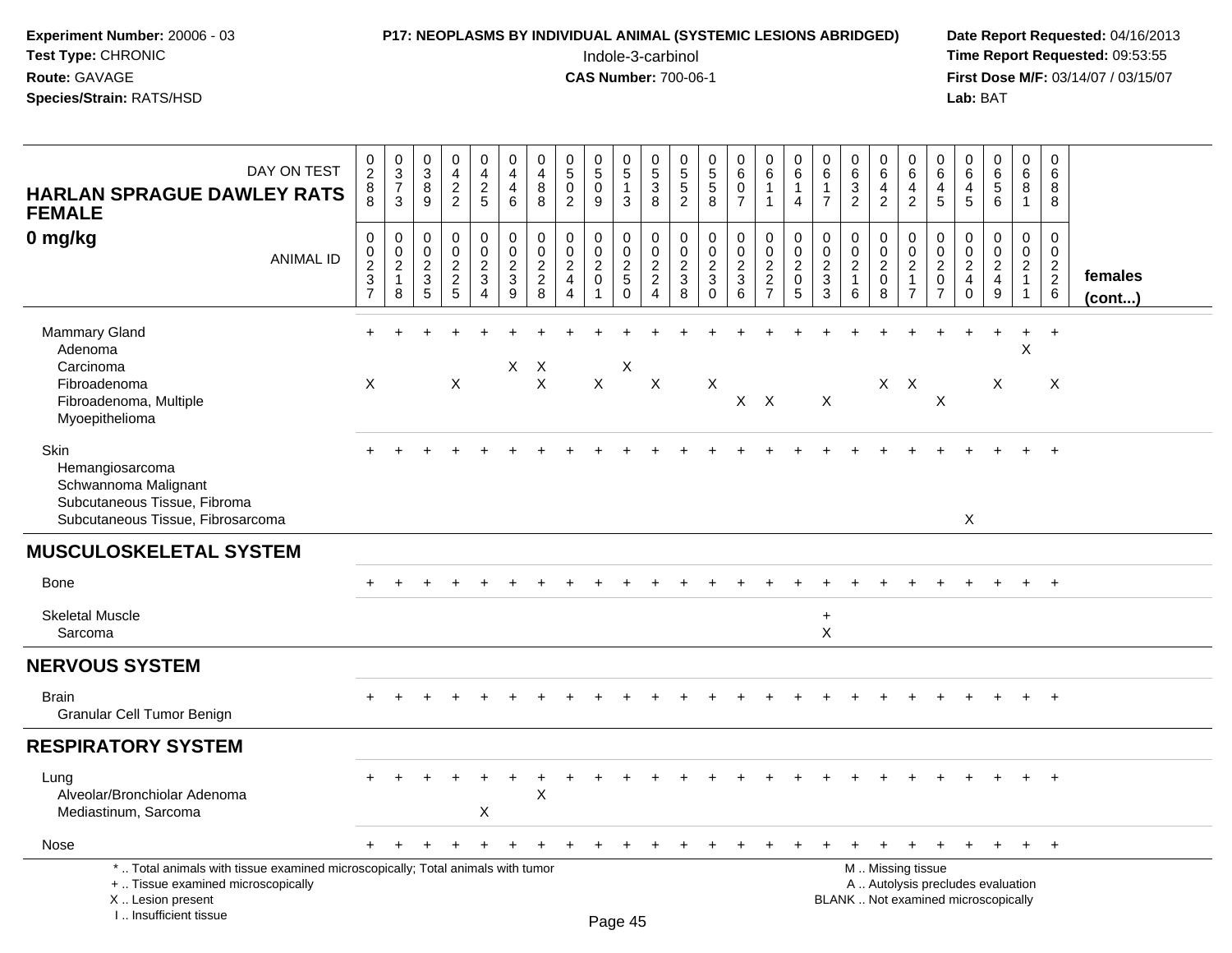**Experiment Number:** 20006 - 03
**Test Type:** CHRONIC
**Route:** GAVAGE
**Species/Strain:** RATS/HSD

**P17: NEOPLASMS BY INDIVIDUAL ANIMAL (SYSTEMIC LESIONS ABRIDGED)**
Indole-3-carbinol
**CAS Number:** 700-06-1

**Date Report Requested:** 04/16/2013
**Time Report Requested:** 09:53:55
**First Dose M/F:** 03/14/07 / 03/15/07
**Lab:** BAT

## HARLAN SPRAGUE DAWLEY RATS FEMALE
## 0 mg/kg

| DAY ON TEST | 0288 | 0373 | 0389 | 0422 | 0425 | 0446 | 0488 | 0502 | 0509 | 0513 | 0538 | 0552 | 0558 | 0607 | 0611 | 0614 | 0617 | 0632 | 0642 | 0642 | 0645 | 0645 | 0656 | 0681 | 0688 | |
|---|---|---|---|---|---|---|---|---|---|---|---|---|---|---|---|---|---|---|---|---|---|---|---|---|---|---|
| **ANIMAL ID** | 00237 | 00218 | 00235 | 00225 | 00234 | 00239 | 00228 | 00244 | 00201 | 00250 | 00224 | 00238 | 00230 | 00236 | 00227 | 00205 | 00233 | 00216 | 00208 | 00217 | 00207 | 00240 | 00249 | 00211 | 00226 | **females (cont...)** |
| Mammary Gland | + | + | + | + | + | + | + | + | + | + | + | + | + | + | + | + | + | + | + | + | + | + | + | + | + | |
| Adenoma | | | | | | | | | | | | | | | | | | | | | | | | X | | |
| Carcinoma | | | | | | X | X | | | X | | | | | | | | | | | | | | | | |
| Fibroadenoma | X | | | X | | | X | | X | | X | | X | | | | | | X | X | | | X | | X | |
| Fibroadenoma, Multiple | | | | | | | | | | | | | | X | X | | X | | | | X | | | | | |
| Myoepithelioma | | | | | | | | | | | | | | | | | | | | | | | | | | |
| Skin | + | + | + | + | + | + | + | + | + | + | + | + | + | + | + | + | + | + | + | + | + | + | + | + | + | |
| Hemangiosarcoma | | | | | | | | | | | | | | | | | | | | | | | | | | |
| Schwannoma Malignant | | | | | | | | | | | | | | | | | | | | | | | | | | |
| Subcutaneous Tissue, Fibroma | | | | | | | | | | | | | | | | | | | | | | | | | | |
| Subcutaneous Tissue, Fibrosarcoma | | | | | | | | | | | | | | | | | | | | | | X | | | | |
| **MUSCULOSKELETAL SYSTEM** | | | | | | | | | | | | | | | | | | | | | | | | | | |
| Bone | + | + | + | + | + | + | + | + | + | + | + | + | + | + | + | + | + | + | + | + | + | + | + | + | + | |
| Skeletal Muscle | | | | | | | | | | | | | | | | | + | | | | | | | | | |
| Sarcoma | | | | | | | | | | | | | | | | | X | | | | | | | | | |
| **NERVOUS SYSTEM** | | | | | | | | | | | | | | | | | | | | | | | | | | |
| Brain | + | + | + | + | + | + | + | + | + | + | + | + | + | + | + | + | + | + | + | + | + | + | + | + | + | |
| Granular Cell Tumor Benign | | | | | | | | | | | | | | | | | | | | | | | | | | |
| **RESPIRATORY SYSTEM** | | | | | | | | | | | | | | | | | | | | | | | | | | |
| Lung | + | + | + | + | + | + | + | + | + | + | + | + | + | + | + | + | + | + | + | + | + | + | + | + | + | |
| Alveolar/Bronchiolar Adenoma | | | | | | | X | | | | | | | | | | | | | | | | | | | |
| Mediastinum, Sarcoma | | | | | X | | | | | | | | | | | | | | | | | | | | | |
| Nose | + | + | + | + | + | + | + | + | + | + | + | + | + | + | + | + | + | + | + | + | + | + | + | + | + | |

\* .. Total animals with tissue examined microscopically; Total animals with tumor
\+ .. Tissue examined microscopically
X .. Lesion present
I .. Insufficient tissue

M .. Missing tissue
A .. Autolysis precludes evaluation
BLANK .. Not examined microscopically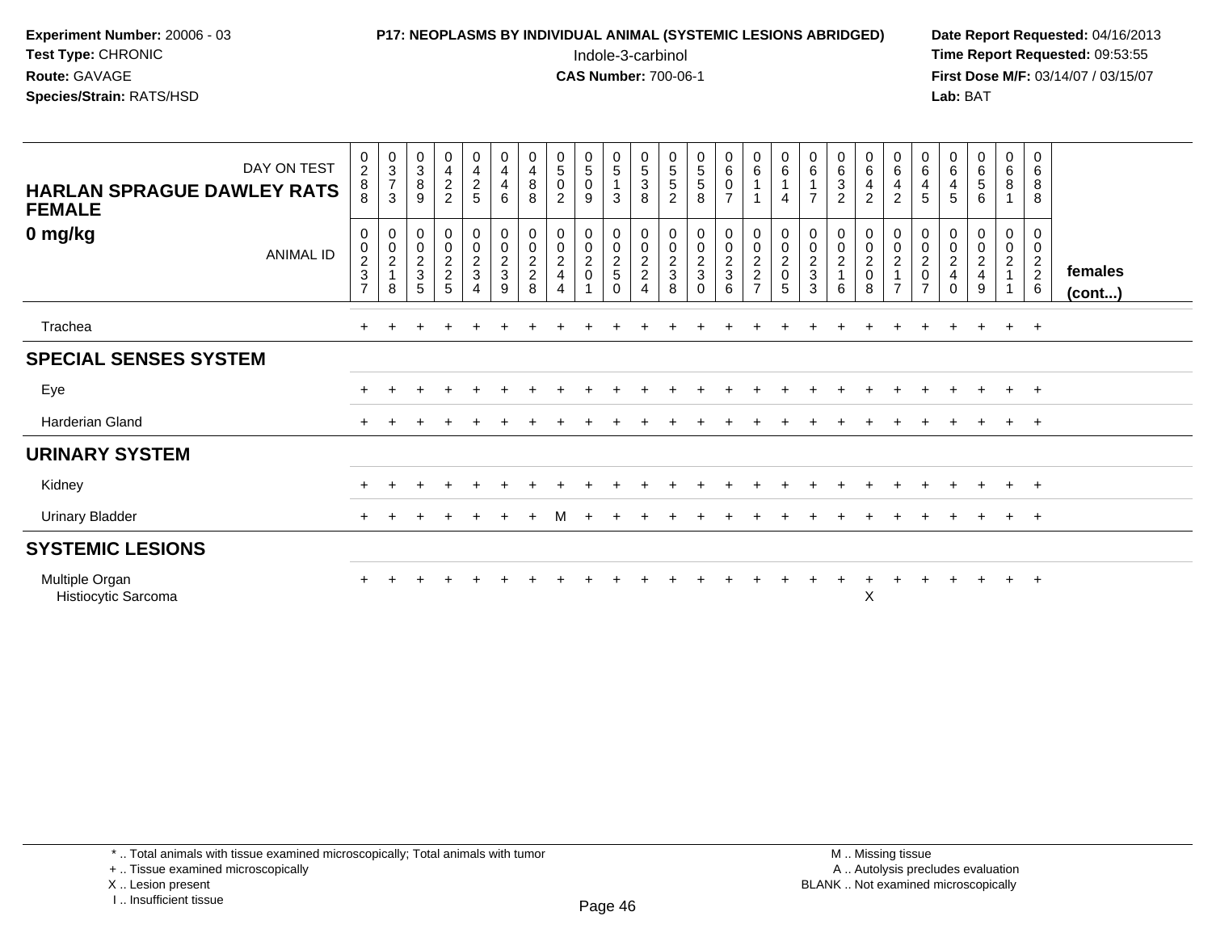**Experiment Number:** 20006 - 03
**Test Type:** CHRONIC
**Route:** GAVAGE
**Species/Strain:** RATS/HSD

**P17: NEOPLASMS BY INDIVIDUAL ANIMAL (SYSTEMIC LESIONS ABRIDGED)**
Indole-3-carbinol
**CAS Number:** 700-06-1

**Date Report Requested:** 04/16/2013
**Time Report Requested:** 09:53:55
**First Dose M/F:** 03/14/07 / 03/15/07
**Lab:** BAT

## HARLAN SPRAGUE DAWLEY RATS FEMALE
## 0 mg/kg

| DAY ON TEST | 0288 | 0373 | 0389 | 0422 | 0425 | 0446 | 0488 | 0502 | 0509 | 0513 | 0538 | 0552 | 0558 | 0607 | 0611 | 0614 | 0617 | 0632 | 0642 | 0642 | 0645 | 0645 | 0656 | 0681 | 0688 | |
|---|---|---|---|---|---|---|---|---|---|---|---|---|---|---|---|---|---|---|---|---|---|---|---|---|---|---|
| **ANIMAL ID** | 00237 | 00218 | 00235 | 00225 | 00234 | 00239 | 00228 | 00244 | 00201 | 00250 | 00224 | 00238 | 00230 | 00236 | 00227 | 00205 | 00233 | 00216 | 00208 | 00217 | 00207 | 00240 | 00249 | 00211 | 00226 | **females (cont...)** |
| Trachea | + | + | + | + | + | + | + | + | + | + | + | + | + | + | + | + | + | + | + | + | + | + | + | + | + | |
| **SPECIAL SENSES SYSTEM** | | | | | | | | | | | | | | | | | | | | | | | | | | |
| Eye | + | + | + | + | + | + | + | + | + | + | + | + | + | + | + | + | + | + | + | + | + | + | + | + | + | |
| Harderian Gland | + | + | + | + | + | + | + | + | + | + | + | + | + | + | + | + | + | + | + | + | + | + | + | + | + | |
| **URINARY SYSTEM** | | | | | | | | | | | | | | | | | | | | | | | | | | |
| Kidney | + | + | + | + | + | + | + | + | + | + | + | + | + | + | + | + | + | + | + | + | + | + | + | + | + | |
| Urinary Bladder | + | + | + | + | + | + | + | M | + | + | + | + | + | + | + | + | + | + | + | + | + | + | + | + | + | |
| **SYSTEMIC LESIONS** | | | | | | | | | | | | | | | | | | | | | | | | | | |
| Multiple Organ | + | + | + | + | + | + | + | + | + | + | + | + | + | + | + | + | + | + | + | + | + | + | + | + | + | |
| Histiocytic Sarcoma | | | | | | | | | | | | | | | | | | | X | | | | | | | |

\* .. Total animals with tissue examined microscopically; Total animals with tumor
\+ .. Tissue examined microscopically
X .. Lesion present
I .. Insufficient tissue

M .. Missing tissue
A .. Autolysis precludes evaluation
BLANK .. Not examined microscopically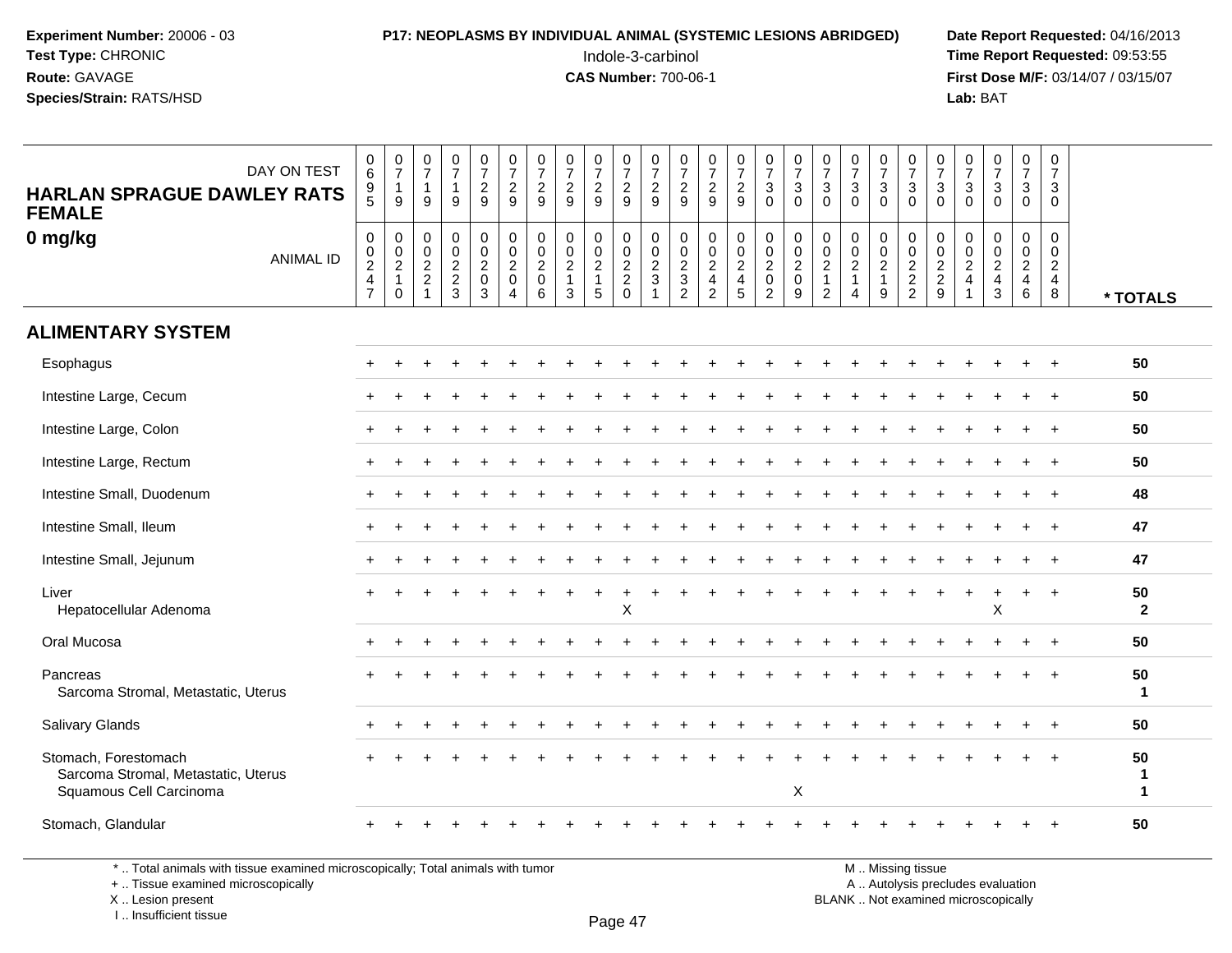**Experiment Number:** 20006 - 03
**Test Type:** CHRONIC
**Route:** GAVAGE
**Species/Strain:** RATS/HSD

**P17: NEOPLASMS BY INDIVIDUAL ANIMAL (SYSTEMIC LESIONS ABRIDGED)**
Indole-3-carbinol
**CAS Number:** 700-06-1

**Date Report Requested:** 04/16/2013
**Time Report Requested:** 09:53:55
**First Dose M/F:** 03/14/07 / 03/15/07
**Lab:** BAT

## HARLAN SPRAGUE DAWLEY RATS FEMALE
### 0 mg/kg

| DAY ON TEST | 0695 | 0719 | 0719 | 0719 | 0729 | 0729 | 0729 | 0729 | 0729 | 0729 | 0729 | 0729 | 0729 | 0729 | 0730 | 0730 | 0730 | 0730 | 0730 | 0730 | 0730 | 0730 | 0730 | 0730 | 0730 | |
|---|---|---|---|---|---|---|---|---|---|---|---|---|---|---|---|---|---|---|---|---|---|---|---|---|---|---|
| **ANIMAL ID** | 00247 | 00210 | 00221 | 00223 | 00203 | 00204 | 00206 | 00213 | 00215 | 00220 | 00231 | 00232 | 00242 | 00245 | 00202 | 00209 | 00212 | 00214 | 00219 | 00222 | 00229 | 00241 | 00243 | 00246 | 00248 | *** TOTALS** |
| **ALIMENTARY SYSTEM** | | | | | | | | | | | | | | | | | | | | | | | | | | |
| Esophagus | + | + | + | + | + | + | + | + | + | + | + | + | + | + | + | + | + | + | + | + | + | + | + | + | + | **50** |
| Intestine Large, Cecum | + | + | + | + | + | + | + | + | + | + | + | + | + | + | + | + | + | + | + | + | + | + | + | + | + | **50** |
| Intestine Large, Colon | + | + | + | + | + | + | + | + | + | + | + | + | + | + | + | + | + | + | + | + | + | + | + | + | + | **50** |
| Intestine Large, Rectum | + | + | + | + | + | + | + | + | + | + | + | + | + | + | + | + | + | + | + | + | + | + | + | + | + | **50** |
| Intestine Small, Duodenum | + | + | + | + | + | + | + | + | + | + | + | + | + | + | + | + | + | + | + | + | + | + | + | + | + | **48** |
| Intestine Small, Ileum | + | + | + | + | + | + | + | + | + | + | + | + | + | + | + | + | + | + | + | + | + | + | + | + | + | **47** |
| Intestine Small, Jejunum | + | + | + | + | + | + | + | + | + | + | + | + | + | + | + | + | + | + | + | + | + | + | + | + | + | **47** |
| Liver | + | + | + | + | + | + | + | + | + | + | + | + | + | + | + | + | + | + | + | + | + | + | + | + | + | **50** |
| Hepatocellular Adenoma | | | | | | | | | | X | | | | | | | | | | | | | X | | | **2** |
| Oral Mucosa | + | + | + | + | + | + | + | + | + | + | + | + | + | + | + | + | + | + | + | + | + | + | + | + | + | **50** |
| Pancreas | + | + | + | + | + | + | + | + | + | + | + | + | + | + | + | + | + | + | + | + | + | + | + | + | + | **50** |
| Sarcoma Stromal, Metastatic, Uterus | | | | | | | | | | | | | | | | | | | | | | | | | | **1** |
| Salivary Glands | + | + | + | + | + | + | + | + | + | + | + | + | + | + | + | + | + | + | + | + | + | + | + | + | + | **50** |
| Stomach, Forestomach | + | + | + | + | + | + | + | + | + | + | + | + | + | + | + | + | + | + | + | + | + | + | + | + | + | **50** |
| Sarcoma Stromal, Metastatic, Uterus | | | | | | | | | | | | | | | | | | | | | | | | | | **1** |
| Squamous Cell Carcinoma | | | | | | | | | | | | | | | | X | | | | | | | | | | **1** |
| Stomach, Glandular | + | + | + | + | + | + | + | + | + | + | + | + | + | + | + | + | + | + | + | + | + | + | + | + | + | **50** |

\* .. Total animals with tissue examined microscopically; Total animals with tumor
\+ .. Tissue examined microscopically
X .. Lesion present
I .. Insufficient tissue

M .. Missing tissue
A .. Autolysis precludes evaluation
BLANK .. Not examined microscopically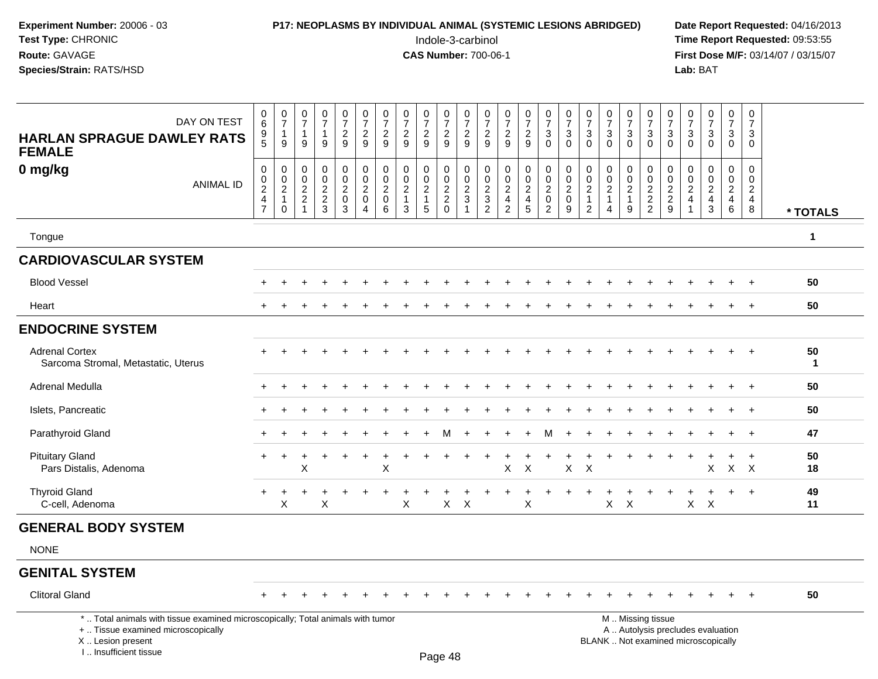**Experiment Number:** 20006 - 03
**Test Type:** CHRONIC
**Route:** GAVAGE
**Species/Strain:** RATS/HSD

**P17: NEOPLASMS BY INDIVIDUAL ANIMAL (SYSTEMIC LESIONS ABRIDGED)**
Indole-3-carbinol
**CAS Number:** 700-06-1

**Date Report Requested:** 04/16/2013
**Time Report Requested:** 09:53:55
**First Dose M/F:** 03/14/07 / 03/15/07
**Lab:** BAT

## HARLAN SPRAGUE DAWLEY RATS FEMALE
### 0 mg/kg

| DAY ON TEST | 0695 | 0719 | 0719 | 0719 | 0729 | 0729 | 0729 | 0729 | 0729 | 0729 | 0729 | 0729 | 0729 | 0729 | 0730 | 0730 | 0730 | 0730 | 0730 | 0730 | 0730 | 0730 | 0730 | 0730 | 0730 | |
|---|---|---|---|---|---|---|---|---|---|---|---|---|---|---|---|---|---|---|---|---|---|---|---|---|---|---|
| **ANIMAL ID** | 00247 | 00210 | 00221 | 00223 | 00203 | 00204 | 00206 | 00213 | 00215 | 00220 | 00231 | 00232 | 00242 | 00245 | 00202 | 00209 | 00212 | 00214 | 00219 | 00222 | 00229 | 00241 | 00243 | 00246 | 00248 | *** TOTALS** |
| Tongue | | | | | | | | | | | | | | | | | | | | | | | | | | 1 |
| **CARDIOVASCULAR SYSTEM** | | | | | | | | | | | | | | | | | | | | | | | | | | |
| Blood Vessel | + | + | + | + | + | + | + | + | + | + | + | + | + | + | + | + | + | + | + | + | + | + | + | + | + | 50 |
| Heart | + | + | + | + | + | + | + | + | + | + | + | + | + | + | + | + | + | + | + | + | + | + | + | + | + | 50 |
| **ENDOCRINE SYSTEM** | | | | | | | | | | | | | | | | | | | | | | | | | | |
| Adrenal Cortex | + | + | + | + | + | + | + | + | + | + | + | + | + | + | + | + | + | + | + | + | + | + | + | + | + | 50 |
| Sarcoma Stromal, Metastatic, Uterus | | | | | | | | | | | | | | | | | | | | | | | | | | 1 |
| Adrenal Medulla | + | + | + | + | + | + | + | + | + | + | + | + | + | + | + | + | + | + | + | + | + | + | + | + | + | 50 |
| Islets, Pancreatic | + | + | + | + | + | + | + | + | + | + | + | + | + | + | + | + | + | + | + | + | + | + | + | + | + | 50 |
| Parathyroid Gland | + | + | + | + | + | + | + | + | + | M | + | + | + | + | M | + | + | + | + | + | + | + | + | + | + | 47 |
| Pituitary Gland | + | + | + | + | + | + | + | + | + | + | + | + | + | + | + | + | + | + | + | + | + | + | + | + | + | 50 |
| Pars Distalis, Adenoma | | | X | | | | X | | | | | | X | X | | X | X | | | | | | X | X | X | 18 |
| Thyroid Gland | + | + | + | + | + | + | + | + | + | + | + | + | + | + | + | + | + | + | + | + | + | + | + | + | + | 49 |
| C-cell, Adenoma | | X | | X | | | | X | | X | X | | | X | | | | X | X | | | X | X | | | 11 |
| **GENERAL BODY SYSTEM** | | | | | | | | | | | | | | | | | | | | | | | | | | |
| NONE | | | | | | | | | | | | | | | | | | | | | | | | | | |
| **GENITAL SYSTEM** | | | | | | | | | | | | | | | | | | | | | | | | | | |
| Clitoral Gland | + | + | + | + | + | + | + | + | + | + | + | + | + | + | + | + | + | + | + | + | + | + | + | + | + | 50 |

\* .. Total animals with tissue examined microscopically; Total animals with tumor
\+ .. Tissue examined microscopically
X .. Lesion present
I .. Insufficient tissue

M .. Missing tissue
A .. Autolysis precludes evaluation
BLANK .. Not examined microscopically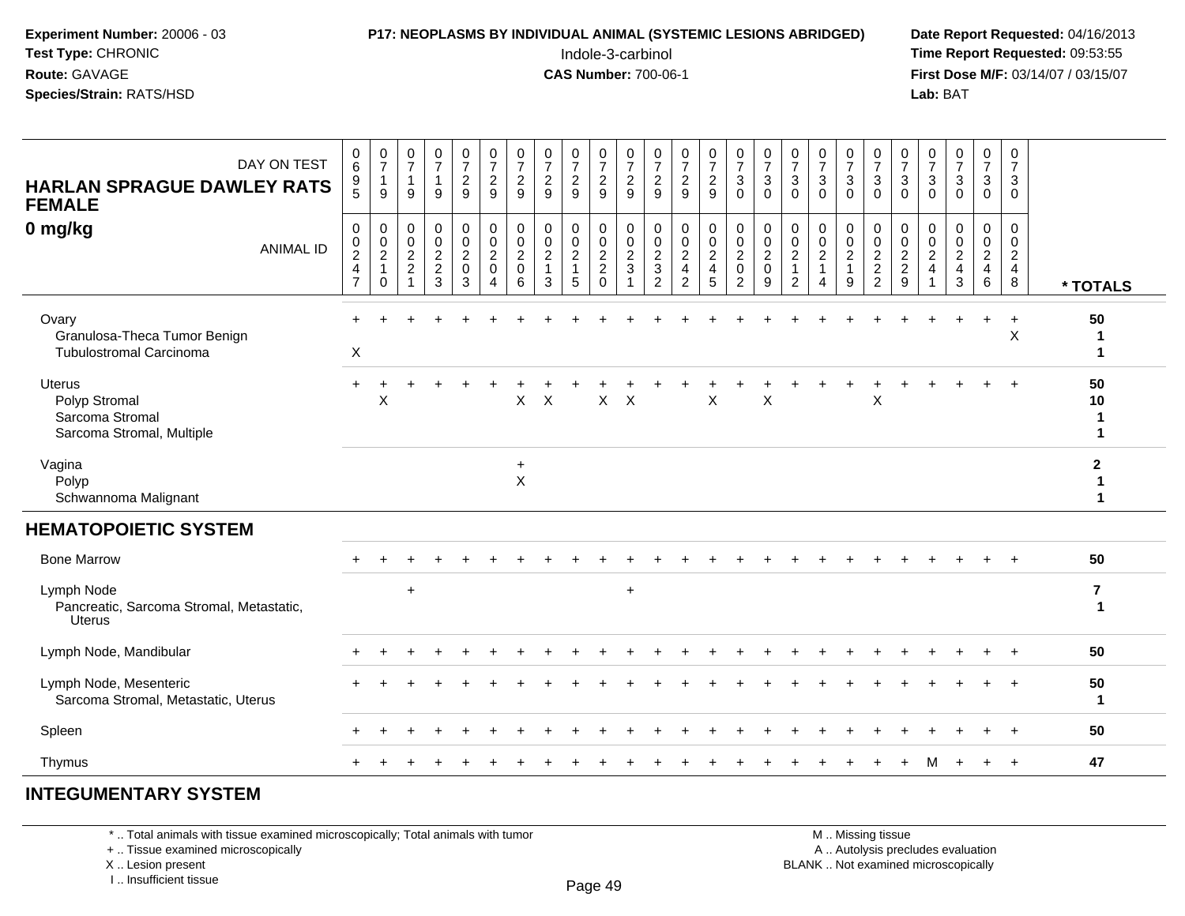**Experiment Number:** 20006 - 03
**Test Type:** CHRONIC
**Route:** GAVAGE
**Species/Strain:** RATS/HSD

**P17: NEOPLASMS BY INDIVIDUAL ANIMAL (SYSTEMIC LESIONS ABRIDGED)**
Indole-3-carbinol
**CAS Number:** 700-06-1

**Date Report Requested:** 04/16/2013
**Time Report Requested:** 09:53:55
**First Dose M/F:** 03/14/07 / 03/15/07
**Lab:** BAT

**HARLAN SPRAGUE DAWLEY RATS FEMALE**
**0 mg/kg**

| DAY ON TEST | 0695 | 0719 | 0719 | 0719 | 0729 | 0729 | 0729 | 0729 | 0729 | 0729 | 0729 | 0729 | 0729 | 0729 | 0730 | 0730 | 0730 | 0730 | 0730 | 0730 | 0730 | 0730 | 0730 | 0730 | 0730 | |
|---|---|---|---|---|---|---|---|---|---|---|---|---|---|---|---|---|---|---|---|---|---|---|---|---|---|---|
| **ANIMAL ID** | 0247 | 0210 | 0221 | 0223 | 0203 | 0204 | 0206 | 0213 | 0215 | 0220 | 0231 | 0232 | 0242 | 0245 | 0202 | 0209 | 0212 | 0214 | 0219 | 0222 | 0229 | 0241 | 0243 | 0246 | 0248 | *** TOTALS** |
| Ovary | + | + | + | + | + | + | + | + | + | + | + | + | + | + | + | + | + | + | + | + | + | + | + | + | + | 50 |
| Granulosa-Theca Tumor Benign | | | | | | | | | | | | | | | | | | | | | | | | | X | 1 |
| Tubulostromal Carcinoma | X | | | | | | | | | | | | | | | | | | | | | | | | | 1 |
| Uterus | + | + | + | + | + | + | + | + | + | + | + | + | + | + | + | + | + | + | + | + | + | + | + | + | + | 50 |
| Polyp Stromal | | X | | | | | X | X | | X | X | | | X | | X | | | | X | | | | | | 10 |
| Sarcoma Stromal | | | | | | | | | | | | | | | | | | | | | | | | | | 1 |
| Sarcoma Stromal, Multiple | | | | | | | | | | | | | | | | | | | | | | | | | | 1 |
| Vagina | | | | | | | + | | | | | | | | | | | | | | | | | | | 2 |
| Polyp | | | | | | | X | | | | | | | | | | | | | | | | | | | 1 |
| Schwannoma Malignant | | | | | | | | | | | | | | | | | | | | | | | | | | 1 |
| **HEMATOPOIETIC SYSTEM** | | | | | | | | | | | | | | | | | | | | | | | | | | |
| Bone Marrow | + | + | + | + | + | + | + | + | + | + | + | + | + | + | + | + | + | + | + | + | + | + | + | + | + | 50 |
| Lymph Node | | | + | | | | | | | | + | | | | | | | | | | | | | | | 7 |
| Pancreatic, Sarcoma Stromal, Metastatic, Uterus | | | | | | | | | | | | | | | | | | | | | | | | | | 1 |
| Lymph Node, Mandibular | + | + | + | + | + | + | + | + | + | + | + | + | + | + | + | + | + | + | + | + | + | + | + | + | + | 50 |
| Lymph Node, Mesenteric | + | + | + | + | + | + | + | + | + | + | + | + | + | + | + | + | + | + | + | + | + | + | + | + | + | 50 |
| Sarcoma Stromal, Metastatic, Uterus | | | | | | | | | | | | | | | | | | | | | | | | | | 1 |
| Spleen | + | + | + | + | + | + | + | + | + | + | + | + | + | + | + | + | + | + | + | + | + | + | + | + | + | 50 |
| Thymus | + | + | + | + | + | + | + | + | + | + | + | + | + | + | + | + | + | + | + | + | + | M | + | + | + | 47 |
| **INTEGUMENTARY SYSTEM** | | | | | | | | | | | | | | | | | | | | | | | | | | |

\* .. Total animals with tissue examined microscopically; Total animals with tumor
\+ .. Tissue examined microscopically
X .. Lesion present
I .. Insufficient tissue

M .. Missing tissue
A .. Autolysis precludes evaluation
BLANK .. Not examined microscopically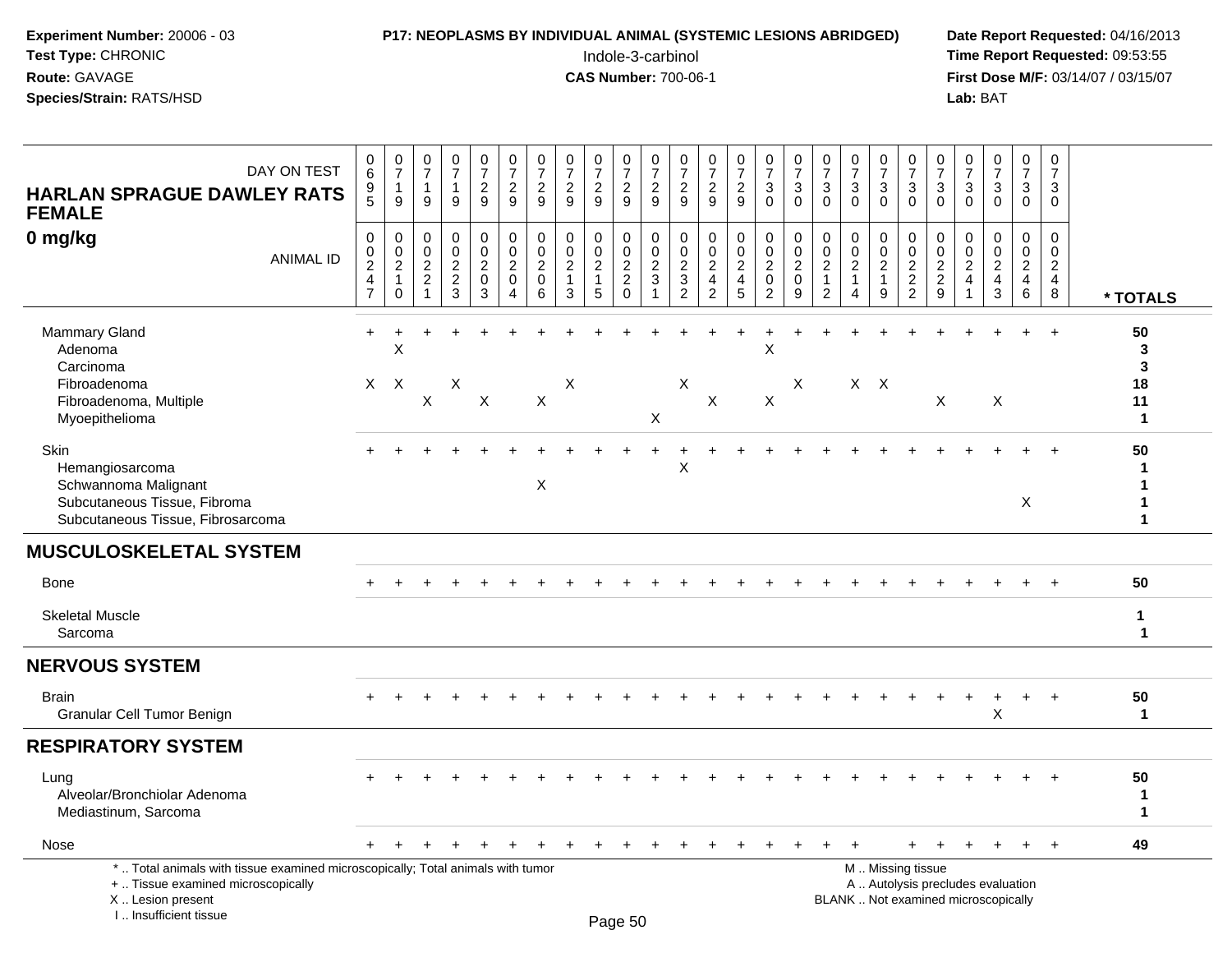**Experiment Number:** 20006 - 03
**Test Type:** CHRONIC
**Route:** GAVAGE
**Species/Strain:** RATS/HSD

**P17: NEOPLASMS BY INDIVIDUAL ANIMAL (SYSTEMIC LESIONS ABRIDGED)**
Indole-3-carbinol
**CAS Number:** 700-06-1

**Date Report Requested:** 04/16/2013
**Time Report Requested:** 09:53:55
**First Dose M/F:** 03/14/07 / 03/15/07
**Lab:** BAT

| HARLAN SPRAGUE DAWLEY RATS FEMALE 0 mg/kg — DAY ON TEST | 0695 | 0719 | 0719 | 0719 | 0729 | 0729 | 0729 | 0729 | 0729 | 0729 | 0729 | 0729 | 0729 | 0729 | 0730 | 0730 | 0730 | 0730 | 0730 | 0730 | 0730 | 0730 | 0730 | 0730 | 0730 | |
|---|---|---|---|---|---|---|---|---|---|---|---|---|---|---|---|---|---|---|---|---|---|---|---|---|---|---|
| ANIMAL ID | 0247 | 0210 | 0221 | 0223 | 0203 | 0204 | 0206 | 0213 | 0215 | 0220 | 0231 | 0232 | 0242 | 0245 | 0202 | 0209 | 0212 | 0214 | 0219 | 0222 | 0229 | 0241 | 0243 | 0246 | 0248 | * TOTALS |
| Mammary Gland | + | + | + | + | + | + | + | + | + | + | + | + | + | + | + | + | + | + | + | + | + | + | + | + | + | 50 |
| Adenoma | | X | | | | | | | | | | | | | X | | | | | | | | | | | 3 |
| Carcinoma | | | | | | | | | | | | | | | | | | | | | | | | | | 3 |
| Fibroadenoma | X | X | | X | | | | X | | | | X | | | | X | | X | X | | | | | | | 18 |
| Fibroadenoma, Multiple | | | X | | X | | X | | | | | | X | | X | | | | | | X | | X | | | 11 |
| Myoepithelioma | | | | | | | | | | | X | | | | | | | | | | | | | | | 1 |
| Skin | + | + | + | + | + | + | + | + | + | + | + | + | + | + | + | + | + | + | + | + | + | + | + | + | + | 50 |
| Hemangiosarcoma | | | | | | | | | | | | X | | | | | | | | | | | | | | 1 |
| Schwannoma Malignant | | | | | | | X | | | | | | | | | | | | | | | | | | | 1 |
| Subcutaneous Tissue, Fibroma | | | | | | | | | | | | | | | | | | | | | | | | X | | 1 |
| Subcutaneous Tissue, Fibrosarcoma | | | | | | | | | | | | | | | | | | | | | | | | | | 1 |
| **MUSCULOSKELETAL SYSTEM** | | | | | | | | | | | | | | | | | | | | | | | | | | |
| Bone | + | + | + | + | + | + | + | + | + | + | + | + | + | + | + | + | + | + | + | + | + | + | + | + | + | 50 |
| Skeletal Muscle | | | | | | | | | | | | | | | | | | | | | | | | | | 1 |
| Sarcoma | | | | | | | | | | | | | | | | | | | | | | | | | | 1 |
| **NERVOUS SYSTEM** | | | | | | | | | | | | | | | | | | | | | | | | | | |
| Brain | + | + | + | + | + | + | + | + | + | + | + | + | + | + | + | + | + | + | + | + | + | + | + | + | + | 50 |
| Granular Cell Tumor Benign | | | | | | | | | | | | | | | | | | | | | | | X | | | 1 |
| **RESPIRATORY SYSTEM** | | | | | | | | | | | | | | | | | | | | | | | | | | |
| Lung | + | + | + | + | + | + | + | + | + | + | + | + | + | + | + | + | + | + | + | + | + | + | + | + | + | 50 |
| Alveolar/Bronchiolar Adenoma | | | | | | | | | | | | | | | | | | | | | | | | | | 1 |
| Mediastinum, Sarcoma | | | | | | | | | | | | | | | | | | | | | | | | | | 1 |
| Nose | + | + | + | + | + | + | + | + | + | + | + | + | + | + | + | + | + | + | | + | + | + | + | + | + | 49 |

\* .. Total animals with tissue examined microscopically; Total animals with tumor
\+ .. Tissue examined microscopically
X .. Lesion present
I .. Insufficient tissue

M .. Missing tissue
A .. Autolysis precludes evaluation
BLANK .. Not examined microscopically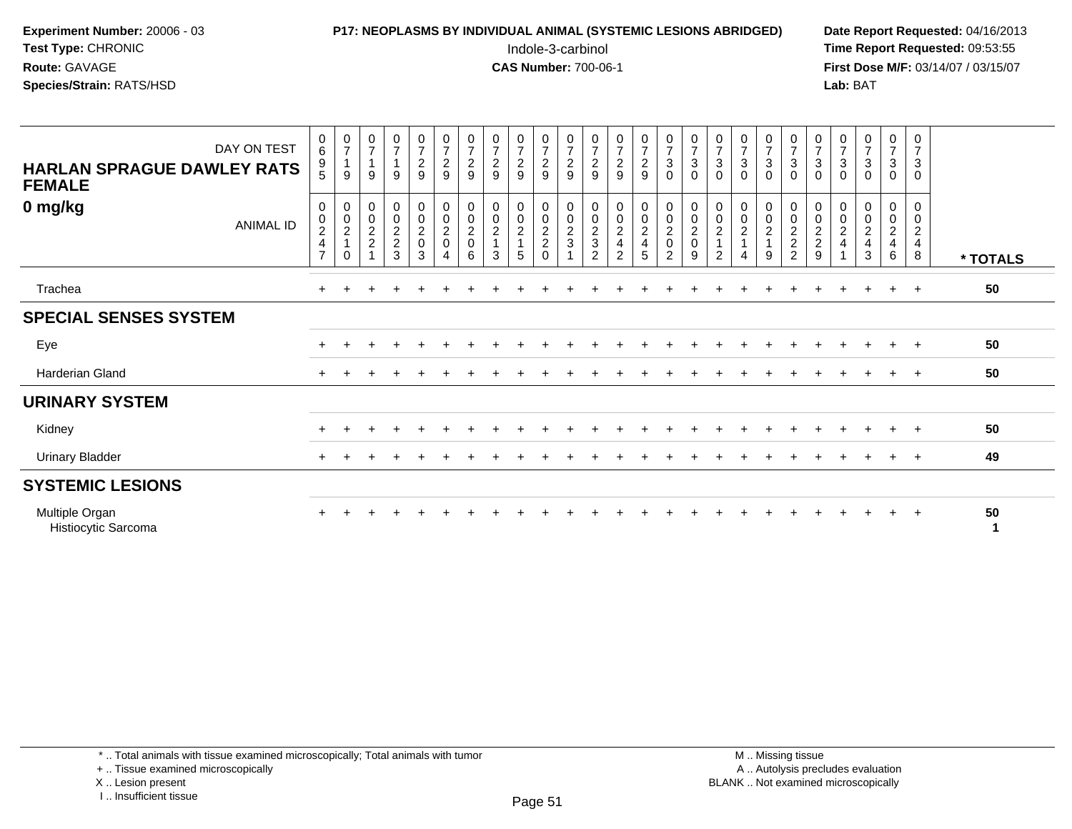**Experiment Number:** 20006 - 03
**Test Type:** CHRONIC
**Route:** GAVAGE
**Species/Strain:** RATS/HSD

**P17: NEOPLASMS BY INDIVIDUAL ANIMAL (SYSTEMIC LESIONS ABRIDGED)**
Indole-3-carbinol
**CAS Number:** 700-06-1

**Date Report Requested:** 04/16/2013
**Time Report Requested:** 09:53:55
**First Dose M/F:** 03/14/07 / 03/15/07
**Lab:** BAT

**HARLAN SPRAGUE DAWLEY RATS FEMALE**
**0 mg/kg**

| DAY ON TEST | 0695 | 0719 | 0719 | 0719 | 0729 | 0729 | 0729 | 0729 | 0729 | 0729 | 0729 | 0729 | 0729 | 0729 | 0730 | 0730 | 0730 | 0730 | 0730 | 0730 | 0730 | 0730 | 0730 | 0730 | 0730 | |
|---|---|---|---|---|---|---|---|---|---|---|---|---|---|---|---|---|---|---|---|---|---|---|---|---|---|---|
| **ANIMAL ID** | 00247 | 00210 | 00221 | 00223 | 00203 | 00204 | 00206 | 00213 | 00215 | 00220 | 00231 | 00232 | 00242 | 00245 | 00202 | 00209 | 00212 | 00214 | 00219 | 00222 | 00229 | 00241 | 00243 | 00246 | 00248 | **\* TOTALS** |
| Trachea | + | + | + | + | + | + | + | + | + | + | + | + | + | + | + | + | + | + | + | + | + | + | + | + | + | **50** |
| **SPECIAL SENSES SYSTEM** | | | | | | | | | | | | | | | | | | | | | | | | | | |
| Eye | + | + | + | + | + | + | + | + | + | + | + | + | + | + | + | + | + | + | + | + | + | + | + | + | + | **50** |
| Harderian Gland | + | + | + | + | + | + | + | + | + | + | + | + | + | + | + | + | + | + | + | + | + | + | + | + | + | **50** |
| **URINARY SYSTEM** | | | | | | | | | | | | | | | | | | | | | | | | | | |
| Kidney | + | + | + | + | + | + | + | + | + | + | + | + | + | + | + | + | + | + | + | + | + | + | + | + | + | **50** |
| Urinary Bladder | + | + | + | + | + | + | + | + | + | + | + | + | + | + | + | + | + | + | + | + | + | + | + | + | + | **49** |
| **SYSTEMIC LESIONS** | | | | | | | | | | | | | | | | | | | | | | | | | | |
| Multiple Organ | + | + | + | + | + | + | + | + | + | + | + | + | + | + | + | + | + | + | + | + | + | + | + | + | + | **50** |
| Histiocytic Sarcoma | | | | | | | | | | | | | | | | | | | | | | | | | | **1** |

\* .. Total animals with tissue examined microscopically; Total animals with tumor
\+ .. Tissue examined microscopically
X .. Lesion present
I .. Insufficient tissue

M .. Missing tissue
A .. Autolysis precludes evaluation
BLANK .. Not examined microscopically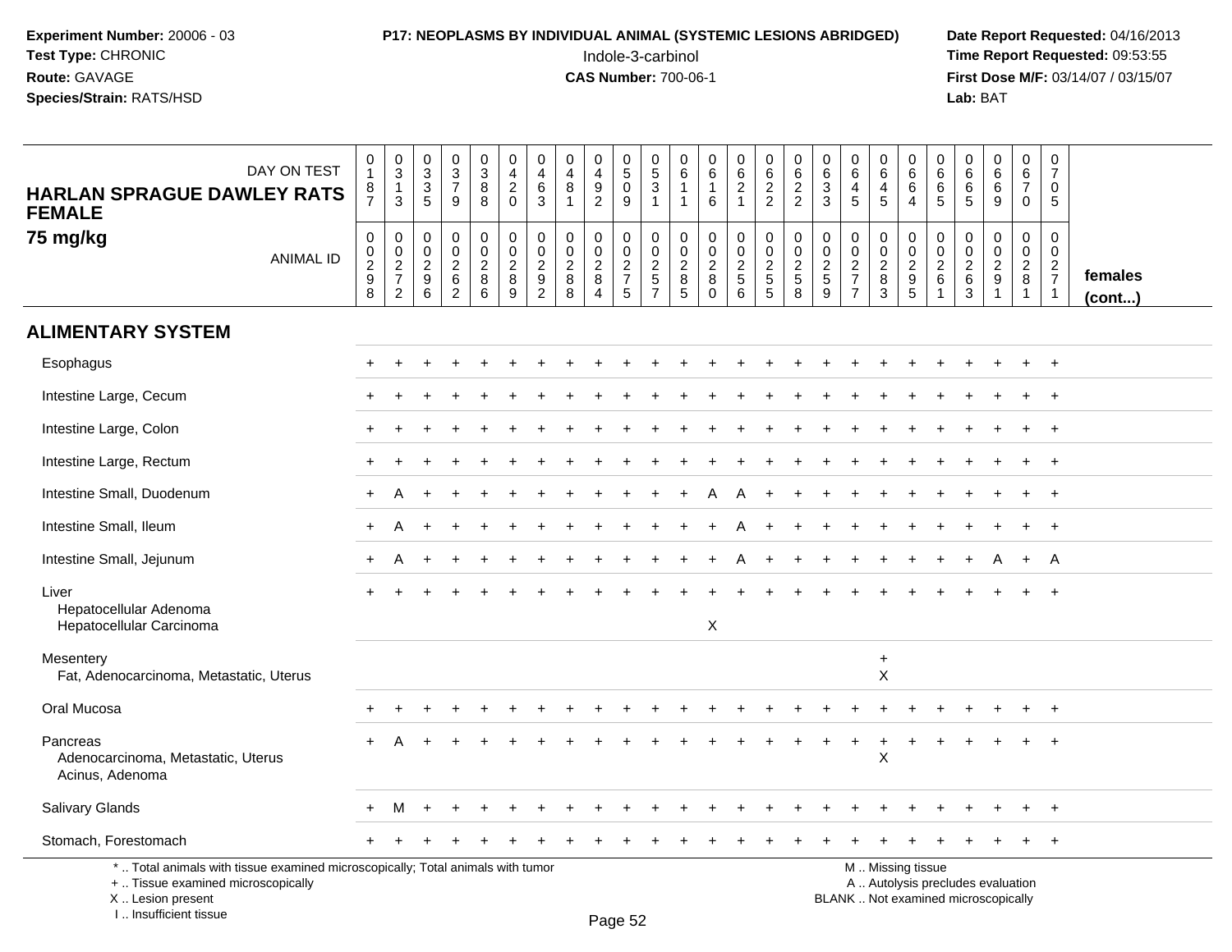**Experiment Number:** 20006 - 03
**Test Type:** CHRONIC
**Route:** GAVAGE
**Species/Strain:** RATS/HSD

**P17: NEOPLASMS BY INDIVIDUAL ANIMAL (SYSTEMIC LESIONS ABRIDGED)**
Indole-3-carbinol
**CAS Number:** 700-06-1

**Date Report Requested:** 04/16/2013
**Time Report Requested:** 09:53:55
**First Dose M/F:** 03/14/07 / 03/15/07
**Lab:** BAT

**HARLAN SPRAGUE DAWLEY RATS FEMALE**
**75 mg/kg**

| DAY ON TEST | 0187 | 0313 | 0335 | 0379 | 0388 | 0420 | 0463 | 0481 | 0492 | 0509 | 0531 | 0611 | 0616 | 0621 | 0622 | 0622 | 0633 | 0645 | 0645 | 0664 | 0665 | 0665 | 0669 | 0670 | 0705 | |
|---|---|---|---|---|---|---|---|---|---|---|---|---|---|---|---|---|---|---|---|---|---|---|---|---|---|---|
| **ANIMAL ID** | 0298 | 0272 | 0296 | 0262 | 0286 | 0289 | 0292 | 0288 | 0284 | 0275 | 0257 | 0285 | 0280 | 0256 | 0255 | 0258 | 0259 | 0277 | 0283 | 0295 | 0261 | 0263 | 0291 | 0281 | 0271 | **females (cont...)** |
| **ALIMENTARY SYSTEM** | | | | | | | | | | | | | | | | | | | | | | | | | | |
| Esophagus | + | + | + | + | + | + | + | + | + | + | + | + | + | + | + | + | + | + | + | + | + | + | + | + | + | |
| Intestine Large, Cecum | + | + | + | + | + | + | + | + | + | + | + | + | + | + | + | + | + | + | + | + | + | + | + | + | + | |
| Intestine Large, Colon | + | + | + | + | + | + | + | + | + | + | + | + | + | + | + | + | + | + | + | + | + | + | + | + | + | |
| Intestine Large, Rectum | + | + | + | + | + | + | + | + | + | + | + | + | + | + | + | + | + | + | + | + | + | + | + | + | + | |
| Intestine Small, Duodenum | + | A | + | + | + | + | + | + | + | + | + | + | A | A | + | + | + | + | + | + | + | + | + | + | + | |
| Intestine Small, Ileum | + | A | + | + | + | + | + | + | + | + | + | + | + | A | + | + | + | + | + | + | + | + | + | + | + | |
| Intestine Small, Jejunum | + | A | + | + | + | + | + | + | + | + | + | + | + | A | + | + | + | + | + | + | + | + | A | + | A | |
| Liver | + | + | + | + | + | + | + | + | + | + | + | + | + | + | + | + | + | + | + | + | + | + | + | + | + | |
| Hepatocellular Adenoma | | | | | | | | | | | | | | | | | | | | | | | | | | |
| Hepatocellular Carcinoma | | | | | | | | | | | | | X | | | | | | | | | | | | | |
| Mesentery | | | | | | | | | | | | | | | | | | | + | | | | | | | |
| Fat, Adenocarcinoma, Metastatic, Uterus | | | | | | | | | | | | | | | | | | | X | | | | | | | |
| Oral Mucosa | + | + | + | + | + | + | + | + | + | + | + | + | + | + | + | + | + | + | + | + | + | + | + | + | + | |
| Pancreas | + | A | + | + | + | + | + | + | + | + | + | + | + | + | + | + | + | + | + | + | + | + | + | + | + | |
| Adenocarcinoma, Metastatic, Uterus | | | | | | | | | | | | | | | | | | | X | | | | | | | |
| Acinus, Adenoma | | | | | | | | | | | | | | | | | | | | | | | | | | |
| Salivary Glands | + | M | + | + | + | + | + | + | + | + | + | + | + | + | + | + | + | + | + | + | + | + | + | + | + | |
| Stomach, Forestomach | + | + | + | + | + | + | + | + | + | + | + | + | + | + | + | + | + | + | + | + | + | + | + | + | + | |

\* .. Total animals with tissue examined microscopically; Total animals with tumor
\+ .. Tissue examined microscopically
X .. Lesion present
I .. Insufficient tissue

M .. Missing tissue
A .. Autolysis precludes evaluation
BLANK .. Not examined microscopically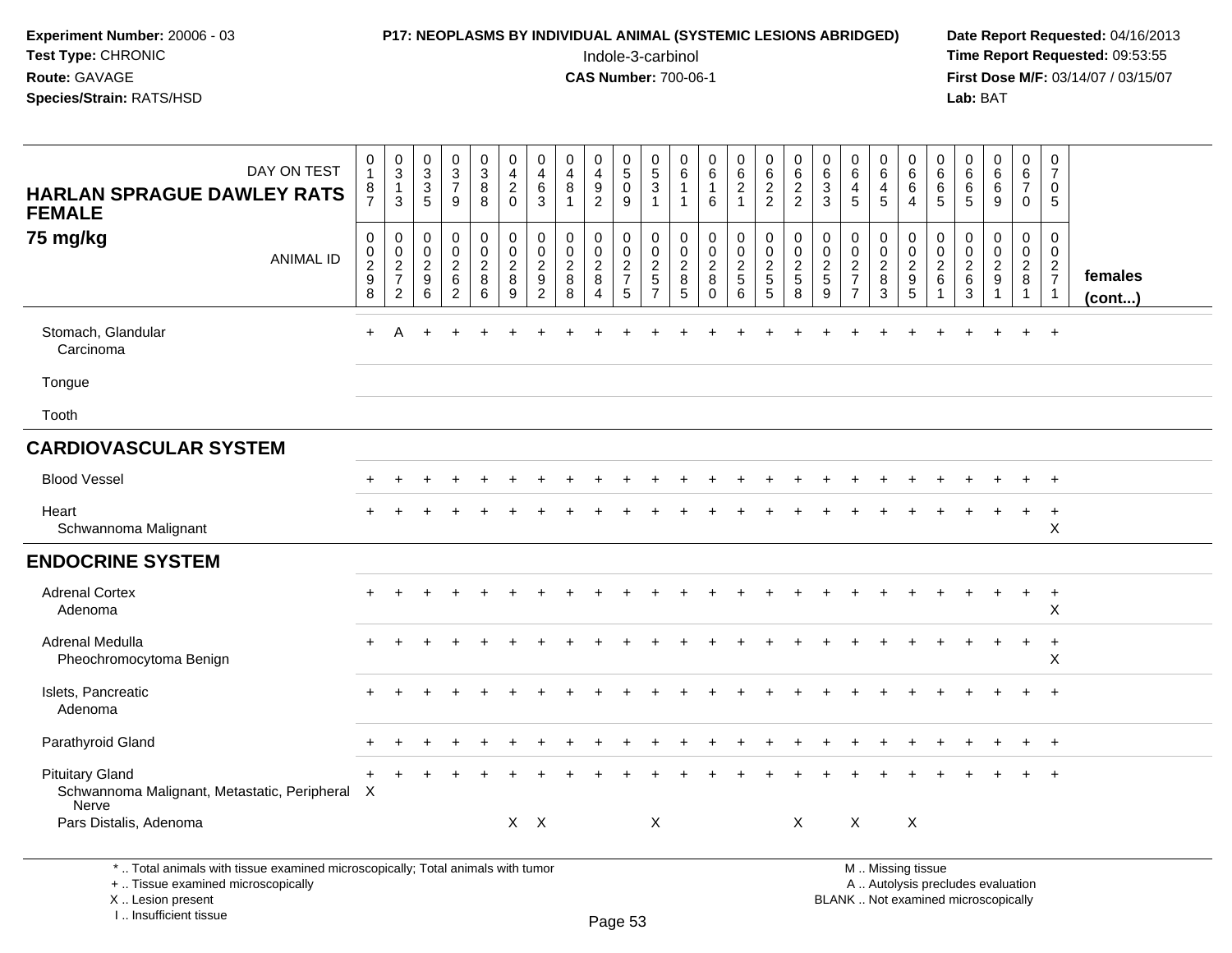**Experiment Number:** 20006 - 03
**Test Type:** CHRONIC
**Route:** GAVAGE
**Species/Strain:** RATS/HSD

**P17: NEOPLASMS BY INDIVIDUAL ANIMAL (SYSTEMIC LESIONS ABRIDGED)**
Indole-3-carbinol
**CAS Number:** 700-06-1

**Date Report Requested:** 04/16/2013
**Time Report Requested:** 09:53:55
**First Dose M/F:** 03/14/07 / 03/15/07
**Lab:** BAT

**HARLAN SPRAGUE DAWLEY RATS FEMALE**
**75 mg/kg**

| DAY ON TEST | 0187 | 0313 | 0335 | 0379 | 0388 | 0420 | 0463 | 0481 | 0492 | 0509 | 0531 | 0611 | 0616 | 0621 | 0622 | 0622 | 0633 | 0645 | 0645 | 0664 | 0665 | 0665 | 0669 | 0670 | 0705 | |
|---|---|---|---|---|---|---|---|---|---|---|---|---|---|---|---|---|---|---|---|---|---|---|---|---|---|---|
| ANIMAL ID | 0029 8 | 0027 2 | 0029 6 | 0026 2 | 0028 6 | 0028 9 | 0029 2 | 0028 8 | 0028 4 | 0027 5 | 0025 7 | 0028 5 | 0028 0 | 0025 6 | 0025 5 | 0025 8 | 0025 9 | 0027 7 | 0028 3 | 0029 5 | 0026 1 | 0026 3 | 0029 1 | 0028 1 | 0027 1 | **females (cont...)** |
| Stomach, Glandular | + | A | + | + | + | + | + | + | + | + | + | + | + | + | + | + | + | + | + | + | + | + | + | + | + | |
| Carcinoma | | | | | | | | | | | | | | | | | | | | | | | | | | |
| Tongue | | | | | | | | | | | | | | | | | | | | | | | | | | |
| Tooth | | | | | | | | | | | | | | | | | | | | | | | | | | |
| **CARDIOVASCULAR SYSTEM** | | | | | | | | | | | | | | | | | | | | | | | | | | |
| Blood Vessel | + | + | + | + | + | + | + | + | + | + | + | + | + | + | + | + | + | + | + | + | + | + | + | + | + | |
| Heart | + | + | + | + | + | + | + | + | + | + | + | + | + | + | + | + | + | + | + | + | + | + | + | + | + | |
| Schwannoma Malignant | | | | | | | | | | | | | | | | | | | | | | | | | X | |
| **ENDOCRINE SYSTEM** | | | | | | | | | | | | | | | | | | | | | | | | | | |
| Adrenal Cortex | + | + | + | + | + | + | + | + | + | + | + | + | + | + | + | + | + | + | + | + | + | + | + | + | + | |
| Adenoma | | | | | | | | | | | | | | | | | | | | | | | | | X | |
| Adrenal Medulla | + | + | + | + | + | + | + | + | + | + | + | + | + | + | + | + | + | + | + | + | + | + | + | + | + | |
| Pheochromocytoma Benign | | | | | | | | | | | | | | | | | | | | | | | | | X | |
| Islets, Pancreatic | + | + | + | + | + | + | + | + | + | + | + | + | + | + | + | + | + | + | + | + | + | + | + | + | + | |
| Adenoma | | | | | | | | | | | | | | | | | | | | | | | | | | |
| Parathyroid Gland | + | + | + | + | + | + | + | + | + | + | + | + | + | + | + | + | + | + | + | + | + | + | + | + | + | |
| Pituitary Gland | + | + | + | + | + | + | + | + | + | + | + | + | + | + | + | + | + | + | + | + | + | + | + | + | + | |
| Schwannoma Malignant, Metastatic, Peripheral Nerve | X | | | | | | | | | | | | | | | | | | | | | | | | | |
| Pars Distalis, Adenoma | | | | | | X | X | | | | X | | | | | X | | X | | X | | | | | | |

\* .. Total animals with tissue examined microscopically; Total animals with tumor
\+ .. Tissue examined microscopically
X .. Lesion present
I .. Insufficient tissue

M .. Missing tissue
A .. Autolysis precludes evaluation
BLANK .. Not examined microscopically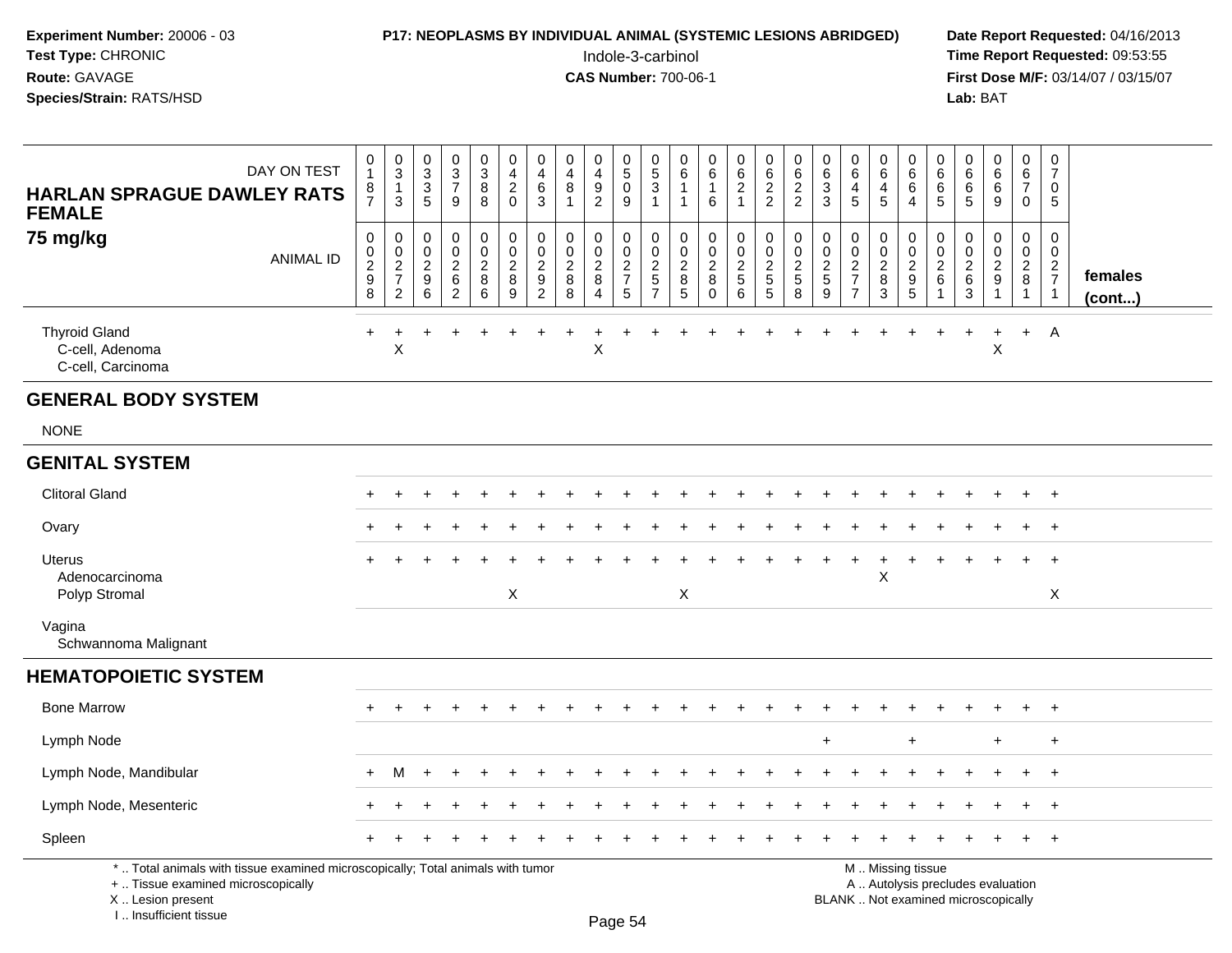**Experiment Number:** 20006 - 03
**Test Type:** CHRONIC
**Route:** GAVAGE
**Species/Strain:** RATS/HSD

**P17: NEOPLASMS BY INDIVIDUAL ANIMAL (SYSTEMIC LESIONS ABRIDGED)**
Indole-3-carbinol
**CAS Number:** 700-06-1

**Date Report Requested:** 04/16/2013
**Time Report Requested:** 09:53:55
**First Dose M/F:** 03/14/07 / 03/15/07
**Lab:** BAT

## HARLAN SPRAGUE DAWLEY RATS FEMALE 75 mg/kg

| DAY ON TEST | 0187 | 0313 | 0335 | 0379 | 0388 | 0420 | 0463 | 0481 | 0492 | 0509 | 0531 | 0611 | 0616 | 0621 | 0622 | 0622 | 0633 | 0645 | 0645 | 0664 | 0665 | 0665 | 0669 | 0670 | 0705 | |
|---|---|---|---|---|---|---|---|---|---|---|---|---|---|---|---|---|---|---|---|---|---|---|---|---|---|---|
| **ANIMAL ID** | 00298 | 00272 | 00296 | 00262 | 00286 | 00289 | 00292 | 00288 | 00284 | 00275 | 00257 | 00285 | 00280 | 00256 | 00255 | 00258 | 00259 | 00277 | 00283 | 00295 | 00261 | 00263 | 00291 | 00281 | 00271 | **females (cont...)** |
| Thyroid Gland | + | + | + | + | + | + | + | + | + | + | + | + | + | + | + | + | + | + | + | + | + | + | + | + | A | |
| C-cell, Adenoma | | X | | | | | | | X | | | | | | | | | | | | | | X | | | |
| C-cell, Carcinoma | | | | | | | | | | | | | | | | | | | | | | | | | | |
| **GENERAL BODY SYSTEM** | | | | | | | | | | | | | | | | | | | | | | | | | | |
| NONE | | | | | | | | | | | | | | | | | | | | | | | | | | |
| **GENITAL SYSTEM** | | | | | | | | | | | | | | | | | | | | | | | | | | |
| Clitoral Gland | + | + | + | + | + | + | + | + | + | + | + | + | + | + | + | + | + | + | + | + | + | + | + | + | + | |
| Ovary | + | + | + | + | + | + | + | + | + | + | + | + | + | + | + | + | + | + | + | + | + | + | + | + | + | |
| Uterus | + | + | + | + | + | + | + | + | + | + | + | + | + | + | + | + | + | + | + | + | + | + | + | + | + | |
| Adenocarcinoma | | | | | | | | | | | | | | | | | | | X | | | | | | | |
| Polyp Stromal | | | | | | X | | | | | | X | | | | | | | | | | | | | X | |
| Vagina | | | | | | | | | | | | | | | | | | | | | | | | | | |
| Schwannoma Malignant | | | | | | | | | | | | | | | | | | | | | | | | | | |
| **HEMATOPOIETIC SYSTEM** | | | | | | | | | | | | | | | | | | | | | | | | | | |
| Bone Marrow | + | + | + | + | + | + | + | + | + | + | + | + | + | + | + | + | + | + | + | + | + | + | + | + | + | |
| Lymph Node | | | | | | | | | | | | | | | | | + | | | + | | | + | | + | |
| Lymph Node, Mandibular | + | M | + | + | + | + | + | + | + | + | + | + | + | + | + | + | + | + | + | + | + | + | + | + | + | |
| Lymph Node, Mesenteric | + | + | + | + | + | + | + | + | + | + | + | + | + | + | + | + | + | + | + | + | + | + | + | + | + | |
| Spleen | + | + | + | + | + | + | + | + | + | + | + | + | + | + | + | + | + | + | + | + | + | + | + | + | + | |

\* .. Total animals with tissue examined microscopically; Total animals with tumor
+ .. Tissue examined microscopically
X .. Lesion present
I .. Insufficient tissue

M .. Missing tissue
A .. Autolysis precludes evaluation
BLANK .. Not examined microscopically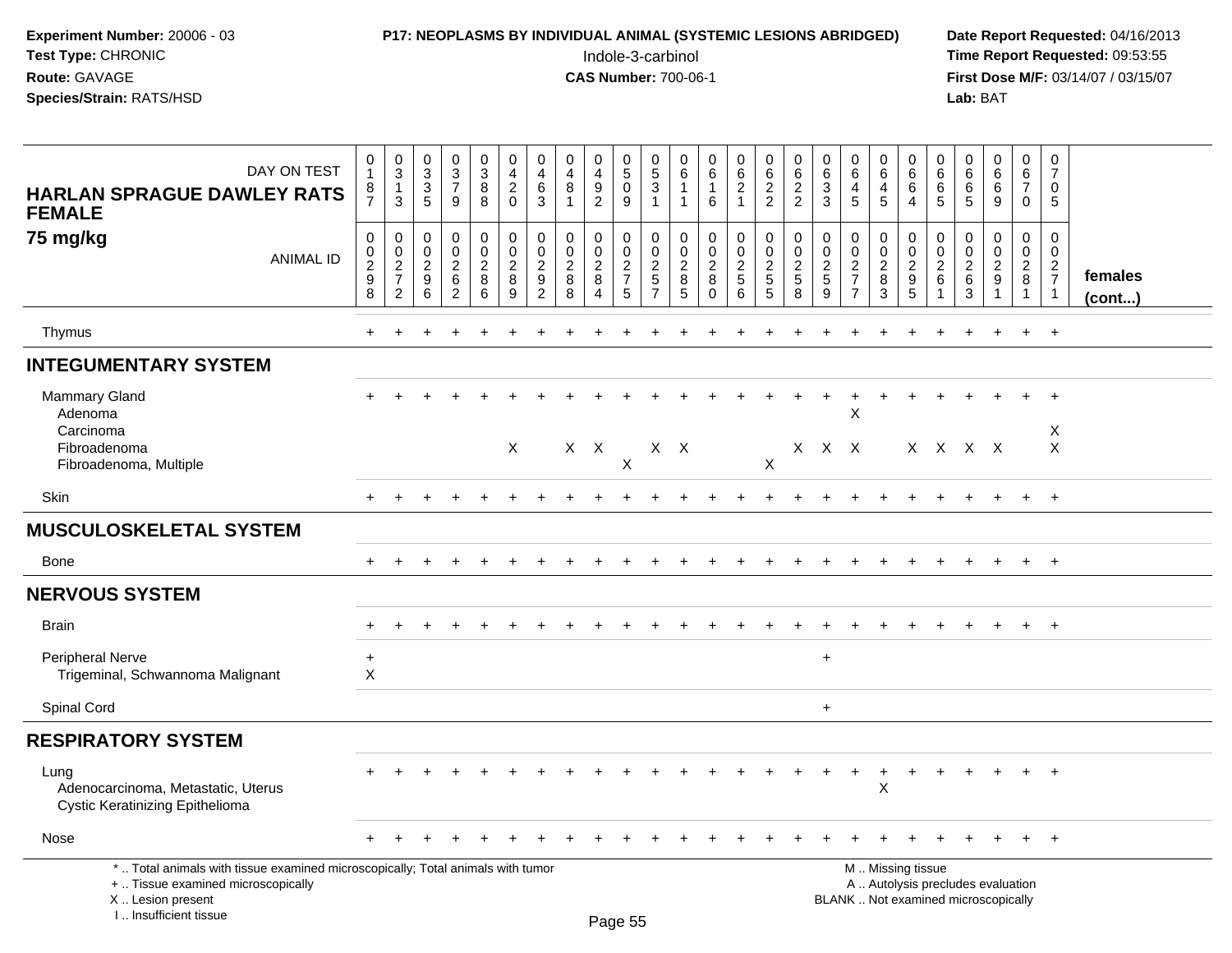**Experiment Number:** 20006 - 03
**Test Type:** CHRONIC
**Route:** GAVAGE
**Species/Strain:** RATS/HSD

**P17: NEOPLASMS BY INDIVIDUAL ANIMAL (SYSTEMIC LESIONS ABRIDGED)**
Indole-3-carbinol
**CAS Number:** 700-06-1

**Date Report Requested:** 04/16/2013
**Time Report Requested:** 09:53:55
**First Dose M/F:** 03/14/07 / 03/15/07
**Lab:** BAT

| HARLAN SPRAGUE DAWLEY RATS FEMALE 75 mg/kg — DAY ON TEST | 0187 | 0313 | 0335 | 0379 | 0388 | 0420 | 0463 | 0481 | 0492 | 0509 | 0531 | 0611 | 0616 | 0621 | 0622 | 0622 | 0633 | 0645 | 0645 | 0664 | 0665 | 0665 | 0669 | 0670 | 0705 | |
|---|---|---|---|---|---|---|---|---|---|---|---|---|---|---|---|---|---|---|---|---|---|---|---|---|---|---|
| **ANIMAL ID** | 0298 | 0272 | 0296 | 0262 | 0286 | 0289 | 0292 | 0288 | 0284 | 0275 | 0257 | 0285 | 0280 | 0256 | 0255 | 0258 | 0259 | 0277 | 0283 | 0295 | 0261 | 0263 | 0291 | 0281 | 0271 | **females (cont...)** |
| Thymus | + | + | + | + | + | + | + | + | + | + | + | + | + | + | + | + | + | + | + | + | + | + | + | + | + | |
| **INTEGUMENTARY SYSTEM** | | | | | | | | | | | | | | | | | | | | | | | | | | |
| Mammary Gland | + | + | + | + | + | + | + | + | + | + | + | + | + | + | + | + | + | + | + | + | + | + | + | + | + | |
| Adenoma | | | | | | | | | | | | | | | | | | X | | | | | | | | |
| Carcinoma | | | | | | | | | | | | | | | | | | | | | | | | | X | |
| Fibroadenoma | | | | | | X | | X | X | | X | X | | | | X | X | X | | X | X | X | X | | X | |
| Fibroadenoma, Multiple | | | | | | | | | | X | | | | | X | | | | | | | | | | | |
| Skin | + | + | + | + | + | + | + | + | + | + | + | + | + | + | + | + | + | + | + | + | + | + | + | + | + | |
| **MUSCULOSKELETAL SYSTEM** | | | | | | | | | | | | | | | | | | | | | | | | | | |
| Bone | + | + | + | + | + | + | + | + | + | + | + | + | + | + | + | + | + | + | + | + | + | + | + | + | + | |
| **NERVOUS SYSTEM** | | | | | | | | | | | | | | | | | | | | | | | | | | |
| Brain | + | + | + | + | + | + | + | + | + | + | + | + | + | + | + | + | + | + | + | + | + | + | + | + | + | |
| Peripheral Nerve | + | | | | | | | | | | | | | | | | + | | | | | | | | | |
| Trigeminal, Schwannoma Malignant | X | | | | | | | | | | | | | | | | | | | | | | | | | |
| Spinal Cord | | | | | | | | | | | | | | | | | + | | | | | | | | | |
| **RESPIRATORY SYSTEM** | | | | | | | | | | | | | | | | | | | | | | | | | | |
| Lung | + | + | + | + | + | + | + | + | + | + | + | + | + | + | + | + | + | + | + | + | + | + | + | + | + | |
| Adenocarcinoma, Metastatic, Uterus | | | | | | | | | | | | | | | | | | | X | | | | | | | |
| Cystic Keratinizing Epithelioma | | | | | | | | | | | | | | | | | | | | | | | | | | |
| Nose | + | + | + | + | + | + | + | + | + | + | + | + | + | + | + | + | + | + | + | + | + | + | + | + | + | |

\* .. Total animals with tissue examined microscopically; Total animals with tumor
\+ .. Tissue examined microscopically
X .. Lesion present
I .. Insufficient tissue

M .. Missing tissue
A .. Autolysis precludes evaluation
BLANK .. Not examined microscopically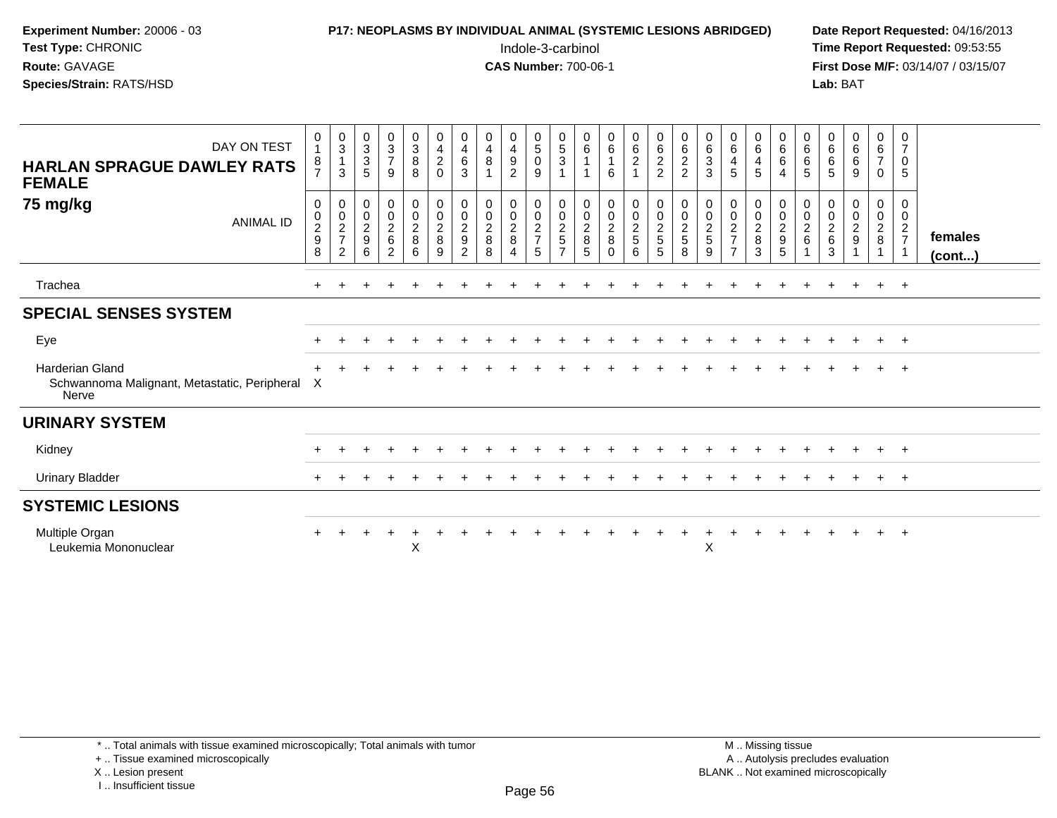**Experiment Number:** 20006 - 03
**Test Type:** CHRONIC
**Route:** GAVAGE
**Species/Strain:** RATS/HSD

**P17: NEOPLASMS BY INDIVIDUAL ANIMAL (SYSTEMIC LESIONS ABRIDGED)**
Indole-3-carbinol
**CAS Number:** 700-06-1

**Date Report Requested:** 04/16/2013
**Time Report Requested:** 09:53:55
**First Dose M/F:** 03/14/07 / 03/15/07
**Lab:** BAT

| HARLAN SPRAGUE DAWLEY RATS FEMALE 75 mg/kg — DAY ON TEST | 0187 | 0313 | 0335 | 0379 | 0388 | 0420 | 0463 | 0481 | 0492 | 0509 | 0531 | 0611 | 0616 | 0621 | 0622 | 0622 | 0633 | 0645 | 0645 | 0664 | 0665 | 0665 | 0669 | 0670 | 0705 | |
|---|---|---|---|---|---|---|---|---|---|---|---|---|---|---|---|---|---|---|---|---|---|---|---|---|---|---|
| ANIMAL ID | 00298 | 00272 | 00296 | 00262 | 00286 | 00289 | 00292 | 00288 | 00284 | 00275 | 00257 | 00285 | 00280 | 00256 | 00255 | 00258 | 00259 | 00277 | 00283 | 00295 | 00261 | 00263 | 00291 | 00281 | 00271 | females (cont...) |
| Trachea | + | + | + | + | + | + | + | + | + | + | + | + | + | + | + | + | + | + | + | + | + | + | + | + | + | |
| **SPECIAL SENSES SYSTEM** | | | | | | | | | | | | | | | | | | | | | | | | | | |
| Eye | + | + | + | + | + | + | + | + | + | + | + | + | + | + | + | + | + | + | + | + | + | + | + | + | + | |
| Harderian Gland | + | + | + | + | + | + | + | + | + | + | + | + | + | + | + | + | + | + | + | + | + | + | + | + | + | |
| Schwannoma Malignant, Metastatic, Peripheral Nerve | X | | | | | | | | | | | | | | | | | | | | | | | | | |
| **URINARY SYSTEM** | | | | | | | | | | | | | | | | | | | | | | | | | | |
| Kidney | + | + | + | + | + | + | + | + | + | + | + | + | + | + | + | + | + | + | + | + | + | + | + | + | + | |
| Urinary Bladder | + | + | + | + | + | + | + | + | + | + | + | + | + | + | + | + | + | + | + | + | + | + | + | + | + | |
| **SYSTEMIC LESIONS** | | | | | | | | | | | | | | | | | | | | | | | | | | |
| Multiple Organ | + | + | + | + | + | + | + | + | + | + | + | + | + | + | + | + | + | + | + | + | + | + | + | + | + | |
| Leukemia Mononuclear | | | | | X | | | | | | | | | | | | X | | | | | | | | | |

\* .. Total animals with tissue examined microscopically; Total animals with tumor
\+ .. Tissue examined microscopically
X .. Lesion present
I .. Insufficient tissue

M .. Missing tissue
A .. Autolysis precludes evaluation
BLANK .. Not examined microscopically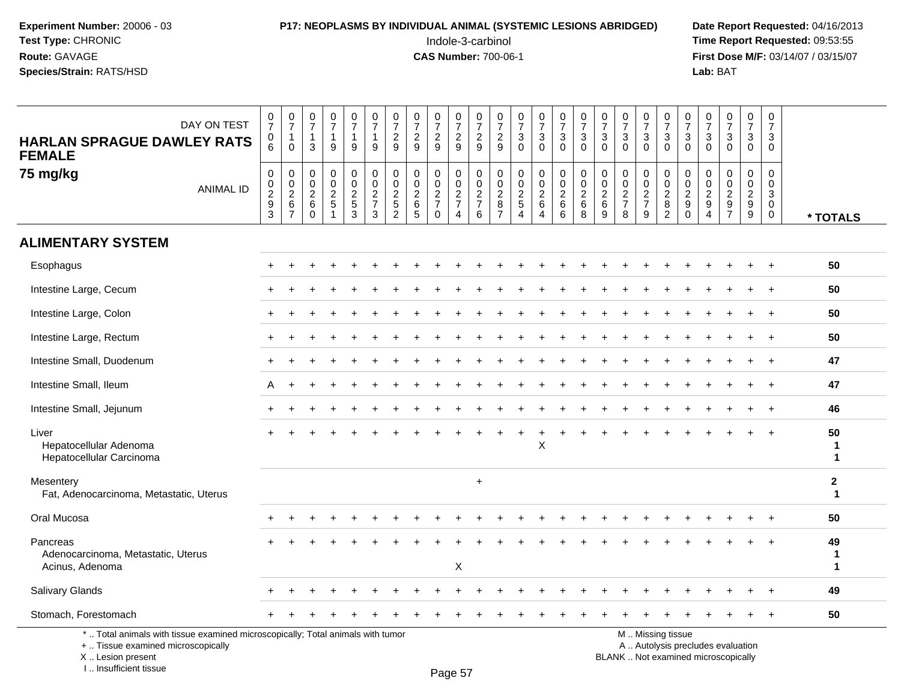**Experiment Number:** 20006 - 03
**Test Type:** CHRONIC
**Route:** GAVAGE
**Species/Strain:** RATS/HSD

**P17: NEOPLASMS BY INDIVIDUAL ANIMAL (SYSTEMIC LESIONS ABRIDGED)**
Indole-3-carbinol
**CAS Number:** 700-06-1

**Date Report Requested:** 04/16/2013
**Time Report Requested:** 09:53:55
**First Dose M/F:** 03/14/07 / 03/15/07
**Lab:** BAT

| HARLAN SPRAGUE DAWLEY RATS FEMALE 75 mg/kg | | | | | | | | | | | | | | | | | | | | | | | | | | |
|---|---|---|---|---|---|---|---|---|---|---|---|---|---|---|---|---|---|---|---|---|---|---|---|---|---|---|
| DAY ON TEST | 0706 | 0710 | 0713 | 0719 | 0719 | 0719 | 0729 | 0729 | 0729 | 0729 | 0729 | 0729 | 0730 | 0730 | 0730 | 0730 | 0730 | 0730 | 0730 | 0730 | 0730 | 0730 | 0730 | 0730 | 0730 | |
| ANIMAL ID | 00293 | 00267 | 00260 | 00251 | 00253 | 00273 | 00252 | 00265 | 00270 | 00274 | 00276 | 00287 | 00254 | 00264 | 00266 | 00268 | 00269 | 00278 | 00279 | 00282 | 00290 | 00294 | 00297 | 00299 | 00300 | * TOTALS |
| **ALIMENTARY SYSTEM** | | | | | | | | | | | | | | | | | | | | | | | | | | |
| Esophagus | + | + | + | + | + | + | + | + | + | + | + | + | + | + | + | + | + | + | + | + | + | + | + | + | + | 50 |
| Intestine Large, Cecum | + | + | + | + | + | + | + | + | + | + | + | + | + | + | + | + | + | + | + | + | + | + | + | + | + | 50 |
| Intestine Large, Colon | + | + | + | + | + | + | + | + | + | + | + | + | + | + | + | + | + | + | + | + | + | + | + | + | + | 50 |
| Intestine Large, Rectum | + | + | + | + | + | + | + | + | + | + | + | + | + | + | + | + | + | + | + | + | + | + | + | + | + | 50 |
| Intestine Small, Duodenum | + | + | + | + | + | + | + | + | + | + | + | + | + | + | + | + | + | + | + | + | + | + | + | + | + | 47 |
| Intestine Small, Ileum | A | + | + | + | + | + | + | + | + | + | + | + | + | + | + | + | + | + | + | + | + | + | + | + | + | 47 |
| Intestine Small, Jejunum | + | + | + | + | + | + | + | + | + | + | + | + | + | + | + | + | + | + | + | + | + | + | + | + | + | 46 |
| Liver | + | + | + | + | + | + | + | + | + | + | + | + | + | + | + | + | + | + | + | + | + | + | + | + | + | 50 |
| Hepatocellular Adenoma | | | | | | | | | | | | | | X | | | | | | | | | | | | 1 |
| Hepatocellular Carcinoma | | | | | | | | | | | | | | | | | | | | | | | | | | 1 |
| Mesentery | | | | | | | | | | | + | | | | | | | | | | | | | | | 2 |
| Fat, Adenocarcinoma, Metastatic, Uterus | | | | | | | | | | | | | | | | | | | | | | | | | | 1 |
| Oral Mucosa | + | + | + | + | + | + | + | + | + | + | + | + | + | + | + | + | + | + | + | + | + | + | + | + | + | 50 |
| Pancreas | + | + | + | + | + | + | + | + | + | + | + | + | + | + | + | + | + | + | + | + | + | + | + | + | + | 49 |
| Adenocarcinoma, Metastatic, Uterus | | | | | | | | | | | | | | | | | | | | | | | | | | 1 |
| Acinus, Adenoma | | | | | | | | | | X | | | | | | | | | | | | | | | | 1 |
| Salivary Glands | + | + | + | + | + | + | + | + | + | + | + | + | + | + | + | + | + | + | + | + | + | + | + | + | + | 49 |
| Stomach, Forestomach | + | + | + | + | + | + | + | + | + | + | + | + | + | + | + | + | + | + | + | + | + | + | + | + | + | 50 |

* .. Total animals with tissue examined microscopically; Total animals with tumor
+ .. Tissue examined microscopically
X .. Lesion present
I .. Insufficient tissue

M .. Missing tissue
A .. Autolysis precludes evaluation
BLANK .. Not examined microscopically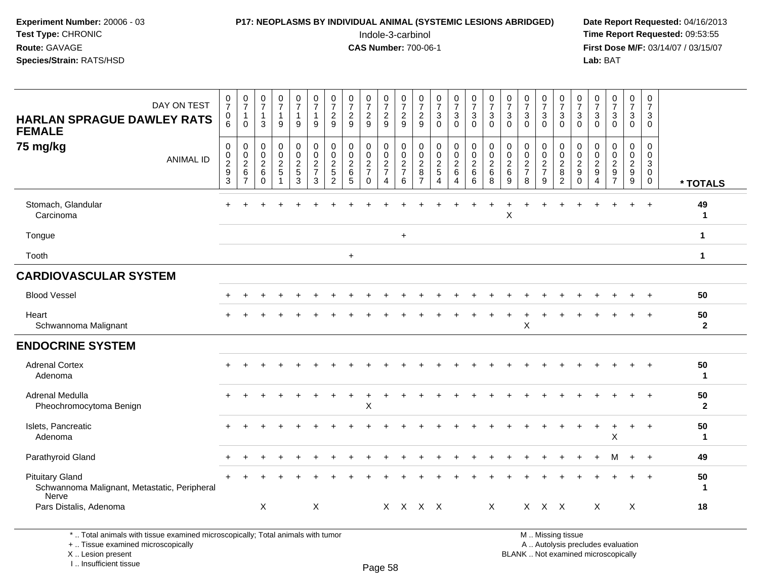**Experiment Number:** 20006 - 03
**Test Type:** CHRONIC
**Route:** GAVAGE
**Species/Strain:** RATS/HSD

**P17: NEOPLASMS BY INDIVIDUAL ANIMAL (SYSTEMIC LESIONS ABRIDGED)**
Indole-3-carbinol
**CAS Number:** 700-06-1

**Date Report Requested:** 04/16/2013
**Time Report Requested:** 09:53:55
**First Dose M/F:** 03/14/07 / 03/15/07
**Lab:** BAT

**HARLAN SPRAGUE DAWLEY RATS FEMALE 75 mg/kg**

| DAY ON TEST | 0706 | 0710 | 0713 | 0719 | 0719 | 0719 | 0729 | 0729 | 0729 | 0729 | 0729 | 0729 | 0730 | 0730 | 0730 | 0730 | 0730 | 0730 | 0730 | 0730 | 0730 | 0730 | 0730 | 0730 | 0730 | |
|---|---|---|---|---|---|---|---|---|---|---|---|---|---|---|---|---|---|---|---|---|---|---|---|---|---|---|
| **ANIMAL ID** | 0293 | 0267 | 0260 | 0251 | 0253 | 0273 | 0252 | 0265 | 0270 | 0274 | 0276 | 0287 | 0254 | 0264 | 0266 | 0268 | 0269 | 0278 | 0279 | 0282 | 0290 | 0294 | 0297 | 0299 | 0300 | *** TOTALS** |
| Stomach, Glandular | + | + | + | + | + | + | + | + | + | + | + | + | + | + | + | + | + | + | + | + | + | + | + | + | + | 49 |
| Carcinoma | | | | | | | | | | | | | | | | | X | | | | | | | | | 1 |
| Tongue | | | | | | | | | | | + | | | | | | | | | | | | | | | 1 |
| Tooth | | | | | | | | + | | | | | | | | | | | | | | | | | | 1 |
| **CARDIOVASCULAR SYSTEM** | | | | | | | | | | | | | | | | | | | | | | | | | | |
| Blood Vessel | + | + | + | + | + | + | + | + | + | + | + | + | + | + | + | + | + | + | + | + | + | + | + | + | + | 50 |
| Heart | + | + | + | + | + | + | + | + | + | + | + | + | + | + | + | + | + | + | + | + | + | + | + | + | + | 50 |
| Schwannoma Malignant | | | | | | | | | | | | | | | | | | X | | | | | | | | 2 |
| **ENDOCRINE SYSTEM** | | | | | | | | | | | | | | | | | | | | | | | | | | |
| Adrenal Cortex | + | + | + | + | + | + | + | + | + | + | + | + | + | + | + | + | + | + | + | + | + | + | + | + | + | 50 |
| Adenoma | | | | | | | | | | | | | | | | | | | | | | | | | | 1 |
| Adrenal Medulla | + | + | + | + | + | + | + | + | + | + | + | + | + | + | + | + | + | + | + | + | + | + | + | + | + | 50 |
| Pheochromocytoma Benign | | | | | | | | | X | | | | | | | | | | | | | | | | | 2 |
| Islets, Pancreatic | + | + | + | + | + | + | + | + | + | + | + | + | + | + | + | + | + | + | + | + | + | + | + | + | + | 50 |
| Adenoma | | | | | | | | | | | | | | | | | | | | | | | X | | | 1 |
| Parathyroid Gland | + | + | + | + | + | + | + | + | + | + | + | + | + | + | + | + | + | + | + | + | + | + | M | + | + | 49 |
| Pituitary Gland | + | + | + | + | + | + | + | + | + | + | + | + | + | + | + | + | + | + | + | + | + | + | + | + | + | 50 |
| Schwannoma Malignant, Metastatic, Peripheral Nerve | | | | | | | | | | | | | | | | | | | | | | | | | | 1 |
| Pars Distalis, Adenoma | | | X | | | X | | | | X | X | X | X | | | X | | X | X | X | | X | | X | | 18 |

\* .. Total animals with tissue examined microscopically; Total animals with tumor
\+ .. Tissue examined microscopically
X .. Lesion present
I .. Insufficient tissue

M .. Missing tissue
A .. Autolysis precludes evaluation
BLANK .. Not examined microscopically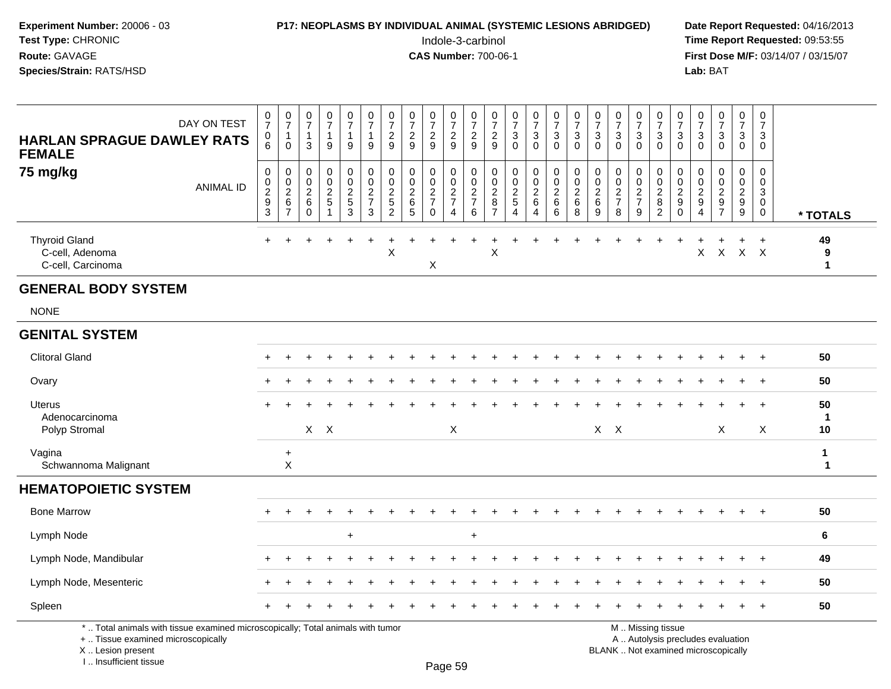**Experiment Number:** 20006 - 03
**Test Type:** CHRONIC
**Route:** GAVAGE
**Species/Strain:** RATS/HSD

**P17: NEOPLASMS BY INDIVIDUAL ANIMAL (SYSTEMIC LESIONS ABRIDGED)**
Indole-3-carbinol
**CAS Number:** 700-06-1

**Date Report Requested:** 04/16/2013
**Time Report Requested:** 09:53:55
**First Dose M/F:** 03/14/07 / 03/15/07
**Lab:** BAT

**HARLAN SPRAGUE DAWLEY RATS FEMALE**
**75 mg/kg**

| DAY ON TEST | 706 | 710 | 713 | 719 | 719 | 719 | 729 | 729 | 729 | 729 | 729 | 729 | 730 | 730 | 730 | 730 | 730 | 730 | 730 | 730 | 730 | 730 | 730 | 730 | 730 | |
|---|---|---|---|---|---|---|---|---|---|---|---|---|---|---|---|---|---|---|---|---|---|---|---|---|---|---|
| ANIMAL ID | 0293 | 0267 | 0260 | 0251 | 0253 | 0273 | 0252 | 0265 | 0270 | 0274 | 0276 | 0287 | 0254 | 0264 | 0266 | 0268 | 0269 | 0278 | 0279 | 0282 | 0290 | 0294 | 0297 | 0299 | 0300 | * TOTALS |
| Thyroid Gland | + | + | + | + | + | + | + | + | + | + | + | + | + | + | + | + | + | + | + | + | + | + | + | + | + | 49 |
| C-cell, Adenoma | | | | | | | X | | | | | X | | | | | | | | | | X | X | X | X | 9 |
| C-cell, Carcinoma | | | | | | | | | X | | | | | | | | | | | | | | | | | 1 |
| **GENERAL BODY SYSTEM** | | | | | | | | | | | | | | | | | | | | | | | | | | |
| NONE | | | | | | | | | | | | | | | | | | | | | | | | | | |
| **GENITAL SYSTEM** | | | | | | | | | | | | | | | | | | | | | | | | | | |
| Clitoral Gland | + | + | + | + | + | + | + | + | + | + | + | + | + | + | + | + | + | + | + | + | + | + | + | + | + | 50 |
| Ovary | + | + | + | + | + | + | + | + | + | + | + | + | + | + | + | + | + | + | + | + | + | + | + | + | + | 50 |
| Uterus | + | + | + | + | + | + | + | + | + | + | + | + | + | + | + | + | + | + | + | + | + | + | + | + | + | 50 |
| Adenocarcinoma | | | | | | | | | | | | | | | | | | | | | | | | | | 1 |
| Polyp Stromal | | | X | X | | | | | | X | | | | | | | X | X | | | | | X | | X | 10 |
| Vagina | | + | | | | | | | | | | | | | | | | | | | | | | | | 1 |
| Schwannoma Malignant | | X | | | | | | | | | | | | | | | | | | | | | | | | 1 |
| **HEMATOPOIETIC SYSTEM** | | | | | | | | | | | | | | | | | | | | | | | | | | |
| Bone Marrow | + | + | + | + | + | + | + | + | + | + | + | + | + | + | + | + | + | + | + | + | + | + | + | + | + | 50 |
| Lymph Node | | | | | + | | | | | | + | | | | | | | | | | | | | | | 6 |
| Lymph Node, Mandibular | + | + | + | + | + | + | + | + | + | + | + | + | + | + | + | + | + | + | + | + | + | + | + | + | + | 49 |
| Lymph Node, Mesenteric | + | + | + | + | + | + | + | + | + | + | + | + | + | + | + | + | + | + | + | + | + | + | + | + | + | 50 |
| Spleen | + | + | + | + | + | + | + | + | + | + | + | + | + | + | + | + | + | + | + | + | + | + | + | + | + | 50 |

\* .. Total animals with tissue examined microscopically; Total animals with tumor
\+ .. Tissue examined microscopically
X .. Lesion present
I .. Insufficient tissue

M .. Missing tissue
A .. Autolysis precludes evaluation
BLANK .. Not examined microscopically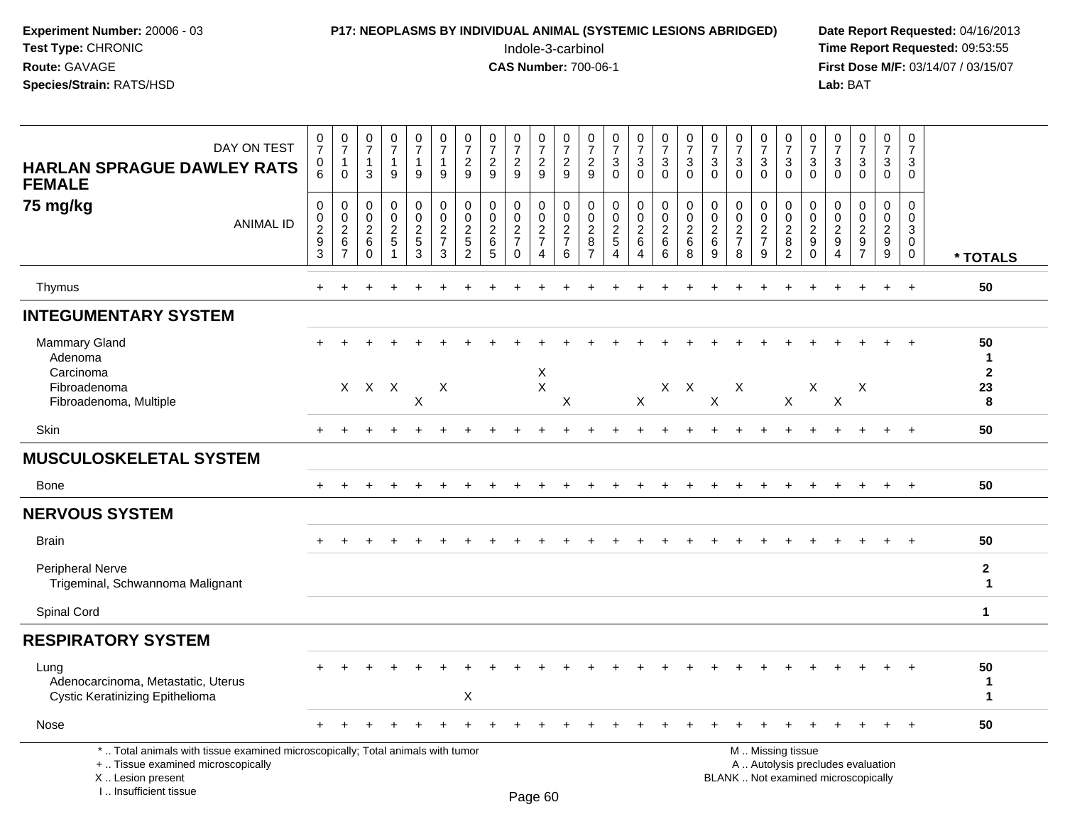Experiment Number: 20006 - 03
Test Type: CHRONIC
Route: GAVAGE
Species/Strain: RATS/HSD

**P17: NEOPLASMS BY INDIVIDUAL ANIMAL (SYSTEMIC LESIONS ABRIDGED)**
Indole-3-carbinol
**CAS Number:** 700-06-1

Date Report Requested: 04/16/2013
Time Report Requested: 09:53:55
First Dose M/F: 03/14/07 / 03/15/07
Lab: BAT

**HARLAN SPRAGUE DAWLEY RATS FEMALE**
**75 mg/kg**

| DAY ON TEST | 0706 | 0710 | 0713 | 0719 | 0719 | 0719 | 0729 | 0729 | 0729 | 0729 | 0729 | 0729 | 0730 | 0730 | 0730 | 0730 | 0730 | 0730 | 0730 | 0730 | 0730 | 0730 | 0730 | 0730 | 0730 | |
|---|---|---|---|---|---|---|---|---|---|---|---|---|---|---|---|---|---|---|---|---|---|---|---|---|---|---|
| **ANIMAL ID** | 0029 3 | 0026 7 | 0026 0 | 0025 1 | 0025 3 | 0027 3 | 0025 2 | 0026 5 | 0027 0 | 0027 4 | 0027 6 | 0028 7 | 0025 4 | 0026 4 | 0026 6 | 0026 8 | 0026 9 | 0027 8 | 0027 9 | 0028 2 | 0029 0 | 0029 4 | 0029 7 | 0029 9 | 0030 0 | *** TOTALS** |
| Thymus | + | + | + | + | + | + | + | + | + | + | + | + | + | + | + | + | + | + | + | + | + | + | + | + | + | 50 |
| **INTEGUMENTARY SYSTEM** | | | | | | | | | | | | | | | | | | | | | | | | | | |
| Mammary Gland | + | + | + | + | + | + | + | + | + | + | + | + | + | + | + | + | + | + | + | + | + | + | + | + | + | 50 |
| Adenoma | | | | | | | | | | | | | | | | | | | | | | | | | | 1 |
| Carcinoma | | | | | | | | | | X | | | | | | | | | | | | | | | | 2 |
| Fibroadenoma | | X | X | X | | X | | | | X | | | | | X | X | | X | | | X | | X | | | 23 |
| Fibroadenoma, Multiple | | | | | X | | | | | | X | | | X | | | X | | | X | | X | | | | 8 |
| Skin | + | + | + | + | + | + | + | + | + | + | + | + | + | + | + | + | + | + | + | + | + | + | + | + | + | 50 |
| **MUSCULOSKELETAL SYSTEM** | | | | | | | | | | | | | | | | | | | | | | | | | | |
| Bone | + | + | + | + | + | + | + | + | + | + | + | + | + | + | + | + | + | + | + | + | + | + | + | + | + | 50 |
| **NERVOUS SYSTEM** | | | | | | | | | | | | | | | | | | | | | | | | | | |
| Brain | + | + | + | + | + | + | + | + | + | + | + | + | + | + | + | + | + | + | + | + | + | + | + | + | + | 50 |
| Peripheral Nerve | | | | | | | | | | | | | | | | | | | | | | | | | | 2 |
| Trigeminal, Schwannoma Malignant | | | | | | | | | | | | | | | | | | | | | | | | | | 1 |
| Spinal Cord | | | | | | | | | | | | | | | | | | | | | | | | | | 1 |
| **RESPIRATORY SYSTEM** | | | | | | | | | | | | | | | | | | | | | | | | | | |
| Lung | + | + | + | + | + | + | + | + | + | + | + | + | + | + | + | + | + | + | + | + | + | + | + | + | + | 50 |
| Adenocarcinoma, Metastatic, Uterus | | | | | | | | | | | | | | | | | | | | | | | | | | 1 |
| Cystic Keratinizing Epithelioma | | | | | | | X | | | | | | | | | | | | | | | | | | | 1 |
| Nose | + | + | + | + | + | + | + | + | + | + | + | + | + | + | + | + | + | + | + | + | + | + | + | + | + | 50 |

\* .. Total animals with tissue examined microscopically; Total animals with tumor
\+ .. Tissue examined microscopically
X .. Lesion present
I .. Insufficient tissue

M .. Missing tissue
A .. Autolysis precludes evaluation
BLANK .. Not examined microscopically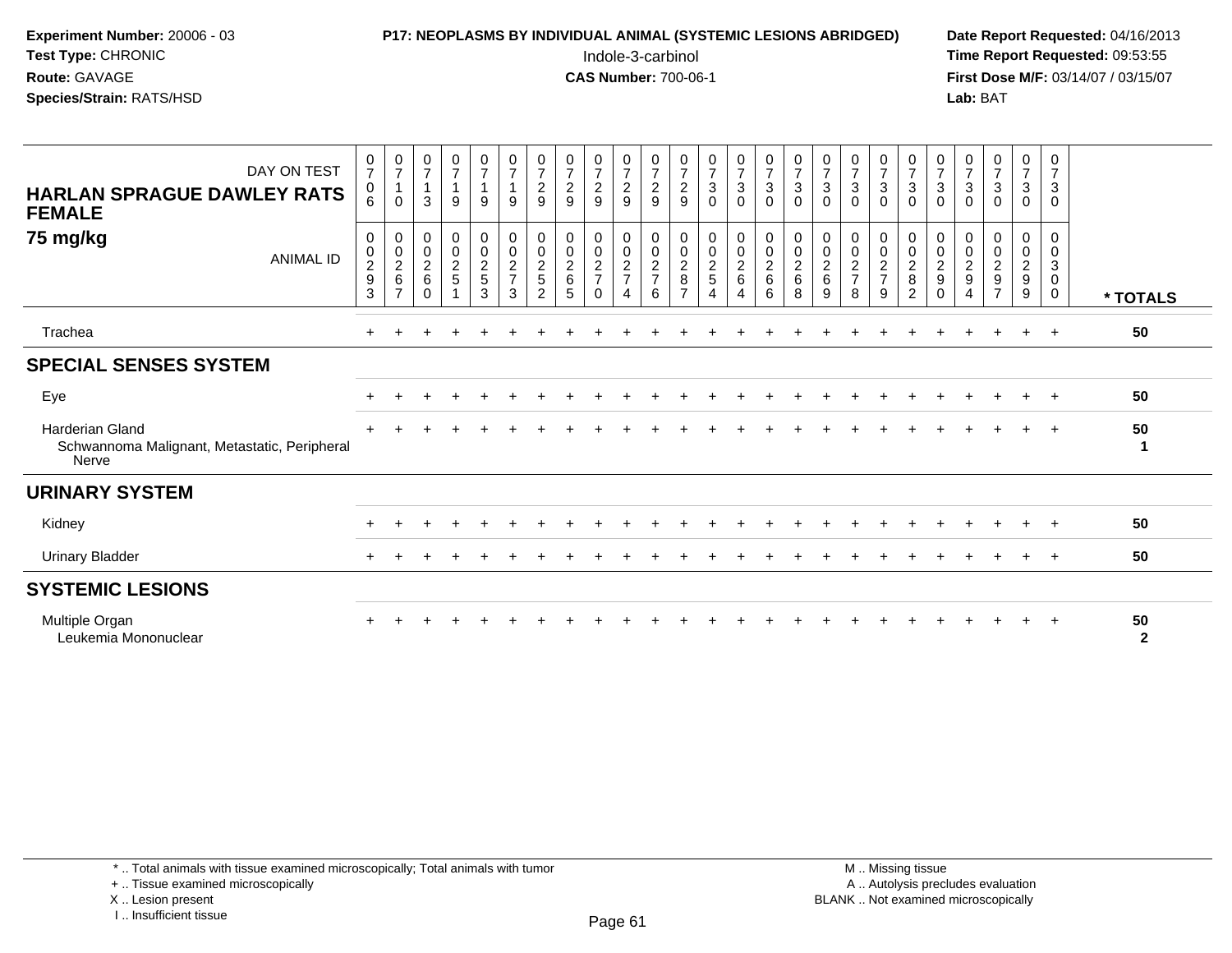**Experiment Number:** 20006 - 03
**Test Type:** CHRONIC
**Route:** GAVAGE
**Species/Strain:** RATS/HSD

**P17: NEOPLASMS BY INDIVIDUAL ANIMAL (SYSTEMIC LESIONS ABRIDGED)**
Indole-3-carbinol
**CAS Number:** 700-06-1

**Date Report Requested:** 04/16/2013
**Time Report Requested:** 09:53:55
**First Dose M/F:** 03/14/07 / 03/15/07
**Lab:** BAT

| HARLAN SPRAGUE DAWLEY RATS FEMALE 75 mg/kg | | | | | | | | | | | | | | | | | | | | | | | | | | |
|---|---|---|---|---|---|---|---|---|---|---|---|---|---|---|---|---|---|---|---|---|---|---|---|---|---|---|
| DAY ON TEST | 0706 | 0710 | 0713 | 0719 | 0719 | 0719 | 0729 | 0729 | 0729 | 0729 | 0729 | 0729 | 0730 | 0730 | 0730 | 0730 | 0730 | 0730 | 0730 | 0730 | 0730 | 0730 | 0730 | 0730 | 0730 | |
| ANIMAL ID | 00293 | 00267 | 00260 | 00251 | 00253 | 00273 | 00252 | 00265 | 00270 | 00274 | 00276 | 00287 | 00254 | 00264 | 00266 | 00268 | 00269 | 00278 | 00279 | 00282 | 00290 | 00294 | 00297 | 00299 | 00300 | * TOTALS |
| Trachea | + | + | + | + | + | + | + | + | + | + | + | + | + | + | + | + | + | + | + | + | + | + | + | + | + | 50 |
| **SPECIAL SENSES SYSTEM** | | | | | | | | | | | | | | | | | | | | | | | | | | |
| Eye | + | + | + | + | + | + | + | + | + | + | + | + | + | + | + | + | + | + | + | + | + | + | + | + | + | 50 |
| Harderian Gland | + | + | + | + | + | + | + | + | + | + | + | + | + | + | + | + | + | + | + | + | + | + | + | + | + | 50 |
| Schwannoma Malignant, Metastatic, Peripheral Nerve | | | | | | | | | | | | | | | | | | | | | | | | | | 1 |
| **URINARY SYSTEM** | | | | | | | | | | | | | | | | | | | | | | | | | | |
| Kidney | + | + | + | + | + | + | + | + | + | + | + | + | + | + | + | + | + | + | + | + | + | + | + | + | + | 50 |
| Urinary Bladder | + | + | + | + | + | + | + | + | + | + | + | + | + | + | + | + | + | + | + | + | + | + | + | + | + | 50 |
| **SYSTEMIC LESIONS** | | | | | | | | | | | | | | | | | | | | | | | | | | |
| Multiple Organ | + | + | + | + | + | + | + | + | + | + | + | + | + | + | + | + | + | + | + | + | + | + | + | + | + | 50 |
| Leukemia Mononuclear | | | | | | | | | | | | | | | | | | | | | | | | | | 2 |

\* .. Total animals with tissue examined microscopically; Total animals with tumor
\+ .. Tissue examined microscopically
X .. Lesion present
I .. Insufficient tissue

M .. Missing tissue
A .. Autolysis precludes evaluation
BLANK .. Not examined microscopically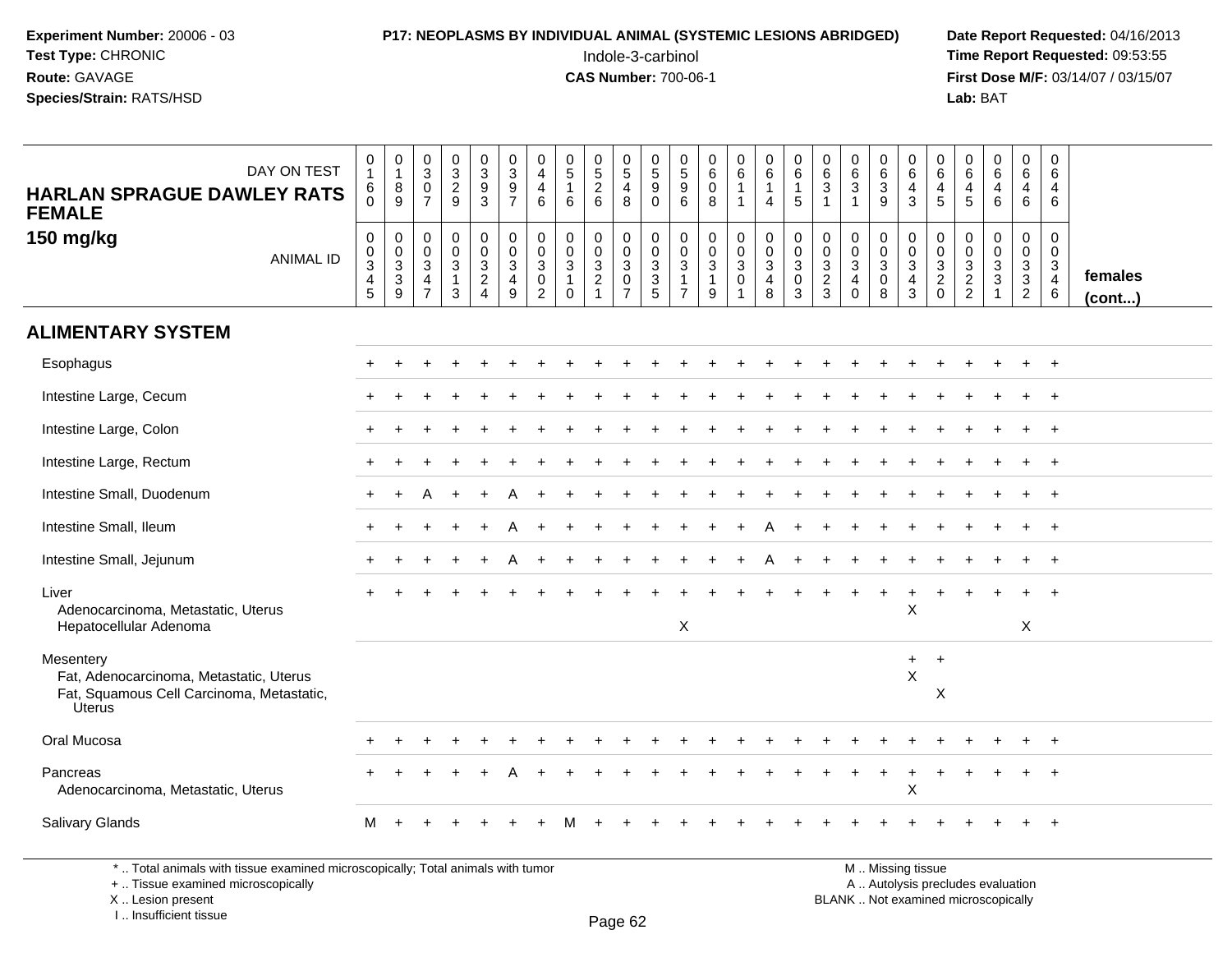**Experiment Number:** 20006 - 03
**Test Type:** CHRONIC
**Route:** GAVAGE
**Species/Strain:** RATS/HSD

**P17: NEOPLASMS BY INDIVIDUAL ANIMAL (SYSTEMIC LESIONS ABRIDGED)**
Indole-3-carbinol
**CAS Number:** 700-06-1

**Date Report Requested:** 04/16/2013
**Time Report Requested:** 09:53:55
**First Dose M/F:** 03/14/07 / 03/15/07
**Lab:** BAT

## HARLAN SPRAGUE DAWLEY RATS FEMALE
### 150 mg/kg

| DAY ON TEST | 0160 | 0189 | 0307 | 0329 | 0393 | 0397 | 0446 | 0516 | 0526 | 0548 | 0590 | 0596 | 0608 | 0611 | 0614 | 0615 | 0631 | 0631 | 0639 | 0643 | 0645 | 0645 | 0646 | 0646 | 0646 | |
|---|---|---|---|---|---|---|---|---|---|---|---|---|---|---|---|---|---|---|---|---|---|---|---|---|---|---|
| ANIMAL ID | 00345 | 00339 | 00347 | 00313 | 00324 | 00349 | 00302 | 00310 | 00321 | 00307 | 00335 | 00317 | 00319 | 00301 | 00348 | 00303 | 00323 | 00340 | 00308 | 00343 | 00320 | 00322 | 00331 | 00332 | 00346 | **females (cont...)** |
| **ALIMENTARY SYSTEM** | | | | | | | | | | | | | | | | | | | | | | | | | | |
| Esophagus | + | + | + | + | + | + | + | + | + | + | + | + | + | + | + | + | + | + | + | + | + | + | + | + | + | |
| Intestine Large, Cecum | + | + | + | + | + | + | + | + | + | + | + | + | + | + | + | + | + | + | + | + | + | + | + | + | + | |
| Intestine Large, Colon | + | + | + | + | + | + | + | + | + | + | + | + | + | + | + | + | + | + | + | + | + | + | + | + | + | |
| Intestine Large, Rectum | + | + | + | + | + | + | + | + | + | + | + | + | + | + | + | + | + | + | + | + | + | + | + | + | + | |
| Intestine Small, Duodenum | + | + | A | + | + | A | + | + | + | + | + | + | + | + | + | + | + | + | + | + | + | + | + | + | + | |
| Intestine Small, Ileum | + | + | + | + | + | A | + | + | + | + | + | + | + | + | A | + | + | + | + | + | + | + | + | + | + | |
| Intestine Small, Jejunum | + | + | + | + | + | A | + | + | + | + | + | + | + | + | A | + | + | + | + | + | + | + | + | + | + | |
| Liver | + | + | + | + | + | + | + | + | + | + | + | + | + | + | + | + | + | + | + | + | + | + | + | + | + | |
| Adenocarcinoma, Metastatic, Uterus | | | | | | | | | | | | | | | | | | | | X | | | | | | |
| Hepatocellular Adenoma | | | | | | | | | | | | X | | | | | | | | | | | | X | | |
| Mesentery | | | | | | | | | | | | | | | | | | | | + | + | | | | | |
| Fat, Adenocarcinoma, Metastatic, Uterus | | | | | | | | | | | | | | | | | | | | X | | | | | | |
| Fat, Squamous Cell Carcinoma, Metastatic, Uterus | | | | | | | | | | | | | | | | | | | | | X | | | | | |
| Oral Mucosa | + | + | + | + | + | + | + | + | + | + | + | + | + | + | + | + | + | + | + | + | + | + | + | + | + | |
| Pancreas | + | + | + | + | + | A | + | + | + | + | + | + | + | + | + | + | + | + | + | + | + | + | + | + | + | |
| Adenocarcinoma, Metastatic, Uterus | | | | | | | | | | | | | | | | | | | | X | | | | | | |
| Salivary Glands | M | + | + | + | + | + | + | M | + | + | + | + | + | + | + | + | + | + | + | + | + | + | + | + | + | |

\* .. Total animals with tissue examined microscopically; Total animals with tumor
+ .. Tissue examined microscopically
X .. Lesion present
I .. Insufficient tissue

M .. Missing tissue
A .. Autolysis precludes evaluation
BLANK .. Not examined microscopically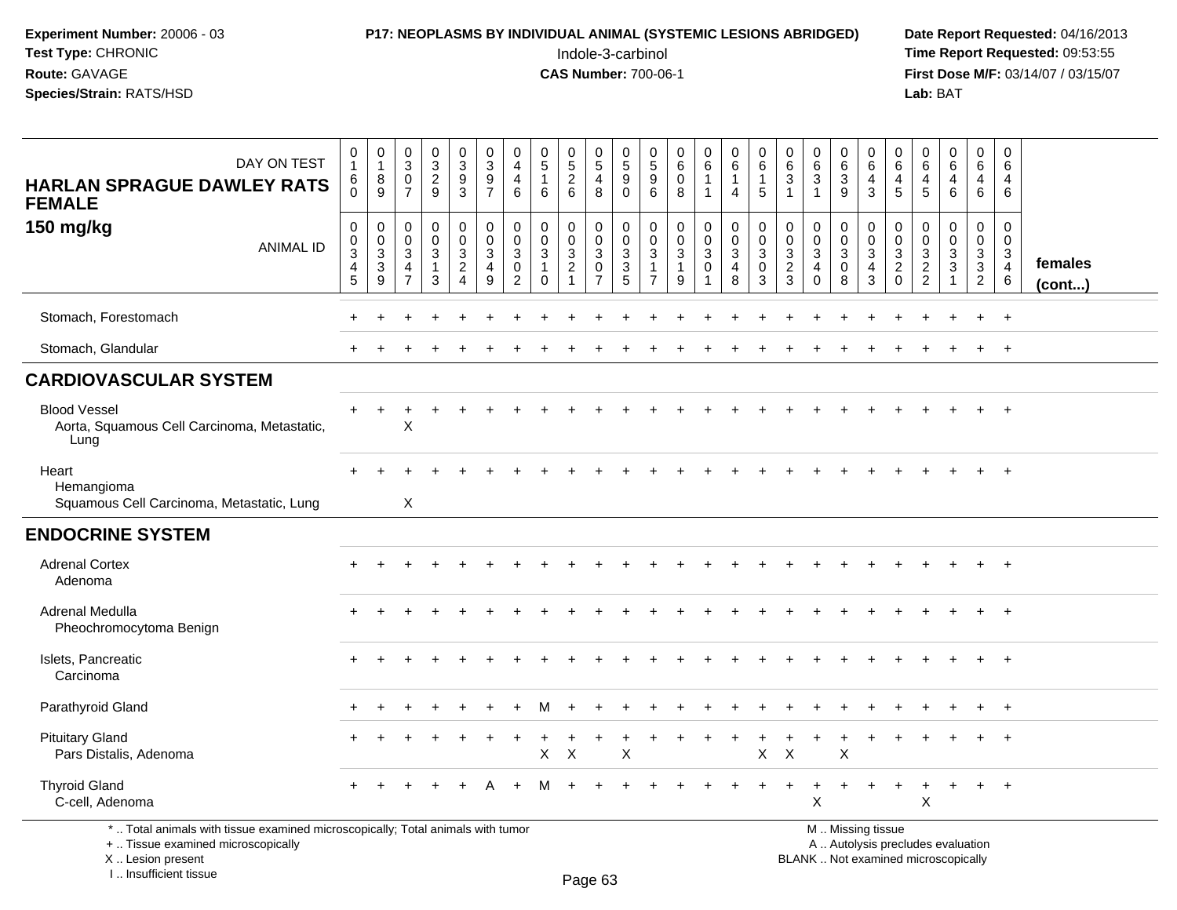**Experiment Number:** 20006 - 03
**Test Type:** CHRONIC
**Route:** GAVAGE
**Species/Strain:** RATS/HSD

**P17: NEOPLASMS BY INDIVIDUAL ANIMAL (SYSTEMIC LESIONS ABRIDGED)**
Indole-3-carbinol
**CAS Number:** 700-06-1

**Date Report Requested:** 04/16/2013
**Time Report Requested:** 09:53:55
**First Dose M/F:** 03/14/07 / 03/15/07
**Lab:** BAT

## HARLAN SPRAGUE DAWLEY RATS FEMALE
## 150 mg/kg

| DAY ON TEST | 0160 | 0189 | 0307 | 0329 | 0393 | 0397 | 0446 | 0516 | 0526 | 0548 | 0590 | 0596 | 0608 | 0611 | 0614 | 0615 | 0631 | 0631 | 0639 | 0643 | 0645 | 0645 | 0646 | 0646 | 0646 | |
|---|---|---|---|---|---|---|---|---|---|---|---|---|---|---|---|---|---|---|---|---|---|---|---|---|---|---|
| ANIMAL ID | 0034 5 | 0033 9 | 0034 7 | 0031 3 | 0032 4 | 0034 9 | 0030 2 | 0031 0 | 0032 1 | 0030 7 | 0033 5 | 0031 7 | 0031 9 | 0030 1 | 0034 8 | 0030 3 | 0032 3 | 0034 0 | 0030 8 | 0034 3 | 0032 0 | 0032 2 | 0033 1 | 0033 2 | 0034 6 | **females (cont...)** |
| Stomach, Forestomach | + | + | + | + | + | + | + | + | + | + | + | + | + | + | + | + | + | + | + | + | + | + | + | + | + | |
| Stomach, Glandular | + | + | + | + | + | + | + | + | + | + | + | + | + | + | + | + | + | + | + | + | + | + | + | + | + | |
| **CARDIOVASCULAR SYSTEM** | | | | | | | | | | | | | | | | | | | | | | | | | | |
| Blood Vessel | + | + | + | + | + | + | + | + | + | + | + | + | + | + | + | + | + | + | + | + | + | + | + | + | + | |
| Aorta, Squamous Cell Carcinoma, Metastatic, Lung | | | X | | | | | | | | | | | | | | | | | | | | | | | |
| Heart | + | + | + | + | + | + | + | + | + | + | + | + | + | + | + | + | + | + | + | + | + | + | + | + | + | |
| Hemangioma | | | | | | | | | | | | | | | | | | | | | | | | | | |
| Squamous Cell Carcinoma, Metastatic, Lung | | | X | | | | | | | | | | | | | | | | | | | | | | | |
| **ENDOCRINE SYSTEM** | | | | | | | | | | | | | | | | | | | | | | | | | | |
| Adrenal Cortex | + | + | + | + | + | + | + | + | + | + | + | + | + | + | + | + | + | + | + | + | + | + | + | + | + | |
| Adenoma | | | | | | | | | | | | | | | | | | | | | | | | | | |
| Adrenal Medulla | + | + | + | + | + | + | + | + | + | + | + | + | + | + | + | + | + | + | + | + | + | + | + | + | + | |
| Pheochromocytoma Benign | | | | | | | | | | | | | | | | | | | | | | | | | | |
| Islets, Pancreatic | + | + | + | + | + | + | + | + | + | + | + | + | + | + | + | + | + | + | + | + | + | + | + | + | + | |
| Carcinoma | | | | | | | | | | | | | | | | | | | | | | | | | | |
| Parathyroid Gland | + | + | + | + | + | + | + | M | + | + | + | + | + | + | + | + | + | + | + | + | + | + | + | + | + | |
| Pituitary Gland | + | + | + | + | + | + | + | + | + | + | + | + | + | + | + | + | + | + | + | + | + | + | + | + | + | |
| Pars Distalis, Adenoma | | | | | | | | X | X | | X | | | | | X | X | | X | | | | | | | |
| Thyroid Gland | + | + | + | + | + | A | + | M | + | + | + | + | + | + | + | + | + | + | + | + | + | + | + | + | + | |
| C-cell, Adenoma | | | | | | | | | | | | | | | | | | X | | | | X | | | | |

\* .. Total animals with tissue examined microscopically; Total animals with tumor
+ .. Tissue examined microscopically
X .. Lesion present
I .. Insufficient tissue

M .. Missing tissue
A .. Autolysis precludes evaluation
BLANK .. Not examined microscopically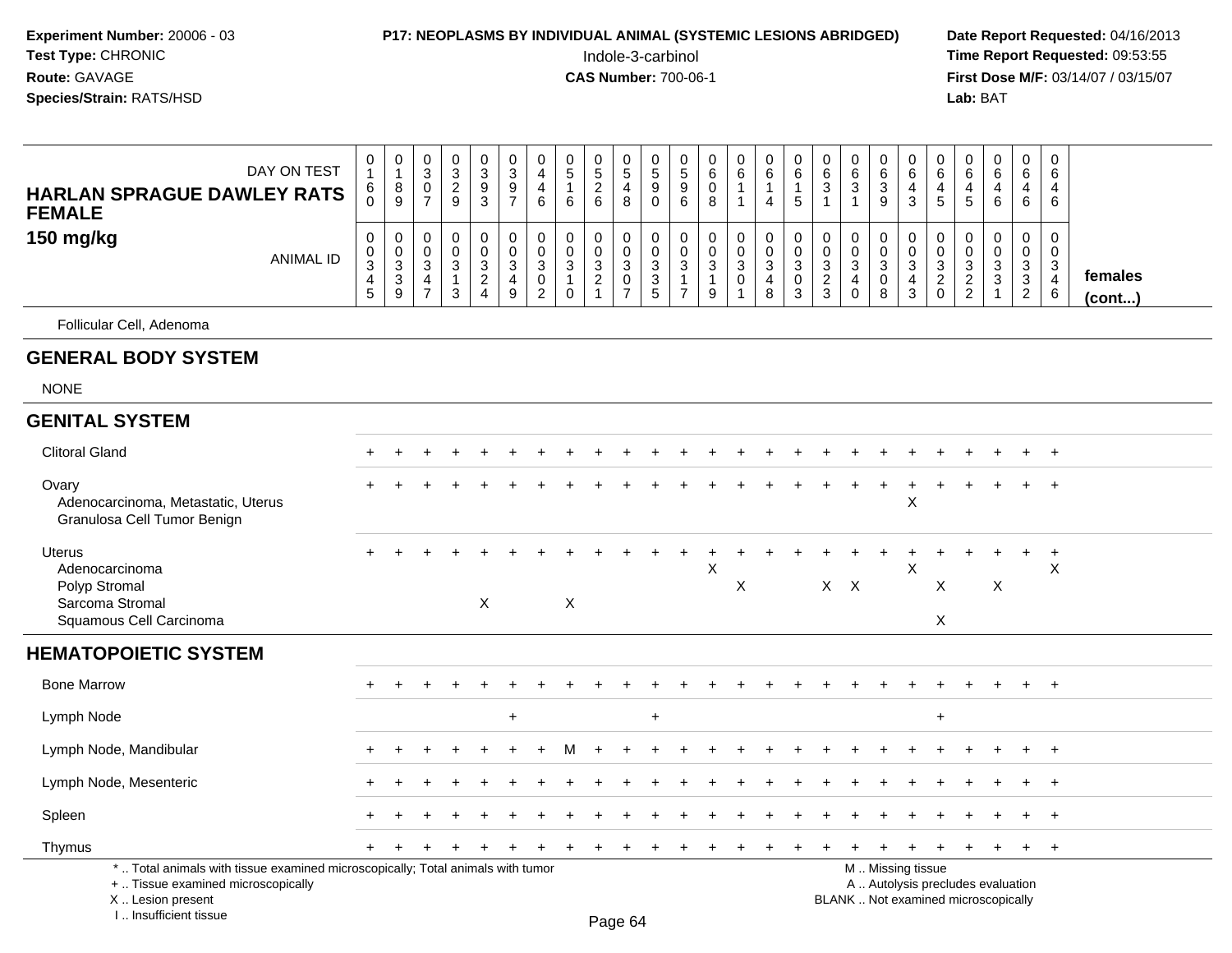| HARLAN SPRAGUE DAWLEY RATS FEMALE 150 mg/kg | 0160 | 0189 | 0307 | 0329 | 0393 | 0397 | 0446 | 0516 | 0526 | 0548 | 0590 | 0596 | 0608 | 0611 | 0614 | 0615 | 0631 | 0631 | 0639 | 0643 | 0645 | 0645 | 0646 | 0646 | 0646 | |
|---|---|---|---|---|---|---|---|---|---|---|---|---|---|---|---|---|---|---|---|---|---|---|---|---|---|---|
| ANIMAL ID | 00345 | 00339 | 00347 | 00313 | 00324 | 00349 | 00302 | 00310 | 00321 | 00307 | 00335 | 00317 | 00319 | 00301 | 00348 | 00303 | 00323 | 00340 | 00308 | 00343 | 00320 | 00322 | 00331 | 00332 | 00346 | females (cont...) |
| Follicular Cell, Adenoma | | | | | | | | | | | | | | | | | | | | | | | | | | |
| **GENERAL BODY SYSTEM** | | | | | | | | | | | | | | | | | | | | | | | | | | |
| NONE | | | | | | | | | | | | | | | | | | | | | | | | | | |
| **GENITAL SYSTEM** | | | | | | | | | | | | | | | | | | | | | | | | | | |
| Clitoral Gland | + | + | + | + | + | + | + | + | + | + | + | + | + | + | + | + | + | + | + | + | + | + | + | + | + | |
| Ovary | + | + | + | + | + | + | + | + | + | + | + | + | + | + | + | + | + | + | + | + | + | + | + | + | + | |
| Adenocarcinoma, Metastatic, Uterus | | | | | | | | | | | | | | | | | | | | X | | | | | | |
| Granulosa Cell Tumor Benign | | | | | | | | | | | | | | | | | | | | | | | | | | |
| Uterus | + | + | + | + | + | + | + | + | + | + | + | + | + | + | + | + | + | + | + | + | + | + | + | + | + | |
| Adenocarcinoma | | | | | | | | | | | | | X | | | | | | | X | | | | | X | |
| Polyp Stromal | | | | | | | | | | | | | | X | | | X | X | | | X | | X | | | |
| Sarcoma Stromal | | | | | X | | | X | | | | | | | | | | | | | | | | | | |
| Squamous Cell Carcinoma | | | | | | | | | | | | | | | | | | | | | X | | | | | |
| **HEMATOPOIETIC SYSTEM** | | | | | | | | | | | | | | | | | | | | | | | | | | |
| Bone Marrow | + | + | + | + | + | + | + | + | + | + | + | + | + | + | + | + | + | + | + | + | + | + | + | + | + | |
| Lymph Node | | | | | | + | | | | | + | | | | | | | | | | + | | | | | |
| Lymph Node, Mandibular | + | + | + | + | + | + | + | M | + | + | + | + | + | + | + | + | + | + | + | + | + | + | + | + | + | |
| Lymph Node, Mesenteric | + | + | + | + | + | + | + | + | + | + | + | + | + | + | + | + | + | + | + | + | + | + | + | + | + | |
| Spleen | + | + | + | + | + | + | + | + | + | + | + | + | + | + | + | + | + | + | + | + | + | + | + | + | + | |
| Thymus | + | + | + | + | + | + | + | + | + | + | + | + | + | + | + | + | + | + | + | + | + | + | + | + | + | |

\* .. Total animals with tissue examined microscopically; Total animals with tumor
\+ .. Tissue examined microscopically
X .. Lesion present
I .. Insufficient tissue

M .. Missing tissue
A .. Autolysis precludes evaluation
BLANK .. Not examined microscopically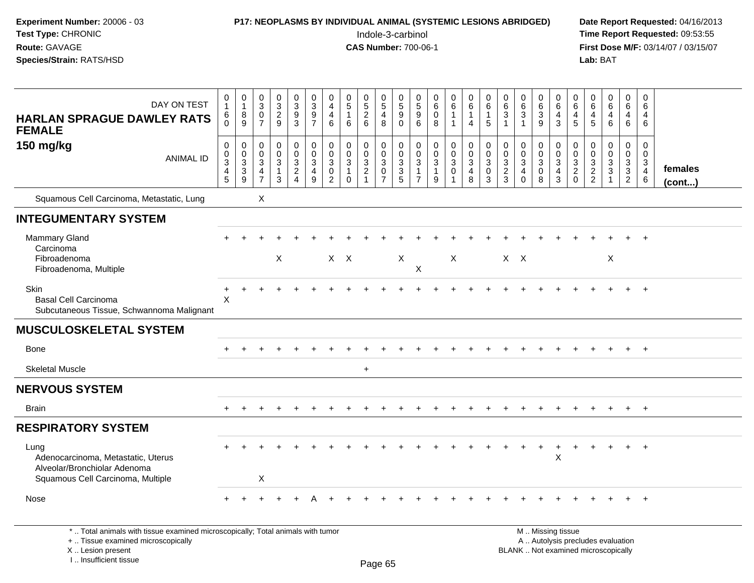**Experiment Number:** 20006 - 03
**Test Type:** CHRONIC
**Route:** GAVAGE
**Species/Strain:** RATS/HSD

**P17: NEOPLASMS BY INDIVIDUAL ANIMAL (SYSTEMIC LESIONS ABRIDGED)**
Indole-3-carbinol
**CAS Number:** 700-06-1

**Date Report Requested:** 04/16/2013
**Time Report Requested:** 09:53:55
**First Dose M/F:** 03/14/07 / 03/15/07
**Lab:** BAT

## HARLAN SPRAGUE DAWLEY RATS FEMALE 150 mg/kg

| DAY ON TEST | 0160 | 0189 | 0307 | 0329 | 0393 | 0397 | 0446 | 0516 | 0526 | 0548 | 0590 | 0596 | 0608 | 0611 | 0614 | 0615 | 0631 | 0631 | 0639 | 0643 | 0645 | 0645 | 0646 | 0646 | 0646 | |
|---|---|---|---|---|---|---|---|---|---|---|---|---|---|---|---|---|---|---|---|---|---|---|---|---|---|---|
| **ANIMAL ID** | 00345 | 00339 | 00347 | 00313 | 00324 | 00349 | 00302 | 00310 | 00321 | 00307 | 00335 | 00317 | 00319 | 00301 | 00348 | 00303 | 00323 | 00340 | 00308 | 00343 | 00320 | 00322 | 00331 | 00332 | 00346 | **females (cont...)** |
| Squamous Cell Carcinoma, Metastatic, Lung | | | X | | | | | | | | | | | | | | | | | | | | | | | |
| **INTEGUMENTARY SYSTEM** | | | | | | | | | | | | | | | | | | | | | | | | | | |
| Mammary Gland | + | + | + | + | + | + | + | + | + | + | + | + | + | + | + | + | + | + | + | + | + | + | + | + | + | |
| Carcinoma | | | | | | | | | | | | | | | | | | | | | | | | | | |
| Fibroadenoma | | | | X | | | X | X | | | X | | | X | | | X | X | | | | | X | | | |
| Fibroadenoma, Multiple | | | | | | | | | | | | X | | | | | | | | | | | | | | |
| Skin | + | + | + | + | + | + | + | + | + | + | + | + | + | + | + | + | + | + | + | + | + | + | + | + | + | |
| Basal Cell Carcinoma | X | | | | | | | | | | | | | | | | | | | | | | | | | |
| Subcutaneous Tissue, Schwannoma Malignant | | | | | | | | | | | | | | | | | | | | | | | | | | |
| **MUSCULOSKELETAL SYSTEM** | | | | | | | | | | | | | | | | | | | | | | | | | | |
| Bone | + | + | + | + | + | + | + | + | + | + | + | + | + | + | + | + | + | + | + | + | + | + | + | + | + | |
| Skeletal Muscle | | | | | | | | | + | | | | | | | | | | | | | | | | | |
| **NERVOUS SYSTEM** | | | | | | | | | | | | | | | | | | | | | | | | | | |
| Brain | + | + | + | + | + | + | + | + | + | + | + | + | + | + | + | + | + | + | + | + | + | + | + | + | + | |
| **RESPIRATORY SYSTEM** | | | | | | | | | | | | | | | | | | | | | | | | | | |
| Lung | + | + | + | + | + | + | + | + | + | + | + | + | + | + | + | + | + | + | + | + | + | + | + | + | + | |
| Adenocarcinoma, Metastatic, Uterus | | | | | | | | | | | | | | | | | | | | X | | | | | | |
| Alveolar/Bronchiolar Adenoma | | | | | | | | | | | | | | | | | | | | | | | | | | |
| Squamous Cell Carcinoma, Multiple | | | X | | | | | | | | | | | | | | | | | | | | | | | |
| Nose | + | + | + | + | + | A | + | + | + | + | + | + | + | + | + | + | + | + | + | + | + | + | + | + | + | |

\* .. Total animals with tissue examined microscopically; Total animals with tumor
\+ .. Tissue examined microscopically
X .. Lesion present
I .. Insufficient tissue

M .. Missing tissue
A .. Autolysis precludes evaluation
BLANK .. Not examined microscopically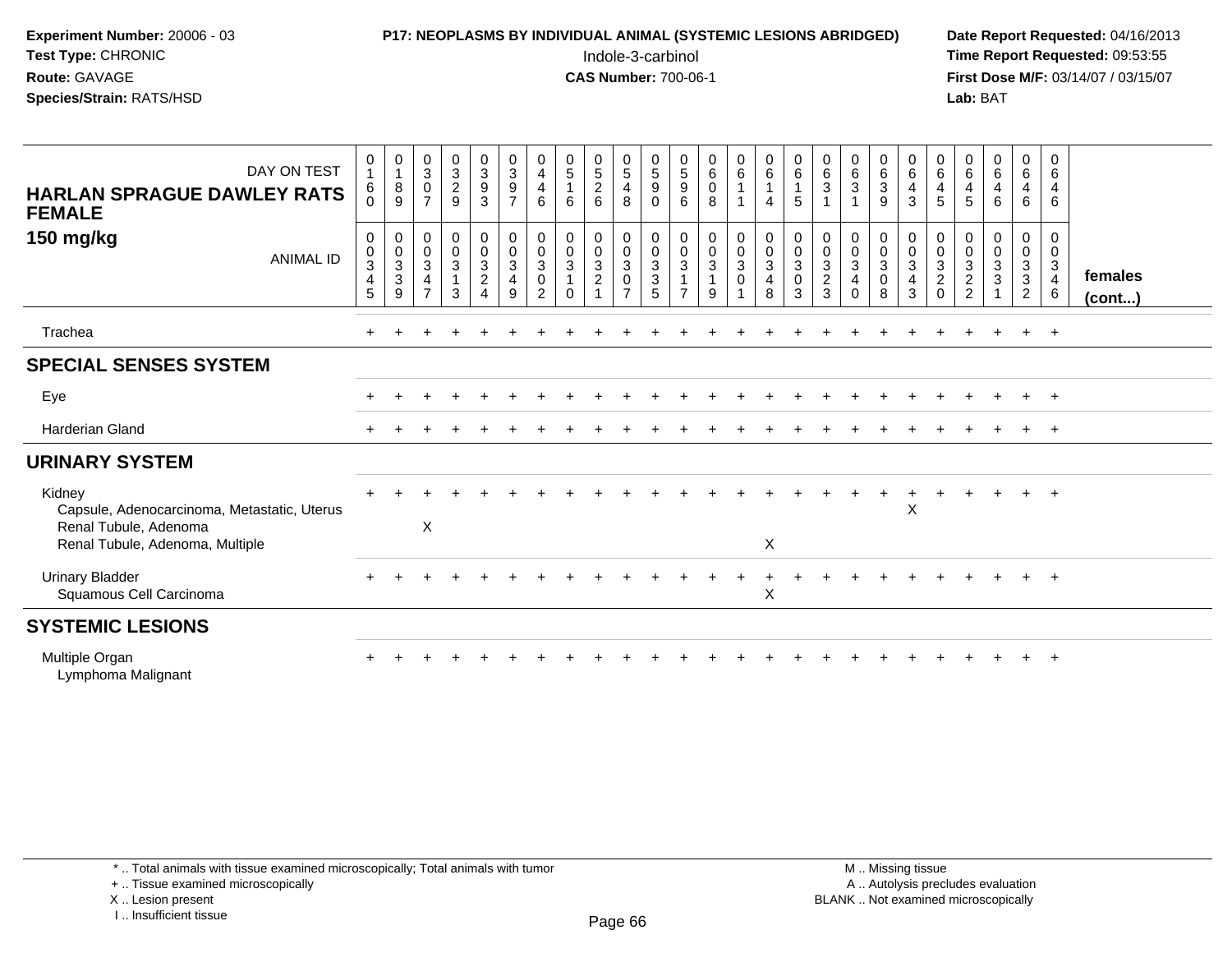**Experiment Number:** 20006 - 03
**Test Type:** CHRONIC
**Route:** GAVAGE
**Species/Strain:** RATS/HSD

**P17: NEOPLASMS BY INDIVIDUAL ANIMAL (SYSTEMIC LESIONS ABRIDGED)**
Indole-3-carbinol
**CAS Number:** 700-06-1

**Date Report Requested:** 04/16/2013
**Time Report Requested:** 09:53:55
**First Dose M/F:** 03/14/07 / 03/15/07
**Lab:** BAT

## HARLAN SPRAGUE DAWLEY RATS FEMALE 150 mg/kg

| DAY ON TEST | 0160 | 0189 | 0307 | 0329 | 0393 | 0397 | 0446 | 0516 | 0526 | 0548 | 0590 | 0596 | 0608 | 0611 | 0614 | 0615 | 0631 | 0631 | 0639 | 0643 | 0645 | 0645 | 0646 | 0646 | 0646 | |
|---|---|---|---|---|---|---|---|---|---|---|---|---|---|---|---|---|---|---|---|---|---|---|---|---|---|---|
| **ANIMAL ID** | 00345 | 00339 | 00347 | 00313 | 00324 | 00349 | 00302 | 00310 | 00321 | 00307 | 00335 | 00317 | 00319 | 00301 | 00348 | 00303 | 00323 | 00340 | 00308 | 00343 | 00320 | 00322 | 00331 | 00332 | 00346 | **females (cont...)** |
| Trachea | + | + | + | + | + | + | + | + | + | + | + | + | + | + | + | + | + | + | + | + | + | + | + | + | + | |
| **SPECIAL SENSES SYSTEM** | | | | | | | | | | | | | | | | | | | | | | | | | | |
| Eye | + | + | + | + | + | + | + | + | + | + | + | + | + | + | + | + | + | + | + | + | + | + | + | + | + | |
| Harderian Gland | + | + | + | + | + | + | + | + | + | + | + | + | + | + | + | + | + | + | + | + | + | + | + | + | + | |
| **URINARY SYSTEM** | | | | | | | | | | | | | | | | | | | | | | | | | | |
| Kidney | + | + | + | + | + | + | + | + | + | + | + | + | + | + | + | + | + | + | + | + | + | + | + | + | + | |
| Capsule, Adenocarcinoma, Metastatic, Uterus | | | | | | | | | | | | | | | | | | | | X | | | | | | |
| Renal Tubule, Adenoma | | | X | | | | | | | | | | | | | | | | | | | | | | | |
| Renal Tubule, Adenoma, Multiple | | | | | | | | | | | | | | | X | | | | | | | | | | | |
| Urinary Bladder | + | + | + | + | + | + | + | + | + | + | + | + | + | + | + | + | + | + | + | + | + | + | + | + | + | |
| Squamous Cell Carcinoma | | | | | | | | | | | | | | | X | | | | | | | | | | | |
| **SYSTEMIC LESIONS** | | | | | | | | | | | | | | | | | | | | | | | | | | |
| Multiple Organ | + | + | + | + | + | + | + | + | + | + | + | + | + | + | + | + | + | + | + | + | + | + | + | + | + | |
| Lymphoma Malignant | | | | | | | | | | | | | | | | | | | | | | | | | | |

\* .. Total animals with tissue examined microscopically; Total animals with tumor
\+ .. Tissue examined microscopically
X .. Lesion present
I .. Insufficient tissue

M .. Missing tissue
A .. Autolysis precludes evaluation
BLANK .. Not examined microscopically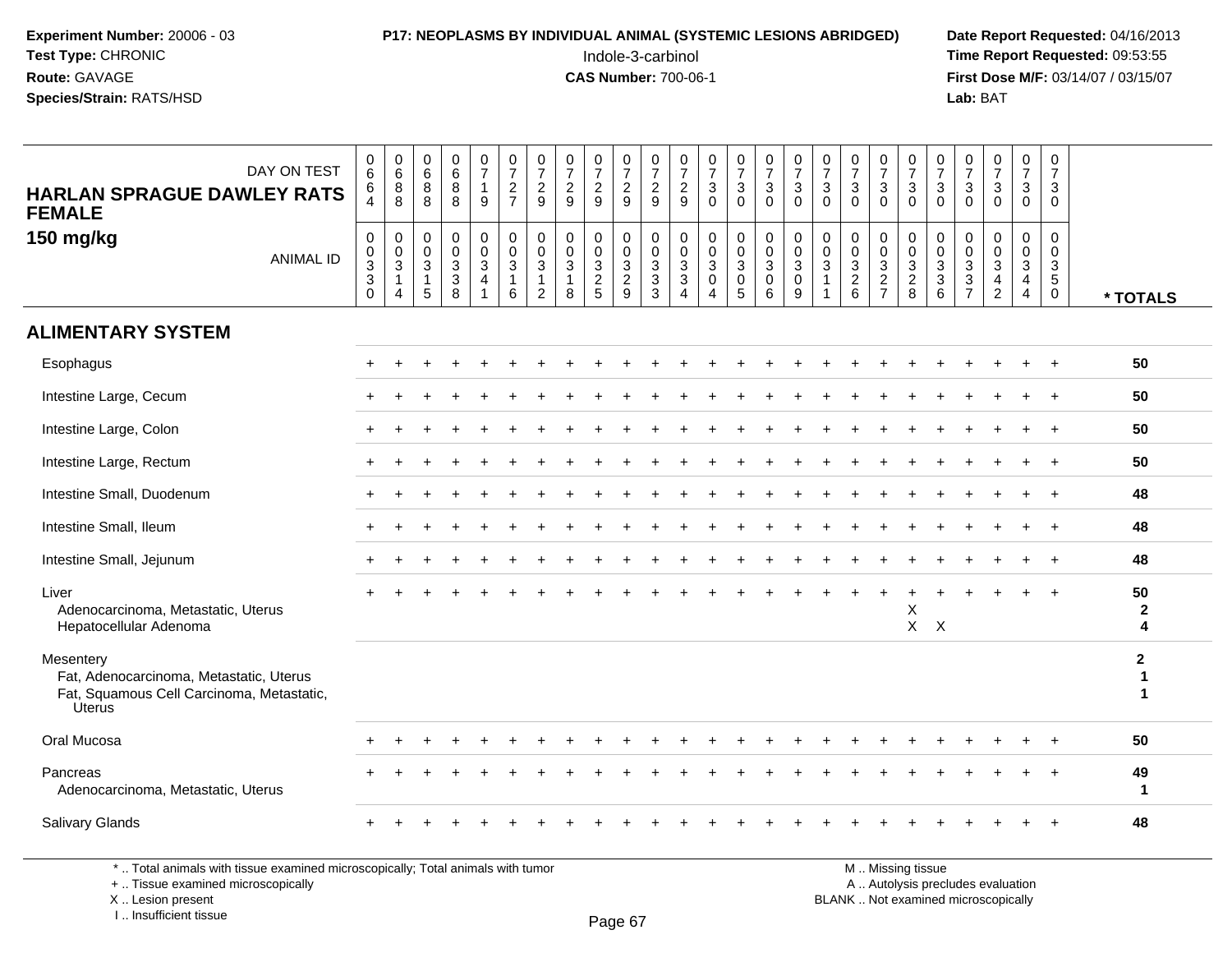**Experiment Number:** 20006 - 03
**Test Type:** CHRONIC
**Route:** GAVAGE
**Species/Strain:** RATS/HSD

**P17: NEOPLASMS BY INDIVIDUAL ANIMAL (SYSTEMIC LESIONS ABRIDGED)**
Indole-3-carbinol
**CAS Number:** 700-06-1

**Date Report Requested:** 04/16/2013
**Time Report Requested:** 09:53:55
**First Dose M/F:** 03/14/07 / 03/15/07
**Lab:** BAT

## HARLAN SPRAGUE DAWLEY RATS FEMALE
## 150 mg/kg

| DAY ON TEST | 664 | 688 | 688 | 688 | 719 | 727 | 729 | 729 | 729 | 729 | 729 | 729 | 730 | 730 | 730 | 730 | 730 | 730 | 730 | 730 | 730 | 730 | 730 | 730 | 730 | |
|---|---|---|---|---|---|---|---|---|---|---|---|---|---|---|---|---|---|---|---|---|---|---|---|---|---|---|
| **ANIMAL ID** | 0330 | 0314 | 0315 | 0338 | 0341 | 0316 | 0312 | 0318 | 0325 | 0329 | 0333 | 0334 | 0304 | 0305 | 0306 | 0309 | 0311 | 0326 | 0327 | 0328 | 0336 | 0337 | 0342 | 0344 | 0350 | *** TOTALS** |
| **ALIMENTARY SYSTEM** | | | | | | | | | | | | | | | | | | | | | | | | | | |
| Esophagus | + | + | + | + | + | + | + | + | + | + | + | + | + | + | + | + | + | + | + | + | + | + | + | + | + | **50** |
| Intestine Large, Cecum | + | + | + | + | + | + | + | + | + | + | + | + | + | + | + | + | + | + | + | + | + | + | + | + | + | **50** |
| Intestine Large, Colon | + | + | + | + | + | + | + | + | + | + | + | + | + | + | + | + | + | + | + | + | + | + | + | + | + | **50** |
| Intestine Large, Rectum | + | + | + | + | + | + | + | + | + | + | + | + | + | + | + | + | + | + | + | + | + | + | + | + | + | **50** |
| Intestine Small, Duodenum | + | + | + | + | + | + | + | + | + | + | + | + | + | + | + | + | + | + | + | + | + | + | + | + | + | **48** |
| Intestine Small, Ileum | + | + | + | + | + | + | + | + | + | + | + | + | + | + | + | + | + | + | + | + | + | + | + | + | + | **48** |
| Intestine Small, Jejunum | + | + | + | + | + | + | + | + | + | + | + | + | + | + | + | + | + | + | + | + | + | + | + | + | + | **48** |
| Liver | + | + | + | + | + | + | + | + | + | + | + | + | + | + | + | + | + | + | + | + | + | + | + | + | + | **50** |
| Adenocarcinoma, Metastatic, Uterus | | | | | | | | | | | | | | | | | | | | X | | | | | | **2** |
| Hepatocellular Adenoma | | | | | | | | | | | | | | | | | | | | X | X | | | | | **4** |
| Mesentery | | | | | | | | | | | | | | | | | | | | | | | | | | **2** |
| Fat, Adenocarcinoma, Metastatic, Uterus | | | | | | | | | | | | | | | | | | | | | | | | | | **1** |
| Fat, Squamous Cell Carcinoma, Metastatic, Uterus | | | | | | | | | | | | | | | | | | | | | | | | | | **1** |
| Oral Mucosa | + | + | + | + | + | + | + | + | + | + | + | + | + | + | + | + | + | + | + | + | + | + | + | + | + | **50** |
| Pancreas | + | + | + | + | + | + | + | + | + | + | + | + | + | + | + | + | + | + | + | + | + | + | + | + | + | **49** |
| Adenocarcinoma, Metastatic, Uterus | | | | | | | | | | | | | | | | | | | | | | | | | | **1** |
| Salivary Glands | + | + | + | + | + | + | + | + | + | + | + | + | + | + | + | + | + | + | + | + | + | + | + | + | + | **48** |

\* .. Total animals with tissue examined microscopically; Total animals with tumor
\+ .. Tissue examined microscopically
X .. Lesion present
I .. Insufficient tissue

M .. Missing tissue
A .. Autolysis precludes evaluation
BLANK .. Not examined microscopically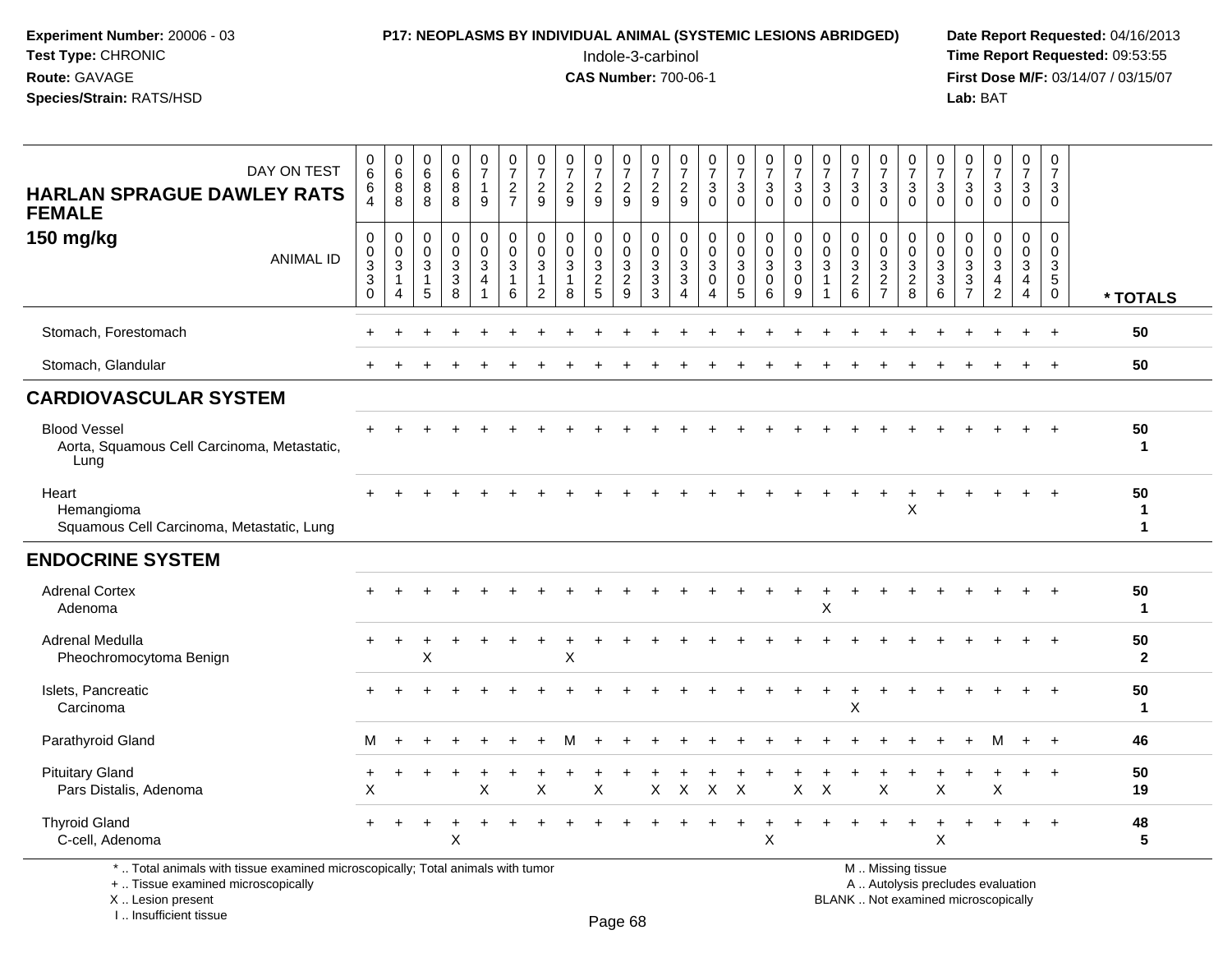Experiment Number: 20006 - 03
Test Type: CHRONIC
Route: GAVAGE
Species/Strain: RATS/HSD

**P17: NEOPLASMS BY INDIVIDUAL ANIMAL (SYSTEMIC LESIONS ABRIDGED)**
Indole-3-carbinol
**CAS Number:** 700-06-1

Date Report Requested: 04/16/2013
Time Report Requested: 09:53:55
First Dose M/F: 03/14/07 / 03/15/07
Lab: BAT

| DAY ON TEST | 0664 | 0688 | 0688 | 0688 | 0719 | 0727 | 0729 | 0729 | 0729 | 0729 | 0729 | 0729 | 0730 | 0730 | 0730 | 0730 | 0730 | 0730 | 0730 | 0730 | 0730 | 0730 | 0730 | 0730 | 0730 | |
|---|---|---|---|---|---|---|---|---|---|---|---|---|---|---|---|---|---|---|---|---|---|---|---|---|---|---|
| **HARLAN SPRAGUE DAWLEY RATS FEMALE 150 mg/kg** ANIMAL ID | 0330 | 0314 | 0315 | 0338 | 0341 | 0316 | 0312 | 0318 | 0325 | 0329 | 0333 | 0334 | 0304 | 0305 | 0306 | 0309 | 0311 | 0326 | 0327 | 0328 | 0336 | 0337 | 0342 | 0344 | 0350 | *** TOTALS** |
| Stomach, Forestomach | + | + | + | + | + | + | + | + | + | + | + | + | + | + | + | + | + | + | + | + | + | + | + | + | + | 50 |
| Stomach, Glandular | + | + | + | + | + | + | + | + | + | + | + | + | + | + | + | + | + | + | + | + | + | + | + | + | + | 50 |
| **CARDIOVASCULAR SYSTEM** | | | | | | | | | | | | | | | | | | | | | | | | | | |
| Blood Vessel | + | + | + | + | + | + | + | + | + | + | + | + | + | + | + | + | + | + | + | + | + | + | + | + | + | 50 |
| Aorta, Squamous Cell Carcinoma, Metastatic, Lung | | | | | | | | | | | | | | | | | | | | | | | | | | 1 |
| Heart | + | + | + | + | + | + | + | + | + | + | + | + | + | + | + | + | + | + | + | + | + | + | + | + | + | 50 |
| Hemangioma | | | | | | | | | | | | | | | | | | | | X | | | | | | 1 |
| Squamous Cell Carcinoma, Metastatic, Lung | | | | | | | | | | | | | | | | | | | | | | | | | | 1 |
| **ENDOCRINE SYSTEM** | | | | | | | | | | | | | | | | | | | | | | | | | | |
| Adrenal Cortex | + | + | + | + | + | + | + | + | + | + | + | + | + | + | + | + | + | + | + | + | + | + | + | + | + | 50 |
| Adenoma | | | | | | | | | | | | | | | | | X | | | | | | | | | 1 |
| Adrenal Medulla | + | + | + | + | + | + | + | + | + | + | + | + | + | + | + | + | + | + | + | + | + | + | + | + | + | 50 |
| Pheochromocytoma Benign | | | X | | | | | X | | | | | | | | | | | | | | | | | | 2 |
| Islets, Pancreatic | + | + | + | + | + | + | + | + | + | + | + | + | + | + | + | + | + | + | + | + | + | + | + | + | + | 50 |
| Carcinoma | | | | | | | | | | | | | | | | | | X | | | | | | | | 1 |
| Parathyroid Gland | M | + | + | + | + | + | + | M | + | + | + | + | + | + | + | + | + | + | + | + | + | + | M | + | + | 46 |
| Pituitary Gland | + | + | + | + | + | + | + | + | + | + | + | + | + | + | + | + | + | + | + | + | + | + | + | + | + | 50 |
| Pars Distalis, Adenoma | X | | | | X | | X | | X | | X | X | X | X | | X | X | | X | | X | | X | | | 19 |
| Thyroid Gland | + | + | + | + | + | + | + | + | + | + | + | + | + | + | + | + | + | + | + | + | + | + | + | + | + | 48 |
| C-cell, Adenoma | | | | X | | | | | | | | | | | X | | | | | | X | | | | | 5 |

\* .. Total animals with tissue examined microscopically; Total animals with tumor
\+ .. Tissue examined microscopically
X .. Lesion present
I .. Insufficient tissue

M .. Missing tissue
A .. Autolysis precludes evaluation
BLANK .. Not examined microscopically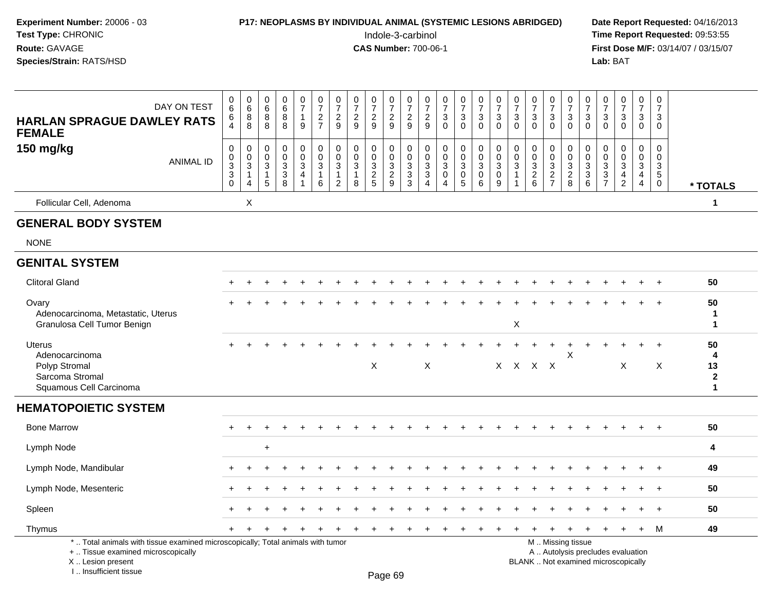**Experiment Number:** 20006 - 03
**Test Type:** CHRONIC
**Route:** GAVAGE
**Species/Strain:** RATS/HSD

**P17: NEOPLASMS BY INDIVIDUAL ANIMAL (SYSTEMIC LESIONS ABRIDGED)**
Indole-3-carbinol
**CAS Number:** 700-06-1

**Date Report Requested:** 04/16/2013
**Time Report Requested:** 09:53:55
**First Dose M/F:** 03/14/07 / 03/15/07
**Lab:** BAT

| HARLAN SPRAGUE DAWLEY RATS FEMALE 150 mg/kg — DAY ON TEST | 0664 | 0688 | 0688 | 0688 | 0719 | 0727 | 0729 | 0729 | 0729 | 0729 | 0729 | 0729 | 0730 | 0730 | 0730 | 0730 | 0730 | 0730 | 0730 | 0730 | 0730 | 0730 | 0730 | 0730 | 0730 | |
|---|---|---|---|---|---|---|---|---|---|---|---|---|---|---|---|---|---|---|---|---|---|---|---|---|---|---|
| ANIMAL ID | 00330 | 00314 | 00315 | 00338 | 00341 | 00316 | 00312 | 00318 | 00325 | 00329 | 00333 | 00334 | 00304 | 00305 | 00306 | 00309 | 00311 | 00326 | 00327 | 00328 | 00336 | 00337 | 00342 | 00344 | 00350 | * TOTALS |
| Follicular Cell, Adenoma | | X | | | | | | | | | | | | | | | | | | | | | | | | 1 |
| **GENERAL BODY SYSTEM** | | | | | | | | | | | | | | | | | | | | | | | | | | |
| NONE | | | | | | | | | | | | | | | | | | | | | | | | | | |
| **GENITAL SYSTEM** | | | | | | | | | | | | | | | | | | | | | | | | | | |
| Clitoral Gland | + | + | + | + | + | + | + | + | + | + | + | + | + | + | + | + | + | + | + | + | + | + | + | + | + | 50 |
| Ovary | + | + | + | + | + | + | + | + | + | + | + | + | + | + | + | + | + | + | + | + | + | + | + | + | + | 50 |
| Adenocarcinoma, Metastatic, Uterus | | | | | | | | | | | | | | | | | | | | | | | | | | 1 |
| Granulosa Cell Tumor Benign | | | | | | | | | | | | | | | | | X | | | | | | | | | 1 |
| Uterus | + | + | + | + | + | + | + | + | + | + | + | + | + | + | + | + | + | + | + | + | + | + | + | + | + | 50 |
| Adenocarcinoma | | | | | | | | | | | | | | | | | | | | X | | | | | | 4 |
| Polyp Stromal | | | | | | | | | X | | | X | | | | X | X | X | X | | | | X | | X | 13 |
| Sarcoma Stromal | | | | | | | | | | | | | | | | | | | | | | | | | | 2 |
| Squamous Cell Carcinoma | | | | | | | | | | | | | | | | | | | | | | | | | | 1 |
| **HEMATOPOIETIC SYSTEM** | | | | | | | | | | | | | | | | | | | | | | | | | | |
| Bone Marrow | + | + | + | + | + | + | + | + | + | + | + | + | + | + | + | + | + | + | + | + | + | + | + | + | + | 50 |
| Lymph Node | | | + | | | | | | | | | | | | | | | | | | | | | | | 4 |
| Lymph Node, Mandibular | + | + | + | + | + | + | + | + | + | + | + | + | + | + | + | + | + | + | + | + | + | + | + | + | + | 49 |
| Lymph Node, Mesenteric | + | + | + | + | + | + | + | + | + | + | + | + | + | + | + | + | + | + | + | + | + | + | + | + | + | 50 |
| Spleen | + | + | + | + | + | + | + | + | + | + | + | + | + | + | + | + | + | + | + | + | + | + | + | + | + | 50 |
| Thymus | + | + | + | + | + | + | + | + | + | + | + | + | + | + | + | + | + | + | + | + | + | + | + | + | M | 49 |

\* .. Total animals with tissue examined microscopically; Total animals with tumor
\+ .. Tissue examined microscopically
X .. Lesion present
I .. Insufficient tissue

M .. Missing tissue
A .. Autolysis precludes evaluation
BLANK .. Not examined microscopically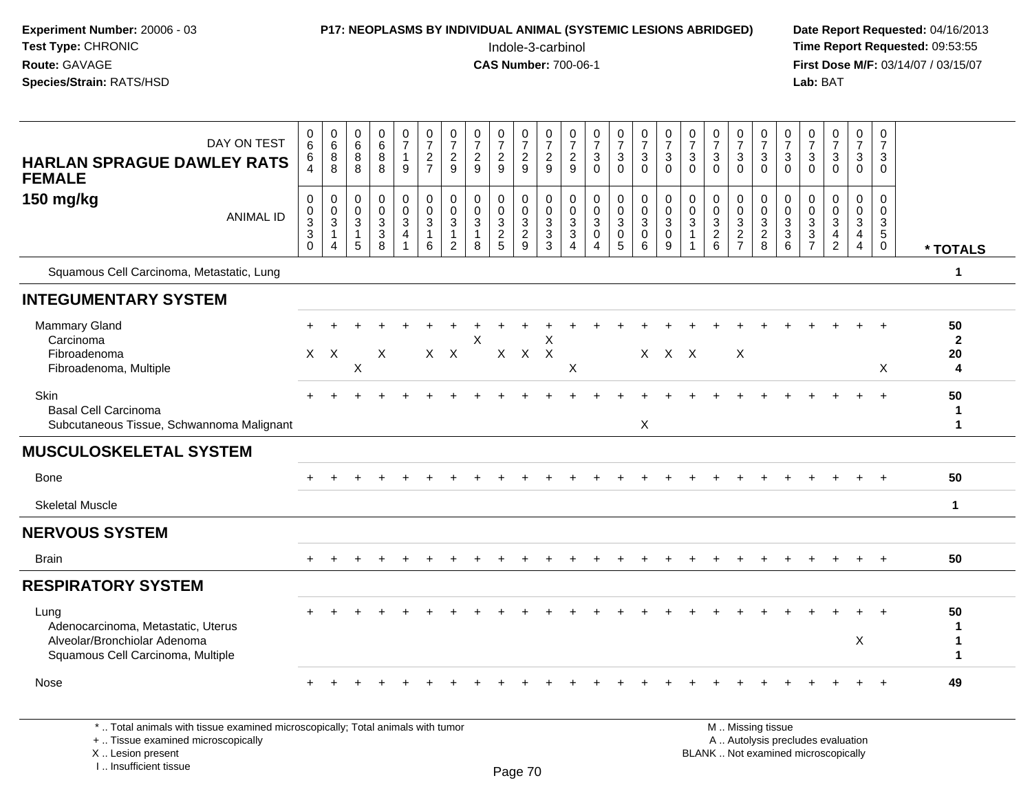**Experiment Number:** 20006 - 03
**Test Type:** CHRONIC
**Route:** GAVAGE
**Species/Strain:** RATS/HSD

**P17: NEOPLASMS BY INDIVIDUAL ANIMAL (SYSTEMIC LESIONS ABRIDGED)**
Indole-3-carbinol
**CAS Number:** 700-06-1

**Date Report Requested:** 04/16/2013
**Time Report Requested:** 09:53:55
**First Dose M/F:** 03/14/07 / 03/15/07
**Lab:** BAT

**HARLAN SPRAGUE DAWLEY RATS FEMALE**
**150 mg/kg**

| DAY ON TEST | 0664 | 0688 | 0688 | 0688 | 0719 | 0727 | 0729 | 0729 | 0729 | 0729 | 0729 | 0729 | 0730 | 0730 | 0730 | 0730 | 0730 | 0730 | 0730 | 0730 | 0730 | 0730 | 0730 | 0730 | 0730 | |
|---|---|---|---|---|---|---|---|---|---|---|---|---|---|---|---|---|---|---|---|---|---|---|---|---|---|---|
| **ANIMAL ID** | 00330 | 00314 | 00315 | 00338 | 00341 | 00316 | 00312 | 00318 | 00325 | 00329 | 00333 | 00334 | 00304 | 00305 | 00306 | 00309 | 00311 | 00326 | 00327 | 00328 | 00336 | 00337 | 00342 | 00344 | 00350 | *** TOTALS** |
| Squamous Cell Carcinoma, Metastatic, Lung | | | | | | | | | | | | | | | | | | | | | | | | | | 1 |
| **INTEGUMENTARY SYSTEM** | | | | | | | | | | | | | | | | | | | | | | | | | | |
| Mammary Gland | + | + | + | + | + | + | + | + | + | + | + | + | + | + | + | + | + | + | + | + | + | + | + | + | + | 50 |
| Carcinoma | | | | | | | | X | | | X | | | | | | | | | | | | | | | 2 |
| Fibroadenoma | X | X | | X | | X | X | | X | X | X | | | | X | X | X | | X | | | | | | | 20 |
| Fibroadenoma, Multiple | | | X | | | | | | | | | X | | | | | | | | | | | | | X | 4 |
| Skin | + | + | + | + | + | + | + | + | + | + | + | + | + | + | + | + | + | + | + | + | + | + | + | + | + | 50 |
| Basal Cell Carcinoma | | | | | | | | | | | | | | | | | | | | | | | | | | 1 |
| Subcutaneous Tissue, Schwannoma Malignant | | | | | | | | | | | | | | | X | | | | | | | | | | | 1 |
| **MUSCULOSKELETAL SYSTEM** | | | | | | | | | | | | | | | | | | | | | | | | | | |
| Bone | + | + | + | + | + | + | + | + | + | + | + | + | + | + | + | + | + | + | + | + | + | + | + | + | + | 50 |
| Skeletal Muscle | | | | | | | | | | | | | | | | | | | | | | | | | | 1 |
| **NERVOUS SYSTEM** | | | | | | | | | | | | | | | | | | | | | | | | | | |
| Brain | + | + | + | + | + | + | + | + | + | + | + | + | + | + | + | + | + | + | + | + | + | + | + | + | + | 50 |
| **RESPIRATORY SYSTEM** | | | | | | | | | | | | | | | | | | | | | | | | | | |
| Lung | + | + | + | + | + | + | + | + | + | + | + | + | + | + | + | + | + | + | + | + | + | + | + | + | + | 50 |
| Adenocarcinoma, Metastatic, Uterus | | | | | | | | | | | | | | | | | | | | | | | | | | 1 |
| Alveolar/Bronchiolar Adenoma | | | | | | | | | | | | | | | | | | | | | | | | X | | 1 |
| Squamous Cell Carcinoma, Multiple | | | | | | | | | | | | | | | | | | | | | | | | | | 1 |
| Nose | + | + | + | + | + | + | + | + | + | + | + | + | + | + | + | + | + | + | + | + | + | + | + | + | + | 49 |

\* .. Total animals with tissue examined microscopically; Total animals with tumor
\+ .. Tissue examined microscopically
X .. Lesion present
I .. Insufficient tissue

M .. Missing tissue
A .. Autolysis precludes evaluation
BLANK .. Not examined microscopically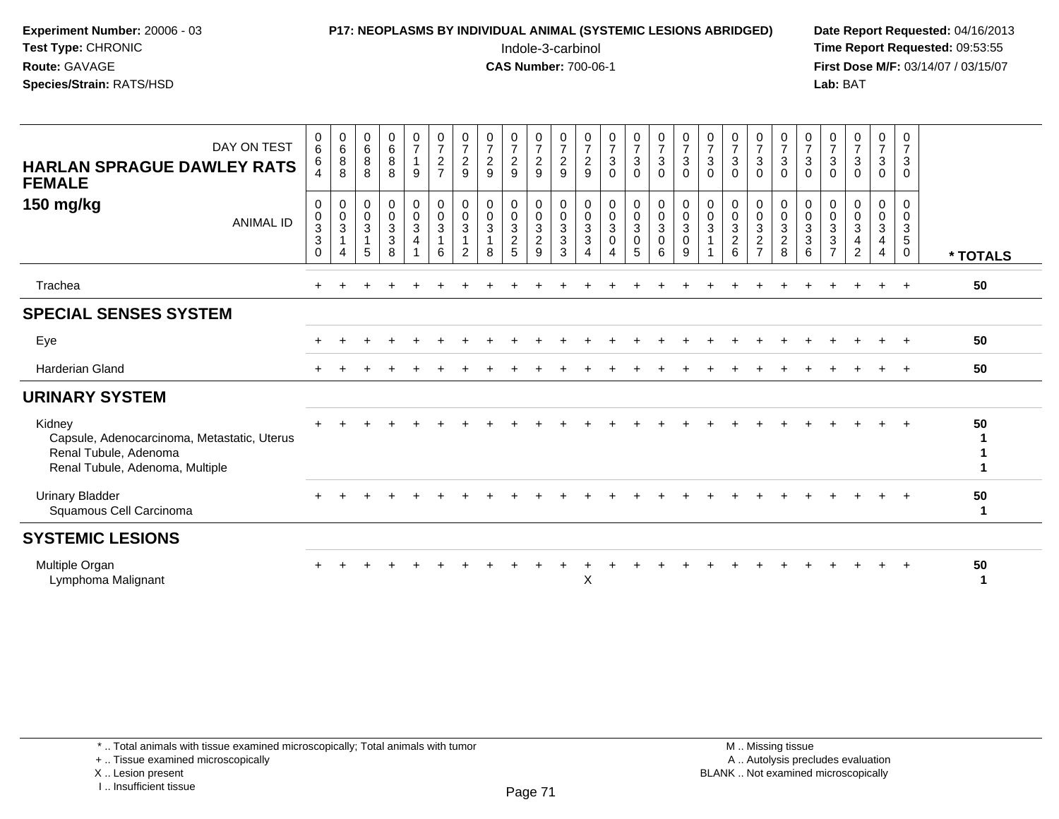**Experiment Number:** 20006 - 03
**Test Type:** CHRONIC
**Route:** GAVAGE
**Species/Strain:** RATS/HSD

**P17: NEOPLASMS BY INDIVIDUAL ANIMAL (SYSTEMIC LESIONS ABRIDGED)**
Indole-3-carbinol
**CAS Number:** 700-06-1

**Date Report Requested:** 04/16/2013
**Time Report Requested:** 09:53:55
**First Dose M/F:** 03/14/07 / 03/15/07
**Lab:** BAT

## HARLAN SPRAGUE DAWLEY RATS FEMALE
## 150 mg/kg

| DAY ON TEST | 0664 | 0688 | 0688 | 0688 | 0719 | 0727 | 0729 | 0729 | 0729 | 0729 | 0729 | 0729 | 0730 | 0730 | 0730 | 0730 | 0730 | 0730 | 0730 | 0730 | 0730 | 0730 | 0730 | 0730 | 0730 | |
|---|---|---|---|---|---|---|---|---|---|---|---|---|---|---|---|---|---|---|---|---|---|---|---|---|---|---|
| **ANIMAL ID** | 00330 | 00314 | 00315 | 00338 | 00341 | 00316 | 00312 | 00318 | 00325 | 00329 | 00333 | 00334 | 00304 | 00305 | 00306 | 00309 | 00311 | 00326 | 00327 | 00328 | 00336 | 00337 | 00342 | 00344 | 00350 | **\* TOTALS** |
| Trachea | + | + | + | + | + | + | + | + | + | + | + | + | + | + | + | + | + | + | + | + | + | + | + | + | + | 50 |
| **SPECIAL SENSES SYSTEM** | | | | | | | | | | | | | | | | | | | | | | | | | | |
| Eye | + | + | + | + | + | + | + | + | + | + | + | + | + | + | + | + | + | + | + | + | + | + | + | + | + | 50 |
| Harderian Gland | + | + | + | + | + | + | + | + | + | + | + | + | + | + | + | + | + | + | + | + | + | + | + | + | + | 50 |
| **URINARY SYSTEM** | | | | | | | | | | | | | | | | | | | | | | | | | | |
| Kidney | + | + | + | + | + | + | + | + | + | + | + | + | + | + | + | + | + | + | + | + | + | + | + | + | + | 50 |
| Capsule, Adenocarcinoma, Metastatic, Uterus | | | | | | | | | | | | | | | | | | | | | | | | | | 1 |
| Renal Tubule, Adenoma | | | | | | | | | | | | | | | | | | | | | | | | | | 1 |
| Renal Tubule, Adenoma, Multiple | | | | | | | | | | | | | | | | | | | | | | | | | | 1 |
| Urinary Bladder | + | + | + | + | + | + | + | + | + | + | + | + | + | + | + | + | + | + | + | + | + | + | + | + | + | 50 |
| Squamous Cell Carcinoma | | | | | | | | | | | | | | | | | | | | | | | | | | 1 |
| **SYSTEMIC LESIONS** | | | | | | | | | | | | | | | | | | | | | | | | | | |
| Multiple Organ | + | + | + | + | + | + | + | + | + | + | + | + | + | + | + | + | + | + | + | + | + | + | + | + | + | 50 |
| Lymphoma Malignant | | | | | | | | | | | | X | | | | | | | | | | | | | | 1 |

\* .. Total animals with tissue examined microscopically; Total animals with tumor
\+ .. Tissue examined microscopically
X .. Lesion present
I .. Insufficient tissue

M .. Missing tissue
A .. Autolysis precludes evaluation
BLANK .. Not examined microscopically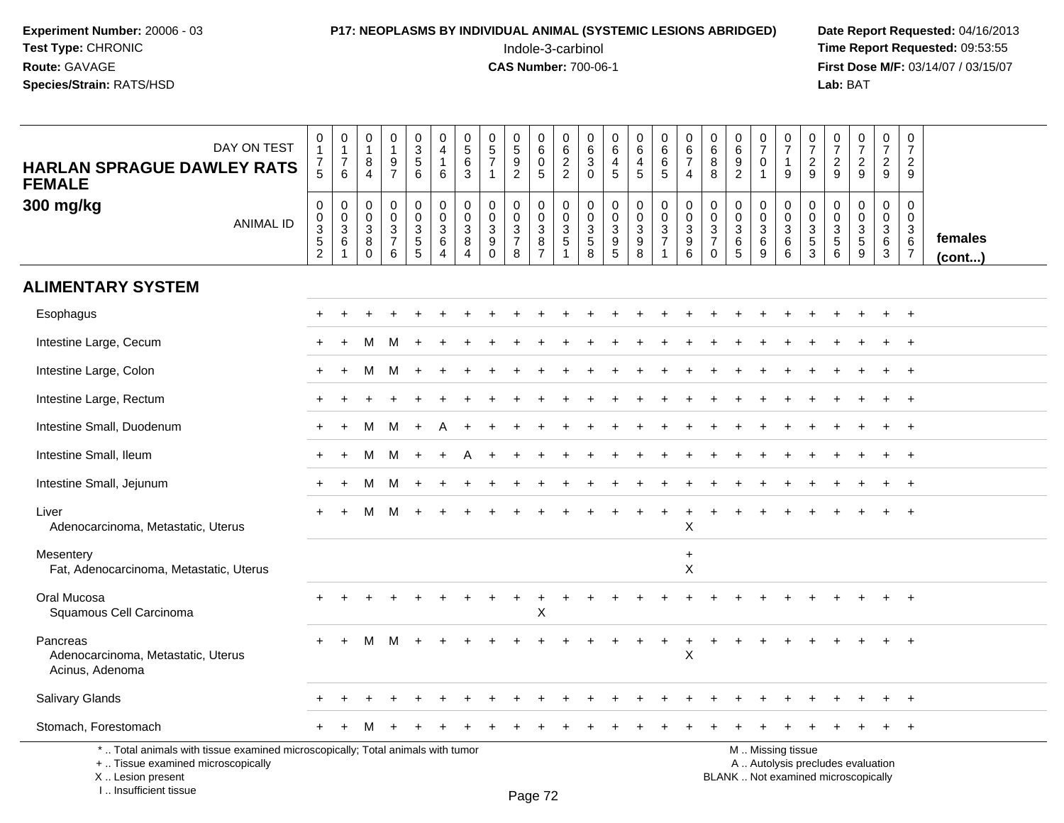**Experiment Number:** 20006 - 03
**Test Type:** CHRONIC
**Route:** GAVAGE
**Species/Strain:** RATS/HSD

**P17: NEOPLASMS BY INDIVIDUAL ANIMAL (SYSTEMIC LESIONS ABRIDGED)**
Indole-3-carbinol
**CAS Number:** 700-06-1

**Date Report Requested:** 04/16/2013
**Time Report Requested:** 09:53:55
**First Dose M/F:** 03/14/07 / 03/15/07
**Lab:** BAT

| HARLAN SPRAGUE DAWLEY RATS FEMALE 300 mg/kg | DAY ON TEST | 0175 | 0176 | 0184 | 0197 | 0356 | 0416 | 0563 | 0571 | 0592 | 0605 | 0622 | 0630 | 0645 | 0645 | 0665 | 0674 | 0688 | 0692 | 0701 | 0719 | 0729 | 0729 | 0729 | 0729 | 0729 | |
|---|---|---|---|---|---|---|---|---|---|---|---|---|---|---|---|---|---|---|---|---|---|---|---|---|---|---|---|
| | ANIMAL ID | 0352 | 0361 | 0380 | 0376 | 0355 | 0364 | 0384 | 0390 | 0378 | 0387 | 0351 | 0358 | 0395 | 0398 | 0371 | 0396 | 0370 | 0365 | 0369 | 0366 | 0353 | 0356 | 0359 | 0363 | 0367 | females (cont...) |
| **ALIMENTARY SYSTEM** | | | | | | | | | | | | | | | | | | | | | | | | | | | |
| Esophagus | | + | + | + | + | + | + | + | + | + | + | + | + | + | + | + | + | + | + | + | + | + | + | + | + | + | |
| Intestine Large, Cecum | | + | + | M | M | + | + | + | + | + | + | + | + | + | + | + | + | + | + | + | + | + | + | + | + | + | |
| Intestine Large, Colon | | + | + | M | M | + | + | + | + | + | + | + | + | + | + | + | + | + | + | + | + | + | + | + | + | + | |
| Intestine Large, Rectum | | + | + | + | + | + | + | + | + | + | + | + | + | + | + | + | + | + | + | + | + | + | + | + | + | + | |
| Intestine Small, Duodenum | | + | + | M | M | + | A | + | + | + | + | + | + | + | + | + | + | + | + | + | + | + | + | + | + | + | |
| Intestine Small, Ileum | | + | + | M | M | + | + | A | + | + | + | + | + | + | + | + | + | + | + | + | + | + | + | + | + | + | |
| Intestine Small, Jejunum | | + | + | M | M | + | + | + | + | + | + | + | + | + | + | + | + | + | + | + | + | + | + | + | + | + | |
| Liver | | + | + | M | M | + | + | + | + | + | + | + | + | + | + | + | + | + | + | + | + | + | + | + | + | + | |
| Adenocarcinoma, Metastatic, Uterus | | | | | | | | | | | | | | | | | X | | | | | | | | | | |
| Mesentery | | | | | | | | | | | | | | | | | + | | | | | | | | | | |
| Fat, Adenocarcinoma, Metastatic, Uterus | | | | | | | | | | | | | | | | | X | | | | | | | | | | |
| Oral Mucosa | | + | + | + | + | + | + | + | + | + | + | + | + | + | + | + | + | + | + | + | + | + | + | + | + | + | |
| Squamous Cell Carcinoma | | | | | | | | | | | X | | | | | | | | | | | | | | | | |
| Pancreas | | + | + | M | M | + | + | + | + | + | + | + | + | + | + | + | + | + | + | + | + | + | + | + | + | + | |
| Adenocarcinoma, Metastatic, Uterus | | | | | | | | | | | | | | | | | X | | | | | | | | | | |
| Acinus, Adenoma | | | | | | | | | | | | | | | | | | | | | | | | | | | |
| Salivary Glands | | + | + | + | + | + | + | + | + | + | + | + | + | + | + | + | + | + | + | + | + | + | + | + | + | + | |
| Stomach, Forestomach | | + | + | M | + | + | + | + | + | + | + | + | + | + | + | + | + | + | + | + | + | + | + | + | + | + | |

\* .. Total animals with tissue examined microscopically; Total animals with tumor
\+ .. Tissue examined microscopically
X .. Lesion present
I .. Insufficient tissue

M .. Missing tissue
A .. Autolysis precludes evaluation
BLANK .. Not examined microscopically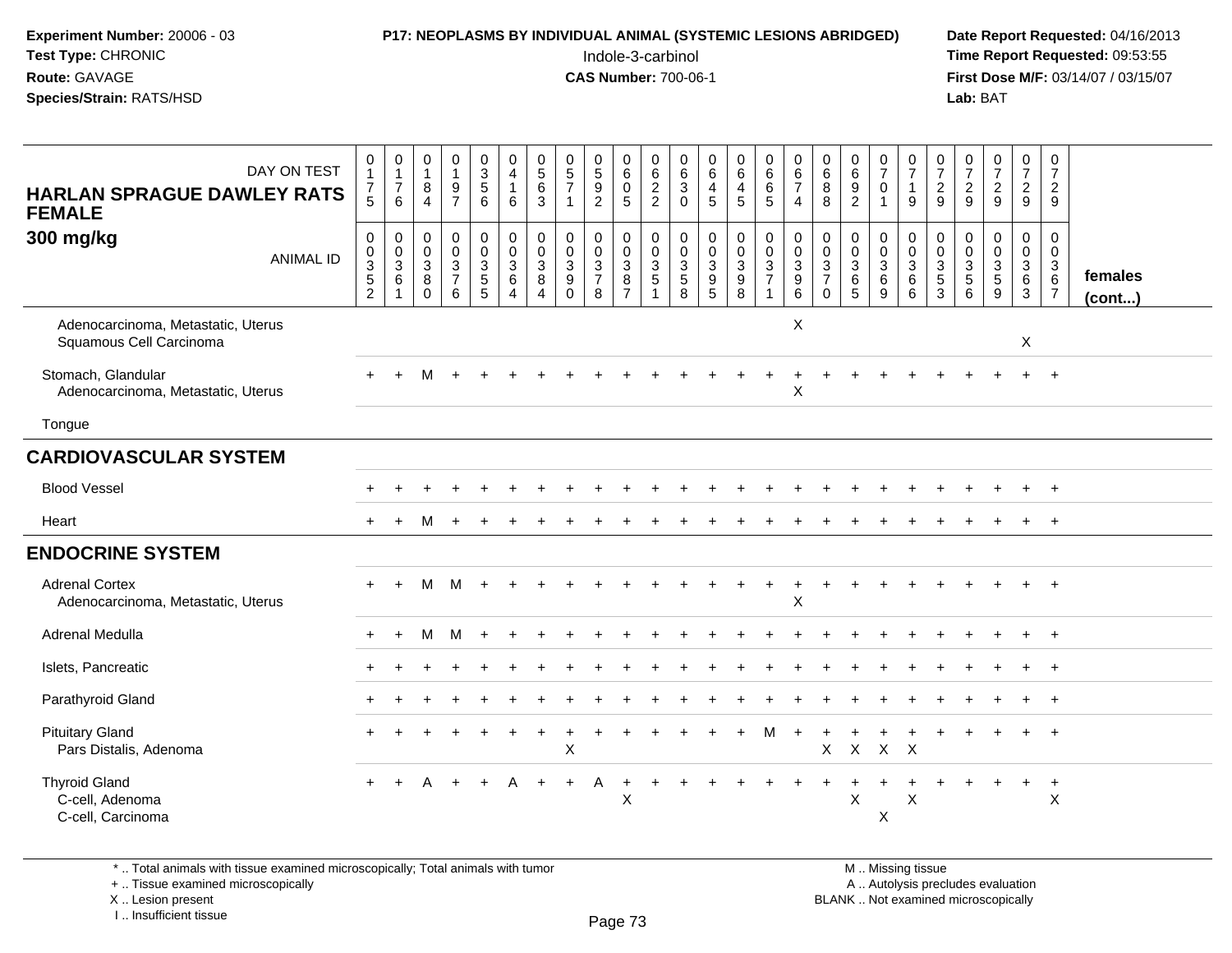**Experiment Number:** 20006 - 03
**Test Type:** CHRONIC
**Route:** GAVAGE
**Species/Strain:** RATS/HSD

**P17: NEOPLASMS BY INDIVIDUAL ANIMAL (SYSTEMIC LESIONS ABRIDGED)**
Indole-3-carbinol
**CAS Number:** 700-06-1

**Date Report Requested:** 04/16/2013
**Time Report Requested:** 09:53:55
**First Dose M/F:** 03/14/07 / 03/15/07
**Lab:** BAT

## HARLAN SPRAGUE DAWLEY RATS FEMALE 300 mg/kg

| DAY ON TEST | 0175 | 0176 | 0184 | 0197 | 0356 | 0416 | 0563 | 0571 | 0592 | 0605 | 0622 | 0630 | 0645 | 0645 | 0665 | 0674 | 0688 | 0692 | 0701 | 0719 | 0729 | 0729 | 0729 | 0729 | 0729 | |
|---|---|---|---|---|---|---|---|---|---|---|---|---|---|---|---|---|---|---|---|---|---|---|---|---|---|---|
| ANIMAL ID | 0352 | 0361 | 0380 | 0376 | 0355 | 0364 | 0384 | 0390 | 0378 | 0387 | 0351 | 0358 | 0395 | 0398 | 0371 | 0396 | 0370 | 0365 | 0369 | 0366 | 0353 | 0356 | 0359 | 0363 | 0367 | **females (cont...)** |
| Adenocarcinoma, Metastatic, Uterus | | | | | | | | | | | | | | | | X | | | | | | | | | | |
| Squamous Cell Carcinoma | | | | | | | | | | | | | | | | | | | | | | | | X | | |
| Stomach, Glandular | + | + | M | + | + | + | + | + | + | + | + | + | + | + | + | + | + | + | + | + | + | + | + | + | + | |
| Adenocarcinoma, Metastatic, Uterus | | | | | | | | | | | | | | | | X | | | | | | | | | | |
| Tongue | | | | | | | | | | | | | | | | | | | | | | | | | | |
| **CARDIOVASCULAR SYSTEM** | | | | | | | | | | | | | | | | | | | | | | | | | | |
| Blood Vessel | + | + | + | + | + | + | + | + | + | + | + | + | + | + | + | + | + | + | + | + | + | + | + | + | + | |
| Heart | + | + | M | + | + | + | + | + | + | + | + | + | + | + | + | + | + | + | + | + | + | + | + | + | + | |
| **ENDOCRINE SYSTEM** | | | | | | | | | | | | | | | | | | | | | | | | | | |
| Adrenal Cortex | + | + | M | M | + | + | + | + | + | + | + | + | + | + | + | + | + | + | + | + | + | + | + | + | + | |
| Adenocarcinoma, Metastatic, Uterus | | | | | | | | | | | | | | | | X | | | | | | | | | | |
| Adrenal Medulla | + | + | M | M | + | + | + | + | + | + | + | + | + | + | + | + | + | + | + | + | + | + | + | + | + | |
| Islets, Pancreatic | + | + | + | + | + | + | + | + | + | + | + | + | + | + | + | + | + | + | + | + | + | + | + | + | + | |
| Parathyroid Gland | + | + | + | + | + | + | + | + | + | + | + | + | + | + | + | + | + | + | + | + | + | + | + | + | + | |
| Pituitary Gland | + | + | + | + | + | + | + | + | + | + | + | + | + | + | M | + | + | + | + | + | + | + | + | + | + | |
| Pars Distalis, Adenoma | | | | | | | | X | | | | | | | | | X | X | X | X | | | | | | |
| Thyroid Gland | + | + | A | + | + | A | + | + | A | + | + | + | + | + | + | + | + | + | + | + | + | + | + | + | + | |
| C-cell, Adenoma | | | | | | | | | | X | | | | | | | | X | | X | | | | | X | |
| C-cell, Carcinoma | | | | | | | | | | | | | | | | | | | X | | | | | | | |

\* .. Total animals with tissue examined microscopically; Total animals with tumor
\+ .. Tissue examined microscopically
X .. Lesion present
I .. Insufficient tissue

M .. Missing tissue
A .. Autolysis precludes evaluation
BLANK .. Not examined microscopically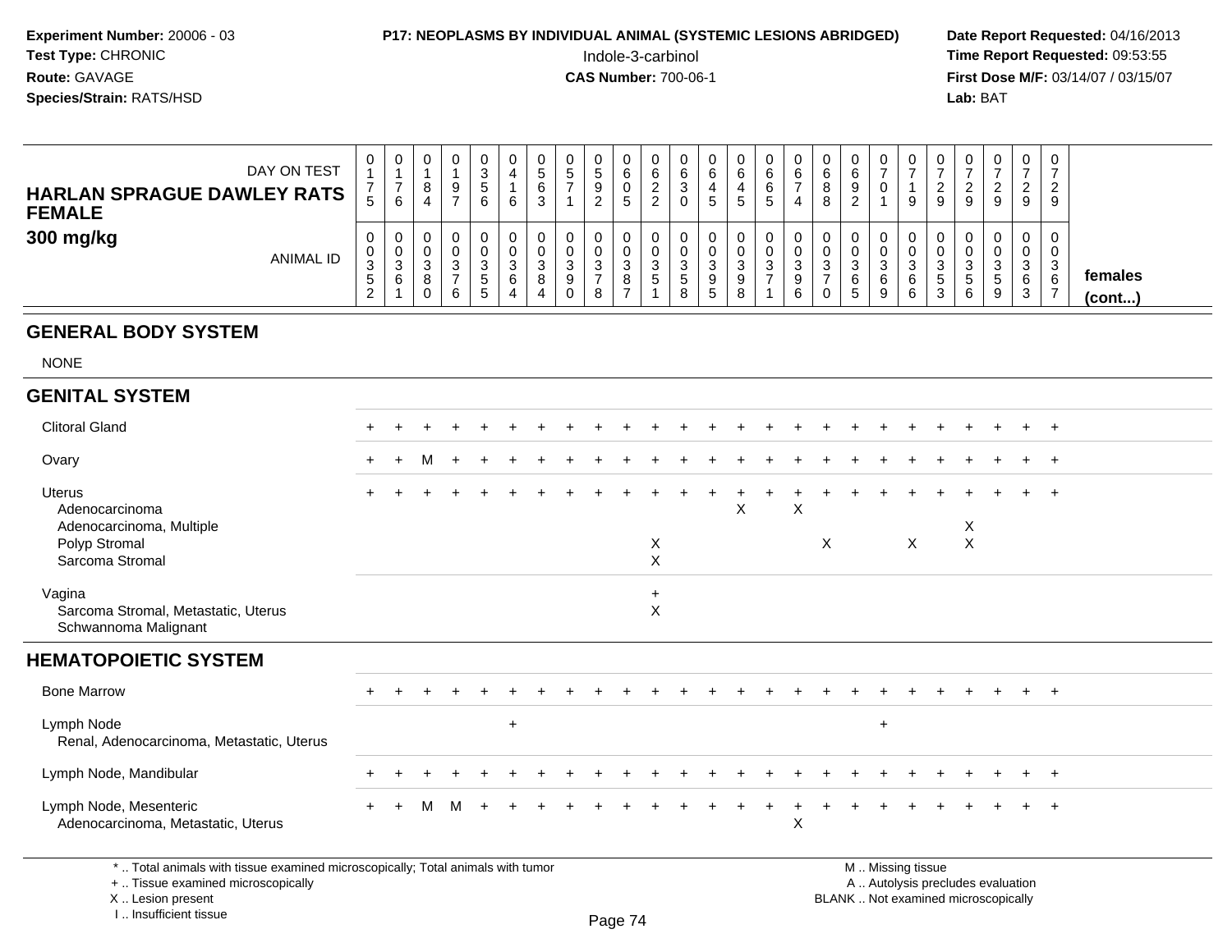**Experiment Number:** 20006 - 03
**Test Type:** CHRONIC
**Route:** GAVAGE
**Species/Strain:** RATS/HSD

**P17: NEOPLASMS BY INDIVIDUAL ANIMAL (SYSTEMIC LESIONS ABRIDGED)**
Indole-3-carbinol
**CAS Number:** 700-06-1

**Date Report Requested:** 04/16/2013
**Time Report Requested:** 09:53:55
**First Dose M/F:** 03/14/07 / 03/15/07
**Lab:** BAT

## HARLAN SPRAGUE DAWLEY RATS FEMALE 300 mg/kg (females (cont...))

| DAY ON TEST | 0175 | 0176 | 0184 | 0197 | 0356 | 0416 | 0563 | 0571 | 0592 | 0605 | 0622 | 0630 | 0645 | 0645 | 0665 | 0674 | 0688 | 0692 | 0701 | 0719 | 0729 | 0729 | 0729 | 0729 | 0729 |
|---|---|---|---|---|---|---|---|---|---|---|---|---|---|---|---|---|---|---|---|---|---|---|---|---|---|
| **ANIMAL ID** | 00352 | 00361 | 00380 | 00376 | 00355 | 00364 | 00384 | 00390 | 00378 | 00387 | 00351 | 00358 | 00395 | 00398 | 00371 | 00396 | 00370 | 00365 | 00369 | 00366 | 00353 | 00356 | 00359 | 00363 | 00367 |
| **GENERAL BODY SYSTEM** | | | | | | | | | | | | | | | | | | | | | | | | | |
| NONE | | | | | | | | | | | | | | | | | | | | | | | | | |
| **GENITAL SYSTEM** | | | | | | | | | | | | | | | | | | | | | | | | | |
| Clitoral Gland | + | + | + | + | + | + | + | + | + | + | + | + | + | + | + | + | + | + | + | + | + | + | + | + | + |
| Ovary | + | + | M | + | + | + | + | + | + | + | + | + | + | + | + | + | + | + | + | + | + | + | + | + | + |
| Uterus | + | + | + | + | + | + | + | + | + | + | + | + | + | + | + | + | + | + | + | + | + | + | + | + | + |
| Adenocarcinoma | | | | | | | | | | | | | | X | | X | | | | | | | | | |
| Adenocarcinoma, Multiple | | | | | | | | | | | | | | | | | | | | | | X | | | |
| Polyp Stromal | | | | | | | | | | | X | | | | | | X | | | X | | X | | | |
| Sarcoma Stromal | | | | | | | | | | | X | | | | | | | | | | | | | | |
| Vagina | | | | | | | | | | | + | | | | | | | | | | | | | | |
| Sarcoma Stromal, Metastatic, Uterus | | | | | | | | | | | X | | | | | | | | | | | | | | |
| Schwannoma Malignant | | | | | | | | | | | | | | | | | | | | | | | | | |
| **HEMATOPOIETIC SYSTEM** | | | | | | | | | | | | | | | | | | | | | | | | | |
| Bone Marrow | + | + | + | + | + | + | + | + | + | + | + | + | + | + | + | + | + | + | + | + | + | + | + | + | + |
| Lymph Node | | | | | | + | | | | | | | | | | | | | + | | | | | | |
| Renal, Adenocarcinoma, Metastatic, Uterus | | | | | | | | | | | | | | | | | | | | | | | | | |
| Lymph Node, Mandibular | + | + | + | + | + | + | + | + | + | + | + | + | + | + | + | + | + | + | + | + | + | + | + | + | + |
| Lymph Node, Mesenteric | + | + | M | M | + | + | + | + | + | + | + | + | + | + | + | + | + | + | + | + | + | + | + | + | + |
| Adenocarcinoma, Metastatic, Uterus | | | | | | | | | | | | | | | | X | | | | | | | | | |

\* .. Total animals with tissue examined microscopically; Total animals with tumor
\+ .. Tissue examined microscopically
X .. Lesion present
I .. Insufficient tissue

M .. Missing tissue
A .. Autolysis precludes evaluation
BLANK .. Not examined microscopically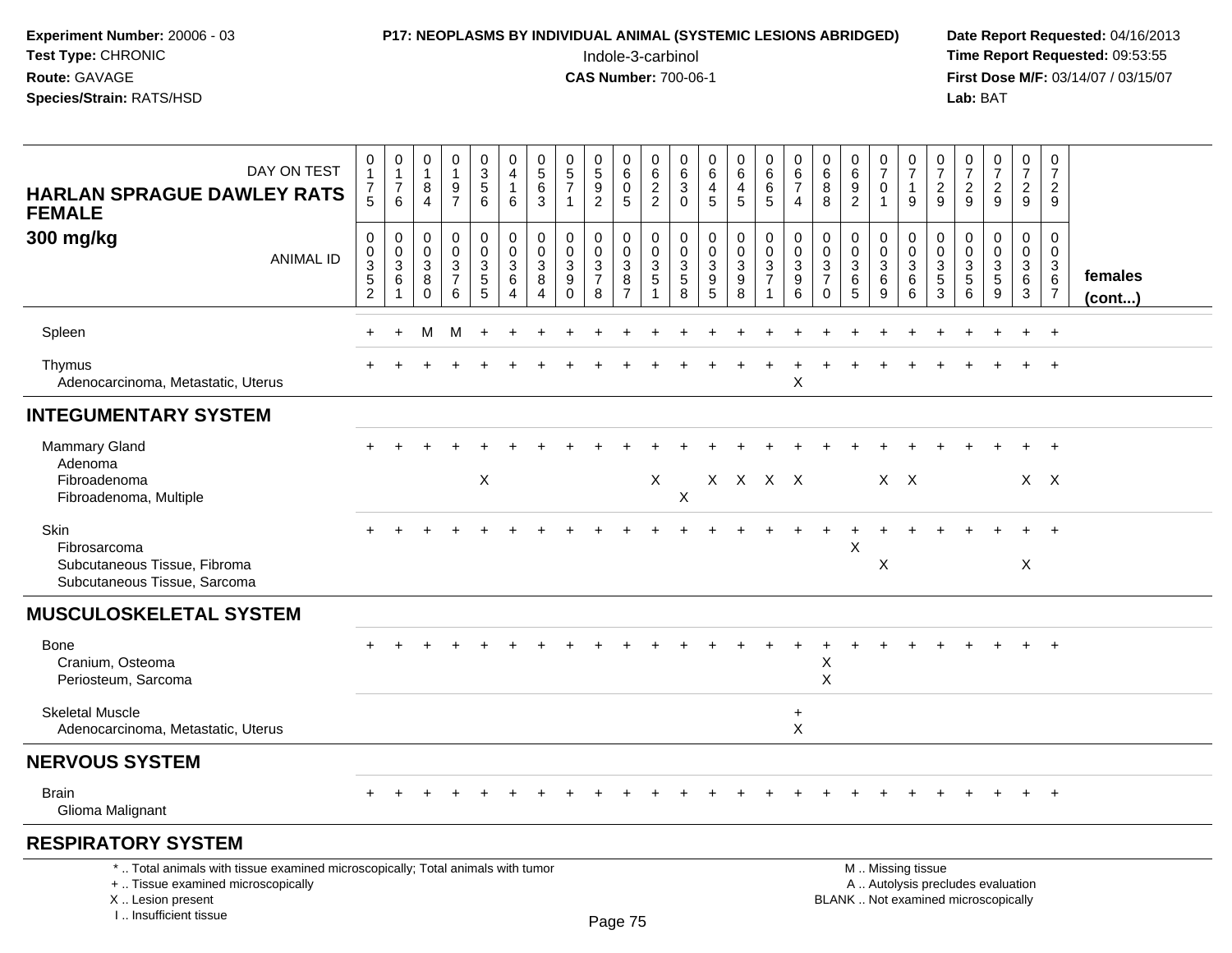**Experiment Number:** 20006 - 03
**Test Type:** CHRONIC
**Route:** GAVAGE
**Species/Strain:** RATS/HSD

**P17: NEOPLASMS BY INDIVIDUAL ANIMAL (SYSTEMIC LESIONS ABRIDGED)**
Indole-3-carbinol
**CAS Number:** 700-06-1

**Date Report Requested:** 04/16/2013
**Time Report Requested:** 09:53:55
**First Dose M/F:** 03/14/07 / 03/15/07
**Lab:** BAT

**HARLAN SPRAGUE DAWLEY RATS FEMALE**
**300 mg/kg**

| DAY ON TEST | 0175 | 0176 | 0184 | 0197 | 0356 | 0416 | 0563 | 0571 | 0592 | 0605 | 0622 | 0630 | 0645 | 0645 | 0665 | 0674 | 0688 | 0692 | 0701 | 0719 | 0729 | 0729 | 0729 | 0729 | 0729 | |
|---|---|---|---|---|---|---|---|---|---|---|---|---|---|---|---|---|---|---|---|---|---|---|---|---|---|---|
| **ANIMAL ID** | 00352 | 00361 | 00380 | 00376 | 00355 | 00364 | 00384 | 00390 | 00378 | 00387 | 00351 | 00358 | 00395 | 00398 | 00371 | 00396 | 00370 | 00365 | 00369 | 00366 | 00353 | 00356 | 00359 | 00363 | 00367 | **females (cont...)** |
| Spleen | + | + | M | M | + | + | + | + | + | + | + | + | + | + | + | + | + | + | + | + | + | + | + | + | + | |
| Thymus | + | + | + | + | + | + | + | + | + | + | + | + | + | + | + | + | + | + | + | + | + | + | + | + | + | |
| Adenocarcinoma, Metastatic, Uterus | | | | | | | | | | | | | | | | X | | | | | | | | | | |
| **INTEGUMENTARY SYSTEM** | | | | | | | | | | | | | | | | | | | | | | | | | | |
| Mammary Gland | + | + | + | + | + | + | + | + | + | + | + | + | + | + | + | + | + | + | + | + | + | + | + | + | + | |
| Adenoma | | | | | | | | | | | | | | | | | | | | | | | | | | |
| Fibroadenoma | | | | | X | | | | | | X | | X | X | X | X | | | X | X | | | | X | X | |
| Fibroadenoma, Multiple | | | | | | | | | | | | X | | | | | | | | | | | | | | |
| Skin | + | + | + | + | + | + | + | + | + | + | + | + | + | + | + | + | + | + | + | + | + | + | + | + | + | |
| Fibrosarcoma | | | | | | | | | | | | | | | | | | X | | | | | | | | |
| Subcutaneous Tissue, Fibroma | | | | | | | | | | | | | | | | | | | X | | | | | X | | |
| Subcutaneous Tissue, Sarcoma | | | | | | | | | | | | | | | | | | | | | | | | | | |
| **MUSCULOSKELETAL SYSTEM** | | | | | | | | | | | | | | | | | | | | | | | | | | |
| Bone | + | + | + | + | + | + | + | + | + | + | + | + | + | + | + | + | + | + | + | + | + | + | + | + | + | |
| Cranium, Osteoma | | | | | | | | | | | | | | | | | X | | | | | | | | | |
| Periosteum, Sarcoma | | | | | | | | | | | | | | | | | X | | | | | | | | | |
| Skeletal Muscle | | | | | | | | | | | | | | | | + | | | | | | | | | | |
| Adenocarcinoma, Metastatic, Uterus | | | | | | | | | | | | | | | | X | | | | | | | | | | |
| **NERVOUS SYSTEM** | | | | | | | | | | | | | | | | | | | | | | | | | | |
| Brain | + | + | + | + | + | + | + | + | + | + | + | + | + | + | + | + | + | + | + | + | + | + | + | + | + | |
| Glioma Malignant | | | | | | | | | | | | | | | | | | | | | | | | | | |
| **RESPIRATORY SYSTEM** | | | | | | | | | | | | | | | | | | | | | | | | | | |

\* .. Total animals with tissue examined microscopically; Total animals with tumor
\+ .. Tissue examined microscopically
X .. Lesion present
I .. Insufficient tissue

M .. Missing tissue
A .. Autolysis precludes evaluation
BLANK .. Not examined microscopically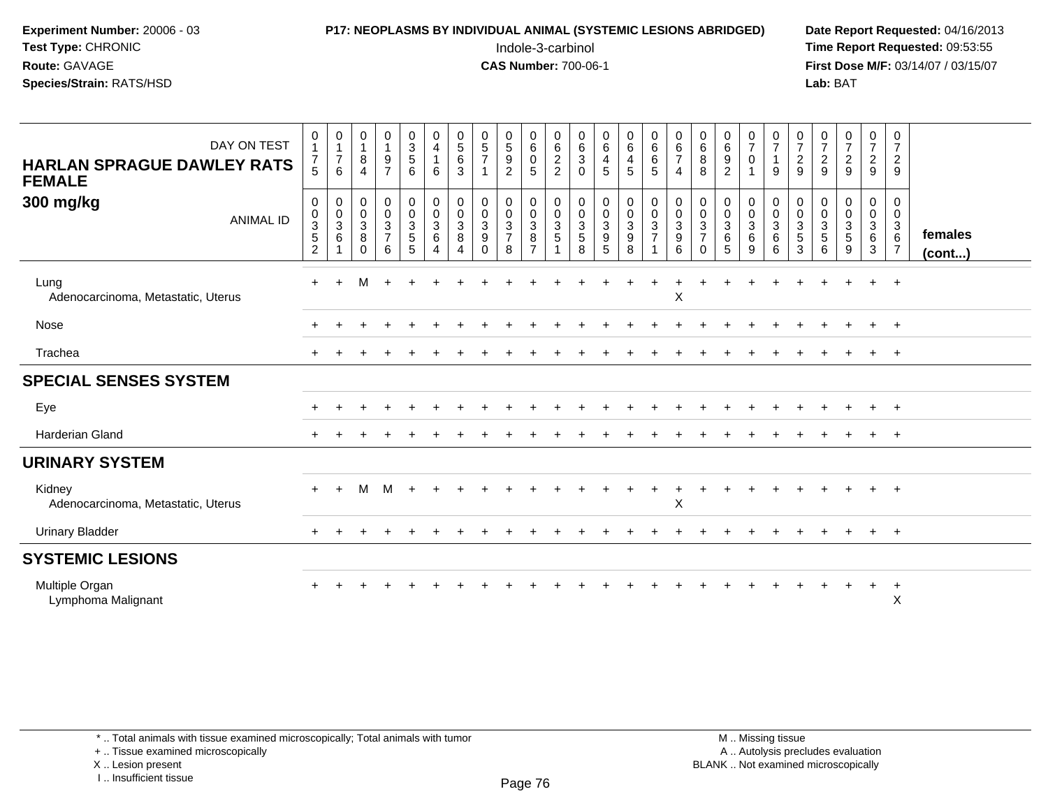**Experiment Number:** 20006 - 03
**Test Type:** CHRONIC
**Route:** GAVAGE
**Species/Strain:** RATS/HSD

**P17: NEOPLASMS BY INDIVIDUAL ANIMAL (SYSTEMIC LESIONS ABRIDGED)**
Indole-3-carbinol
**CAS Number:** 700-06-1

**Date Report Requested:** 04/16/2013
**Time Report Requested:** 09:53:55
**First Dose M/F:** 03/14/07 / 03/15/07
**Lab:** BAT

| HARLAN SPRAGUE DAWLEY RATS FEMALE 300 mg/kg — DAY ON TEST | 0175 | 0176 | 0184 | 0197 | 0356 | 0416 | 0563 | 0571 | 0592 | 0605 | 0622 | 0630 | 0645 | 0645 | 0665 | 0674 | 0688 | 0692 | 0701 | 0719 | 0729 | 0729 | 0729 | 0729 | 0729 | |
|---|---|---|---|---|---|---|---|---|---|---|---|---|---|---|---|---|---|---|---|---|---|---|---|---|---|---|
| ANIMAL ID | 00352 | 00361 | 00380 | 00376 | 00355 | 00364 | 00384 | 00390 | 00378 | 00387 | 00351 | 00358 | 00395 | 00398 | 00371 | 00396 | 00370 | 00365 | 00369 | 00366 | 00353 | 00356 | 00359 | 00363 | 00367 | females (cont...) |
| Lung | + | + | M | + | + | + | + | + | + | + | + | + | + | + | + | + | + | + | + | + | + | + | + | + | + | |
| Adenocarcinoma, Metastatic, Uterus | | | | | | | | | | | | | | | | X | | | | | | | | | | |
| Nose | + | + | + | + | + | + | + | + | + | + | + | + | + | + | + | + | + | + | + | + | + | + | + | + | + | |
| Trachea | + | + | + | + | + | + | + | + | + | + | + | + | + | + | + | + | + | + | + | + | + | + | + | + | + | |
| **SPECIAL SENSES SYSTEM** | | | | | | | | | | | | | | | | | | | | | | | | | | |
| Eye | + | + | + | + | + | + | + | + | + | + | + | + | + | + | + | + | + | + | + | + | + | + | + | + | + | |
| Harderian Gland | + | + | + | + | + | + | + | + | + | + | + | + | + | + | + | + | + | + | + | + | + | + | + | + | + | |
| **URINARY SYSTEM** | | | | | | | | | | | | | | | | | | | | | | | | | | |
| Kidney | + | + | M | M | + | + | + | + | + | + | + | + | + | + | + | + | + | + | + | + | + | + | + | + | + | |
| Adenocarcinoma, Metastatic, Uterus | | | | | | | | | | | | | | | | X | | | | | | | | | | |
| Urinary Bladder | + | + | + | + | + | + | + | + | + | + | + | + | + | + | + | + | + | + | + | + | + | + | + | + | + | |
| **SYSTEMIC LESIONS** | | | | | | | | | | | | | | | | | | | | | | | | | | |
| Multiple Organ | + | + | + | + | + | + | + | + | + | + | + | + | + | + | + | + | + | + | + | + | + | + | + | + | + | |
| Lymphoma Malignant | | | | | | | | | | | | | | | | | | | | | | | | | X | |

\* .. Total animals with tissue examined microscopically; Total animals with tumor
\+ .. Tissue examined microscopically
X .. Lesion present
I .. Insufficient tissue

M .. Missing tissue
A .. Autolysis precludes evaluation
BLANK .. Not examined microscopically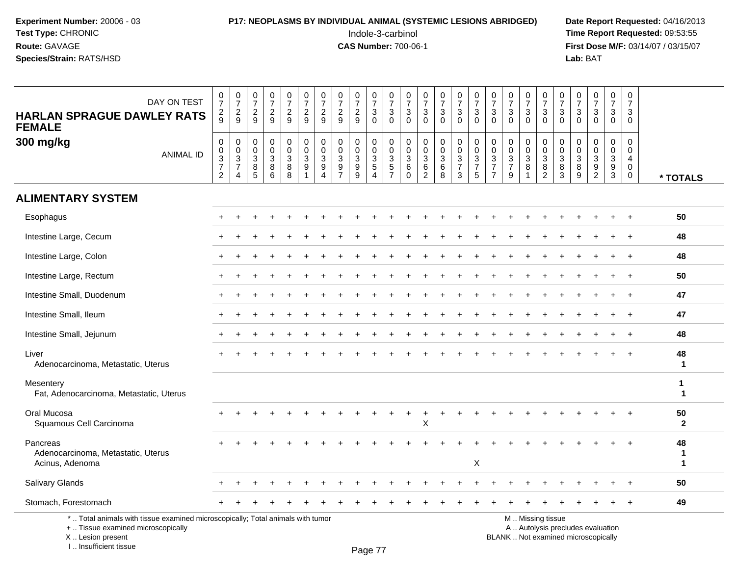**Experiment Number:** 20006 - 03
**Test Type:** CHRONIC
**Route:** GAVAGE
**Species/Strain:** RATS/HSD

**P17: NEOPLASMS BY INDIVIDUAL ANIMAL (SYSTEMIC LESIONS ABRIDGED)**
Indole-3-carbinol
**CAS Number:** 700-06-1

**Date Report Requested:** 04/16/2013
**Time Report Requested:** 09:53:55
**First Dose M/F:** 03/14/07 / 03/15/07
**Lab:** BAT

**HARLAN SPRAGUE DAWLEY RATS FEMALE**
**300 mg/kg**

| DAY ON TEST | 0729 | 0729 | 0729 | 0729 | 0729 | 0729 | 0729 | 0729 | 0729 | 0730 | 0730 | 0730 | 0730 | 0730 | 0730 | 0730 | 0730 | 0730 | 0730 | 0730 | 0730 | 0730 | 0730 | 0730 | 0730 | |
|---|---|---|---|---|---|---|---|---|---|---|---|---|---|---|---|---|---|---|---|---|---|---|---|---|---|---|
| **ANIMAL ID** | 00372 | 00374 | 00385 | 00386 | 00388 | 00391 | 00394 | 00397 | 00399 | 00354 | 00357 | 00360 | 00362 | 00368 | 00373 | 00375 | 00377 | 00379 | 00381 | 00382 | 00383 | 00389 | 00392 | 00393 | 00400 | *** TOTALS** |
| **ALIMENTARY SYSTEM** | | | | | | | | | | | | | | | | | | | | | | | | | | |
| Esophagus | + | + | + | + | + | + | + | + | + | + | + | + | + | + | + | + | + | + | + | + | + | + | + | + | + | 50 |
| Intestine Large, Cecum | + | + | + | + | + | + | + | + | + | + | + | + | + | + | + | + | + | + | + | + | + | + | + | + | + | 48 |
| Intestine Large, Colon | + | + | + | + | + | + | + | + | + | + | + | + | + | + | + | + | + | + | + | + | + | + | + | + | + | 48 |
| Intestine Large, Rectum | + | + | + | + | + | + | + | + | + | + | + | + | + | + | + | + | + | + | + | + | + | + | + | + | + | 50 |
| Intestine Small, Duodenum | + | + | + | + | + | + | + | + | + | + | + | + | + | + | + | + | + | + | + | + | + | + | + | + | + | 47 |
| Intestine Small, Ileum | + | + | + | + | + | + | + | + | + | + | + | + | + | + | + | + | + | + | + | + | + | + | + | + | + | 47 |
| Intestine Small, Jejunum | + | + | + | + | + | + | + | + | + | + | + | + | + | + | + | + | + | + | + | + | + | + | + | + | + | 48 |
| Liver | + | + | + | + | + | + | + | + | + | + | + | + | + | + | + | + | + | + | + | + | + | + | + | + | + | 48 |
| Adenocarcinoma, Metastatic, Uterus | | | | | | | | | | | | | | | | | | | | | | | | | | 1 |
| Mesentery | | | | | | | | | | | | | | | | | | | | | | | | | | 1 |
| Fat, Adenocarcinoma, Metastatic, Uterus | | | | | | | | | | | | | | | | | | | | | | | | | | 1 |
| Oral Mucosa | + | + | + | + | + | + | + | + | + | + | + | + | + | + | + | + | + | + | + | + | + | + | + | + | + | 50 |
| Squamous Cell Carcinoma | | | | | | | | | | | | | X | | | | | | | | | | | | | 2 |
| Pancreas | + | + | + | + | + | + | + | + | + | + | + | + | + | + | + | + | + | + | + | + | + | + | + | + | + | 48 |
| Adenocarcinoma, Metastatic, Uterus | | | | | | | | | | | | | | | | | | | | | | | | | | 1 |
| Acinus, Adenoma | | | | | | | | | | | | | | | | X | | | | | | | | | | 1 |
| Salivary Glands | + | + | + | + | + | + | + | + | + | + | + | + | + | + | + | + | + | + | + | + | + | + | + | + | + | 50 |
| Stomach, Forestomach | + | + | + | + | + | + | + | + | + | + | + | + | + | + | + | + | + | + | + | + | + | + | + | + | + | 49 |

\* .. Total animals with tissue examined microscopically; Total animals with tumor
\+ .. Tissue examined microscopically
X .. Lesion present
I .. Insufficient tissue

M .. Missing tissue
A .. Autolysis precludes evaluation
BLANK .. Not examined microscopically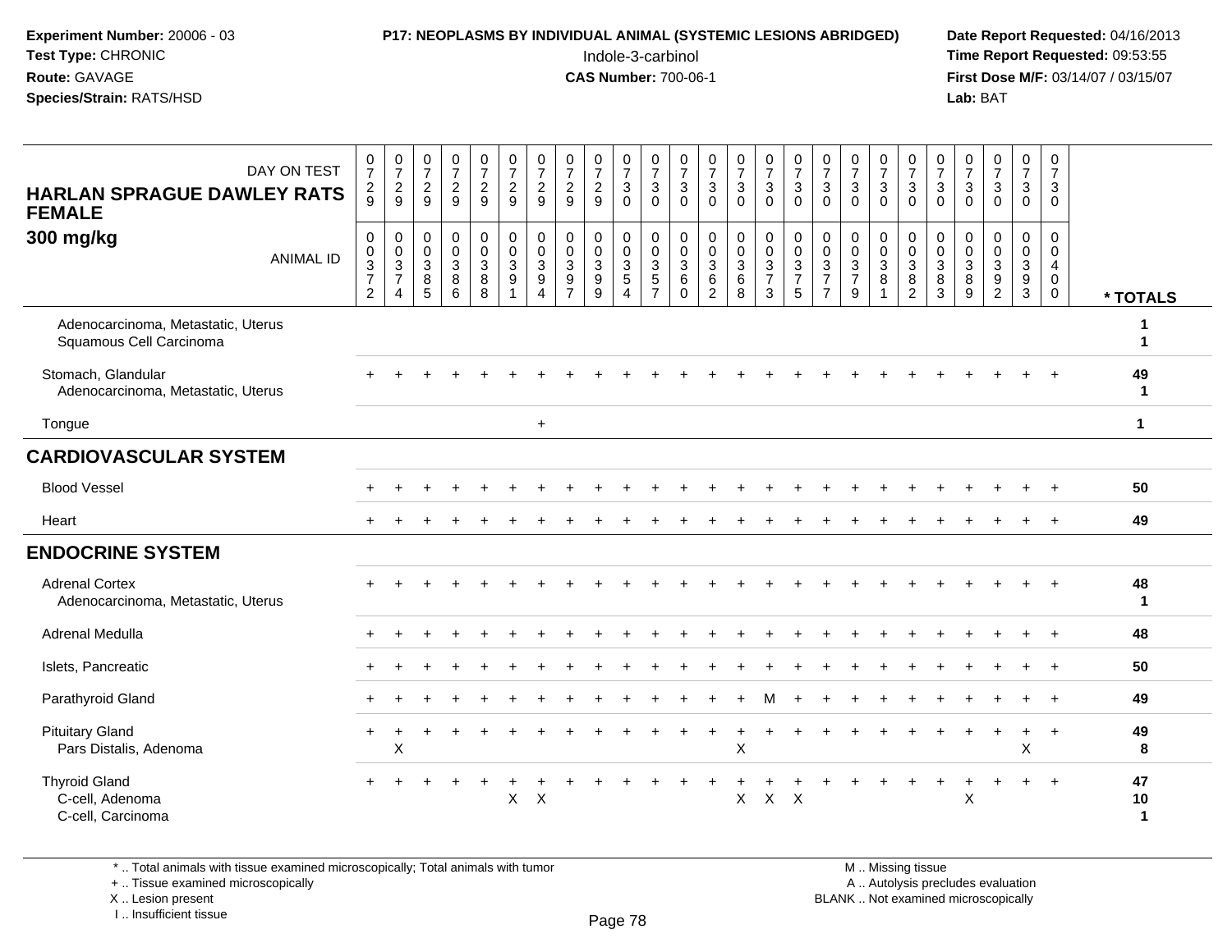**Experiment Number:** 20006 - 03
**Test Type:** CHRONIC
**Route:** GAVAGE
**Species/Strain:** RATS/HSD

**P17: NEOPLASMS BY INDIVIDUAL ANIMAL (SYSTEMIC LESIONS ABRIDGED)**
Indole-3-carbinol
**CAS Number:** 700-06-1

**Date Report Requested:** 04/16/2013
**Time Report Requested:** 09:53:55
**First Dose M/F:** 03/14/07 / 03/15/07
**Lab:** BAT

| HARLAN SPRAGUE DAWLEY RATS FEMALE 300 mg/kg — DAY ON TEST | 0729 | 0729 | 0729 | 0729 | 0729 | 0729 | 0729 | 0729 | 0729 | 0730 | 0730 | 0730 | 0730 | 0730 | 0730 | 0730 | 0730 | 0730 | 0730 | 0730 | 0730 | 0730 | 0730 | 0730 | 0730 | |
|---|---|---|---|---|---|---|---|---|---|---|---|---|---|---|---|---|---|---|---|---|---|---|---|---|---|---|
| ANIMAL ID | 00372 | 00374 | 00385 | 00386 | 00388 | 00391 | 00394 | 00397 | 00399 | 00354 | 00357 | 00360 | 00362 | 00368 | 00373 | 00375 | 00377 | 00379 | 00381 | 00382 | 00383 | 00389 | 00392 | 00393 | 00400 | * TOTALS |
| Adenocarcinoma, Metastatic, Uterus | | | | | | | | | | | | | | | | | | | | | | | | | | 1 |
| Squamous Cell Carcinoma | | | | | | | | | | | | | | | | | | | | | | | | | | 1 |
| Stomach, Glandular | + | + | + | + | + | + | + | + | + | + | + | + | + | + | + | + | + | + | + | + | + | + | + | + | + | 49 |
| Adenocarcinoma, Metastatic, Uterus | | | | | | | | | | | | | | | | | | | | | | | | | | 1 |
| Tongue | | | | | | | + | | | | | | | | | | | | | | | | | | | 1 |
| **CARDIOVASCULAR SYSTEM** | | | | | | | | | | | | | | | | | | | | | | | | | | |
| Blood Vessel | + | + | + | + | + | + | + | + | + | + | + | + | + | + | + | + | + | + | + | + | + | + | + | + | + | 50 |
| Heart | + | + | + | + | + | + | + | + | + | + | + | + | + | + | + | + | + | + | + | + | + | + | + | + | + | 49 |
| **ENDOCRINE SYSTEM** | | | | | | | | | | | | | | | | | | | | | | | | | | |
| Adrenal Cortex | + | + | + | + | + | + | + | + | + | + | + | + | + | + | + | + | + | + | + | + | + | + | + | + | + | 48 |
| Adenocarcinoma, Metastatic, Uterus | | | | | | | | | | | | | | | | | | | | | | | | | | 1 |
| Adrenal Medulla | + | + | + | + | + | + | + | + | + | + | + | + | + | + | + | + | + | + | + | + | + | + | + | + | + | 48 |
| Islets, Pancreatic | + | + | + | + | + | + | + | + | + | + | + | + | + | + | + | + | + | + | + | + | + | + | + | + | + | 50 |
| Parathyroid Gland | + | + | + | + | + | + | + | + | + | + | + | + | + | + | M | + | + | + | + | + | + | + | + | + | + | 49 |
| Pituitary Gland | + | + | + | + | + | + | + | + | + | + | + | + | + | + | + | + | + | + | + | + | + | + | + | + | + | 49 |
| Pars Distalis, Adenoma | | X | | | | | | | | | | | | X | | | | | | | | | | X | | 8 |
| Thyroid Gland | + | + | + | + | + | + | + | + | + | + | + | + | + | + | + | + | + | + | + | + | + | + | + | + | + | 47 |
| C-cell, Adenoma | | | | | | X | X | | | | | | | X | X | X | | | | | | X | | | | 10 |
| C-cell, Carcinoma | | | | | | | | | | | | | | | | | | | | | | | | | | 1 |

\* .. Total animals with tissue examined microscopically; Total animals with tumor
\+ .. Tissue examined microscopically
X .. Lesion present
I .. Insufficient tissue

M .. Missing tissue
A .. Autolysis precludes evaluation
BLANK .. Not examined microscopically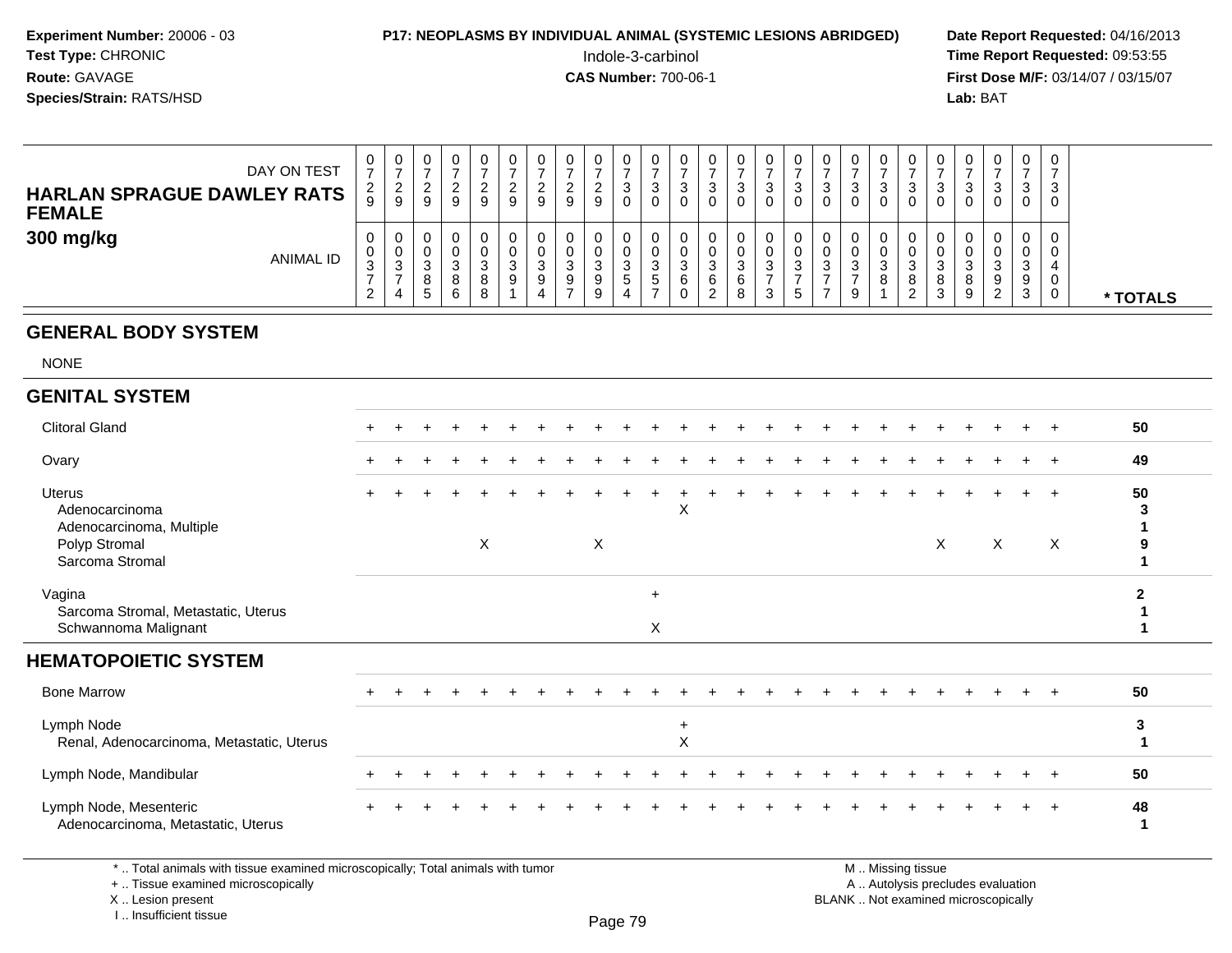**Experiment Number:** 20006 - 03
**Test Type:** CHRONIC
**Route:** GAVAGE
**Species/Strain:** RATS/HSD

**P17: NEOPLASMS BY INDIVIDUAL ANIMAL (SYSTEMIC LESIONS ABRIDGED)**
Indole-3-carbinol
**CAS Number:** 700-06-1

**Date Report Requested:** 04/16/2013
**Time Report Requested:** 09:53:55
**First Dose M/F:** 03/14/07 / 03/15/07
**Lab:** BAT

## HARLAN SPRAGUE DAWLEY RATS FEMALE 300 mg/kg

| DAY ON TEST | 0729 | 0729 | 0729 | 0729 | 0729 | 0729 | 0729 | 0729 | 0729 | 0730 | 0730 | 0730 | 0730 | 0730 | 0730 | 0730 | 0730 | 0730 | 0730 | 0730 | 0730 | 0730 | 0730 | 0730 | 0730 | |
|---|---|---|---|---|---|---|---|---|---|---|---|---|---|---|---|---|---|---|---|---|---|---|---|---|---|---|
| **ANIMAL ID** | 0372 | 0374 | 0385 | 0386 | 0388 | 0391 | 0394 | 0397 | 0399 | 0354 | 0357 | 0360 | 0362 | 0368 | 0373 | 0375 | 0377 | 0379 | 0381 | 0382 | 0383 | 0389 | 0392 | 0393 | 0400 | *** TOTALS** |
| **GENERAL BODY SYSTEM** | | | | | | | | | | | | | | | | | | | | | | | | | | |
| NONE | | | | | | | | | | | | | | | | | | | | | | | | | | |
| **GENITAL SYSTEM** | | | | | | | | | | | | | | | | | | | | | | | | | | |
| Clitoral Gland | + | + | + | + | + | + | + | + | + | + | + | + | + | + | + | + | + | + | + | + | + | + | + | + | + | 50 |
| Ovary | + | + | + | + | + | + | + | + | + | + | + | + | + | + | + | + | + | + | + | + | + | + | + | + | + | 49 |
| Uterus | + | + | + | + | + | + | + | + | + | + | + | + | + | + | + | + | + | + | + | + | + | + | + | + | + | 50 |
| Adenocarcinoma | | | | | | | | | | | | X | | | | | | | | | | | | | | 3 |
| Adenocarcinoma, Multiple | | | | | | | | | | | | | | | | | | | | | | | | | | 1 |
| Polyp Stromal | | | | | X | | | | X | | | | | | | | | | | | X | | X | | X | 9 |
| Sarcoma Stromal | | | | | | | | | | | | | | | | | | | | | | | | | | 1 |
| Vagina | | | | | | | | | | | + | | | | | | | | | | | | | | | 2 |
| Sarcoma Stromal, Metastatic, Uterus | | | | | | | | | | | | | | | | | | | | | | | | | | 1 |
| Schwannoma Malignant | | | | | | | | | | | X | | | | | | | | | | | | | | | 1 |
| **HEMATOPOIETIC SYSTEM** | | | | | | | | | | | | | | | | | | | | | | | | | | |
| Bone Marrow | + | + | + | + | + | + | + | + | + | + | + | + | + | + | + | + | + | + | + | + | + | + | + | + | + | 50 |
| Lymph Node | | | | | | | | | | | | + | | | | | | | | | | | | | | 3 |
| Renal, Adenocarcinoma, Metastatic, Uterus | | | | | | | | | | | | X | | | | | | | | | | | | | | 1 |
| Lymph Node, Mandibular | + | + | + | + | + | + | + | + | + | + | + | + | + | + | + | + | + | + | + | + | + | + | + | + | + | 50 |
| Lymph Node, Mesenteric | + | + | + | + | + | + | + | + | + | + | + | + | + | + | + | + | + | + | + | + | + | + | + | + | + | 48 |
| Adenocarcinoma, Metastatic, Uterus | | | | | | | | | | | | | | | | | | | | | | | | | | 1 |

\* .. Total animals with tissue examined microscopically; Total animals with tumor
\+ .. Tissue examined microscopically
X .. Lesion present
I .. Insufficient tissue

M .. Missing tissue
A .. Autolysis precludes evaluation
BLANK .. Not examined microscopically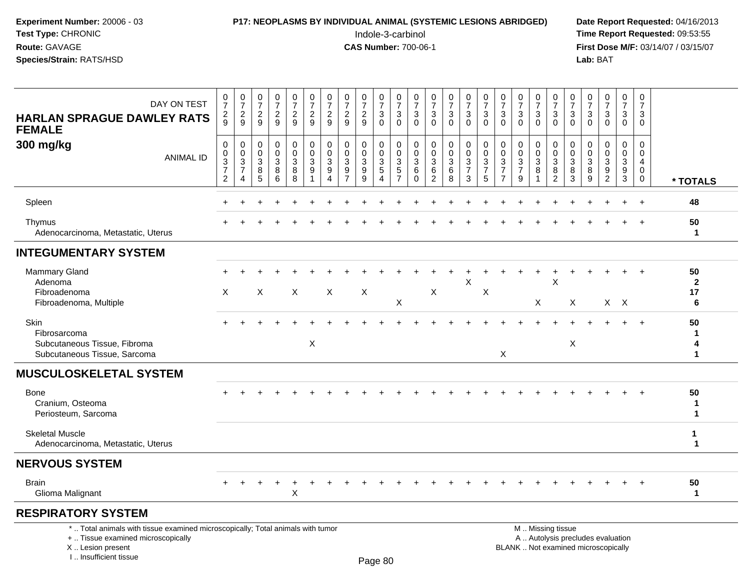## HARLAN SPRAGUE DAWLEY RATS FEMALE 300 mg/kg

| DAY ON TEST | 0729 | 0729 | 0729 | 0729 | 0729 | 0729 | 0729 | 0729 | 0729 | 0730 | 0730 | 0730 | 0730 | 0730 | 0730 | 0730 | 0730 | 0730 | 0730 | 0730 | 0730 | 0730 | 0730 | 0730 | 0730 | |
|---|---|---|---|---|---|---|---|---|---|---|---|---|---|---|---|---|---|---|---|---|---|---|---|---|---|---|
| **ANIMAL ID** | 0037 2 | 0037 4 | 0038 5 | 0038 6 | 0038 8 | 0039 1 | 0039 4 | 0039 7 | 0039 9 | 0035 4 | 0035 7 | 0036 0 | 0036 2 | 0036 8 | 0037 3 | 0037 5 | 0037 7 | 0037 9 | 0038 1 | 0038 2 | 0038 3 | 0038 9 | 0039 2 | 0039 3 | 0040 0 | *** TOTALS** |
| Spleen | + | + | + | + | + | + | + | + | + | + | + | + | + | + | + | + | + | + | + | + | + | + | + | + | + | 48 |
| Thymus | + | + | + | + | + | + | + | + | + | + | + | + | + | + | + | + | + | + | + | + | + | + | + | + | + | 50 |
| Adenocarcinoma, Metastatic, Uterus | | | | | | | | | | | | | | | | | | | | | | | | | | 1 |
| **INTEGUMENTARY SYSTEM** | | | | | | | | | | | | | | | | | | | | | | | | | | |
| Mammary Gland | + | + | + | + | + | + | + | + | + | + | + | + | + | + | + | + | + | + | + | + | + | + | + | + | + | 50 |
| Adenoma | | | | | | | | | | | | | | | X | | | | | X | | | | | | 2 |
| Fibroadenoma | X | | X | | X | | X | | X | | | | X | | | X | | | | | | | | | | 17 |
| Fibroadenoma, Multiple | | | | | | | | | | | X | | | | | | | | X | | X | | X | X | | 6 |
| Skin | + | + | + | + | + | + | + | + | + | + | + | + | + | + | + | + | + | + | + | + | + | + | + | + | + | 50 |
| Fibrosarcoma | | | | | | | | | | | | | | | | | | | | | | | | | | 1 |
| Subcutaneous Tissue, Fibroma | | | | | | X | | | | | | | | | | | | | | | X | | | | | 4 |
| Subcutaneous Tissue, Sarcoma | | | | | | | | | | | | | | | | | X | | | | | | | | | 1 |
| **MUSCULOSKELETAL SYSTEM** | | | | | | | | | | | | | | | | | | | | | | | | | | |
| Bone | + | + | + | + | + | + | + | + | + | + | + | + | + | + | + | + | + | + | + | + | + | + | + | + | + | 50 |
| Cranium, Osteoma | | | | | | | | | | | | | | | | | | | | | | | | | | 1 |
| Periosteum, Sarcoma | | | | | | | | | | | | | | | | | | | | | | | | | | 1 |
| Skeletal Muscle | | | | | | | | | | | | | | | | | | | | | | | | | | 1 |
| Adenocarcinoma, Metastatic, Uterus | | | | | | | | | | | | | | | | | | | | | | | | | | 1 |
| **NERVOUS SYSTEM** | | | | | | | | | | | | | | | | | | | | | | | | | | |
| Brain | + | + | + | + | + | + | + | + | + | + | + | + | + | + | + | + | + | + | + | + | + | + | + | + | + | 50 |
| Glioma Malignant | | | | | X | | | | | | | | | | | | | | | | | | | | | 1 |
| **RESPIRATORY SYSTEM** | | | | | | | | | | | | | | | | | | | | | | | | | | |

* .. Total animals with tissue examined microscopically; Total animals with tumor
+ .. Tissue examined microscopically
X .. Lesion present
I .. Insufficient tissue

M .. Missing tissue
A .. Autolysis precludes evaluation
BLANK .. Not examined microscopically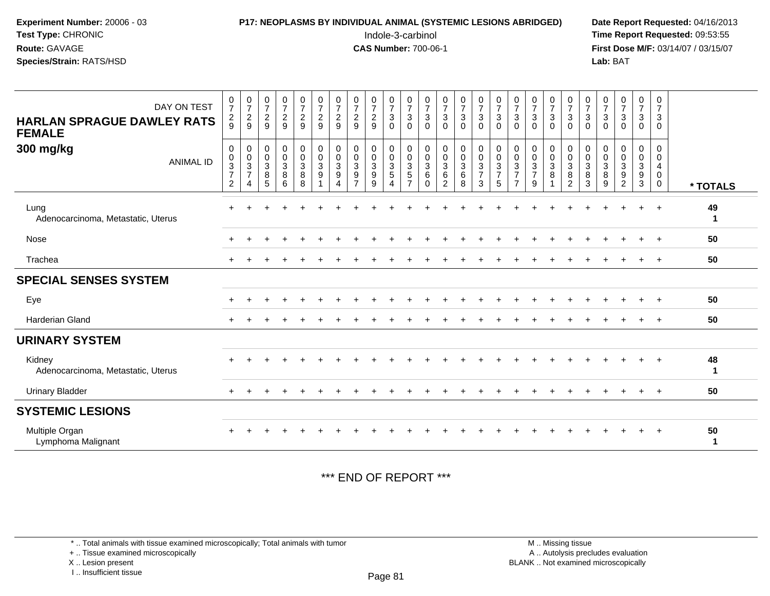**Experiment Number:** 20006 - 03
**Test Type:** CHRONIC
**Route:** GAVAGE
**Species/Strain:** RATS/HSD

**P17: NEOPLASMS BY INDIVIDUAL ANIMAL (SYSTEMIC LESIONS ABRIDGED)**
Indole-3-carbinol
**CAS Number:** 700-06-1

**Date Report Requested:** 04/16/2013
**Time Report Requested:** 09:53:55
**First Dose M/F:** 03/14/07 / 03/15/07
**Lab:** BAT

**HARLAN SPRAGUE DAWLEY RATS FEMALE**
**300 mg/kg**

| DAY ON TEST | 0729 | 0729 | 0729 | 0729 | 0729 | 0729 | 0729 | 0729 | 0729 | 0730 | 0730 | 0730 | 0730 | 0730 | 0730 | 0730 | 0730 | 0730 | 0730 | 0730 | 0730 | 0730 | 0730 | 0730 | 0730 | |
|---|---|---|---|---|---|---|---|---|---|---|---|---|---|---|---|---|---|---|---|---|---|---|---|---|---|---|
| **ANIMAL ID** | 00372 | 00374 | 00385 | 00386 | 00388 | 00391 | 00394 | 00397 | 00399 | 00354 | 00357 | 00360 | 00362 | 00368 | 00373 | 00375 | 00377 | 00379 | 00381 | 00382 | 00383 | 00389 | 00392 | 00393 | 00400 | *** TOTALS** |
| Lung | + | + | + | + | + | + | + | + | + | + | + | + | + | + | + | + | + | + | + | + | + | + | + | + | + | 49 |
| Adenocarcinoma, Metastatic, Uterus | | | | | | | | | | | | | | | | | | | | | | | | | | 1 |
| Nose | + | + | + | + | + | + | + | + | + | + | + | + | + | + | + | + | + | + | + | + | + | + | + | + | + | 50 |
| Trachea | + | + | + | + | + | + | + | + | + | + | + | + | + | + | + | + | + | + | + | + | + | + | + | + | + | 50 |
| **SPECIAL SENSES SYSTEM** | | | | | | | | | | | | | | | | | | | | | | | | | | |
| Eye | + | + | + | + | + | + | + | + | + | + | + | + | + | + | + | + | + | + | + | + | + | + | + | + | + | 50 |
| Harderian Gland | + | + | + | + | + | + | + | + | + | + | + | + | + | + | + | + | + | + | + | + | + | + | + | + | + | 50 |
| **URINARY SYSTEM** | | | | | | | | | | | | | | | | | | | | | | | | | | |
| Kidney | + | + | + | + | + | + | + | + | + | + | + | + | + | + | + | + | + | + | + | + | + | + | + | + | + | 48 |
| Adenocarcinoma, Metastatic, Uterus | | | | | | | | | | | | | | | | | | | | | | | | | | 1 |
| Urinary Bladder | + | + | + | + | + | + | + | + | + | + | + | + | + | + | + | + | + | + | + | + | + | + | + | + | + | 50 |
| **SYSTEMIC LESIONS** | | | | | | | | | | | | | | | | | | | | | | | | | | |
| Multiple Organ | + | + | + | + | + | + | + | + | + | + | + | + | + | + | + | + | + | + | + | + | + | + | + | + | + | 50 |
| Lymphoma Malignant | | | | | | | | | | | | | | | | | | | | | | | | | | 1 |

*** END OF REPORT ***

* .. Total animals with tissue examined microscopically; Total animals with tumor
+ .. Tissue examined microscopically
X .. Lesion present
I .. Insufficient tissue

M .. Missing tissue
A .. Autolysis precludes evaluation
BLANK .. Not examined microscopically